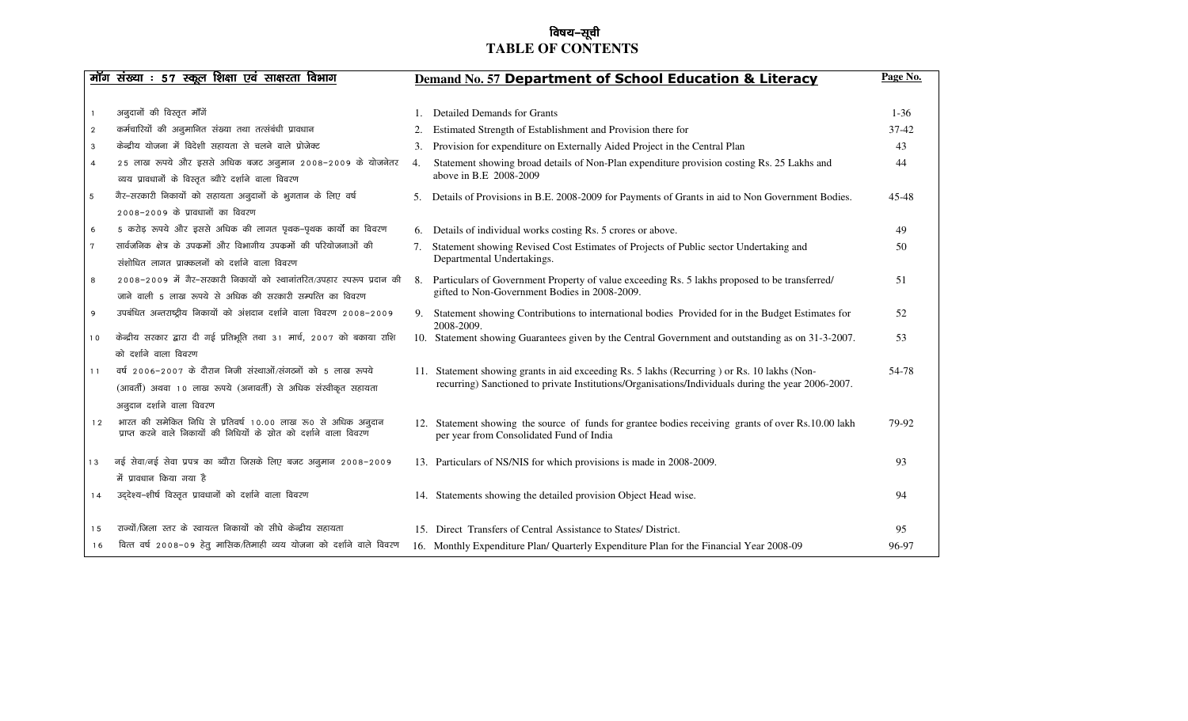# विषय-सूची
# TABLE OF CONTENTS

| मॉग संख्या : 57 स्कूल शिक्षा एवं साक्षरता विभाग | Demand No. 57 Department of School Education & Literacy | Page No. |
|---|---|---|
| 1 अनुदानों की विस्तृत मॉंगें | 1. Detailed Demands for Grants | 1-36 |
| 2 कर्मचारियों की अनुमानित संख्या तथा तत्संबंधी प्रावधान | 2. Estimated Strength of Establishment and Provision there for | 37-42 |
| 3 केन्द्रीय योजना में विदेशी सहायता से चलने वाले प्रोजेक्ट | 3. Provision for expenditure on Externally Aided Project in the Central Plan | 43 |
| 4 25 लाख रूपये और इससे अधिक बजट अनुमान 2008-2009 के योजनेतर व्यय प्रावधानों के विस्तृत ब्यौरे दर्शाने वाला विवरण | 4. Statement showing broad details of Non-Plan expenditure provision costing Rs. 25 Lakhs and above in B.E 2008-2009 | 44 |
| 5 गैर-सरकारी निकायों को सहायता अनुदानों के भुगतान के लिए वर्ष 2008-2009 के प्रावधानों का विवरण | 5. Details of Provisions in B.E. 2008-2009 for Payments of Grants in aid to Non Government Bodies. | 45-48 |
| 6 5 करोड़ रूपये और इससे अधिक की लागत पृथक-पृथक कार्यों का विवरण | 6. Details of individual works costing Rs. 5 crores or above. | 49 |
| 7 सार्वजनिक क्षेत्र के उपक्रमों और विभागीय उपक्रमों की परियोजनाओं की संशोधित लागत प्राक्कलनों को दर्शाने वाला विवरण | 7. Statement showing Revised Cost Estimates of Projects of Public sector Undertaking and Departmental Undertakings. | 50 |
| 8 2008-2009 में गैर-सरकारी निकायों को स्थानांतरित/उपहार स्परूप प्रदान की जाने वाली 5 लाख रूपये से अधिक की सरकारी सम्पत्ति का विवरण | 8. Particulars of Government Property of value exceeding Rs. 5 lakhs proposed to be transferred/ gifted to Non-Government Bodies in 2008-2009. | 51 |
| 9 उपबंधित अन्तराष्ट्रीय निकायों को अंशदान दर्शाने वाला विवरण 2008-2009 | 9. Statement showing Contributions to international bodies Provided for in the Budget Estimates for 2008-2009. | 52 |
| 10 केन्द्रीय सरकार द्वारा दी गई प्रतिभूति तथा 31 मार्च, 2007 को बकाया राशि को दर्शाने वाला विवरण | 10. Statement showing Guarantees given by the Central Government and outstanding as on 31-3-2007. | 53 |
| 11 वर्ष 2006-2007 के दौरान निजी संस्थाओं/संगठनों को 5 लाख रूपये (आवर्ती) अथवा 10 लाख रूपये (अनावर्ती) से अधिक संस्वीकृत सहायता अनुदान दर्शाने वाला विवरण | 11. Statement showing grants in aid exceeding Rs. 5 lakhs (Recurring ) or Rs. 10 lakhs (Non-recurring) Sanctioned to private Institutions/Organisations/Individuals during the year 2006-2007. | 54-78 |
| 12 भारत की समेकित निधि से प्रतिवर्ष 10.00 लाख रू० से अधिक अनुदान प्राप्त करने वाले निकायों की निधियों के स्रोत को दर्शाने वाला विवरण | 12. Statement showing the source of funds for grantee bodies receiving grants of over Rs.10.00 lakh per year from Consolidated Fund of India | 79-92 |
| 13 नई सेवा/नई सेवा प्रपत्र का ब्यौरा जिसके लिए बजट अनुमान 2008-2009 में प्रावधान किया गया है | 13. Particulars of NS/NIS for which provisions is made in 2008-2009. | 93 |
| 14 उद्देश्य-शीर्ष विस्तृत प्रावधानों को दर्शाने वाला विवरण | 14. Statements showing the detailed provision Object Head wise. | 94 |
| 15 राज्यों/जिला स्तर के स्वायत्त निकायों को सीधे केन्द्रीय सहायता | 15. Direct Transfers of Central Assistance to States/ District. | 95 |
| 16 वित्त वर्ष 2008-09 हेतु मासिक/तिमाही व्यय योजना को दर्शाने वाले विवरण | 16. Monthly Expenditure Plan/ Quarterly Expenditure Plan for the Financial Year 2008-09 | 96-97 |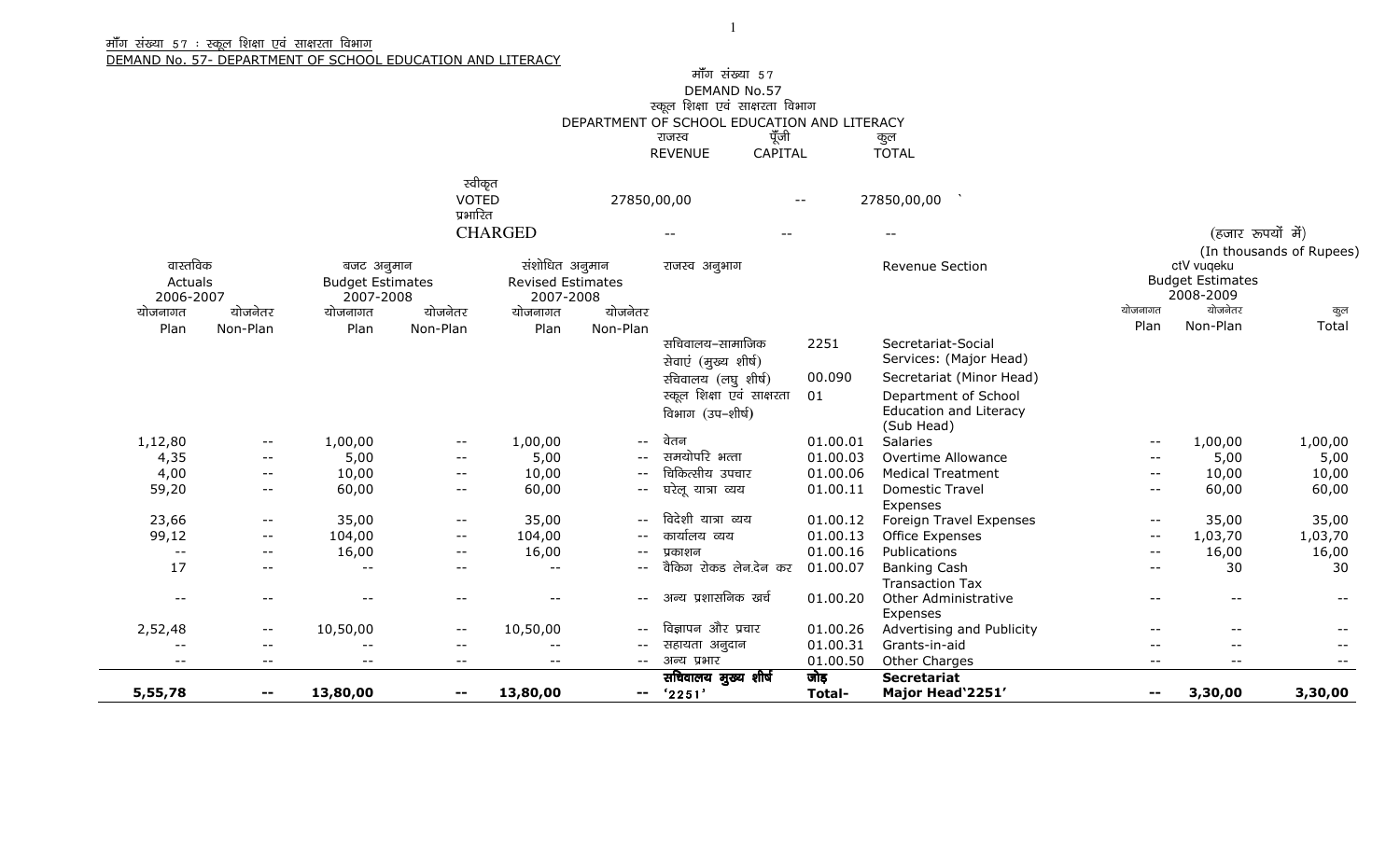माँग संख्या 57 : स्कूल शिक्षा एवं साक्षरता विभाग

DEMAND No. 57- DEPARTMENT OF SCHOOL EDUCATION AND LITERACY

माँग संख्या 57
DEMAND No.57
स्कूल शिक्षा एवं साक्षरता विभाग
DEPARTMENT OF SCHOOL EDUCATION AND LITERACY

| | राजस्व REVENUE | पूँजी CAPITAL | कुल TOTAL |
|---|---|---|---|
| स्वीकृत VOTED | 27850,00,00 | -- | 27850,00,00 |
| प्रभारित CHARGED | -- | -- | -- |

(हजार रूपयों में)
(In thousands of Rupees)

| वास्तविक Actuals 2006-2007 | | बजट अनुमान Budget Estimates 2007-2008 | | संशोधित अनुमान Revised Estimates 2007-2008 | | राजस्व अनुभाग | | Revenue Section | बजट अनुमान Budget Estimates 2008-2009 | | |
|---|---|---|---|---|---|---|---|---|---|---|---|
| योजनागत Plan | योजनेतर Non-Plan | योजनागत Plan | योजनेतर Non-Plan | योजनागत Plan | योजनेतर Non-Plan | | | | योजनागत Plan | योजनेतर Non-Plan | कुल Total |
| | | | | | | सचिवालय–सामाजिक सेवाएं (मुख्य शीर्ष) | 2251 | Secretariat-Social Services: (Major Head) | | | |
| | | | | | | सचिवालय (लघु शीर्ष) | 00.090 | Secretariat (Minor Head) | | | |
| | | | | | | स्कूल शिक्षा एवं साक्षरता विभाग (उप–शीर्ष) | 01 | Department of School Education and Literacy (Sub Head) | | | |
| 1,12,80 | -- | 1,00,00 | -- | 1,00,00 | -- | वेतन | 01.00.01 | Salaries | -- | 1,00,00 | 1,00,00 |
| 4,35 | -- | 5,00 | -- | 5,00 | -- | समयोपरि भत्ता | 01.00.03 | Overtime Allowance | -- | 5,00 | 5,00 |
| 4,00 | -- | 10,00 | -- | 10,00 | -- | चिकित्सीय उपचार | 01.00.06 | Medical Treatment | -- | 10,00 | 10,00 |
| 59,20 | -- | 60,00 | -- | 60,00 | -- | घरेलू यात्रा व्यय | 01.00.11 | Domestic Travel Expenses | -- | 60,00 | 60,00 |
| 23,66 | -- | 35,00 | -- | 35,00 | -- | विदेशी यात्रा व्यय | 01.00.12 | Foreign Travel Expenses | -- | 35,00 | 35,00 |
| 99,12 | -- | 104,00 | -- | 104,00 | -- | कार्यालय व्यय | 01.00.13 | Office Expenses | -- | 1,03,70 | 1,03,70 |
| -- | -- | 16,00 | -- | 16,00 | -- | प्रकाशन | 01.00.16 | Publications | -- | 16,00 | 16,00 |
| 17 | -- | -- | -- | -- | -- | बैंकिंग रोकड लेन.देन कर | 01.00.07 | Banking Cash Transaction Tax | -- | 30 | 30 |
| -- | -- | -- | -- | -- | -- | अन्य प्रशासनिक खर्च | 01.00.20 | Other Administrative Expenses | -- | -- | -- |
| 2,52,48 | -- | 10,50,00 | -- | 10,50,00 | -- | विज्ञापन और प्रचार | 01.00.26 | Advertising and Publicity | -- | -- | -- |
| -- | -- | -- | -- | -- | -- | सहायता अनुदान | 01.00.31 | Grants-in-aid | -- | -- | -- |
| -- | -- | -- | -- | -- | -- | अन्य प्रभार | 01.00.50 | Other Charges | -- | -- | -- |
| **5,55,78** | **--** | **13,80,00** | **--** | **13,80,00** | **--** | **सचिवालय मुख्य शीर्ष '2251'** | **जोड़ Total-** | **Secretariat Major Head'2251'** | **--** | **3,30,00** | **3,30,00** |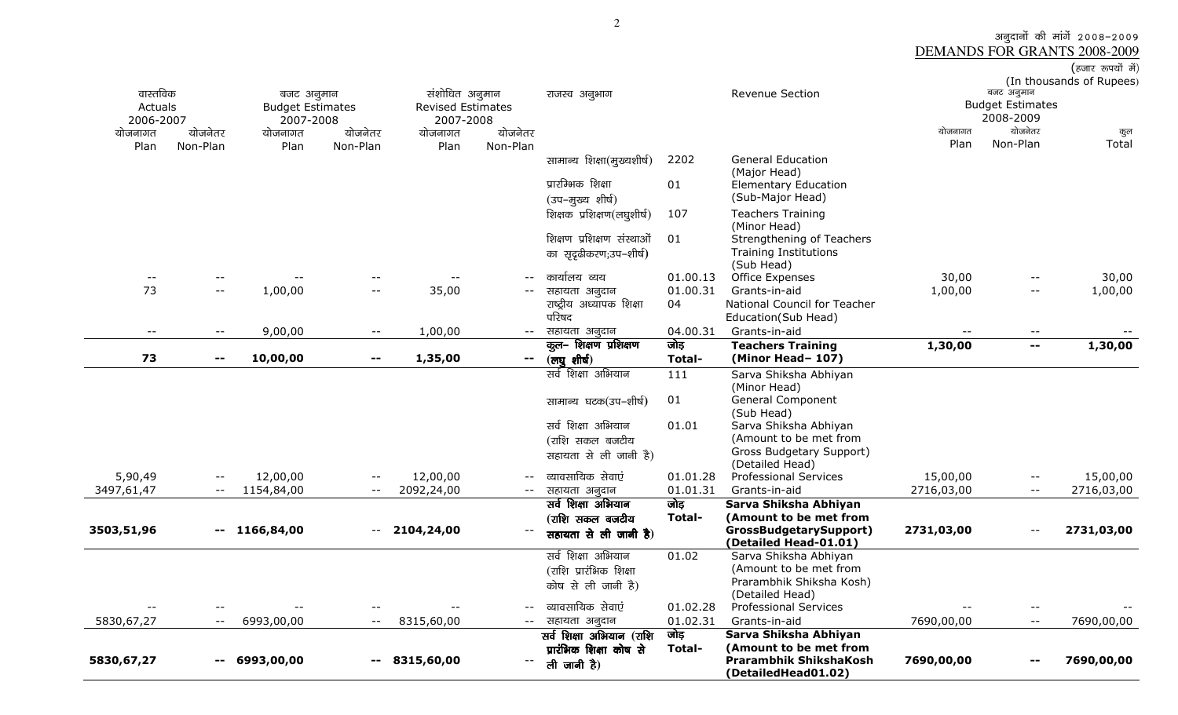अनुदानों की मांगें 2008-2009

DEMANDS FOR GRANTS 2008-2009

(हजार रूपयों में)
(In thousands of Rupees)

| वास्तविक Actuals 2006-2007 | | बजट अनुमान Budget Estimates 2007-2008 | | संशोधित अनुमान Revised Estimates 2007-2008 | | राजस्व अनुभाग | | Revenue Section | बजट अनुमान Budget Estimates 2008-2009 | | |
|---|---|---|---|---|---|---|---|---|---|---|---|
| योजनागत Plan | योजनेतर Non-Plan | योजनागत Plan | योजनेतर Non-Plan | योजनागत Plan | योजनेतर Non-Plan | | | | योजनागत Plan | योजनेतर Non-Plan | कुल Total |
| | | | | | | सामान्य शिक्षा(मुख्यशीर्ष) | 2202 | General Education (Major Head) | | | |
| | | | | | | प्रारम्भिक शिक्षा (उप–मुख्य शीर्ष) | 01 | Elementary Education (Sub-Major Head) | | | |
| | | | | | | शिक्षक प्रशिक्षण(लघुशीर्ष) | 107 | Teachers Training (Minor Head) | | | |
| | | | | | | शिक्षण प्रशिक्षण संस्थाओं का सुदृढीकरण;उप–शीर्ष) | 01 | Strengthening of Teachers Training Institutions (Sub Head) | | | |
| -- | -- | -- | -- | -- | -- | कार्यालय व्यय | 01.00.13 | Office Expenses | 30,00 | -- | 30,00 |
| 73 | -- | 1,00,00 | -- | 35,00 | -- | सहायता अनुदान | 01.00.31 | Grants-in-aid | 1,00,00 | -- | 1,00,00 |
| | | | | | | राष्ट्रीय अध्यापक शिक्षा परिषद | 04 | National Council for Teacher Education(Sub Head) | | | |
| -- | -- | 9,00,00 | -- | 1,00,00 | -- | सहायता अनुदान | 04.00.31 | Grants-in-aid | -- | -- | -- |
| **73** | **--** | **10,00,00** | **--** | **1,35,00** | **--** | **कुल– शिक्षण प्रशिक्षण (लघु शीर्ष)** | **जोड़ Total-** | **Teachers Training (Minor Head– 107)** | **1,30,00** | **--** | **1,30,00** |
| | | | | | | सर्व शिक्षा अभियान | 111 | Sarva Shiksha Abhiyan (Minor Head) | | | |
| | | | | | | सामान्य घटक(उप–शीर्ष) | 01 | General Component (Sub Head) | | | |
| | | | | | | सर्व शिक्षा अभियान (राशि सकल बजटीय सहायता से ली जानी है) | 01.01 | Sarva Shiksha Abhiyan (Amount to be met from Gross Budgetary Support) (Detailed Head) | | | |
| 5,90,49 | -- | 12,00,00 | -- | 12,00,00 | -- | व्यावसायिक सेवाएं | 01.01.28 | Professional Services | 15,00,00 | -- | 15,00,00 |
| 3497,61,47 | -- | 1154,84,00 | -- | 2092,24,00 | -- | सहायता अनुदान | 01.01.31 | Grants-in-aid | 2716,03,00 | -- | 2716,03,00 |
| **3503,51,96** | **--** | **1166,84,00** | **--** | **2104,24,00** | **--** | **सर्व शिक्षा अभियान (राशि सकल बजटीय सहायता से ली जानी है)** | **जोड़ Total-** | **Sarva Shiksha Abhiyan (Amount to be met from GrossBudgetarySupport) (Detailed Head-01.01)** | **2731,03,00** | **--** | **2731,03,00** |
| | | | | | | सर्व शिक्षा अभियान (राशि प्रारंभिक शिक्षा कोष से ली जानी है) | 01.02 | Sarva Shiksha Abhiyan (Amount to be met from Prarambhik Shiksha Kosh) (Detailed Head) | | | |
| -- | -- | -- | -- | -- | -- | व्यावसायिक सेवाएं | 01.02.28 | Professional Services | -- | -- | -- |
| 5830,67,27 | -- | 6993,00,00 | -- | 8315,60,00 | -- | सहायता अनुदान | 01.02.31 | Grants-in-aid | 7690,00,00 | -- | 7690,00,00 |
| **5830,67,27** | **--** | **6993,00,00** | **--** | **8315,60,00** | **--** | **सर्व शिक्षा अभियान (राशि प्रारंभिक शिक्षा कोष से ली जानी है)** | **जोड़ Total-** | **Sarva Shiksha Abhiyan (Amount to be met from Prarambhik ShikshaKosh (DetailedHead01.02)** | **7690,00,00** | **--** | **7690,00,00** |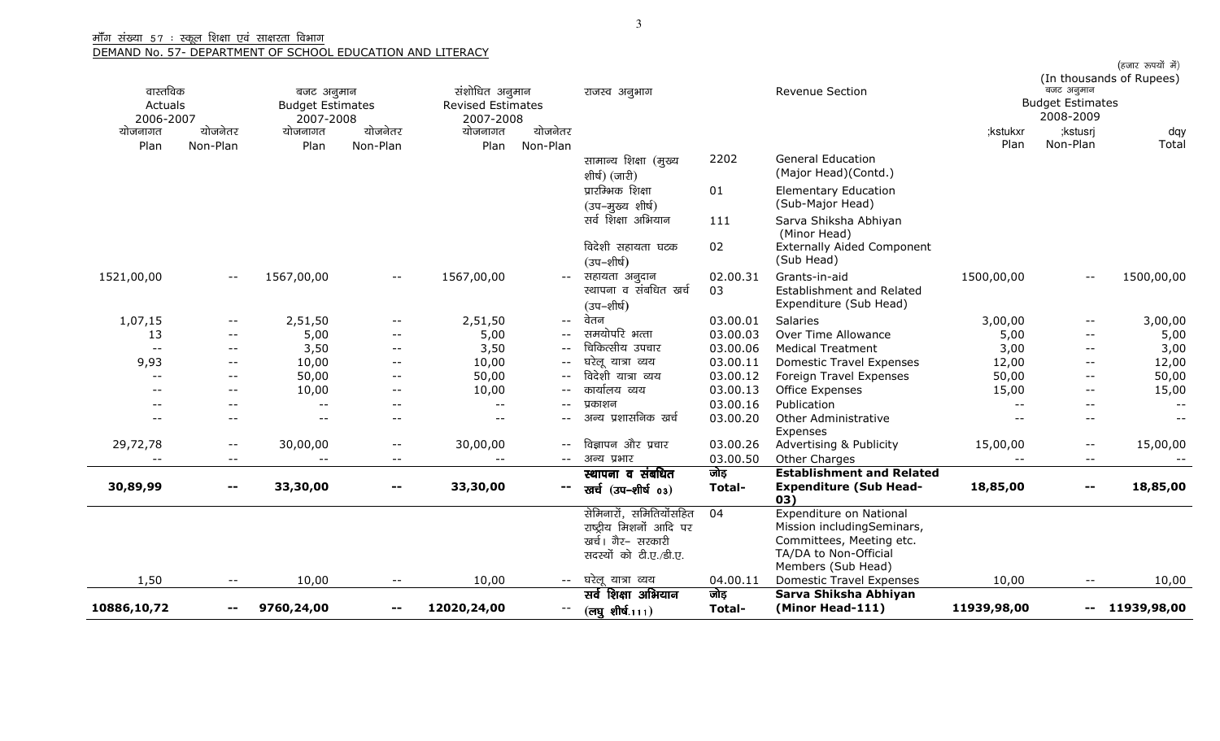माँग संख्या 57 : स्कूल शिक्षा एवं साक्षरता विभाग
DEMAND No. 57- DEPARTMENT OF SCHOOL EDUCATION AND LITERACY

(हजार रुपयों में)
(In thousands of Rupees)

| वास्तविक Actuals 2006-2007 | | बजट अनुमान Budget Estimates 2007-2008 | | संशोधित अनुमान Revised Estimates 2007-2008 | | राजस्व अनुभाग | | Revenue Section | बजट अनुमान Budget Estimates 2008-2009 | | |
|---|---|---|---|---|---|---|---|---|---|---|---|
| योजनागत Plan | योजनेतर Non-Plan | योजनागत Plan | योजनेतर Non-Plan | योजनागत Plan | योजनेतर Non-Plan | | | | ;kstukxr Plan | ;kstusrj Non-Plan | dqy Total |
| | | | | | | सामान्य शिक्षा (मुख्य शीर्ष) (जारी) | 2202 | General Education (Major Head)(Contd.) | | | |
| | | | | | | प्रारम्भिक शिक्षा (उप-मुख्य शीर्ष) | 01 | Elementary Education (Sub-Major Head) | | | |
| | | | | | | सर्व शिक्षा अभियान | 111 | Sarva Shiksha Abhiyan (Minor Head) | | | |
| | | | | | | विदेशी सहायता घटक (उप-शीर्ष) | 02 | Externally Aided Component (Sub Head) | | | |
| 1521,00,00 | -- | 1567,00,00 | -- | 1567,00,00 | -- | सहायता अनुदान | 02.00.31 | Grants-in-aid | 1500,00,00 | -- | 1500,00,00 |
| | | | | | | स्थापना व संबंधित खर्च (उप-शीर्ष) | 03 | Establishment and Related Expenditure (Sub Head) | | | |
| 1,07,15 | -- | 2,51,50 | -- | 2,51,50 | -- | वेतन | 03.00.01 | Salaries | 3,00,00 | -- | 3,00,00 |
| 13 | -- | 5,00 | -- | 5,00 | -- | समयोपरि भत्ता | 03.00.03 | Over Time Allowance | 5,00 | -- | 5,00 |
| -- | -- | 3,50 | -- | 3,50 | -- | चिकित्सीय उपचार | 03.00.06 | Medical Treatment | 3,00 | -- | 3,00 |
| 9,93 | -- | 10,00 | -- | 10,00 | -- | घरेलू यात्रा व्यय | 03.00.11 | Domestic Travel Expenses | 12,00 | -- | 12,00 |
| -- | -- | 50,00 | -- | 50,00 | -- | विदेशी यात्रा व्यय | 03.00.12 | Foreign Travel Expenses | 50,00 | -- | 50,00 |
| -- | -- | 10,00 | -- | 10,00 | -- | कार्यालय व्यय | 03.00.13 | Office Expenses | 15,00 | -- | 15,00 |
| -- | -- | -- | -- | -- | -- | प्रकाशन | 03.00.16 | Publication | -- | -- | -- |
| -- | -- | -- | -- | -- | -- | अन्य प्रशासनिक खर्च | 03.00.20 | Other Administrative Expenses | -- | -- | -- |
| 29,72,78 | -- | 30,00,00 | -- | 30,00,00 | -- | विज्ञापन और प्रचार | 03.00.26 | Advertising & Publicity | 15,00,00 | -- | 15,00,00 |
| -- | -- | -- | -- | -- | -- | अन्य प्रभार | 03.00.50 | Other Charges | -- | -- | -- |
| **30,89,99** | **--** | **33,30,00** | **--** | **33,30,00** | **--** | **स्थापना व संबंधित खर्च (उप-शीर्ष 03)** | **जोड़ Total-** | **Establishment and Related Expenditure (Sub Head-03)** | **18,85,00** | **--** | **18,85,00** |
| | | | | | | सेमिनारों, समितियोंसहित राष्ट्रीय मिशनों आदि पर खर्च। गैर- सरकारी सदस्यों को टी.ए./डी.ए. | 04 | Expenditure on National Mission includingSeminars, Committees, Meeting etc. TA/DA to Non-Official Members (Sub Head) | | | |
| 1,50 | -- | 10,00 | -- | 10,00 | -- | घरेलू यात्रा व्यय | 04.00.11 | Domestic Travel Expenses | 10,00 | -- | 10,00 |
| **10886,10,72** | **--** | **9760,24,00** | **--** | **12020,24,00** | **--** | **सर्व शिक्षा अभियान (लघु शीर्ष.111)** | **जोड़ Total-** | **Sarva Shiksha Abhiyan (Minor Head-111)** | **11939,98,00** | **--** | **11939,98,00** |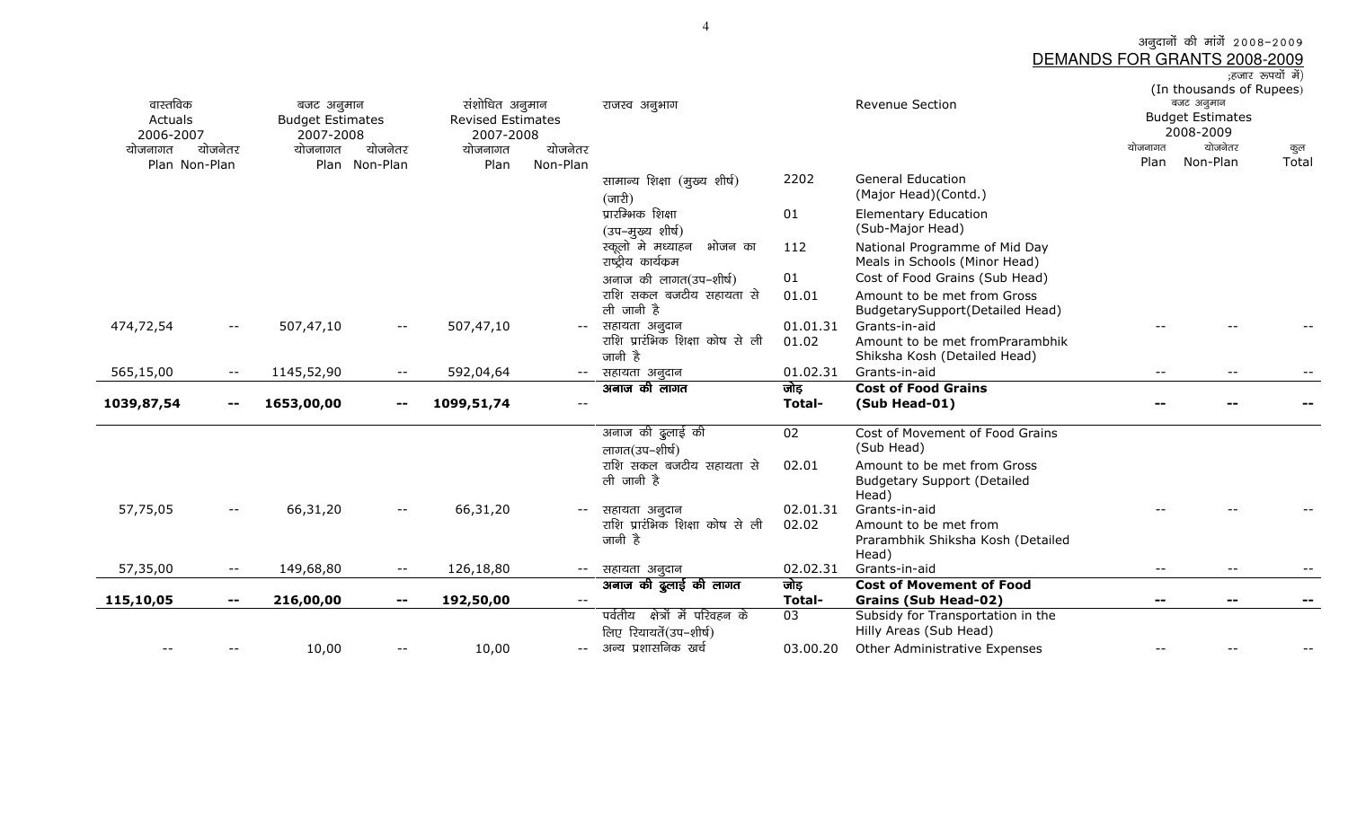अनुदानों की मांगें 2008-2009

DEMANDS FOR GRANTS 2008-2009

(हजार रुपयों में)
(In thousands of Rupees)

| वास्तविक Actuals 2006-2007 | | बजट अनुमान Budget Estimates 2007-2008 | | संशोधित अनुमान Revised Estimates 2007-2008 | | राजस्व अनुभाग | | Revenue Section | बजट अनुमान Budget Estimates 2008-2009 | | |
|---|---|---|---|---|---|---|---|---|---|---|---|
| योजनागत Plan | योजनेतर Non-Plan | योजनागत Plan | योजनेतर Non-Plan | योजनागत Plan | योजनेतर Non-Plan | | | | योजनागत Plan | योजनेतर Non-Plan | कुल Total |
| | | | | | | सामान्य शिक्षा (मुख्य शीर्ष) (जारी) | 2202 | General Education (Major Head)(Contd.) | | | |
| | | | | | | प्रारम्भिक शिक्षा (उप-मुख्य शीर्ष) | 01 | Elementary Education (Sub-Major Head) | | | |
| | | | | | | स्कूलो मे मध्याह्न भोजन का राष्ट्रीय कार्यक्रम | 112 | National Programme of Mid Day Meals in Schools (Minor Head) | | | |
| | | | | | | अनाज की लागत(उप-शीर्ष) | 01 | Cost of Food Grains (Sub Head) | | | |
| | | | | | | राशि सकल बजटीय सहायता से ली जानी है | 01.01 | Amount to be met from Gross BudgetarySupport(Detailed Head) | | | |
| 474,72,54 | -- | 507,47,10 | -- | 507,47,10 | -- | सहायता अनुदान | 01.01.31 | Grants-in-aid | -- | -- | -- |
| | | | | | | राशि प्रारंभिक शिक्षा कोष से ली जानी है | 01.02 | Amount to be met fromPrarambhik Shiksha Kosh (Detailed Head) | | | |
| 565,15,00 | -- | 1145,52,90 | -- | 592,04,64 | -- | सहायता अनुदान | 01.02.31 | Grants-in-aid | -- | -- | -- |
| **1039,87,54** | **--** | **1653,00,00** | **--** | **1099,51,74** | -- | **अनाज की लागत** | **जोड़ Total-** | **Cost of Food Grains (Sub Head-01)** | **--** | **--** | **--** |
| | | | | | | अनाज की ढुलाई की लागत(उप-शीर्ष) | 02 | Cost of Movement of Food Grains (Sub Head) | | | |
| | | | | | | राशि सकल बजटीय सहायता से ली जानी है | 02.01 | Amount to be met from Gross Budgetary Support (Detailed Head) | | | |
| 57,75,05 | -- | 66,31,20 | -- | 66,31,20 | -- | सहायता अनुदान | 02.01.31 | Grants-in-aid | -- | -- | -- |
| | | | | | | राशि प्रारंभिक शिक्षा कोष से ली जानी है | 02.02 | Amount to be met from Prarambhik Shiksha Kosh (Detailed Head) | | | |
| 57,35,00 | -- | 149,68,80 | -- | 126,18,80 | -- | सहायता अनुदान | 02.02.31 | Grants-in-aid | -- | -- | -- |
| **115,10,05** | **--** | **216,00,00** | **--** | **192,50,00** | -- | **अनाज की ढुलाई की लागत** | **जोड़ Total-** | **Cost of Movement of Food Grains (Sub Head-02)** | **--** | **--** | **--** |
| | | | | | | पर्वतीय क्षेत्रों में परिवहन के लिए रियायतें(उप-शीर्ष) | 03 | Subsidy for Transportation in the Hilly Areas (Sub Head) | | | |
| -- | -- | 10,00 | -- | 10,00 | -- | अन्य प्रशासनिक खर्च | 03.00.20 | Other Administrative Expenses | -- | -- | -- |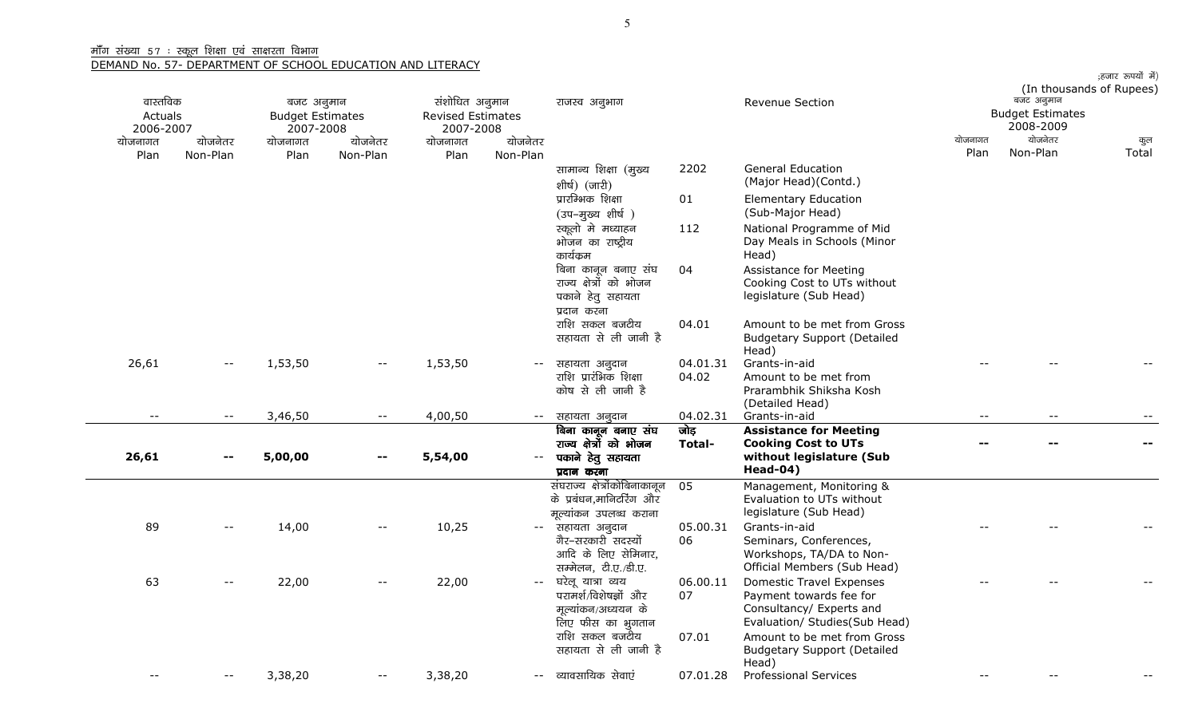माँग संख्या 57 : स्कूल शिक्षा एवं साक्षरता विभाग

DEMAND No. 57- DEPARTMENT OF SCHOOL EDUCATION AND LITERACY

(हजार रुपयों में)
(In thousands of Rupees)

| वास्तविक Actuals 2006-2007 | | बजट अनुमान Budget Estimates 2007-2008 | | संशोधित अनुमान Revised Estimates 2007-2008 | | राजस्व अनुभाग | | Revenue Section | बजट अनुमान Budget Estimates 2008-2009 | | |
|---|---|---|---|---|---|---|---|---|---|---|---|
| योजनागत Plan | योजनेतर Non-Plan | योजनागत Plan | योजनेतर Non-Plan | योजनागत Plan | योजनेतर Non-Plan | | | | योजनागत Plan | योजनेतर Non-Plan | कुल Total |
| | | | | | | सामान्य शिक्षा (मुख्य शीर्ष) (जारी) | 2202 | General Education (Major Head)(Contd.) | | | |
| | | | | | | प्रारम्भिक शिक्षा (उप–मुख्य शीर्ष ) | 01 | Elementary Education (Sub-Major Head) | | | |
| | | | | | | स्कूलो मे मध्याहन भोजन का राष्ट्रीय कार्यक्रम | 112 | National Programme of Mid Day Meals in Schools (Minor Head) | | | |
| | | | | | | बिना कानून बनाए संघ राज्य क्षेत्रों को भोजन पकाने हेतु सहायता प्रदान करना | 04 | Assistance for Meeting Cooking Cost to UTs without legislature (Sub Head) | | | |
| | | | | | | राशि सकल बजटीय सहायता से ली जानी है | 04.01 | Amount to be met from Gross Budgetary Support (Detailed Head) | | | |
| 26,61 | -- | 1,53,50 | -- | 1,53,50 | -- | सहायता अनुदान | 04.01.31 | Grants-in-aid | -- | -- | -- |
| | | | | | | राशि प्रारंभिक शिक्षा कोष से ली जानी है | 04.02 | Amount to be met from Prarambhik Shiksha Kosh (Detailed Head) | | | |
| -- | -- | 3,46,50 | -- | 4,00,50 | -- | सहायता अनुदान | 04.02.31 | Grants-in-aid | -- | -- | -- |
| **26,61** | **--** | **5,00,00** | **--** | **5,54,00** | **--** | **बिना कानून बनाए संघ राज्य क्षेत्रों को भोजन पकाने हेतु सहायता प्रदान करना** | **जोड़ Total-** | **Assistance for Meeting Cooking Cost to UTs without legislature (Sub Head-04)** | **--** | **--** | **--** |
| | | | | | | संघराज्य क्षेत्रोंकोबिनाकानून के प्रबंधन,मानिटरिंग और मूल्यांकन उपलब्ध कराना | 05 | Management, Monitoring & Evaluation to UTs without legislature (Sub Head) | | | |
| 89 | -- | 14,00 | -- | 10,25 | -- | सहायता अनुदान | 05.00.31 | Grants-in-aid | -- | -- | -- |
| | | | | | | गैर–सरकारी सदस्यों आदि के लिए सेमिनार, सम्मेलन, टी.ए./डी.ए. | 06 | Seminars, Conferences, Workshops, TA/DA to Non-Official Members (Sub Head) | | | |
| 63 | -- | 22,00 | -- | 22,00 | -- | घरेलू यात्रा व्यय | 06.00.11 | Domestic Travel Expenses | -- | -- | -- |
| | | | | | | परामर्श/विशेषज्ञों और मूल्यांकन/अध्ययन के लिए फीस का भुगतान | 07 | Payment towards fee for Consultancy/ Experts and Evaluation/ Studies(Sub Head) | | | |
| | | | | | | राशि सकल बजटीय सहायता से ली जानी है | 07.01 | Amount to be met from Gross Budgetary Support (Detailed Head) | | | |
| -- | -- | 3,38,20 | -- | 3,38,20 | -- | व्यावसायिक सेवाएं | 07.01.28 | Professional Services | -- | -- | -- |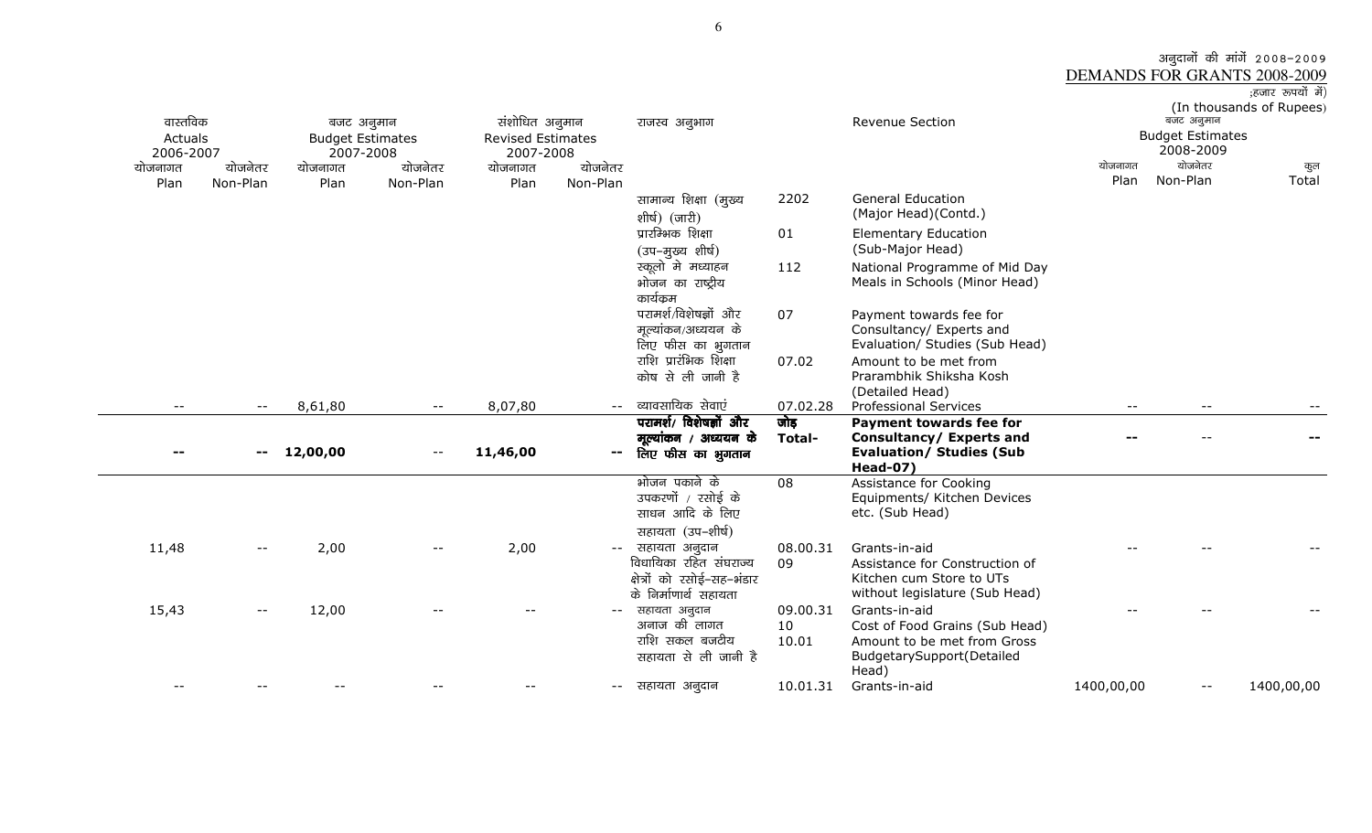अनुदानों की मांगें 2008-2009
DEMANDS FOR GRANTS 2008-2009

;हजार रूपयों में)
(In thousands of Rupees)

| वास्तविक Actuals 2006-2007 | | बजट अनुमान Budget Estimates 2007-2008 | | संशोधित अनुमान Revised Estimates 2007-2008 | | राजस्व अनुभाग | | Revenue Section | बजट अनुमान Budget Estimates 2008-2009 | | |
|---|---|---|---|---|---|---|---|---|---|---|---|
| योजनागत Plan | योजनेतर Non-Plan | योजनागत Plan | योजनेतर Non-Plan | योजनागत Plan | योजनेतर Non-Plan | | | | योजनागत Plan | योजनेतर Non-Plan | कुल Total |
| | | | | | | सामान्य शिक्षा (मुख्य शीर्ष) (जारी) | 2202 | General Education (Major Head)(Contd.) | | | |
| | | | | | | प्रारम्भिक शिक्षा (उप–मुख्य शीर्ष) | 01 | Elementary Education (Sub-Major Head) | | | |
| | | | | | | स्कूलो मे मध्याहन भोजन का राष्ट्रीय कार्यक्रम | 112 | National Programme of Mid Day Meals in Schools (Minor Head) | | | |
| | | | | | | परामर्श/विशेषज्ञों और मूल्यांकन/अध्ययन के लिए फीस का भुगतान | 07 | Payment towards fee for Consultancy/ Experts and Evaluation/ Studies (Sub Head) | | | |
| | | | | | | राशि प्रारंभिक शिक्षा कोष से ली जानी है | 07.02 | Amount to be met from Prarambhik Shiksha Kosh (Detailed Head) | | | |
| -- | -- | 8,61,80 | -- | 8,07,80 | -- | व्यावसायिक सेवाएं | 07.02.28 | Professional Services | -- | -- | -- |
| **--** | **--** | **12,00,00** | -- | **11,46,00** | **--** | **परामर्श/ विशेषज्ञों और मूल्यांकन / अध्ययन के लिए फीस का भुगतान** | **जोड़ Total-** | **Payment towards fee for Consultancy/ Experts and Evaluation/ Studies (Sub Head-07)** | **--** | -- | **--** |
| | | | | | | भोजन पकाने के उपकरणों / रसोई के साधन आदि के लिए सहायता (उप–शीर्ष) | 08 | Assistance for Cooking Equipments/ Kitchen Devices etc. (Sub Head) | | | |
| 11,48 | -- | 2,00 | -- | 2,00 | -- | सहायता अनुदान | 08.00.31 | Grants-in-aid | -- | -- | -- |
| | | | | | | विधायिका रहित संघराज्य क्षेत्रों को रसोई–सह–भंडार के निर्माणार्थ सहायता | 09 | Assistance for Construction of Kitchen cum Store to UTs without legislature (Sub Head) | | | |
| 15,43 | -- | 12,00 | -- | -- | -- | सहायता अनुदान | 09.00.31 | Grants-in-aid | -- | -- | -- |
| | | | | | | अनाज की लागत | 10 | Cost of Food Grains (Sub Head) | | | |
| | | | | | | राशि सकल बजटीय सहायता से ली जानी है | 10.01 | Amount to be met from Gross BudgetarySupport(Detailed Head) | | | |
| -- | -- | -- | -- | -- | -- | सहायता अनुदान | 10.01.31 | Grants-in-aid | 1400,00,00 | -- | 1400,00,00 |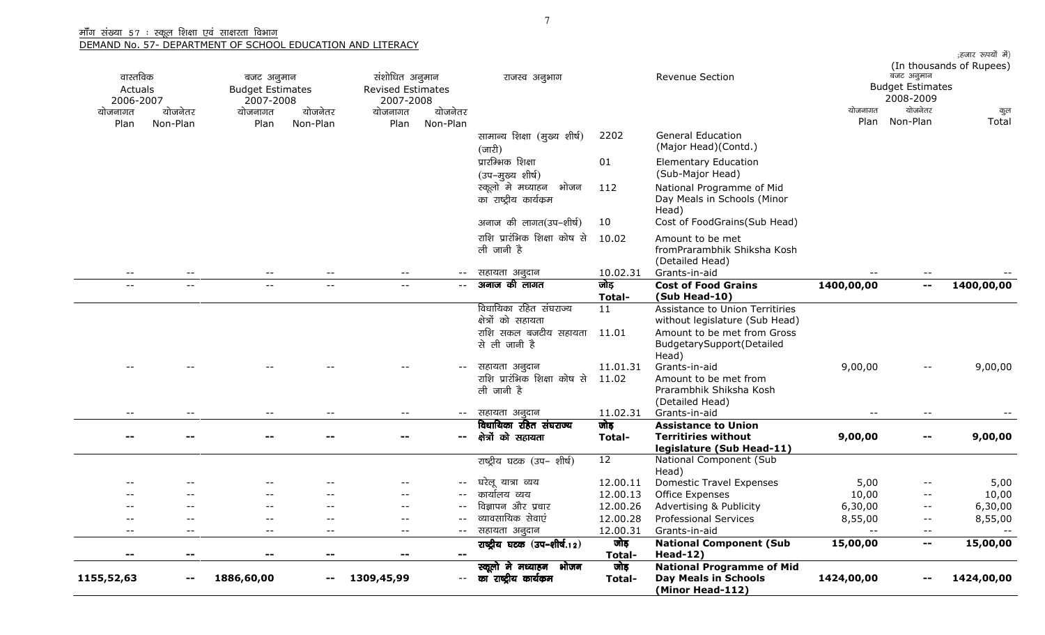माँग संख्या 57 : स्कूल शिक्षा एवं साक्षरता विभाग

DEMAND No. 57- DEPARTMENT OF SCHOOL EDUCATION AND LITERACY

;हजार रुपयों में)
(In thousands of Rupees)

| वास्तविक Actuals 2006-2007 | | बजट अनुमान Budget Estimates 2007-2008 | | संशोधित अनुमान Revised Estimates 2007-2008 | | राजस्व अनुभाग | | Revenue Section | बजट अनुमान Budget Estimates 2008-2009 | | |
|---|---|---|---|---|---|---|---|---|---|---|---|
| योजनागत Plan | योजनेतर Non-Plan | योजनागत Plan | योजनेतर Non-Plan | योजनागत Plan | योजनेतर Non-Plan | | | | योजनागत Plan | योजनेतर Non-Plan | कुल Total |
| | | | | | | सामान्य शिक्षा (मुख्य शीर्ष) (जारी) | 2202 | General Education (Major Head)(Contd.) | | | |
| | | | | | | प्रारम्भिक शिक्षा (उप-मुख्य शीर्ष) | 01 | Elementary Education (Sub-Major Head) | | | |
| | | | | | | स्कूलो मे मध्याहन भोजन का राष्ट्रीय कार्यक्रम | 112 | National Programme of Mid Day Meals in Schools (Minor Head) | | | |
| | | | | | | अनाज की लागत(उप-शीर्ष) | 10 | Cost of FoodGrains(Sub Head) | | | |
| | | | | | | राशि प्रारंभिक शिक्षा कोष से ली जानी है | 10.02 | Amount to be met fromPrarambhik Shiksha Kosh (Detailed Head) | | | |
| -- | -- | -- | -- | -- | -- | सहायता अनुदान | 10.02.31 | Grants-in-aid | -- | -- | -- |
| -- | -- | -- | -- | -- | -- | **अनाज की लागत** | **जोड़ Total-** | **Cost of Food Grains (Sub Head-10)** | **1400,00,00** | **--** | **1400,00,00** |
| | | | | | | विधायिका रहित संघराज्य क्षेत्रों को सहायता | 11 | Assistance to Union Territiries without legislature (Sub Head) | | | |
| | | | | | | राशि सकल बजटीय सहायता से ली जानी है | 11.01 | Amount to be met from Gross BudgetarySupport(Detailed Head) | | | |
| -- | -- | -- | -- | -- | -- | सहायता अनुदान | 11.01.31 | Grants-in-aid | 9,00,00 | -- | 9,00,00 |
| | | | | | | राशि प्रारंभिक शिक्षा कोष से ली जानी है | 11.02 | Amount to be met from Prarambhik Shiksha Kosh (Detailed Head) | | | |
| -- | -- | -- | -- | -- | -- | सहायता अनुदान | 11.02.31 | Grants-in-aid | -- | -- | -- |
| **--** | **--** | **--** | **--** | **--** | **--** | **विधायिका रहित संघराज्य क्षेत्रों को सहायता** | **जोड़ Total-** | **Assistance to Union Territiries without legislature (Sub Head-11)** | **9,00,00** | **--** | **9,00,00** |
| | | | | | | राष्ट्रीय घटक (उप- शीर्ष) | 12 | National Component (Sub Head) | | | |
| -- | -- | -- | -- | -- | -- | घरेलू यात्रा व्यय | 12.00.11 | Domestic Travel Expenses | 5,00 | -- | 5,00 |
| -- | -- | -- | -- | -- | -- | कार्यालय व्यय | 12.00.13 | Office Expenses | 10,00 | -- | 10,00 |
| -- | -- | -- | -- | -- | -- | विज्ञापन और प्रचार | 12.00.26 | Advertising & Publicity | 6,30,00 | -- | 6,30,00 |
| -- | -- | -- | -- | -- | -- | व्यावसायिक सेवाएं | 12.00.28 | Professional Services | 8,55,00 | -- | 8,55,00 |
| -- | -- | -- | -- | -- | -- | सहायता अनुदान | 12.00.31 | Grants-in-aid | -- | -- | -- |
| **--** | **--** | **--** | **--** | **--** | **--** | **राष्ट्रीय घटक (उप-शीर्ष.12)** | **जोड़ Total-** | **National Component (Sub Head-12)** | **15,00,00** | **--** | **15,00,00** |
| **1155,52,63** | **--** | **1886,60,00** | **--** | **1309,45,99** | **--** | **स्कूलो मे मध्याहन भोजन का राष्ट्रीय कार्यक्रम** | **जोड़ Total-** | **National Programme of Mid Day Meals in Schools (Minor Head-112)** | **1424,00,00** | **--** | **1424,00,00** |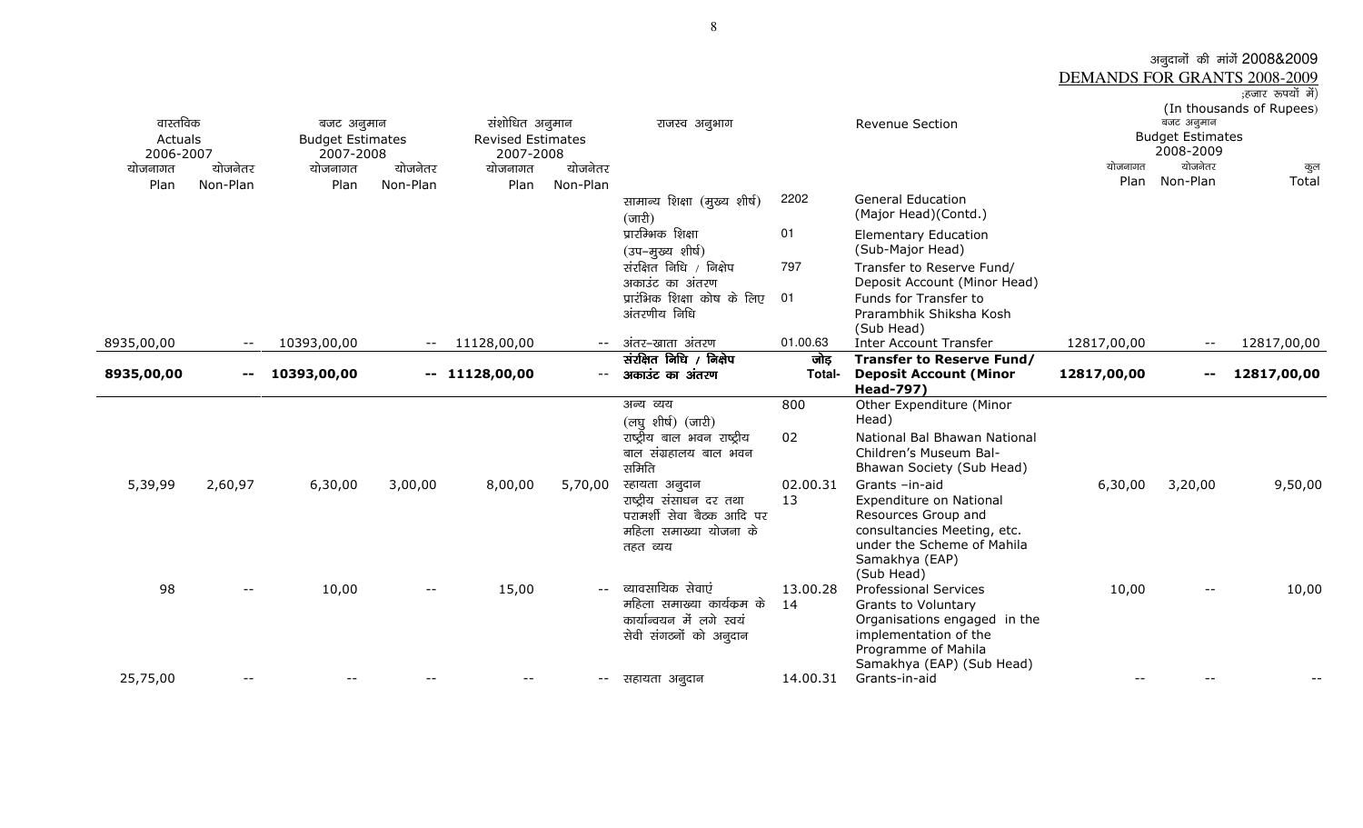अनुदानों की मांगें 2008&2009

DEMANDS FOR GRANTS 2008-2009

;हजार रूपयों में)
(In thousands of Rupees)

| वास्तविक Actuals 2006-2007 | | बजट अनुमान Budget Estimates 2007-2008 | | संशोधित अनुमान Revised Estimates 2007-2008 | | राजस्व अनुभाग | | Revenue Section | बजट अनुमान Budget Estimates 2008-2009 | | |
|---|---|---|---|---|---|---|---|---|---|---|---|
| योजनागत Plan | योजनेतर Non-Plan | योजनागत Plan | योजनेतर Non-Plan | योजनागत Plan | योजनेतर Non-Plan | | | | योजनागत Plan | योजनेतर Non-Plan | कुल Total |
| | | | | | | सामान्य शिक्षा (मुख्य शीर्ष) (जारी) | 2202 | General Education (Major Head)(Contd.) | | | |
| | | | | | | प्रारम्भिक शिक्षा (उप-मुख्य शीर्ष) | 01 | Elementary Education (Sub-Major Head) | | | |
| | | | | | | संरक्षित निधि / निक्षेप अकाउंट का अंतरण | 797 | Transfer to Reserve Fund/ Deposit Account (Minor Head) | | | |
| | | | | | | प्रारंभिक शिक्षा कोष के लिए अंतरणीय निधि | 01 | Funds for Transfer to Prarambhik Shiksha Kosh (Sub Head) | | | |
| 8935,00,00 | -- | 10393,00,00 | -- | 11128,00,00 | -- | अंतर-खाता अंतरण | 01.00.63 | Inter Account Transfer | 12817,00,00 | -- | 12817,00,00 |
| **8935,00,00** | **--** | **10393,00,00** | **--** | **11128,00,00** | **--** | **संरक्षित निधि / निक्षेप अकाउंट का अंतरण** | **जोड़ Total-** | **Transfer to Reserve Fund/ Deposit Account (Minor Head-797)** | **12817,00,00** | **--** | **12817,00,00** |
| | | | | | | अन्य व्यय (लघु शीर्ष) (जारी) | 800 | Other Expenditure (Minor Head) | | | |
| | | | | | | राष्ट्रीय बाल भवन राष्ट्रीय बाल संग्रहालय बाल भवन समिति | 02 | National Bal Bhawan National Children's Museum Bal-Bhawan Society (Sub Head) | | | |
| 5,39,99 | 2,60,97 | 6,30,00 | 3,00,00 | 8,00,00 | 5,70,00 | स्हायता अनुदान | 02.00.31 | Grants –in-aid | 6,30,00 | 3,20,00 | 9,50,00 |
| | | | | | | राष्ट्रीय संसाधन दर तथा परामर्शी सेवा बैठक आदि पर महिला समाख्या योजना के तहत व्यय | 13 | Expenditure on National Resources Group and consultancies Meeting, etc. under the Scheme of Mahila Samakhya (EAP) (Sub Head) | | | |
| 98 | -- | 10,00 | -- | 15,00 | -- | व्यावसायिक सेवाएं | 13.00.28 | Professional Services | 10,00 | -- | 10,00 |
| | | | | | | महिला समाख्या कार्यक्रम के कार्यान्वयन में लगे स्वयं सेवी संगठनों को अनुदान | 14 | Grants to Voluntary Organisations engaged in the implementation of the Programme of Mahila Samakhya (EAP) (Sub Head) | | | |
| 25,75,00 | -- | -- | -- | -- | -- | सहायता अनुदान | 14.00.31 | Grants-in-aid | -- | -- | -- |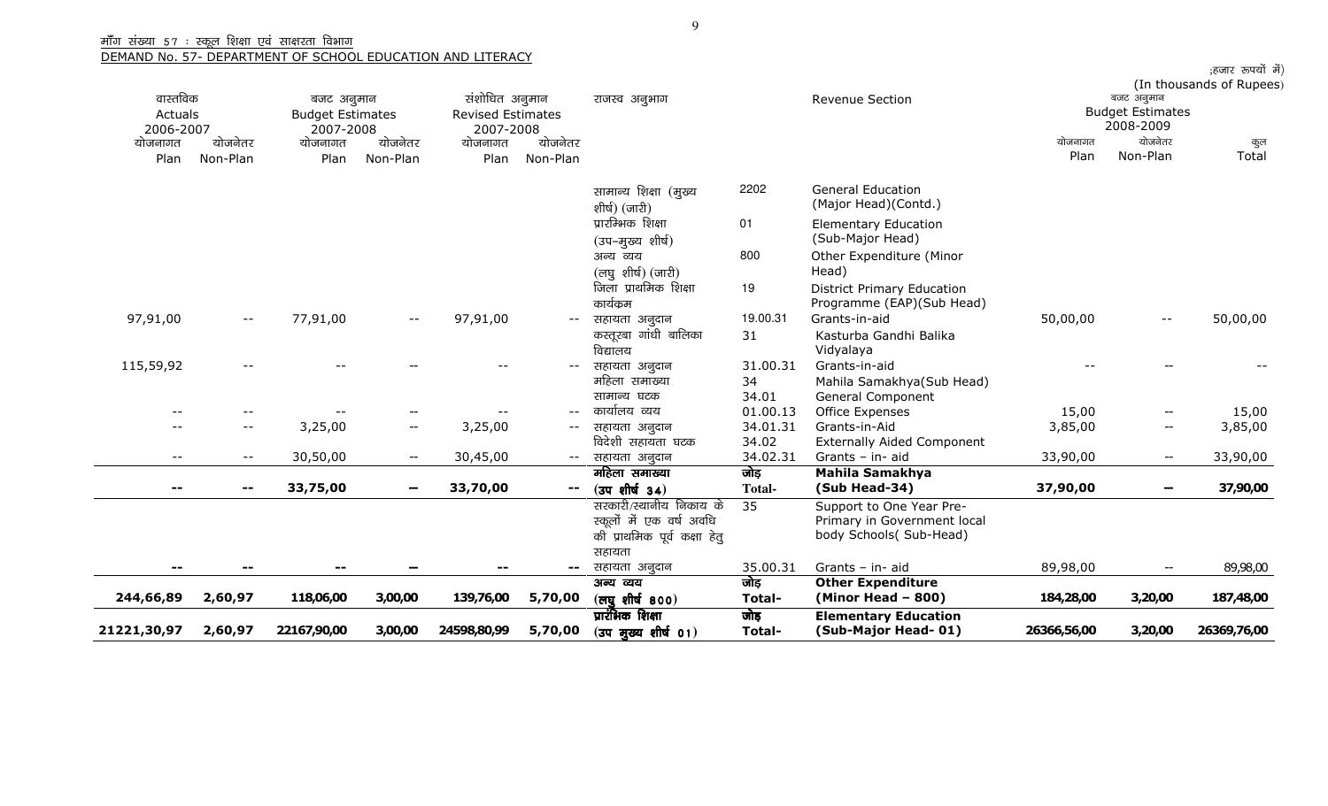मॉँग संख्या 57 : स्कूल शिक्षा एवं साक्षरता विभाग

DEMAND No. 57- DEPARTMENT OF SCHOOL EDUCATION AND LITERACY

;हजार रूपयों में)
(In thousands of Rupees)

| वास्तविक Actuals 2006-2007 | | बजट अनुमान Budget Estimates 2007-2008 | | संशोधित अनुमान Revised Estimates 2007-2008 | | राजस्व अनुभाग | | Revenue Section | बजट अनुमान Budget Estimates 2008-2009 | | |
|---|---|---|---|---|---|---|---|---|---|---|---|
| योजनागत Plan | योजनेतर Non-Plan | योजनागत Plan | योजनेतर Non-Plan | योजनागत Plan | योजनेतर Non-Plan | | | | योजनागत Plan | योजनेतर Non-Plan | कुल Total |
| | | | | | | सामान्य शिक्षा (मुख्य शीर्ष) (जारी) | 2202 | General Education (Major Head)(Contd.) | | | |
| | | | | | | प्रारम्भिक शिक्षा (उप–मुख्य शीर्ष) | 01 | Elementary Education (Sub-Major Head) | | | |
| | | | | | | अन्य व्यय (लघु शीर्ष) (जारी) | 800 | Other Expenditure (Minor Head) | | | |
| | | | | | | जिला प्राथमिक शिक्षा कार्यक्रम | 19 | District Primary Education Programme (EAP)(Sub Head) | | | |
| 97,91,00 | -- | 77,91,00 | -- | 97,91,00 | -- | सहायता अनुदान | 19.00.31 | Grants-in-aid | 50,00,00 | -- | 50,00,00 |
| | | | | | | कस्तूरबा गांधी बालिका विद्यालय | 31 | Kasturba Gandhi Balika Vidyalaya | | | |
| 115,59,92 | -- | -- | -- | -- | -- | सहायता अनुदान | 31.00.31 | Grants-in-aid | -- | -- | -- |
| | | | | | | महिला समाख्या | 34 | Mahila Samakhya(Sub Head) | | | |
| | | | | | | सामान्य घटक | 34.01 | General Component | | | |
| -- | -- | -- | -- | -- | -- | कार्यालय व्यय | 01.00.13 | Office Expenses | 15,00 | -- | 15,00 |
| -- | -- | 3,25,00 | -- | 3,25,00 | -- | सहायता अनुदान | 34.01.31 | Grants-in-Aid | 3,85,00 | -- | 3,85,00 |
| | | | | | | विदेशी सहायता घटक | 34.02 | Externally Aided Component | | | |
| -- | -- | 30,50,00 | -- | 30,45,00 | -- | सहायता अनुदान | 34.02.31 | Grants – in- aid | 33,90,00 | -- | 33,90,00 |
| **--** | **--** | **33,75,00** | **--** | **33,70,00** | **--** | **महिला समाख्या (उप शीर्ष 34)** | **जोड़ Total-** | **Mahila Samakhya (Sub Head-34)** | **37,90,00** | **--** | **37,90,00** |
| | | | | | | सरकारी/स्थानीय निकाय के स्कूलों में एक वर्ष अवधि की प्राथमिक पूर्व कक्षा हेतु सहायता | 35 | Support to One Year Pre-Primary in Government local body Schools( Sub-Head) | | | |
| -- | -- | -- | -- | -- | -- | सहायता अनुदान | 35.00.31 | Grants – in- aid | 89,98,00 | -- | 89,98,00 |
| **244,66,89** | **2,60,97** | **118,06,00** | **3,00,00** | **139,76,00** | **5,70,00** | **अन्य व्यय (लघु शीर्ष 800)** | **जोड़ Total-** | **Other Expenditure (Minor Head – 800)** | **184,28,00** | **3,20,00** | **187,48,00** |
| **21221,30,97** | **2,60,97** | **22167,90,00** | **3,00,00** | **24598,80,99** | **5,70,00** | **प्रारंभिक शिक्षा (उप मुख्य शीर्ष 01)** | **जोड़ Total-** | **Elementary Education (Sub-Major Head- 01)** | **26366,56,00** | **3,20,00** | **26369,76,00** |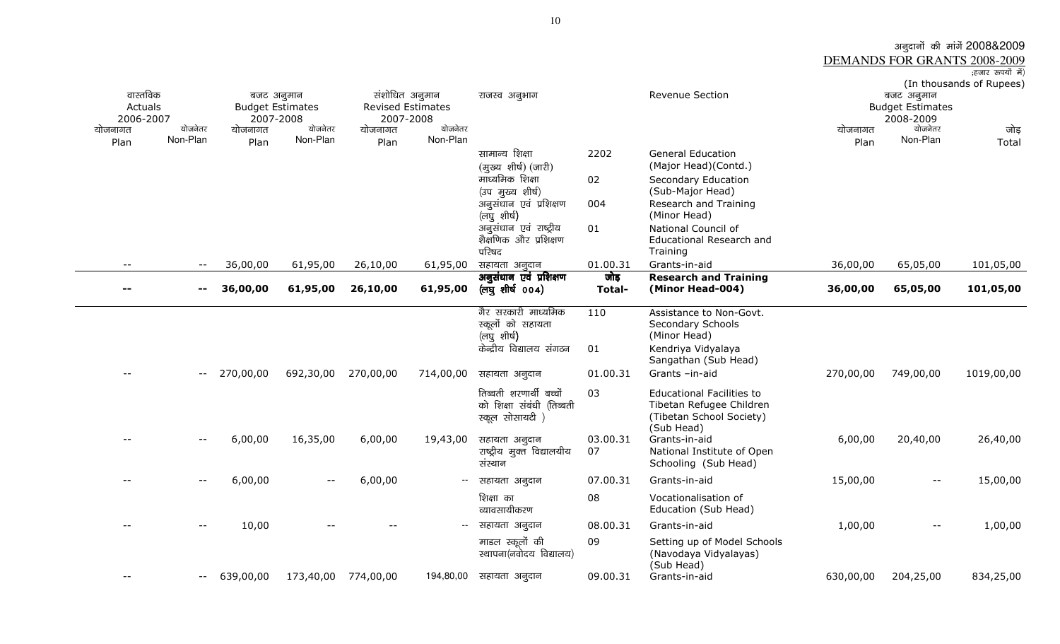अनुदानों की मांगें 2008&2009

DEMANDS FOR GRANTS 2008-2009

;हजार रूपयों में)

(In thousands of Rupees)

| वास्तविक Actuals 2006-2007 | | बजट अनुमान Budget Estimates 2007-2008 | | संशोधित अनुमान Revised Estimates 2007-2008 | | राजस्व अनुभाग | | Revenue Section | बजट अनुमान Budget Estimates 2008-2009 | | |
|---|---|---|---|---|---|---|---|---|---|---|---|
| योजनागत Plan | योजनेतर Non-Plan | योजनागत Plan | योजनेतर Non-Plan | योजनागत Plan | योजनेतर Non-Plan | | | | योजनागत Plan | योजनेतर Non-Plan | जोड़ Total |
| | | | | | | सामान्य शिक्षा (मुख्य शीर्ष) (जारी) | 2202 | General Education (Major Head)(Contd.) | | | |
| | | | | | | माध्यमिक शिक्षा (उप मुख्य शीर्ष) | 02 | Secondary Education (Sub-Major Head) | | | |
| | | | | | | अनुसंधान एवं प्रशिक्षण (लघु शीर्ष) | 004 | Research and Training (Minor Head) | | | |
| | | | | | | अनुसंधान एवं राष्ट्रीय शैक्षणिक और प्रशिक्षण परिषद | 01 | National Council of Educational Research and Training | | | |
| -- | -- | 36,00,00 | 61,95,00 | 26,10,00 | 61,95,00 | सहायता अनुदान | 01.00.31 | Grants-in-aid | 36,00,00 | 65,05,00 | 101,05,00 |
| **--** | **--** | **36,00,00** | **61,95,00** | **26,10,00** | **61,95,00** | **अनुसंधान एवं प्रशिक्षण (लघु शीर्ष 004)** | **जोड़ Total-** | **Research and Training (Minor Head-004)** | **36,00,00** | **65,05,00** | **101,05,00** |
| | | | | | | गैर सरकारी माध्यमिक स्कूलों को सहायता (लघु शीर्ष) | 110 | Assistance to Non-Govt. Secondary Schools (Minor Head) | | | |
| | | | | | | केन्द्रीय विद्यालय संगठन | 01 | Kendriya Vidyalaya Sangathan (Sub Head) | | | |
| -- | -- | 270,00,00 | 692,30,00 | 270,00,00 | 714,00,00 | सहायता अनुदान | 01.00.31 | Grants –in-aid | 270,00,00 | 749,00,00 | 1019,00,00 |
| | | | | | | तिब्बती शरणार्थी बच्चों को शिक्षा संबंधी (तिब्बती स्कूल सोसायटी ) | 03 | Educational Facilities to Tibetan Refugee Children (Tibetan School Society) (Sub Head) | | | |
| -- | -- | 6,00,00 | 16,35,00 | 6,00,00 | 19,43,00 | सहायता अनुदान | 03.00.31 | Grants-in-aid | 6,00,00 | 20,40,00 | 26,40,00 |
| | | | | | | राष्ट्रीय मुक्त विद्यालयीय संस्थान | 07 | National Institute of Open Schooling (Sub Head) | | | |
| -- | -- | 6,00,00 | -- | 6,00,00 | -- | सहायता अनुदान | 07.00.31 | Grants-in-aid | 15,00,00 | -- | 15,00,00 |
| | | | | | | शिक्षा का व्यावसायीकरण | 08 | Vocationalisation of Education (Sub Head) | | | |
| -- | -- | 10,00 | -- | -- | -- | सहायता अनुदान | 08.00.31 | Grants-in-aid | 1,00,00 | -- | 1,00,00 |
| | | | | | | माडल स्कूलों की स्थापना(नवोदय विद्यालय) | 09 | Setting up of Model Schools (Navodaya Vidyalayas) (Sub Head) | | | |
| -- | -- | 639,00,00 | 173,40,00 | 774,00,00 | 194,80,00 | सहायता अनुदान | 09.00.31 | Grants-in-aid | 630,00,00 | 204,25,00 | 834,25,00 |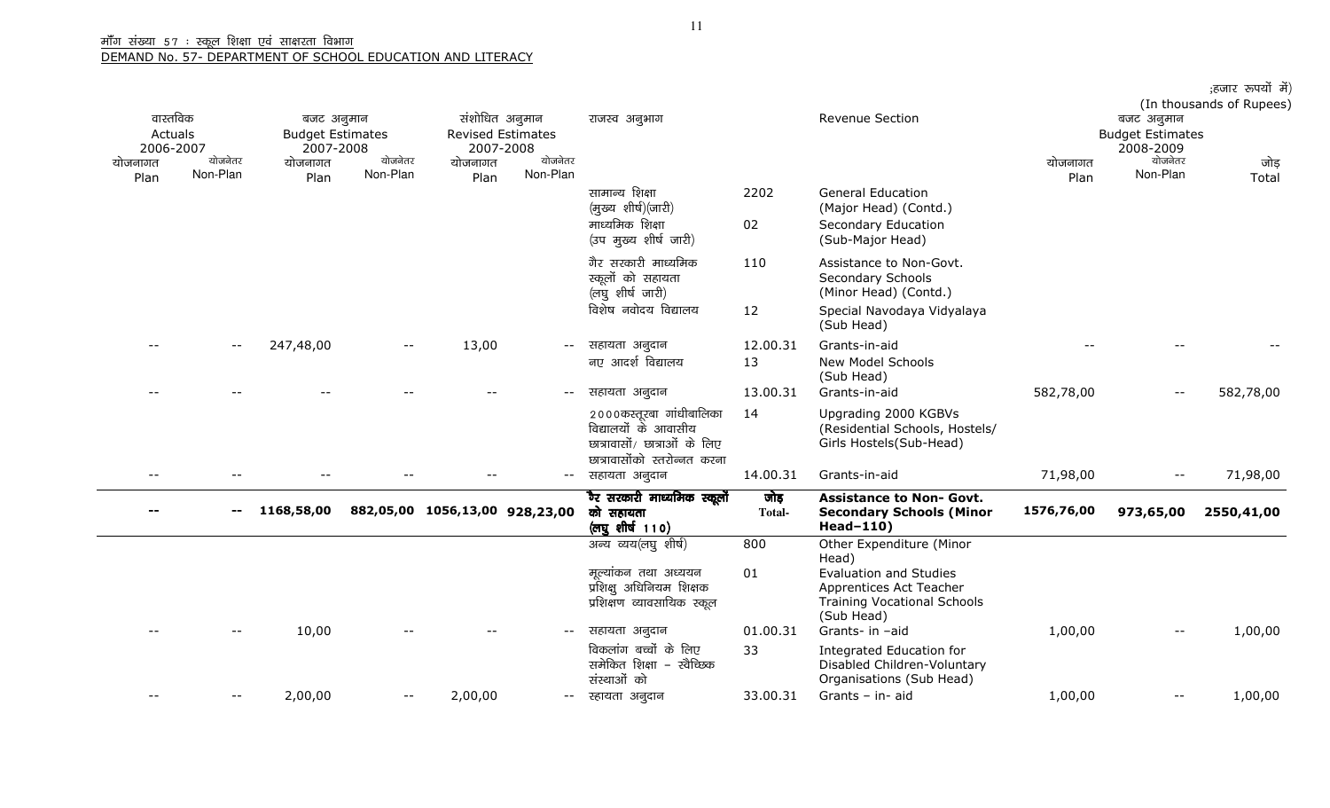माँग संख्या 57 : स्कूल शिक्षा एवं साक्षरता विभाग
DEMAND No. 57- DEPARTMENT OF SCHOOL EDUCATION AND LITERACY

;हजार रूपयों में)
(In thousands of Rupees)

| वास्तविक Actuals 2006-2007 | | बजट अनुमान Budget Estimates 2007-2008 | | संशोधित अनुमान Revised Estimates 2007-2008 | | राजस्व अनुभाग | | Revenue Section | बजट अनुमान Budget Estimates 2008-2009 | | |
|---|---|---|---|---|---|---|---|---|---|---|---|
| योजनागत Plan | योजनेतर Non-Plan | योजनागत Plan | योजनेतर Non-Plan | योजनागत Plan | योजनेतर Non-Plan | | | | योजनागत Plan | योजनेतर Non-Plan | जोड़ Total |
| | | | | | | सामान्य शिक्षा (मुख्य शीर्ष)(जारी) | 2202 | General Education (Major Head) (Contd.) | | | |
| | | | | | | माध्यमिक शिक्षा (उप मुख्य शीर्ष जारी) | 02 | Secondary Education (Sub-Major Head) | | | |
| | | | | | | गैर सरकारी माध्यमिक स्कूलों को सहायता (लघु शीर्ष जारी) | 110 | Assistance to Non-Govt. Secondary Schools (Minor Head) (Contd.) | | | |
| | | | | | | विशेष नवोदय विद्यालय | 12 | Special Navodaya Vidyalaya (Sub Head) | | | |
| -- | -- | 247,48,00 | -- | 13,00 | -- | सहायता अनुदान | 12.00.31 | Grants-in-aid | -- | -- | -- |
| | | | | | | नए आदर्श विद्यालय | 13 | New Model Schools (Sub Head) | | | |
| -- | -- | -- | -- | -- | -- | सहायता अनुदान | 13.00.31 | Grants-in-aid | 582,78,00 | -- | 582,78,00 |
| | | | | | | 2000कस्तूरबा गांधीबालिका विद्यालयों के आवासीय छात्रावासों/ छात्राओं के लिए छात्रावासोंको स्तरोन्नत करना | 14 | Upgrading 2000 KGBVs (Residential Schools, Hostels/ Girls Hostels(Sub-Head) | | | |
| -- | -- | -- | -- | -- | -- | सहायता अनुदान | 14.00.31 | Grants-in-aid | 71,98,00 | -- | 71,98,00 |
| **--** | **--** | **1168,58,00** | **882,05,00** | **1056,13,00** | **928,23,00** | **गैर सरकारी माध्यमिक स्कूलों को सहायता (लघु शीर्ष 110)** | **जोड़ Total-** | **Assistance to Non- Govt. Secondary Schools (Minor Head–110)** | **1576,76,00** | **973,65,00** | **2550,41,00** |
| | | | | | | अन्य व्यय(लघु शीर्ष) | 800 | Other Expenditure (Minor Head) | | | |
| | | | | | | मूल्यांकन तथा अध्ययन प्रशिक्षु अधिनियम शिक्षक प्रशिक्षण व्यावसायिक स्कूल | 01 | Evaluation and Studies Apprentices Act Teacher Training Vocational Schools (Sub Head) | | | |
| -- | -- | 10,00 | -- | -- | -- | सहायता अनुदान | 01.00.31 | Grants- in –aid | 1,00,00 | -- | 1,00,00 |
| | | | | | | विकलांग बच्चों के लिए समेकित शिक्षा – स्वैच्छिक संस्थाओं को | 33 | Integrated Education for Disabled Children-Voluntary Organisations (Sub Head) | | | |
| -- | -- | 2,00,00 | -- | 2,00,00 | -- | सहायता अनुदान | 33.00.31 | Grants – in- aid | 1,00,00 | -- | 1,00,00 |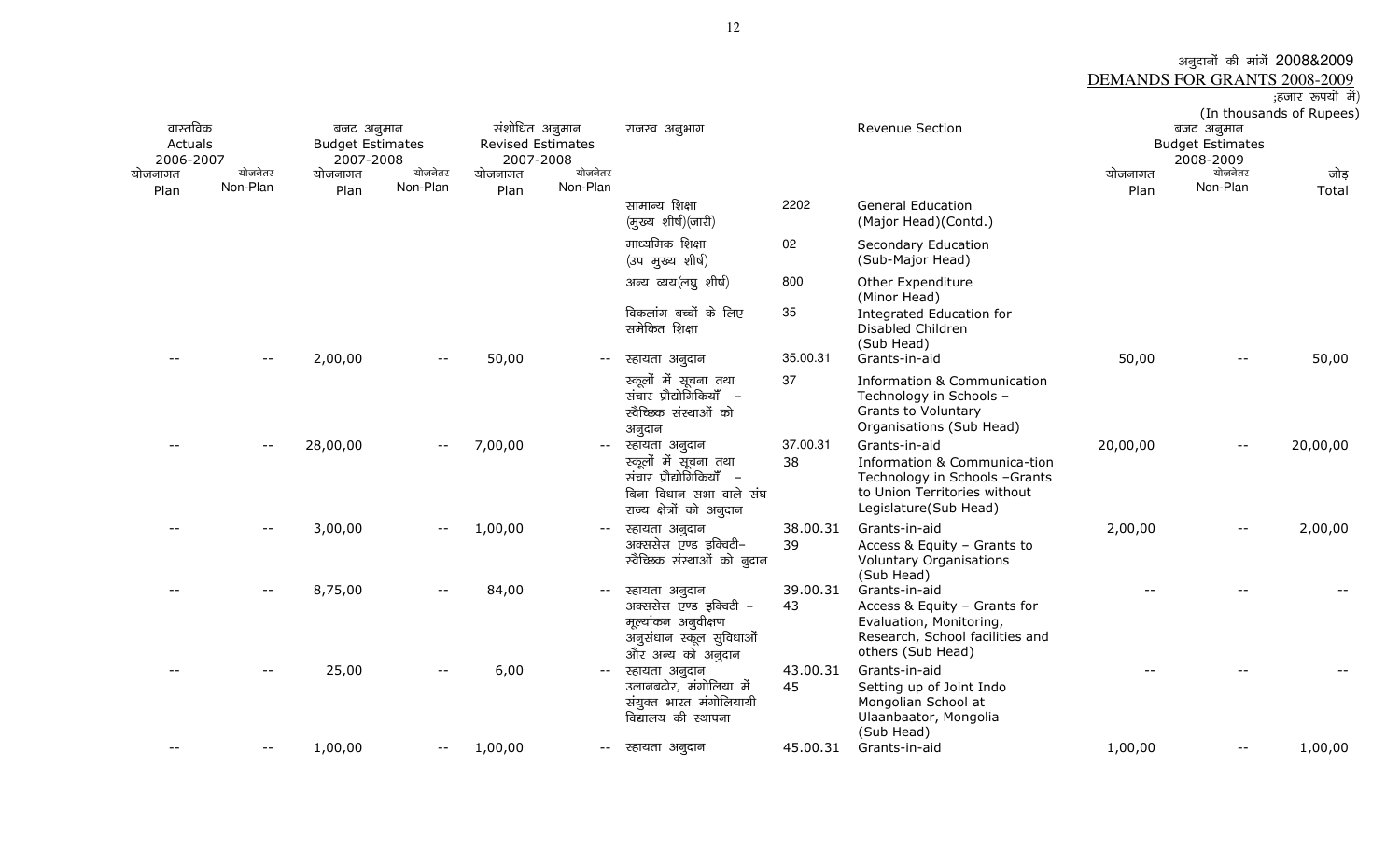अनुदानों की मांगें 2008&2009

DEMANDS FOR GRANTS 2008-2009

;हजार रूपयों में)

(In thousands of Rupees)

| वास्तविक Actuals 2006-2007 | | बजट अनुमान Budget Estimates 2007-2008 | | संशोधित अनुमान Revised Estimates 2007-2008 | | राजस्व अनुभाग | | Revenue Section | बजट अनुमान Budget Estimates 2008-2009 | | |
|---|---|---|---|---|---|---|---|---|---|---|---|
| योजनागत Plan | योजनेतर Non-Plan | योजनागत Plan | योजनेतर Non-Plan | योजनागत Plan | योजनेतर Non-Plan | | | | योजनागत Plan | योजनेतर Non-Plan | जोड़ Total |
| | | | | | | सामान्य शिक्षा (मुख्य शीर्ष)(जारी) | 2202 | General Education (Major Head)(Contd.) | | | |
| | | | | | | माध्यमिक शिक्षा (उप मुख्य शीर्ष) | 02 | Secondary Education (Sub-Major Head) | | | |
| | | | | | | अन्य व्यय(लघु शीर्ष) | 800 | Other Expenditure (Minor Head) | | | |
| | | | | | | विकलांग बच्चों के लिए समेकित शिक्षा | 35 | Integrated Education for Disabled Children (Sub Head) | | | |
| -- | -- | 2,00,00 | -- | 50,00 | -- | स्हायता अनुदान | 35.00.31 | Grants-in-aid | 50,00 | -- | 50,00 |
| | | | | | | स्कूलों में सूचना तथा संचार प्रौद्योगिकियाँ – स्वैच्छिक संस्थाओं को अनुदान | 37 | Information & Communication Technology in Schools – Grants to Voluntary Organisations (Sub Head) | | | |
| -- | -- | 28,00,00 | -- | 7,00,00 | -- | स्हायता अनुदान | 37.00.31 | Grants-in-aid | 20,00,00 | -- | 20,00,00 |
| | | | | | | स्कूलों में सूचना तथा संचार प्रौद्योगिकियाँ – बिना विधान सभा वाले संघ राज्य क्षेत्रों को अनुदान | 38 | Information & Communica-tion Technology in Schools –Grants to Union Territories without Legislature(Sub Head) | | | |
| -- | -- | 3,00,00 | -- | 1,00,00 | -- | स्हायता अनुदान | 38.00.31 | Grants-in-aid | 2,00,00 | -- | 2,00,00 |
| | | | | | | अक्ससेस एण्ड इक्विटी– स्वैच्छिक संस्थाओं को नुदान | 39 | Access & Equity – Grants to Voluntary Organisations (Sub Head) | | | |
| -- | -- | 8,75,00 | -- | 84,00 | -- | स्हायता अनुदान | 39.00.31 | Grants-in-aid | -- | -- | -- |
| | | | | | | अक्ससेस एण्ड इक्विटी – मूल्यांकन अनुवीक्षण अनुसंधान स्कूल सुविधाओं और अन्य को अनुदान | 43 | Access & Equity – Grants for Evaluation, Monitoring, Research, School facilities and others (Sub Head) | | | |
| -- | -- | 25,00 | -- | 6,00 | -- | स्हायता अनुदान | 43.00.31 | Grants-in-aid | -- | -- | -- |
| | | | | | | उलानबटोर, मंगोलिया में संयुक्त भारत मंगोलियायी विद्यालय की स्थापना | 45 | Setting up of Joint Indo Mongolian School at Ulaanbaator, Mongolia (Sub Head) | | | |
| -- | -- | 1,00,00 | -- | 1,00,00 | -- | स्हायता अनुदान | 45.00.31 | Grants-in-aid | 1,00,00 | -- | 1,00,00 |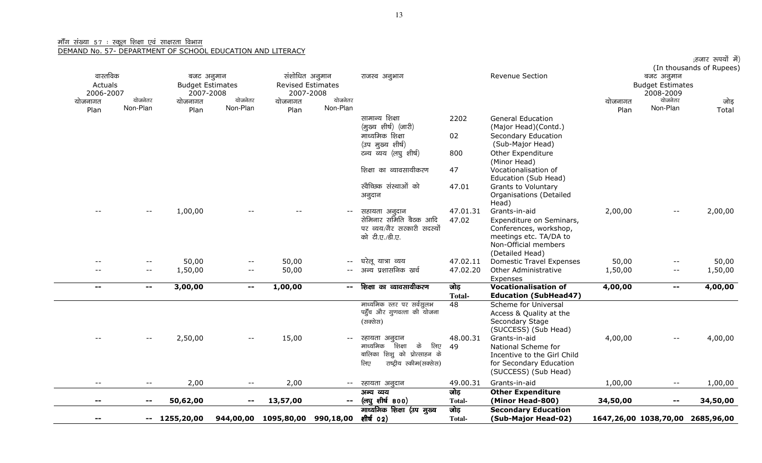मॉंग संख्या 57 : स्कूल शिक्षा एवं साक्षरता विभाग

DEMAND No. 57- DEPARTMENT OF SCHOOL EDUCATION AND LITERACY

;हजार रूपयों में)
(In thousands of Rupees)

| वास्तविक Actuals 2006-2007 | | बजट अनुमान Budget Estimates 2007-2008 | | संशोधित अनुमान Revised Estimates 2007-2008 | | राजस्व अनुभाग | | Revenue Section | बजट अनुमान Budget Estimates 2008-2009 | | |
|---|---|---|---|---|---|---|---|---|---|---|---|
| योजनागत Plan | योजनेतर Non-Plan | योजनागत Plan | योजनेतर Non-Plan | योजनागत Plan | योजनेतर Non-Plan | | | | योजनागत Plan | योजनेतर Non-Plan | जोड़ Total |
| | | | | | | सामान्य शिक्षा (मुख्य शीर्ष) (जारी) | 2202 | General Education (Major Head)(Contd.) | | | |
| | | | | | | माध्यमिक शिक्षा (उप मुख्य शीर्ष) | 02 | Secondary Education (Sub-Major Head) | | | |
| | | | | | | ऽन्य व्यय (लघु शीर्ष) | 800 | Other Expenditure (Minor Head) | | | |
| | | | | | | शिक्षा का व्यावसायीकरण | 47 | Vocationalisation of Education (Sub Head) | | | |
| | | | | | | स्वैच्छिक संस्थाओं को अनुदान | 47.01 | Grants to Voluntary Organisations (Detailed Head) | | | |
| -- | -- | 1,00,00 | -- | -- | -- | सहायता अनुदान | 47.01.31 | Grants-in-aid | 2,00,00 | -- | 2,00,00 |
| | | | | | | सेमिनार समिति बैठक आदि पर व्यय/गैर सरकारी सदस्यों को टी.ए./डी.ए. | 47.02 | Expenditure on Seminars, Conferences, workshop, meetings etc. TA/DA to Non-Official members (Detailed Head) | | | |
| -- | -- | 50,00 | -- | 50,00 | -- | घरेलू यात्रा व्यय | 47.02.11 | Domestic Travel Expenses | 50,00 | -- | 50,00 |
| -- | -- | 1,50,00 | -- | 50,00 | -- | अन्य प्रशासनिक खर्च | 47.02.20 | Other Administrative Expenses | 1,50,00 | -- | 1,50,00 |
| **--** | **--** | **3,00,00** | **--** | **1,00,00** | **--** | **शिक्षा का व्यावसायीकरण** | **जोड़ Total-** | **Vocationalisation of Education (SubHead47)** | **4,00,00** | **--** | **4,00,00** |
| | | | | | | माध्यमिक स्तर पर सर्वसुलभ पहुँच और गुणवत्ता की योजना (सक्सेस) | 48 | Scheme for Universal Access & Quality at the Secondary Stage (SUCCESS) (Sub Head) | | | |
| -- | -- | 2,50,00 | -- | 15,00 | -- | स्हायता अनुदान | 48.00.31 | Grants-in-aid | 4,00,00 | -- | 4,00,00 |
| | | | | | | माध्यमिक शिक्षा के लिए बालिका शिशु को प्रोत्साहन के लिए राष्ट्रीय स्कीम(सक्सेस) | 49 | National Scheme for Incentive to the Girl Child for Secondary Education (SUCCESS) (Sub Head) | | | |
| -- | -- | 2,00 | -- | 2,00 | -- | स्हायता अनुदान | 49.00.31 | Grants-in-aid | 1,00,00 | -- | 1,00,00 |
| **--** | **--** | **50,62,00** | **--** | **13,57,00** | **--** | **अन्य व्यय (लघु शीर्ष 800)** | **जोड़ Total-** | **Other Expenditure (Minor Head-800)** | **34,50,00** | **--** | **34,50,00** |
| **--** | **--** | **1255,20,00** | **944,00,00** | **1095,80,00** | **990,18,00** | **माध्यमिक शिक्षा (उप मुख्य शीर्ष 02)** | **जोड़ Total-** | **Secondary Education (Sub-Major Head-02)** | **1647,26,00** | **1038,70,00** | **2685,96,00** |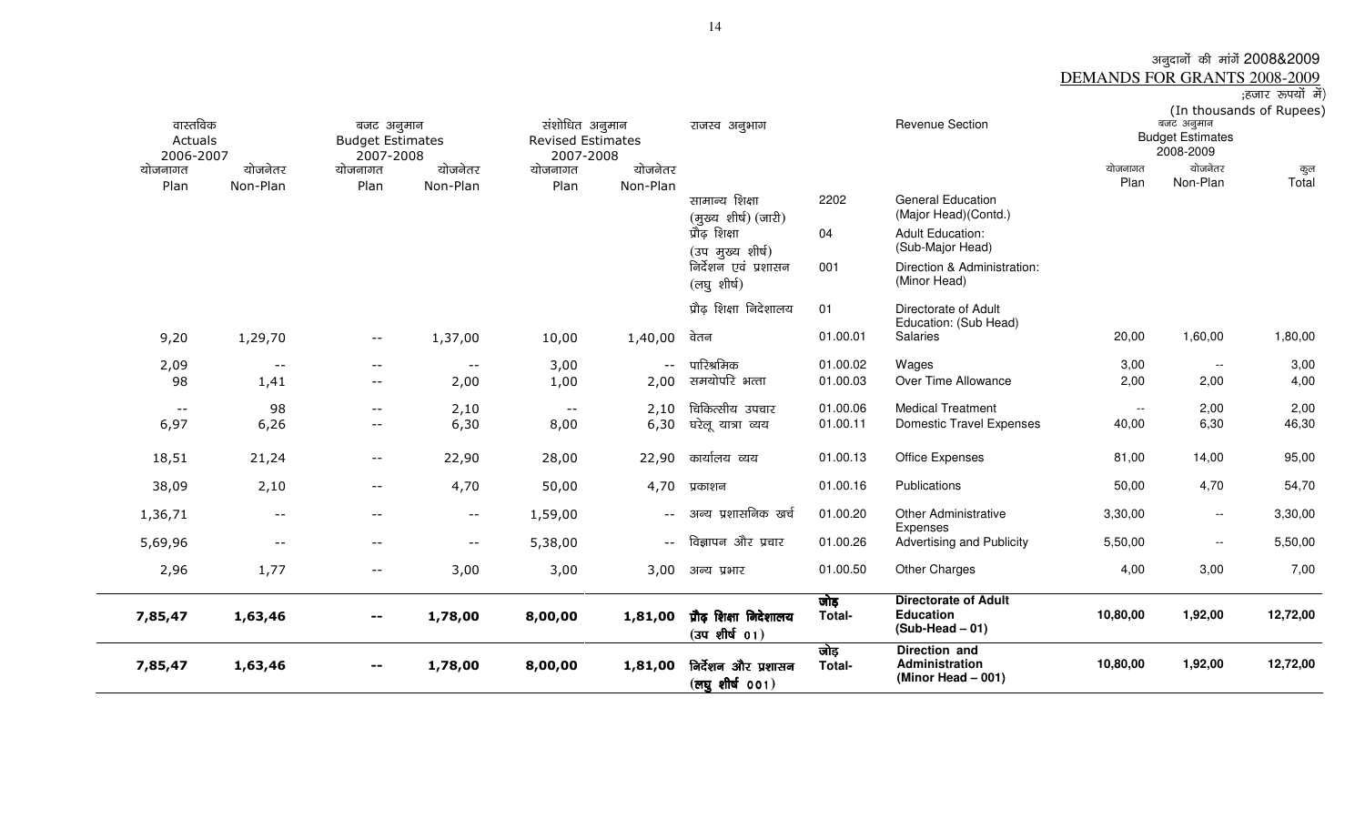अनुदानों की मांगें 2008&2009

DEMANDS FOR GRANTS 2008-2009

;हजार रूपयों में)

(In thousands of Rupees)

| वास्तविक Actuals 2006-2007 | | बजट अनुमान Budget Estimates 2007-2008 | | संशोधित अनुमान Revised Estimates 2007-2008 | | राजस्व अनुभाग | | Revenue Section | बजट अनुमान Budget Estimates 2008-2009 | | |
|---|---|---|---|---|---|---|---|---|---|---|---|
| योजनागत Plan | योजनेतर Non-Plan | योजनागत Plan | योजनेतर Non-Plan | योजनागत Plan | योजनेतर Non-Plan | | | | योजनागत Plan | योजनेतर Non-Plan | कुल Total |
| | | | | | | सामान्य शिक्षा (मुख्य शीर्ष) (जारी) | 2202 | General Education (Major Head)(Contd.) | | | |
| | | | | | | प्रौढ़ शिक्षा (उप मुख्य शीर्ष) | 04 | Adult Education: (Sub-Major Head) | | | |
| | | | | | | निर्देशन एवं प्रशासन (लघु शीर्ष) | 001 | Direction & Administration: (Minor Head) | | | |
| | | | | | | प्रौढ़ शिक्षा निदेशालय | 01 | Directorate of Adult Education: (Sub Head) | | | |
| 9,20 | 1,29,70 | -- | 1,37,00 | 10,00 | 1,40,00 | वेतन | 01.00.01 | Salaries | 20,00 | 1,60,00 | 1,80,00 |
| 2,09 | -- | -- | -- | 3,00 | -- | पारिश्रमिक | 01.00.02 | Wages | 3,00 | -- | 3,00 |
| 98 | 1,41 | -- | 2,00 | 1,00 | 2,00 | समयोपरि भत्ता | 01.00.03 | Over Time Allowance | 2,00 | 2,00 | 4,00 |
| -- | 98 | -- | 2,10 | -- | 2,10 | चिकित्सीय उपचार | 01.00.06 | Medical Treatment | -- | 2,00 | 2,00 |
| 6,97 | 6,26 | -- | 6,30 | 8,00 | 6,30 | घरेलू यात्रा व्यय | 01.00.11 | Domestic Travel Expenses | 40,00 | 6,30 | 46,30 |
| 18,51 | 21,24 | -- | 22,90 | 28,00 | 22,90 | कार्यालय व्यय | 01.00.13 | Office Expenses | 81,00 | 14,00 | 95,00 |
| 38,09 | 2,10 | -- | 4,70 | 50,00 | 4,70 | प्रकाशन | 01.00.16 | Publications | 50,00 | 4,70 | 54,70 |
| 1,36,71 | -- | -- | -- | 1,59,00 | -- | अन्य प्रशासनिक खर्च | 01.00.20 | Other Administrative Expenses | 3,30,00 | -- | 3,30,00 |
| 5,69,96 | -- | -- | -- | 5,38,00 | -- | विज्ञापन और प्रचार | 01.00.26 | Advertising and Publicity | 5,50,00 | -- | 5,50,00 |
| 2,96 | 1,77 | -- | 3,00 | 3,00 | 3,00 | अन्य प्रभार | 01.00.50 | Other Charges | 4,00 | 3,00 | 7,00 |
| **7,85,47** | **1,63,46** | **--** | **1,78,00** | **8,00,00** | **1,81,00** | **प्रौढ़ शिक्षा निदेशालय (उप शीर्ष 01)** | **जोड़ Total-** | **Directorate of Adult Education (Sub-Head – 01)** | **10,80,00** | **1,92,00** | **12,72,00** |
| **7,85,47** | **1,63,46** | **--** | **1,78,00** | **8,00,00** | **1,81,00** | **निर्देशन और प्रशासन (लघु शीर्ष 001)** | **जोड़ Total-** | **Direction and Administration (Minor Head – 001)** | **10,80,00** | **1,92,00** | **12,72,00** |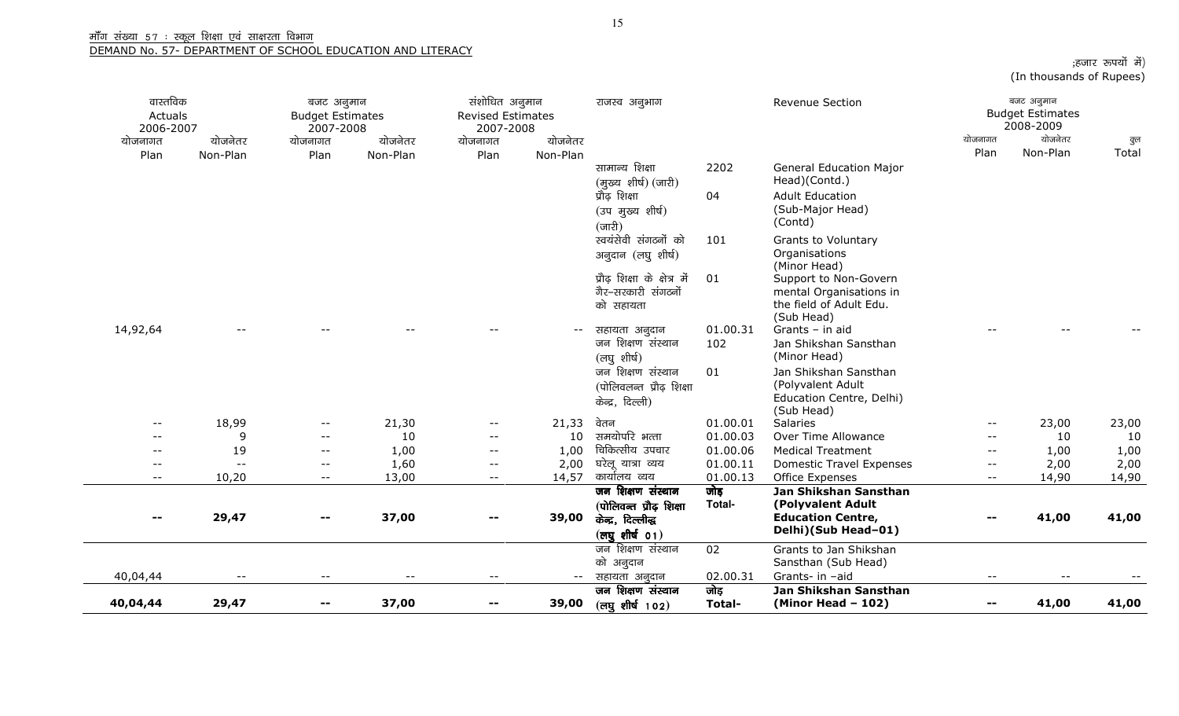माँग संख्या 57 : स्कूल शिक्षा एवं साक्षरता विभाग

DEMAND No. 57- DEPARTMENT OF SCHOOL EDUCATION AND LITERACY

;हजार रूपयों में)
(In thousands of Rupees)

| वास्तविक Actuals 2006-2007 | | बजट अनुमान Budget Estimates 2007-2008 | | संशोधित अनुमान Revised Estimates 2007-2008 | | राजस्व अनुभाग | | Revenue Section | बजट अनुमान Budget Estimates 2008-2009 | | |
|---|---|---|---|---|---|---|---|---|---|---|---|
| योजनागत Plan | योजनेतर Non-Plan | योजनागत Plan | योजनेतर Non-Plan | योजनागत Plan | योजनेतर Non-Plan | | | | योजनागत Plan | योजनेतर Non-Plan | कुल Total |
| | | | | | | सामान्य शिक्षा (मुख्य शीर्ष) (जारी) | 2202 | General Education Major Head)(Contd.) | | | |
| | | | | | | प्रौढ़ शिक्षा (उप मुख्य शीर्ष) (जारी) | 04 | Adult Education (Sub-Major Head) (Contd) | | | |
| | | | | | | स्वयंसेवी संगठनों को अनुदान (लघु शीर्ष) | 101 | Grants to Voluntary Organisations (Minor Head) | | | |
| | | | | | | प्रौढ़ शिक्षा के क्षेत्र में गैर–सरकारी संगठनों को सहायता | 01 | Support to Non-Govern mental Organisations in the field of Adult Edu. (Sub Head) | | | |
| 14,92,64 | -- | -- | -- | -- | -- | सहायता अनुदान | 01.00.31 | Grants – in aid | -- | -- | -- |
| | | | | | | जन शिक्षण संस्थान (लघु शीर्ष) | 102 | Jan Shikshan Sansthan (Minor Head) | | | |
| | | | | | | जन शिक्षण संस्थान (पोलिवलन्त प्रौढ़ शिक्षा केन्द्र, दिल्ली) | 01 | Jan Shikshan Sansthan (Polyvalent Adult Education Centre, Delhi) (Sub Head) | | | |
| -- | 18,99 | -- | 21,30 | -- | 21,33 | वेतन | 01.00.01 | Salaries | -- | 23,00 | 23,00 |
| -- | 9 | -- | 10 | -- | 10 | समयोपरि भत्ता | 01.00.03 | Over Time Allowance | -- | 10 | 10 |
| -- | 19 | -- | 1,00 | -- | 1,00 | चिकित्सीय उपचार | 01.00.06 | Medical Treatment | -- | 1,00 | 1,00 |
| -- | -- | -- | 1,60 | -- | 2,00 | घरेलू यात्रा व्यय | 01.00.11 | Domestic Travel Expenses | -- | 2,00 | 2,00 |
| -- | 10,20 | -- | 13,00 | -- | 14,57 | कार्यालय व्यय | 01.00.13 | Office Expenses | -- | 14,90 | 14,90 |
| **--** | **29,47** | **--** | **37,00** | **--** | **39,00** | **जन शिक्षण संस्थान (पोलिवन्त प्रौढ़ शिक्षा केन्द्र, दिल्लीद्ध (लघु शीर्ष 01)** | **जोड़ Total-** | **Jan Shikshan Sansthan (Polyvalent Adult Education Centre, Delhi)(Sub Head–01)** | **--** | **41,00** | **41,00** |
| | | | | | | जन शिक्षण संस्थान को अनुदान | 02 | Grants to Jan Shikshan Sansthan (Sub Head) | | | |
| 40,04,44 | -- | -- | -- | -- | -- | सहायता अनुदान | 02.00.31 | Grants- in -aid | -- | -- | -- |
| **40,04,44** | **29,47** | **--** | **37,00** | **--** | **39,00** | **जन शिक्षण संस्थान (लघु शीर्ष 102)** | **जोड़ Total-** | **Jan Shikshan Sansthan (Minor Head – 102)** | **--** | **41,00** | **41,00** |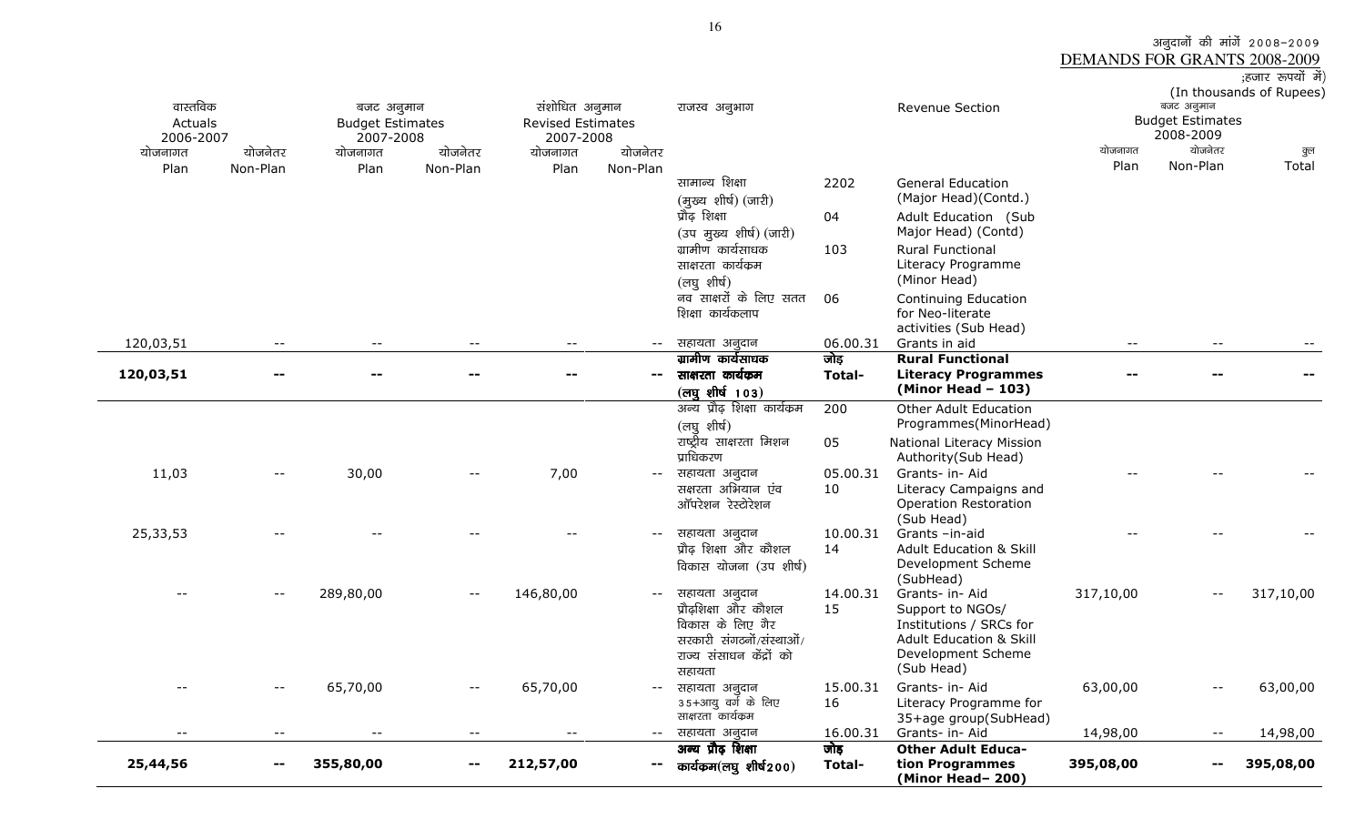अनुदानों की मांगें 2008-2009

DEMANDS FOR GRANTS 2008-2009

;हजार रूपयों में)

(In thousands of Rupees)

| वास्तविक Actuals 2006-2007 | | बजट अनुमान Budget Estimates 2007-2008 | | संशोधित अनुमान Revised Estimates 2007-2008 | | राजस्व अनुभाग | | Revenue Section | बजट अनुमान Budget Estimates 2008-2009 | | |
|---|---|---|---|---|---|---|---|---|---|---|---|
| योजनागत Plan | योजनेतर Non-Plan | योजनागत Plan | योजनेतर Non-Plan | योजनागत Plan | योजनेतर Non-Plan | | | | योजनागत Plan | योजनेतर Non-Plan | कुल Total |
| | | | | | | सामान्य शिक्षा (मुख्य शीर्ष) (जारी) | 2202 | General Education (Major Head)(Contd.) | | | |
| | | | | | | प्रौढ़ शिक्षा (उप मुख्य शीर्ष) (जारी) | 04 | Adult Education (Sub Major Head) (Contd) | | | |
| | | | | | | ग्रामीण कार्यसाधक साक्षरता कार्यक्रम (लघु शीर्ष) | 103 | Rural Functional Literacy Programme (Minor Head) | | | |
| | | | | | | नव साक्षरों के लिए सतत शिक्षा कार्यकलाप | 06 | Continuing Education for Neo-literate activities (Sub Head) | | | |
| 120,03,51 | -- | -- | -- | -- | -- | सहायता अनुदान | 06.00.31 | Grants in aid | -- | -- | -- |
| **120,03,51** | **--** | **--** | **--** | **--** | **--** | **ग्रामीण कार्यसाधक साक्षरता कार्यक्रम (लघु शीर्ष 103)** | **जोड़ Total-** | **Rural Functional Literacy Programmes (Minor Head – 103)** | **--** | **--** | **--** |
| | | | | | | अन्य प्रौढ़ शिक्षा कार्यक्रम (लघु शीर्ष) | 200 | Other Adult Education Programmes(MinorHead) | | | |
| | | | | | | राष्ट्रीय साक्षरता मिशन प्राधिकरण | 05 | National Literacy Mission Authority(Sub Head) | | | |
| 11,03 | -- | 30,00 | -- | 7,00 | -- | सहायता अनुदान | 05.00.31 | Grants- in- Aid | -- | -- | -- |
| | | | | | | सक्षरता अभियान एंव ऑपरेशन रेस्टोरेशन | 10 | Literacy Campaigns and Operation Restoration (Sub Head) | | | |
| 25,33,53 | -- | -- | -- | -- | -- | सहायता अनुदान | 10.00.31 | Grants –in-aid | -- | -- | -- |
| | | | | | | प्रौढ़ शिक्षा और कौशल विकास योजना (उप शीर्ष) | 14 | Adult Education & Skill Development Scheme (SubHead) | | | |
| -- | -- | 289,80,00 | -- | 146,80,00 | -- | सहायता अनुदान | 14.00.31 | Grants- in- Aid | 317,10,00 | -- | 317,10,00 |
| | | | | | | प्रौढ़शिक्षा और कौशल विकास के लिए गैर सरकारी संगठनों/संस्थाओं/ राज्य संसाधन केंद्रों को सहायता | 15 | Support to NGOs/ Institutions / SRCs for Adult Education & Skill Development Scheme (Sub Head) | | | |
| -- | -- | 65,70,00 | -- | 65,70,00 | -- | सहायता अनुदान | 15.00.31 | Grants- in- Aid | 63,00,00 | -- | 63,00,00 |
| | | | | | | 35+आयु वर्ग के लिए साक्षरता कार्यक्रम | 16 | Literacy Programme for 35+age group(SubHead) | | | |
| -- | -- | -- | -- | -- | -- | सहायता अनुदान | 16.00.31 | Grants- in- Aid | 14,98,00 | -- | 14,98,00 |
| **25,44,56** | **--** | **355,80,00** | **--** | **212,57,00** | **--** | **अन्य प्रौढ़ शिक्षा कार्यक्रम(लघु शीर्ष200)** | **जोड़ Total-** | **Other Adult Education Programmes (Minor Head– 200)** | **395,08,00** | **--** | **395,08,00** |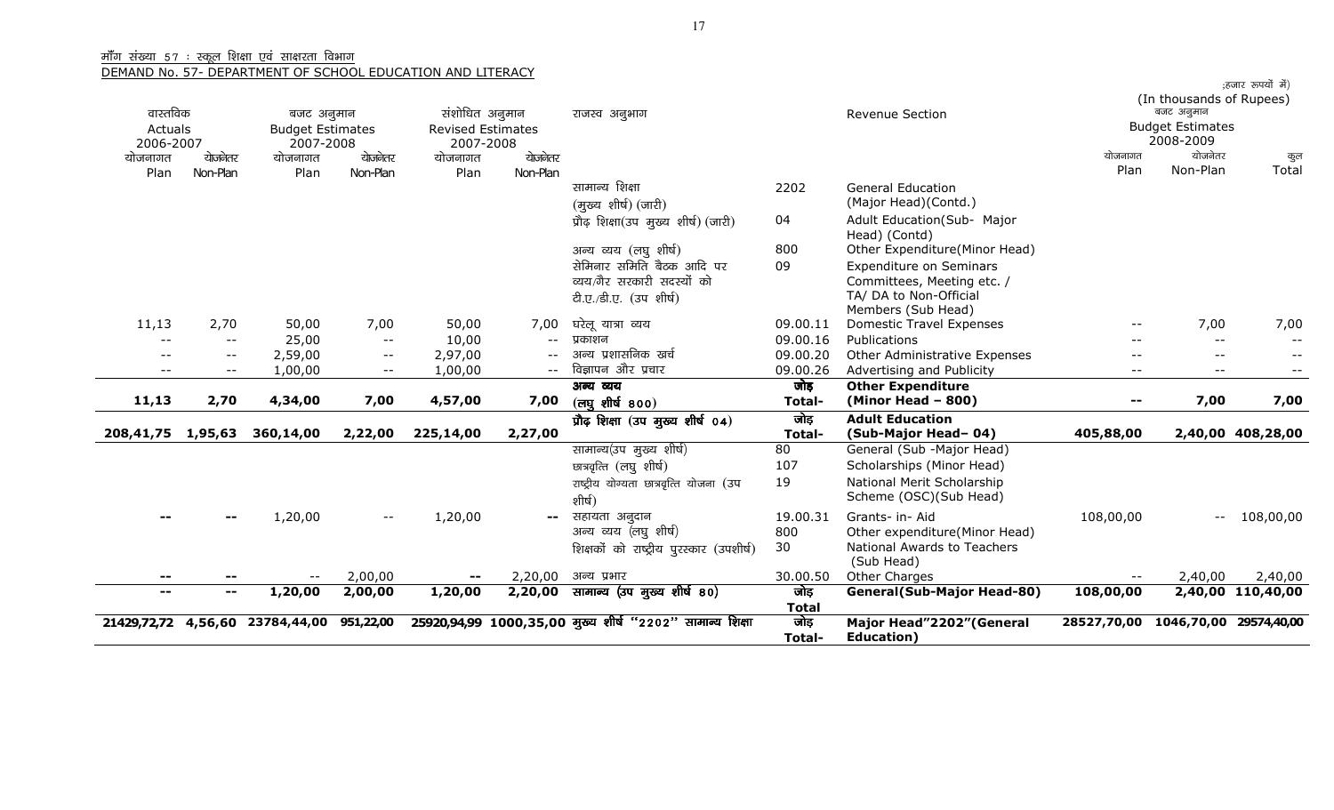माँग संख्या 57 : स्कूल शिक्षा एवं साक्षरता विभाग

DEMAND No. 57- DEPARTMENT OF SCHOOL EDUCATION AND LITERACY

(हजार रुपयों में)
(In thousands of Rupees)

| वास्तविक Actuals 2006-2007 | | बजट अनुमान Budget Estimates 2007-2008 | | संशोधित अनुमान Revised Estimates 2007-2008 | | राजस्व अनुभाग | | Revenue Section | बजट अनुमान Budget Estimates 2008-2009 | | |
|---|---|---|---|---|---|---|---|---|---|---|---|
| योजनागत Plan | योजनेतर Non-Plan | योजनागत Plan | योजनेतर Non-Plan | योजनागत Plan | योजनेतर Non-Plan | | | | योजनागत Plan | योजनेतर Non-Plan | कुल Total |
| | | | | | | सामान्य शिक्षा (मुख्य शीर्ष) (जारी) | 2202 | General Education (Major Head)(Contd.) | | | |
| | | | | | | प्रौढ़ शिक्षा(उप मुख्य शीर्ष) (जारी) | 04 | Adult Education(Sub- Major Head) (Contd) | | | |
| | | | | | | अन्य व्यय (लघु शीर्ष) | 800 | Other Expenditure(Minor Head) | | | |
| | | | | | | सेमिनार समिति बैठक आदि पर व्यय/गैर सरकारी सदस्यों को टी.ए./डी.ए. (उप शीर्ष) | 09 | Expenditure on Seminars Committees, Meeting etc. / TA/ DA to Non-Official Members (Sub Head) | | | |
| 11,13 | 2,70 | 50,00 | 7,00 | 50,00 | 7,00 | घरेलू यात्रा व्यय | 09.00.11 | Domestic Travel Expenses | -- | 7,00 | 7,00 |
| -- | -- | 25,00 | -- | 10,00 | -- | प्रकाशन | 09.00.16 | Publications | -- | -- | -- |
| -- | -- | 2,59,00 | -- | 2,97,00 | -- | अन्य प्रशासनिक खर्च | 09.00.20 | Other Administrative Expenses | -- | -- | -- |
| -- | -- | 1,00,00 | -- | 1,00,00 | -- | विज्ञापन और प्रचार | 09.00.26 | Advertising and Publicity | -- | -- | -- |
| **11,13** | **2,70** | **4,34,00** | **7,00** | **4,57,00** | **7,00** | **अन्य व्यय (लघु शीर्ष 800)** | **जोड़ Total-** | **Other Expenditure (Minor Head – 800)** | **--** | **7,00** | **7,00** |
| **208,41,75** | **1,95,63** | **360,14,00** | **2,22,00** | **225,14,00** | **2,27,00** | **प्रौढ़ शिक्षा (उप मुख्य शीर्ष 04)** | **जोड़ Total-** | **Adult Education (Sub-Major Head– 04)** | **405,88,00** | **2,40,00** | **408,28,00** |
| | | | | | | सामान्य(उप मुख्य शीर्ष) | 80 | General (Sub -Major Head) | | | |
| | | | | | | छात्रवृत्ति (लघु शीर्ष) | 107 | Scholarships (Minor Head) | | | |
| | | | | | | राष्ट्रीय योग्यता छात्रवृत्ति योजना (उप शीर्ष) | 19 | National Merit Scholarship Scheme (OSC)(Sub Head) | | | |
| -- | -- | 1,20,00 | -- | 1,20,00 | -- | सहायता अनुदान | 19.00.31 | Grants- in- Aid | 108,00,00 | -- | 108,00,00 |
| | | | | | | अन्य व्यय (लघु शीर्ष) | 800 | Other expenditure(Minor Head) | | | |
| | | | | | | शिक्षकों को राष्ट्रीय पुरस्कार (उपशीर्ष) | 30 | National Awards to Teachers (Sub Head) | | | |
| -- | -- | -- | 2,00,00 | -- | 2,20,00 | अन्य प्रभार | 30.00.50 | Other Charges | -- | 2,40,00 | 2,40,00 |
| **--** | **--** | **1,20,00** | **2,00,00** | **1,20,00** | **2,20,00** | **सामान्य (उप मुख्य शीर्ष 80)** | **जोड़ Total** | **General(Sub-Major Head-80)** | **108,00,00** | **2,40,00** | **110,40,00** |
| **21429,72,72** | **4,56,60** | **23784,44,00** | **951,22,00** | **25920,94,99** | **1000,35,00** | **मुख्य शीर्ष "2202" सामान्य शिक्षा** | **जोड़ Total-** | **Major Head"2202"(General Education)** | **28527,70,00** | **1046,70,00** | **29574,40,00** |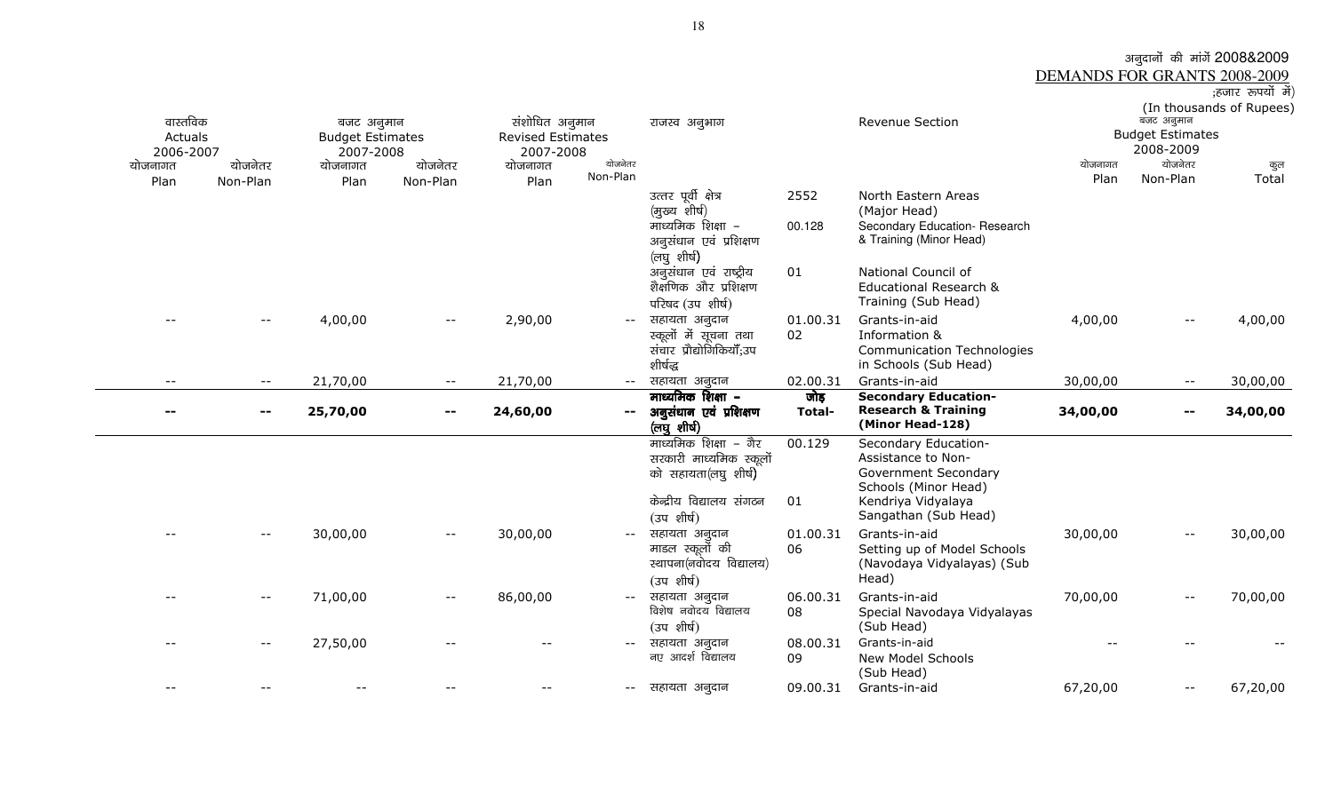अनुदानों की मांगें 2008&2009

DEMANDS FOR GRANTS 2008-2009

;हजार रूपयों में)

(In thousands of Rupees)

| वास्तविक Actuals 2006-2007 | | बजट अनुमान Budget Estimates 2007-2008 | | संशोधित अनुमान Revised Estimates 2007-2008 | | राजस्व अनुभाग | | Revenue Section | बजट अनुमान Budget Estimates 2008-2009 | | |
|---|---|---|---|---|---|---|---|---|---|---|---|
| योजनागत Plan | योजनेतर Non-Plan | योजनागत Plan | योजनेतर Non-Plan | योजनागत Plan | योजनेतर Non-Plan | | | | योजनागत Plan | योजनेतर Non-Plan | कुल Total |
| | | | | | | उत्तर पूर्वी क्षेत्र (मुख्य शीर्ष) | 2552 | North Eastern Areas (Major Head) | | | |
| | | | | | | माध्यमिक शिक्षा – अनुसंधान एवं प्रशिक्षण (लघु शीर्ष) | 00.128 | Secondary Education- Research & Training (Minor Head) | | | |
| | | | | | | अनुसंधान एवं राष्ट्रीय शैक्षणिक और प्रशिक्षण परिषद (उप शीर्ष) | 01 | National Council of Educational Research & Training (Sub Head) | | | |
| -- | -- | 4,00,00 | -- | 2,90,00 | -- | सहायता अनुदान | 01.00.31 | Grants-in-aid | 4,00,00 | -- | 4,00,00 |
| | | | | | | स्कूलों में सूचना तथा संचार प्रौद्योगिकियाँ;उप शीर्षद्ध | 02 | Information & Communication Technologies in Schools (Sub Head) | | | |
| -- | -- | 21,70,00 | -- | 21,70,00 | -- | सहायता अनुदान | 02.00.31 | Grants-in-aid | 30,00,00 | -- | 30,00,00 |
| **--** | **--** | **25,70,00** | **--** | **24,60,00** | **--** | **माध्यमिक शिक्षा – अनुसंधान एवं प्रशिक्षण (लघु शीर्ष)** | **जोड़ Total-** | **Secondary Education- Research & Training (Minor Head-128)** | **34,00,00** | **--** | **34,00,00** |
| | | | | | | माध्यमिक शिक्षा – गैर सरकारी माध्यमिक स्कूलों को सहायता(लघु शीर्ष) | 00.129 | Secondary Education- Assistance to Non-Government Secondary Schools (Minor Head) | | | |
| | | | | | | केन्द्रीय विद्यालय संगठन (उप शीर्ष) | 01 | Kendriya Vidyalaya Sangathan (Sub Head) | | | |
| -- | -- | 30,00,00 | -- | 30,00,00 | -- | सहायता अनुदान | 01.00.31 | Grants-in-aid | 30,00,00 | -- | 30,00,00 |
| | | | | | | माडल स्कूलों की स्थापना(नवोदय विद्यालय) (उप शीर्ष) | 06 | Setting up of Model Schools (Navodaya Vidyalayas) (Sub Head) | | | |
| -- | -- | 71,00,00 | -- | 86,00,00 | -- | सहायता अनुदान | 06.00.31 | Grants-in-aid | 70,00,00 | -- | 70,00,00 |
| | | | | | | विशेष नवोदय विद्यालय (उप शीर्ष) | 08 | Special Navodaya Vidyalayas (Sub Head) | | | |
| -- | -- | 27,50,00 | -- | -- | -- | सहायता अनुदान | 08.00.31 | Grants-in-aid | -- | -- | -- |
| | | | | | | नए आदर्श विद्यालय | 09 | New Model Schools (Sub Head) | | | |
| -- | -- | -- | -- | -- | -- | सहायता अनुदान | 09.00.31 | Grants-in-aid | 67,20,00 | -- | 67,20,00 |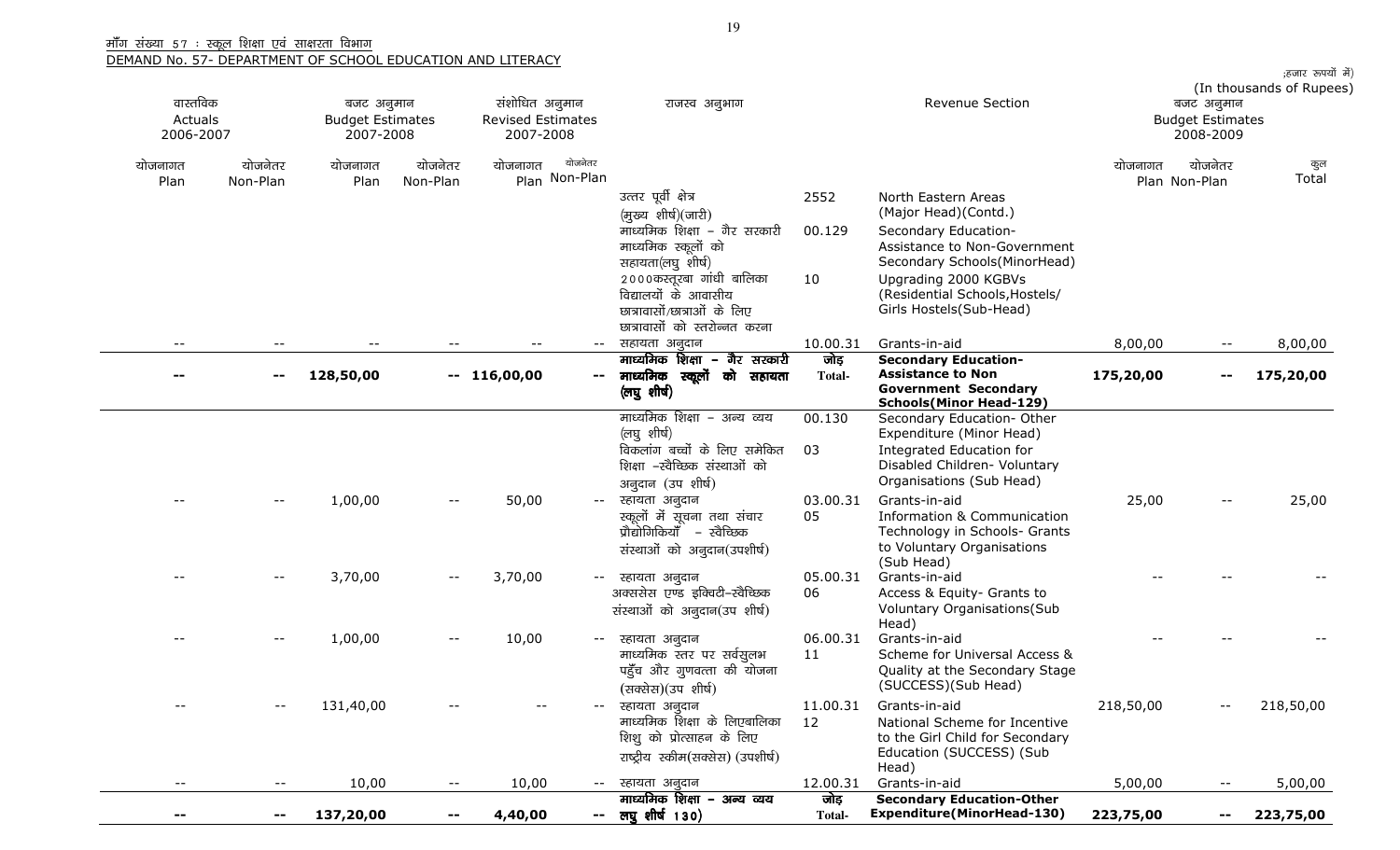माँग संख्या 57 : स्कूल शिक्षा एवं साक्षरता विभाग

DEMAND No. 57- DEPARTMENT OF SCHOOL EDUCATION AND LITERACY

;हजार रूपयों में)
(In thousands of Rupees)

| वास्तविक Actuals 2006-2007 | | बजट अनुमान Budget Estimates 2007-2008 | | संशोधित अनुमान Revised Estimates 2007-2008 | | राजस्व अनुभाग | | Revenue Section | बजट अनुमान Budget Estimates 2008-2009 | | |
|---|---|---|---|---|---|---|---|---|---|---|---|
| योजनागत Plan | योजनेतर Non-Plan | योजनागत Plan | योजनेतर Non-Plan | योजनागत Plan | योजनेतर Non-Plan | | | | योजनागत Plan | योजनेतर Non-Plan | कुल Total |
| | | | | | | उत्तर पूर्वी क्षेत्र (मुख्य शीर्ष)(जारी) | 2552 | North Eastern Areas (Major Head)(Contd.) | | | |
| | | | | | | माध्यमिक शिक्षा – गैर सरकारी माध्यमिक स्कूलों को सहायता(लघु शीर्ष) | 00.129 | Secondary Education- Assistance to Non-Government Secondary Schools(MinorHead) | | | |
| | | | | | | 2000कस्तूरबा गांधी बालिका विद्यालयों के आवासीय छात्रावासों/छात्राओं के लिए छात्रावासों को स्तरोन्नत करना | 10 | Upgrading 2000 KGBVs (Residential Schools,Hostels/ Girls Hostels(Sub-Head) | | | |
| -- | -- | -- | -- | -- | -- | सहायता अनुदान | 10.00.31 | Grants-in-aid | 8,00,00 | -- | 8,00,00 |
| **--** | **--** | **128,50,00** | **--** | **116,00,00** | **--** | **माध्यमिक शिक्षा – गैर सरकारी माध्यमिक स्कूलों को सहायता (लघु शीर्ष)** | **जोड़ Total-** | **Secondary Education- Assistance to Non Government Secondary Schools(Minor Head-129)** | **175,20,00** | **--** | **175,20,00** |
| | | | | | | माध्यमिक शिक्षा – अन्य व्यय (लघु शीर्ष) | 00.130 | Secondary Education- Other Expenditure (Minor Head) | | | |
| | | | | | | विकलांग बच्चों के लिए समेकित शिक्षा –स्वैच्छिक संस्थाओं को अनुदान (उप शीर्ष) | 03 | Integrated Education for Disabled Children- Voluntary Organisations (Sub Head) | | | |
| -- | -- | 1,00,00 | -- | 50,00 | -- | सहायता अनुदान | 03.00.31 | Grants-in-aid | 25,00 | -- | 25,00 |
| | | | | | | स्कूलों में सूचना तथा संचार प्रौद्योगिकियाँ – स्वैच्छिक संस्थाओं को अनुदान(उपशीर्ष) | 05 | Information & Communication Technology in Schools- Grants to Voluntary Organisations (Sub Head) | | | |
| -- | -- | 3,70,00 | -- | 3,70,00 | -- | सहायता अनुदान | 05.00.31 | Grants-in-aid | -- | -- | -- |
| | | | | | | अक्ससेस एण्ड इक्विटी–स्वैच्छिक संस्थाओं को अनुदान(उप शीर्ष) | 06 | Access & Equity- Grants to Voluntary Organisations(Sub Head) | | | |
| -- | -- | 1,00,00 | -- | 10,00 | -- | सहायता अनुदान | 06.00.31 | Grants-in-aid | -- | -- | -- |
| | | | | | | माध्यमिक स्तर पर सर्वसुलभ पहुँच और गुणवत्ता की योजना (सक्सेस)(उप शीर्ष) | 11 | Scheme for Universal Access & Quality at the Secondary Stage (SUCCESS)(Sub Head) | | | |
| -- | -- | 131,40,00 | -- | -- | -- | सहायता अनुदान | 11.00.31 | Grants-in-aid | 218,50,00 | -- | 218,50,00 |
| | | | | | | माध्यमिक शिक्षा के लिएबालिका शिशु को प्रोत्साहन के लिए राष्ट्रीय स्कीम(सक्सेस) (उपशीर्ष) | 12 | National Scheme for Incentive to the Girl Child for Secondary Education (SUCCESS) (Sub Head) | | | |
| -- | -- | 10,00 | -- | 10,00 | -- | सहायता अनुदान | 12.00.31 | Grants-in-aid | 5,00,00 | -- | 5,00,00 |
| **--** | **--** | **137,20,00** | **--** | **4,40,00** | **--** | **माध्यमिक शिक्षा – अन्य व्यय लघु शीर्ष 130)** | **जोड़ Total-** | **Secondary Education-Other Expenditure(MinorHead-130)** | **223,75,00** | **--** | **223,75,00** |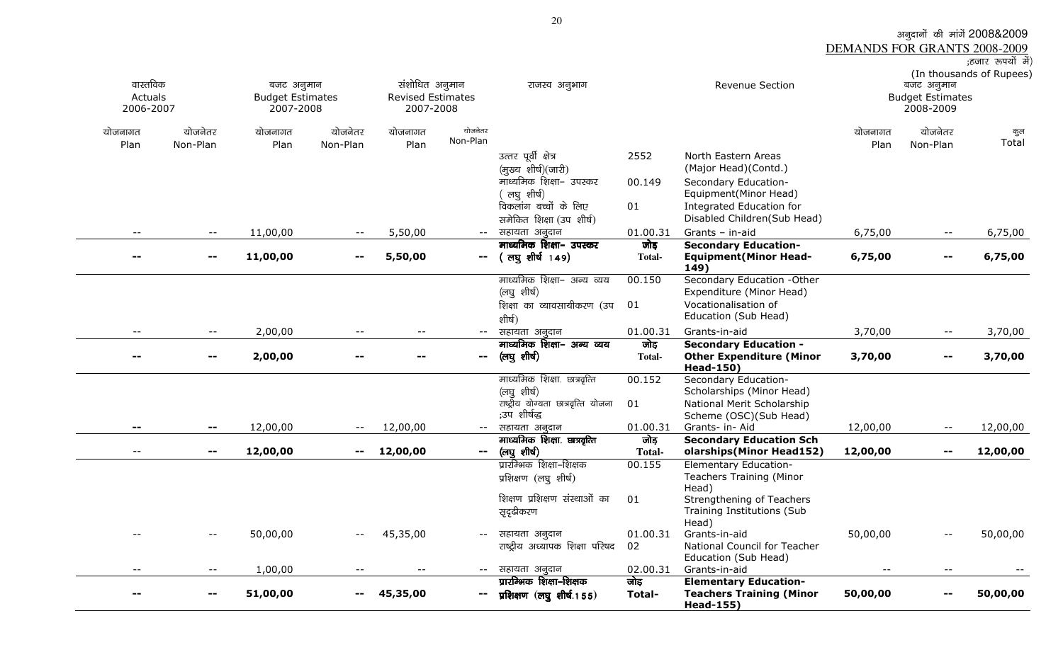अनुदानों की मांगें 2008&2009

DEMANDS FOR GRANTS 2008-2009

;हजार रूपयों में)

(In thousands of Rupees)

| वास्तविक Actuals 2006-2007 | | बजट अनुमान Budget Estimates 2007-2008 | | संशोधित अनुमान Revised Estimates 2007-2008 | | राजस्व अनुभाग | | Revenue Section | बजट अनुमान Budget Estimates 2008-2009 | | |
|---|---|---|---|---|---|---|---|---|---|---|---|
| योजनागत Plan | योजनेतर Non-Plan | योजनागत Plan | योजनेतर Non-Plan | योजनागत Plan | योजनेतर Non-Plan | | | | योजनागत Plan | योजनेतर Non-Plan | कुल Total |
| | | | | | | उत्तर पूर्वी क्षेत्र (मुख्य शीर्ष)(जारी) | 2552 | North Eastern Areas (Major Head)(Contd.) | | | |
| | | | | | | माध्यमिक शिक्षा– उपस्कर ( लघु शीर्ष) | 00.149 | Secondary Education- Equipment(Minor Head) | | | |
| | | | | | | विकलांग बच्चों के लिए समेकित शिक्षा (उप शीर्ष) | 01 | Integrated Education for Disabled Children(Sub Head) | | | |
| -- | -- | 11,00,00 | -- | 5,50,00 | -- | सहायता अनुदान | 01.00.31 | Grants – in-aid | 6,75,00 | -- | 6,75,00 |
| **--** | **--** | **11,00,00** | **--** | **5,50,00** | **--** | **माध्यमिक शिक्षा– उपस्कर ( लघु शीर्ष 149)** | **जोड़ Total-** | **Secondary Education- Equipment(Minor Head-149)** | **6,75,00** | **--** | **6,75,00** |
| | | | | | | माध्यमिक शिक्षा– अन्य व्यय (लघु शीर्ष) | 00.150 | Secondary Education -Other Expenditure (Minor Head) | | | |
| | | | | | | शिक्षा का व्यावसायीकरण (उप शीर्ष) | 01 | Vocationalisation of Education (Sub Head) | | | |
| -- | -- | 2,00,00 | -- | -- | -- | सहायता अनुदान | 01.00.31 | Grants-in-aid | 3,70,00 | -- | 3,70,00 |
| **--** | **--** | **2,00,00** | **--** | **--** | **--** | **माध्यमिक शिक्षा– अन्य व्यय (लघु शीर्ष)** | **जोड़ Total-** | **Secondary Education - Other Expenditure (Minor Head-150)** | **3,70,00** | **--** | **3,70,00** |
| | | | | | | माध्यमिक शिक्षा. छात्रवृत्ति (लघु शीर्ष) | 00.152 | Secondary Education- Scholarships (Minor Head) | | | |
| | | | | | | राष्ट्रीय योग्यता छात्रवृत्ति योजना ;उप शीर्षद्ध | 01 | National Merit Scholarship Scheme (OSC)(Sub Head) | | | |
| -- | -- | 12,00,00 | -- | 12,00,00 | -- | सहायता अनुदान | 01.00.31 | Grants- in- Aid | 12,00,00 | -- | 12,00,00 |
| -- | **--** | **12,00,00** | **--** | **12,00,00** | **--** | **माध्यमिक शिक्षा. छात्रवृत्ति (लघु शीर्ष)** | **जोड़ Total-** | **Secondary Education Scholarships(Minor Head152)** | **12,00,00** | **--** | **12,00,00** |
| | | | | | | प्रारम्भिक शिक्षा–शिक्षक प्रशिक्षण (लघु शीर्ष) | 00.155 | Elementary Education- Teachers Training (Minor Head) | | | |
| | | | | | | शिक्षण प्रशिक्षण संस्थाओं का सुदृढ़ीकरण | 01 | Strengthening of Teachers Training Institutions (Sub Head) | | | |
| -- | -- | 50,00,00 | -- | 45,35,00 | -- | सहायता अनुदान | 01.00.31 | Grants-in-aid | 50,00,00 | -- | 50,00,00 |
| | | | | | | राष्ट्रीय अध्यापक शिक्षा परिषद | 02 | National Council for Teacher Education (Sub Head) | | | |
| -- | -- | 1,00,00 | -- | -- | -- | सहायता अनुदान | 02.00.31 | Grants-in-aid | -- | -- | -- |
| **--** | **--** | **51,00,00** | **--** | **45,35,00** | **--** | **प्रारम्भिक शिक्षा–शिक्षक प्रशिक्षण (लघु शीर्ष.155)** | **जोड़ Total-** | **Elementary Education- Teachers Training (Minor Head-155)** | **50,00,00** | **--** | **50,00,00** |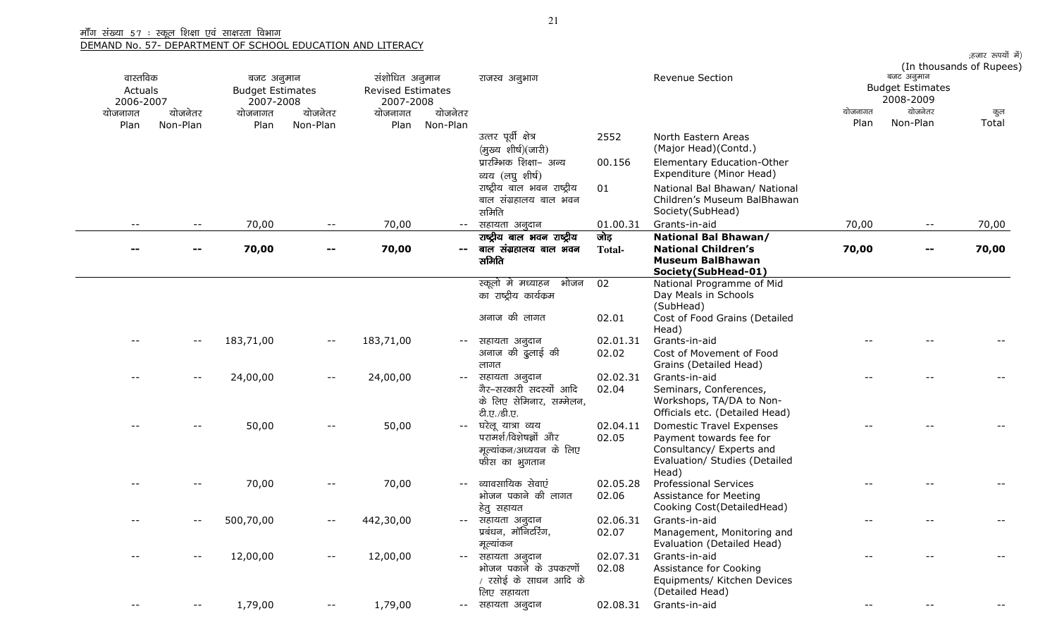माँग संख्या 57 : स्कूल शिक्षा एवं साक्षरता विभाग

DEMAND No. 57- DEPARTMENT OF SCHOOL EDUCATION AND LITERACY

;हजार रूपयों में) (In thousands of Rupees)

| वास्तविक Actuals 2006-2007 | | बजट अनुमान Budget Estimates 2007-2008 | | संशोधित अनुमान Revised Estimates 2007-2008 | | राजस्व अनुभाग | | Revenue Section | बजट अनुमान Budget Estimates 2008-2009 | | |
|---|---|---|---|---|---|---|---|---|---|---|---|
| योजनागत Plan | योजनेतर Non-Plan | योजनागत Plan | योजनेतर Non-Plan | योजनागत Plan | योजनेतर Non-Plan | | | | योजनागत Plan | योजनेतर Non-Plan | कुल Total |
| | | | | | | उत्तर पूर्वी क्षेत्र (मुख्य शीर्ष)(जारी) | 2552 | North Eastern Areas (Major Head)(Contd.) | | | |
| | | | | | | प्रारम्भिक शिक्षा- अन्य व्यय (लघु शीर्ष) | 00.156 | Elementary Education-Other Expenditure (Minor Head) | | | |
| | | | | | | राष्ट्रीय बाल भवन राष्ट्रीय बाल संग्रहालय बाल भवन समिति | 01 | National Bal Bhawan/ National Children's Museum BalBhawan Society(SubHead) | | | |
| -- | -- | 70,00 | -- | 70,00 | -- | सहायता अनुदान | 01.00.31 | Grants-in-aid | 70,00 | -- | 70,00 |
| **--** | **--** | **70,00** | **--** | **70,00** | **--** | **राष्ट्रीय बाल भवन राष्ट्रीय बाल संग्रहालय बाल भवन समिति** | **जोड़ Total-** | **National Bal Bhawan/ National Children's Museum BalBhawan Society(SubHead-01)** | **70,00** | **--** | **70,00** |
| | | | | | | स्कूलो में मध्याहन भोजन का राष्ट्रीय कार्यकम | 02 | National Programme of Mid Day Meals in Schools (SubHead) | | | |
| | | | | | | अनाज की लागत | 02.01 | Cost of Food Grains (Detailed Head) | | | |
| -- | -- | 183,71,00 | -- | 183,71,00 | -- | सहायता अनुदान | 02.01.31 | Grants-in-aid | -- | -- | -- |
| | | | | | | अनाज की ढुलाई की लागत | 02.02 | Cost of Movement of Food Grains (Detailed Head) | | | |
| -- | -- | 24,00,00 | -- | 24,00,00 | -- | सहायता अनुदान | 02.02.31 | Grants-in-aid | -- | -- | -- |
| | | | | | | गैर-सरकारी सदस्यों आदि के लिए सेमिनार, सम्मेलन, टी.ए./डी.ए. | 02.04 | Seminars, Conferences, Workshops, TA/DA to Non-Officials etc. (Detailed Head) | | | |
| -- | -- | 50,00 | -- | 50,00 | -- | घरेलू यात्रा व्यय | 02.04.11 | Domestic Travel Expenses | -- | -- | -- |
| | | | | | | परामर्श/विशेषज्ञों और मूल्यांकन/अध्ययन के लिए फीस का भुगतान | 02.05 | Payment towards fee for Consultancy/ Experts and Evaluation/ Studies (Detailed Head) | | | |
| -- | -- | 70,00 | -- | 70,00 | -- | व्यावसायिक सेवाएं | 02.05.28 | Professional Services | -- | -- | -- |
| | | | | | | भोजन पकाने की लागत हेतु सहायत | 02.06 | Assistance for Meeting Cooking Cost(DetailedHead) | | | |
| -- | -- | 500,70,00 | -- | 442,30,00 | -- | सहायता अनुदान | 02.06.31 | Grants-in-aid | -- | -- | -- |
| | | | | | | प्रबंधन, मॉनिटरिंग, मूल्यांकन | 02.07 | Management, Monitoring and Evaluation (Detailed Head) | | | |
| -- | -- | 12,00,00 | -- | 12,00,00 | -- | सहायता अनुदान | 02.07.31 | Grants-in-aid | -- | -- | -- |
| | | | | | | भोजन पकाने के उपकरणों / रसोई के साधन आदि के लिए सहायता | 02.08 | Assistance for Cooking Equipments/ Kitchen Devices (Detailed Head) | | | |
| -- | -- | 1,79,00 | -- | 1,79,00 | -- | सहायता अनुदान | 02.08.31 | Grants-in-aid | -- | -- | -- |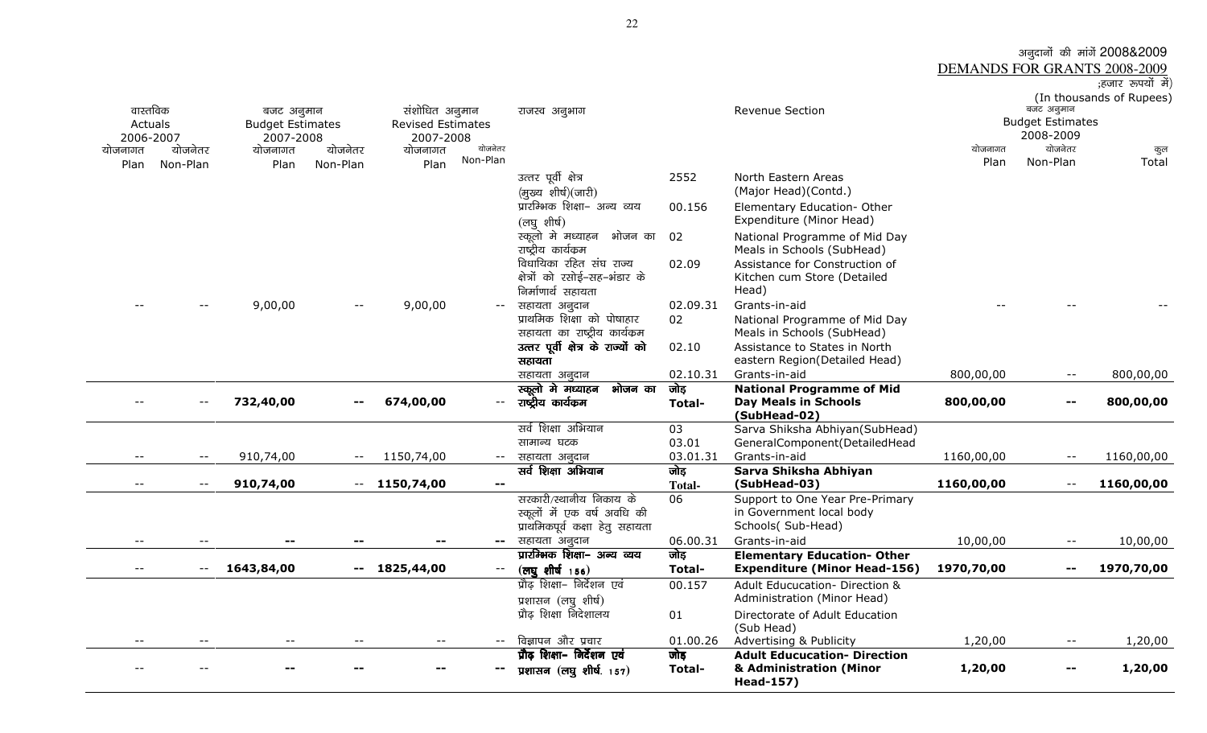अनुदानों की मांगें 2008&2009

DEMANDS FOR GRANTS 2008-2009

;हजार रूपयों में)

(In thousands of Rupees)

| वास्तविक Actuals 2006-2007 | | बजट अनुमान Budget Estimates 2007-2008 | | संशोधित अनुमान Revised Estimates 2007-2008 | | राजस्व अनुभाग | | Revenue Section | बजट अनुमान Budget Estimates 2008-2009 | | |
|---|---|---|---|---|---|---|---|---|---|---|---|
| योजनागत Plan | योजनेतर Non-Plan | योजनागत Plan | योजनेतर Non-Plan | योजनागत Plan | योजनेतर Non-Plan | | | | योजनागत Plan | योजनेतर Non-Plan | कुल Total |
| | | | | | | उत्तर पूर्वी क्षेत्र (मुख्य शीर्ष)(जारी) | 2552 | North Eastern Areas (Major Head)(Contd.) | | | |
| | | | | | | प्रारम्भिक शिक्षा– अन्य व्यय (लघु शीर्ष) | 00.156 | Elementary Education- Other Expenditure (Minor Head) | | | |
| | | | | | | स्कूलो मे मध्याहन भोजन का राष्ट्रीय कार्यक्रम | 02 | National Programme of Mid Day Meals in Schools (SubHead) | | | |
| | | | | | | विधायिका रहित संघ राज्य क्षेत्रों को रसोई–सह–भंडार के निर्माणार्थ सहायता | 02.09 | Assistance for Construction of Kitchen cum Store (Detailed Head) | | | |
| -- | -- | 9,00,00 | -- | 9,00,00 | -- | सहायता अनुदान | 02.09.31 | Grants-in-aid | -- | -- | -- |
| | | | | | | प्राथमिक शिक्षा को पोषाहार सहायता का राष्ट्रीय कार्यक्रम | 02 | National Programme of Mid Day Meals in Schools (SubHead) | | | |
| | | | | | | **उत्तर पूर्वी क्षेत्र के राज्यों को सहायता** | 02.10 | Assistance to States in North eastern Region(Detailed Head) | | | |
| | | | | | | सहायता अनुदान | 02.10.31 | Grants-in-aid | 800,00,00 | -- | 800,00,00 |
| -- | -- | **732,40,00** | **--** | **674,00,00** | -- | **स्कूलो मे मध्याहन भोजन का राष्ट्रीय कार्यक्रम** | **जोड़ Total-** | **National Programme of Mid Day Meals in Schools (SubHead-02)** | **800,00,00** | **--** | **800,00,00** |
| | | | | | | सर्व शिक्षा अभियान | 03 | Sarva Shiksha Abhiyan(SubHead) | | | |
| | | | | | | सामान्य घटक | 03.01 | GeneralComponent(DetailedHead | | | |
| -- | -- | 910,74,00 | -- | 1150,74,00 | -- | सहायता अनुदान | 03.01.31 | Grants-in-aid | 1160,00,00 | -- | 1160,00,00 |
| -- | -- | **910,74,00** | -- | **1150,74,00** | **--** | **सर्व शिक्षा अभियान** | **जोड़ Total-** | **Sarva Shiksha Abhiyan (SubHead-03)** | **1160,00,00** | -- | **1160,00,00** |
| | | | | | | सरकारी/स्थानीय निकाय के स्कूलों में एक वर्ष अवधि की प्राथमिकपूर्व कक्षा हेतु सहायता | 06 | Support to One Year Pre-Primary in Government local body Schools( Sub-Head) | | | |
| -- | -- | **--** | **--** | **--** | **--** | सहायता अनुदान | 06.00.31 | Grants-in-aid | 10,00,00 | -- | 10,00,00 |
| -- | -- | **1643,84,00** | **--** | **1825,44,00** | -- | **प्रारम्भिक शिक्षा– अन्य व्यय (लघु शीर्ष 156)** | **जोड़ Total-** | **Elementary Education- Other Expenditure (Minor Head-156)** | **1970,70,00** | **--** | **1970,70,00** |
| | | | | | | प्रौढ़ शिक्षा– निर्देशन एवं प्रशासन (लघु शीर्ष) | 00.157 | Adult Educucation- Direction & Administration (Minor Head) | | | |
| | | | | | | प्रौढ़ शिक्षा निदेशालय | 01 | Directorate of Adult Education (Sub Head) | | | |
| -- | -- | -- | -- | -- | -- | विज्ञापन और प्रचार | 01.00.26 | Advertising & Publicity | 1,20,00 | -- | 1,20,00 |
| -- | -- | **--** | **--** | **--** | **--** | **प्रौढ़ शिक्षा– निर्देशन एवं प्रशासन (लघु शीर्ष. 157)** | **जोड़ Total-** | **Adult Educucation- Direction & Administration (Minor Head-157)** | **1,20,00** | **--** | **1,20,00** |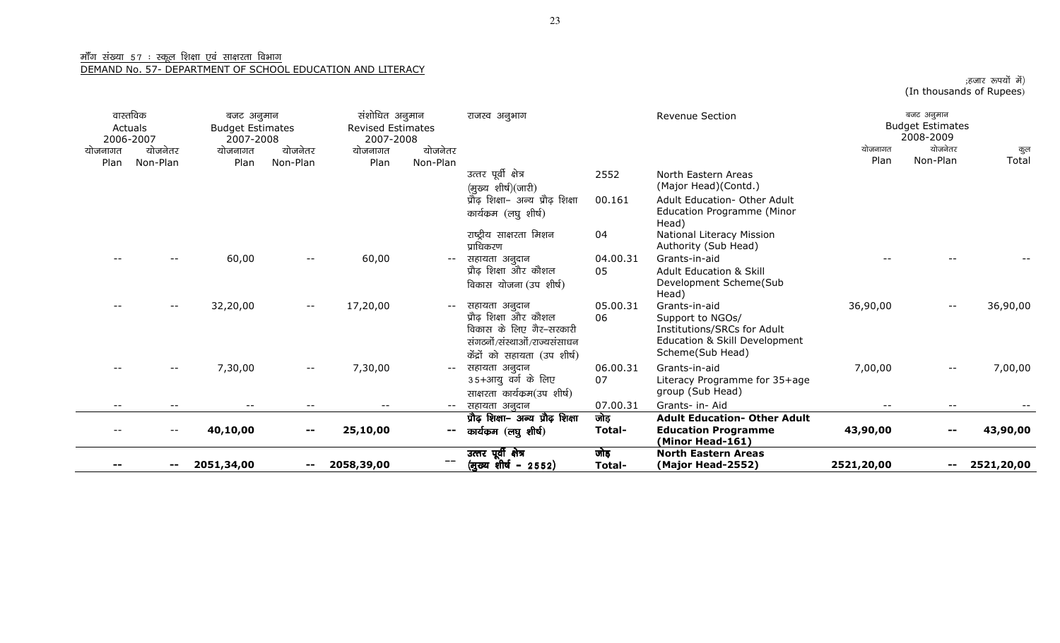माँग संख्या 57 : स्कूल शिक्षा एवं साक्षरता विभाग
DEMAND No. 57- DEPARTMENT OF SCHOOL EDUCATION AND LITERACY

;हजार रूपयों में)
(In thousands of Rupees)

| वास्तविक Actuals 2006-2007 | | बजट अनुमान Budget Estimates 2007-2008 | | संशोधित अनुमान Revised Estimates 2007-2008 | | राजस्व अनुभाग | | Revenue Section | बजट अनुमान Budget Estimates 2008-2009 | | |
|---|---|---|---|---|---|---|---|---|---|---|---|
| योजनागत Plan | योजनेतर Non-Plan | योजनागत Plan | योजनेतर Non-Plan | योजनागत Plan | योजनेतर Non-Plan | | | | योजनागत Plan | योजनेतर Non-Plan | कुल Total |
| | | | | | | उत्तर पूर्वी क्षेत्र (मुख्य शीर्ष)(जारी) | 2552 | North Eastern Areas (Major Head)(Contd.) | | | |
| | | | | | | प्रौढ़ शिक्षा- अन्य प्रौढ़ शिक्षा कार्यक्रम (लघु शीर्ष) | 00.161 | Adult Education- Other Adult Education Programme (Minor Head) | | | |
| | | | | | | राष्ट्रीय साक्षरता मिशन प्राधिकरण | 04 | National Literacy Mission Authority (Sub Head) | | | |
| -- | -- | 60,00 | -- | 60,00 | -- | सहायता अनुदान | 04.00.31 | Grants-in-aid | -- | -- | -- |
| | | | | | | प्रौढ़ शिक्षा और कौशल विकास योजना (उप शीर्ष) | 05 | Adult Education & Skill Development Scheme(Sub Head) | | | |
| -- | -- | 32,20,00 | -- | 17,20,00 | -- | सहायता अनुदान | 05.00.31 | Grants-in-aid | 36,90,00 | -- | 36,90,00 |
| | | | | | | प्रौढ़ शिक्षा और कौशल विकास के लिए गैर-सरकारी संगठनों/संस्थाओं/राज्यसंसाधन केंद्रों को सहायता (उप शीर्ष) | 06 | Support to NGOs/ Institutions/SRCs for Adult Education & Skill Development Scheme(Sub Head) | | | |
| -- | -- | 7,30,00 | -- | 7,30,00 | -- | सहायता अनुदान | 06.00.31 | Grants-in-aid | 7,00,00 | -- | 7,00,00 |
| | | | | | | 35+आयु वर्ग के लिए साक्षरता कार्यक्रम(उप शीर्ष) | 07 | Literacy Programme for 35+age group (Sub Head) | | | |
| -- | -- | -- | -- | -- | -- | सहायता अनुदान | 07.00.31 | Grants- in- Aid | -- | -- | -- |
| -- | -- | **40,10,00** | **--** | **25,10,00** | **--** | **प्रौढ़ शिक्षा- अन्य प्रौढ़ शिक्षा कार्यक्रम (लघु शीर्ष)** | **जोड़ Total-** | **Adult Education- Other Adult Education Programme (Minor Head-161)** | **43,90,00** | **--** | **43,90,00** |
| **--** | **--** | **2051,34,00** | **--** | **2058,39,00** | -- | **उत्तर पूर्वी क्षेत्र (मुख्य शीर्ष - 2552)** | **जोड़ Total-** | **North Eastern Areas (Major Head-2552)** | **2521,20,00** | **--** | **2521,20,00** |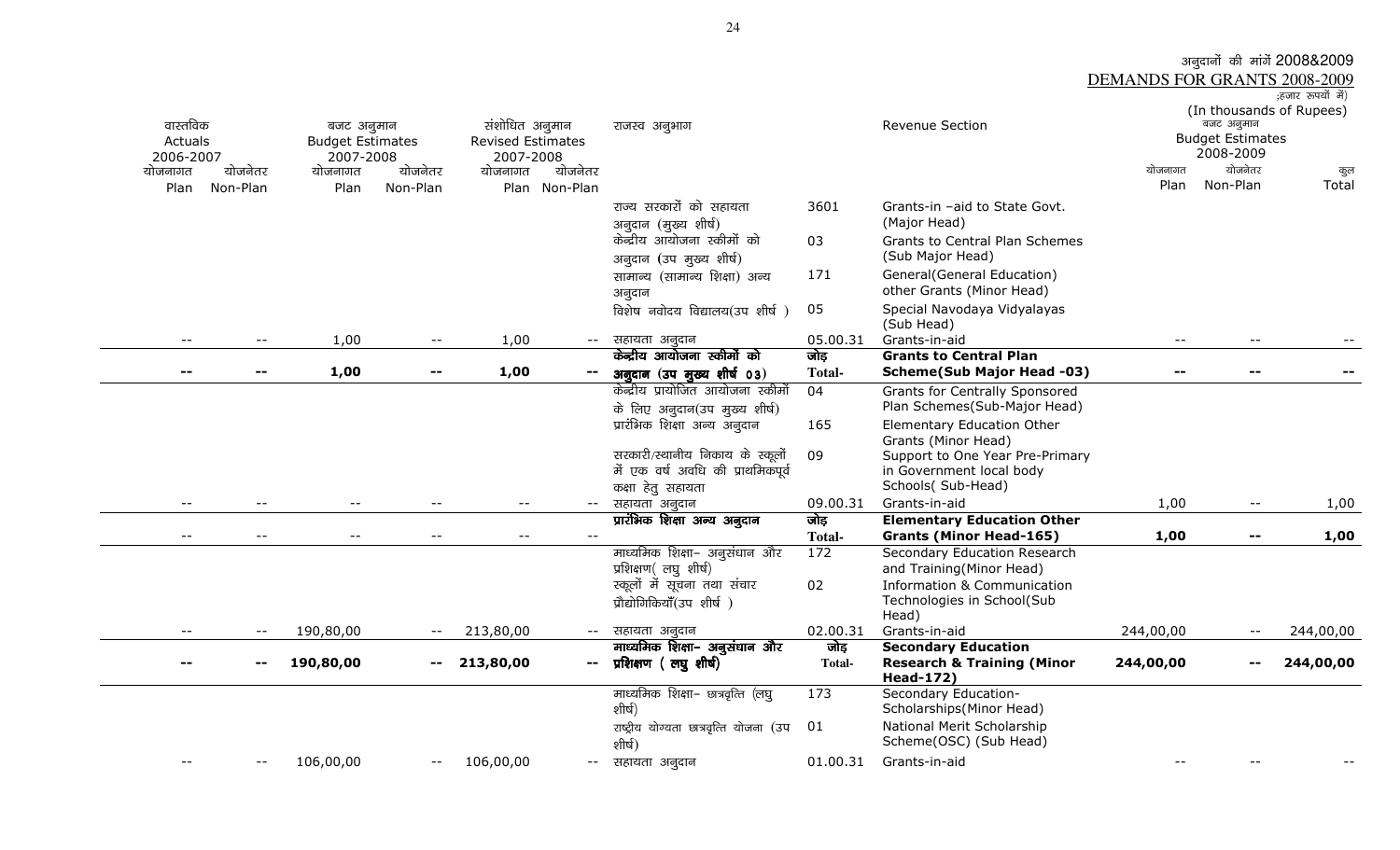अनुदानों की मांगें 2008&2009

DEMANDS FOR GRANTS 2008-2009

;हजार रुपयों में)
(In thousands of Rupees)

| वास्तविक Actuals 2006-2007 | | बजट अनुमान Budget Estimates 2007-2008 | | संशोधित अनुमान Revised Estimates 2007-2008 | | राजस्व अनुभाग | | Revenue Section | बजट अनुमान Budget Estimates 2008-2009 | | |
|---|---|---|---|---|---|---|---|---|---|---|---|
| योजनागत Plan | योजनेतर Non-Plan | योजनागत Plan | योजनेतर Non-Plan | योजनागत Plan | योजनेतर Non-Plan | | | | योजनागत Plan | योजनेतर Non-Plan | कुल Total |
| | | | | | | राज्य सरकारों को सहायता अनुदान (मुख्य शीर्ष) | 3601 | Grants-in –aid to State Govt. (Major Head) | | | |
| | | | | | | केन्द्रीय आयोजना स्कीमों को अनुदान (उप मुख्य शीर्ष) | 03 | Grants to Central Plan Schemes (Sub Major Head) | | | |
| | | | | | | सामान्य (सामान्य शिक्षा) अन्य अनुदान | 171 | General(General Education) other Grants (Minor Head) | | | |
| | | | | | | विशेष नवोदय विद्यालय(उप शीर्ष ) | 05 | Special Navodaya Vidyalayas (Sub Head) | | | |
| -- | -- | 1,00 | -- | 1,00 | -- | सहायता अनुदान | 05.00.31 | Grants-in-aid | -- | -- | -- |
| **--** | **--** | **1,00** | **--** | **1,00** | **--** | **केन्द्रीय आयोजना स्कीमों को अनुदान (उप मुख्य शीर्ष 03)** | **जोड़ Total-** | **Grants to Central Plan Scheme(Sub Major Head -03)** | **--** | **--** | **--** |
| | | | | | | केन्द्रीय प्रायोजित आयोजना स्कीमों के लिए अनुदान(उप मुख्य शीर्ष) | 04 | Grants for Centrally Sponsored Plan Schemes(Sub-Major Head) | | | |
| | | | | | | प्रारंभिक शिक्षा अन्य अनुदान | 165 | Elementary Education Other Grants (Minor Head) | | | |
| | | | | | | सरकारी/स्थानीय निकाय के स्कूलों में एक वर्ष अवधि की प्राथमिकपूर्व कक्षा हेतु सहायता | 09 | Support to One Year Pre-Primary in Government local body Schools( Sub-Head) | | | |
| -- | -- | -- | -- | -- | -- | सहायता अनुदान | 09.00.31 | Grants-in-aid | 1,00 | -- | 1,00 |
| -- | -- | -- | -- | -- | -- | **प्रारंभिक शिक्षा अन्य अनुदान** | **जोड़ Total-** | **Elementary Education Other Grants (Minor Head-165)** | **1,00** | **--** | **1,00** |
| | | | | | | माध्यमिक शिक्षा– अनुसंधान और प्रशिक्षण( लघु शीर्ष) | 172 | Secondary Education Research and Training(Minor Head) | | | |
| | | | | | | स्कूलों में सूचना तथा संचार प्रौद्योगिकियाँ(उप शीर्ष ) | 02 | Information & Communication Technologies in School(Sub Head) | | | |
| -- | -- | 190,80,00 | -- | 213,80,00 | -- | सहायता अनुदान | 02.00.31 | Grants-in-aid | 244,00,00 | -- | 244,00,00 |
| **--** | **--** | **190,80,00** | **--** | **213,80,00** | **--** | **माध्यमिक शिक्षा– अनुसंधान और प्रशिक्षण ( लघु शीर्ष)** | **जोड़ Total-** | **Secondary Education Research & Training (Minor Head-172)** | **244,00,00** | **--** | **244,00,00** |
| | | | | | | माध्यमिक शिक्षा– छात्रवृत्ति (लघु शीर्ष) | 173 | Secondary Education-Scholarships(Minor Head) | | | |
| | | | | | | राष्ट्रीय योग्यता छात्रवृत्ति योजना (उप शीर्ष) | 01 | National Merit Scholarship Scheme(OSC) (Sub Head) | | | |
| -- | -- | 106,00,00 | -- | 106,00,00 | -- | सहायता अनुदान | 01.00.31 | Grants-in-aid | -- | -- | -- |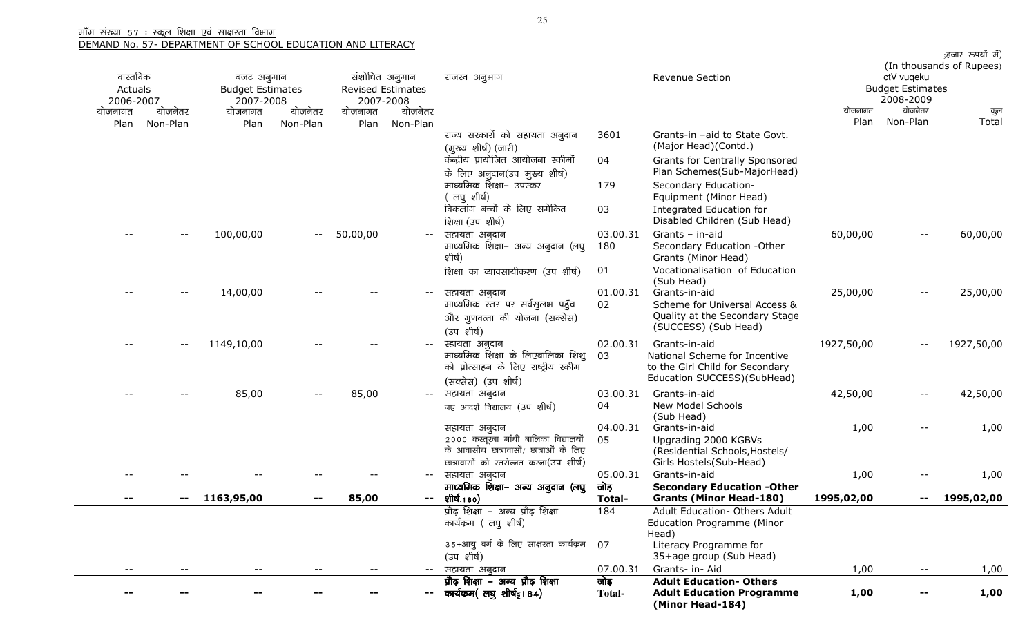मॉँग संख्या 57 : स्कूल शिक्षा एवं साक्षरता विभाग
DEMAND No. 57- DEPARTMENT OF SCHOOL EDUCATION AND LITERACY

;हजार रुपयों में)
(In thousands of Rupees)

| वास्तविक Actuals 2006-2007 | | बजट अनुमान Budget Estimates 2007-2008 | | संशोधित अनुमान Revised Estimates 2007-2008 | | राजस्व अनुभाग | | Revenue Section | ctV vuqeku Budget Estimates 2008-2009 | | |
|---|---|---|---|---|---|---|---|---|---|---|---|
| योजनागत Plan | योजनेतर Non-Plan | योजनागत Plan | योजनेतर Non-Plan | योजनागत Plan | योजनेतर Non-Plan | | | | योजनागत Plan | योजनेतर Non-Plan | कुल Total |
| | | | | | | राज्य सरकारों को सहायता अनुदान (मुख्य शीर्ष) (जारी) | 3601 | Grants-in –aid to State Govt. (Major Head)(Contd.) | | | |
| | | | | | | केन्द्रीय प्रायोजित आयोजना स्कीमों के लिए अनुदान(उप मुख्य शीर्ष) | 04 | Grants for Centrally Sponsored Plan Schemes(Sub-MajorHead) | | | |
| | | | | | | माध्यमिक शिक्षा– उपस्कर ( लघु शीर्ष) | 179 | Secondary Education- Equipment (Minor Head) | | | |
| | | | | | | विकलांग बच्चों के लिए समेकित शिक्षा (उप शीर्ष) | 03 | Integrated Education for Disabled Children (Sub Head) | | | |
| -- | -- | 100,00,00 | -- | 50,00,00 | -- | सहायता अनुदान | 03.00.31 | Grants – in-aid | 60,00,00 | -- | 60,00,00 |
| | | | | | | माध्यमिक शिक्षा– अन्य अनुदान (लघु शीर्ष) | 180 | Secondary Education -Other Grants (Minor Head) | | | |
| | | | | | | शिक्षा का व्यावसायीकरण (उप शीर्ष) | 01 | Vocationalisation of Education (Sub Head) | | | |
| -- | -- | 14,00,00 | -- | -- | -- | सहायता अनुदान | 01.00.31 | Grants-in-aid | 25,00,00 | -- | 25,00,00 |
| | | | | | | माध्यमिक स्तर पर सर्वसुलभ पहुँच और गुणवत्ता की योजना (सक्सेस) (उप शीर्ष) | 02 | Scheme for Universal Access & Quality at the Secondary Stage (SUCCESS) (Sub Head) | | | |
| -- | -- | 1149,10,00 | -- | -- | -- | सहायता अनुदान | 02.00.31 | Grants-in-aid | 1927,50,00 | -- | 1927,50,00 |
| | | | | | | माध्यमिक शिक्षा के लिएबालिका शिशु को प्रोत्साहन के लिए राष्ट्रीय स्कीम (सक्सेस) (उप शीर्ष) | 03 | National Scheme for Incentive to the Girl Child for Secondary Education SUCCESS)(SubHead) | | | |
| -- | -- | 85,00 | -- | 85,00 | -- | सहायता अनुदान | 03.00.31 | Grants-in-aid | 42,50,00 | -- | 42,50,00 |
| | | | | | | नए आदर्श विद्यालय (उप शीर्ष) | 04 | New Model Schools (Sub Head) | | | |
| | | | | | | सहायता अनुदान | 04.00.31 | Grants-in-aid | 1,00 | -- | 1,00 |
| | | | | | | 2000 कस्तूरबा गांधी बालिका विद्यालयों के आवासीय छात्रावासों/ छात्राओं के लिए छात्रावासों को स्तरोन्नत करना(उप शीर्ष) | 05 | Upgrading 2000 KGBVs (Residential Schools,Hostels/ Girls Hostels(Sub-Head) | | | |
| -- | -- | -- | -- | -- | -- | सहायता अनुदान | 05.00.31 | Grants-in-aid | 1,00 | -- | 1,00 |
| **--** | **--** | **1163,95,00** | **--** | **85,00** | **--** | **माध्यमिक शिक्षा– अन्य अनुदान (लघु शीर्ष.180)** | **जोड़ Total-** | **Secondary Education -Other Grants (Minor Head-180)** | **1995,02,00** | **--** | **1995,02,00** |
| | | | | | | प्रौढ़ शिक्षा – अन्य प्रौढ़ शिक्षा कार्यक्रम ( लघु शीर्ष) | 184 | Adult Education- Others Adult Education Programme (Minor Head) | | | |
| | | | | | | 35+आयु वर्ग के लिए साक्षरता कार्यक्रम (उप शीर्ष) | 07 | Literacy Programme for 35+age group (Sub Head) | | | |
| -- | -- | -- | -- | -- | -- | सहायता अनुदान | 07.00.31 | Grants- in- Aid | 1,00 | -- | 1,00 |
| **--** | **--** | **--** | **--** | **--** | **--** | **प्रौढ़ शिक्षा – अन्य प्रौढ़ शिक्षा कार्यक्रम( लघु शीर्ष184)** | **जोड़ Total-** | **Adult Education- Others Adult Education Programme (Minor Head-184)** | **1,00** | **--** | **1,00** |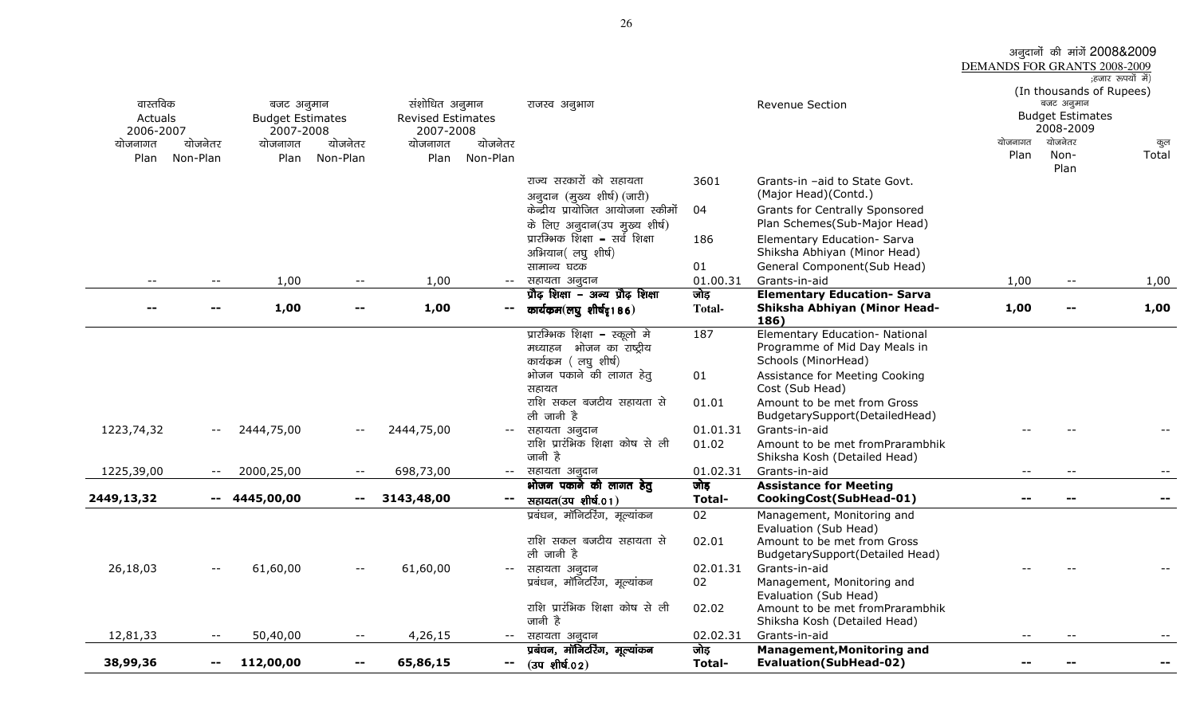अनुदानों की मांगें 2008&2009
DEMANDS FOR GRANTS 2008-2009
;हजार रुपयों में)
(In thousands of Rupees)

| वास्तविक Actuals 2006-2007 | | बजट अनुमान Budget Estimates 2007-2008 | | संशोधित अनुमान Revised Estimates 2007-2008 | | राजस्व अनुभाग | | Revenue Section | बजट अनुमान Budget Estimates 2008-2009 | | |
|---|---|---|---|---|---|---|---|---|---|---|---|
| योजनागत Plan | योजनेतर Non-Plan | योजनागत Plan | योजनेतर Non-Plan | योजनागत Plan | योजनेतर Non-Plan | | | | योजनागत Plan | योजनेतर Non-Plan | कुल Total |
| | | | | | | राज्य सरकारों को सहायता अनुदान (मुख्य शीर्ष) (जारी) | 3601 | Grants-in –aid to State Govt. (Major Head)(Contd.) | | | |
| | | | | | | केन्द्रीय प्रायोजित आयोजना स्कीमों के लिए अनुदान(उप मुख्य शीर्ष) | 04 | Grants for Centrally Sponsored Plan Schemes(Sub-Major Head) | | | |
| | | | | | | प्रारम्भिक शिक्षा – सर्व शिक्षा अभियान( लघु शीर्ष) | 186 | Elementary Education- Sarva Shiksha Abhiyan (Minor Head) | | | |
| | | | | | | सामान्य घटक | 01 | General Component(Sub Head) | | | |
| -- | -- | 1,00 | -- | 1,00 | -- | सहायता अनुदान | 01.00.31 | Grants-in-aid | 1,00 | -- | 1,00 |
| **--** | **--** | **1,00** | **--** | **1,00** | **--** | **प्रौढ़ शिक्षा – अन्य प्रौढ़ शिक्षा कार्यक्रम(लघु शीर्ष186)** | **जोड़ Total-** | **Elementary Education- Sarva Shiksha Abhiyan (Minor Head-186)** | **1,00** | **--** | **1,00** |
| | | | | | | प्रारम्भिक शिक्षा – स्कूलो मे मध्याहन भोजन का राष्ट्रीय कार्यक्रम ( लघु शीर्ष) | 187 | Elementary Education- National Programme of Mid Day Meals in Schools (MinorHead) | | | |
| | | | | | | भोजन पकाने की लागत हेतु सहायत | 01 | Assistance for Meeting Cooking Cost (Sub Head) | | | |
| | | | | | | राशि सकल बजटीय सहायता से ली जानी है | 01.01 | Amount to be met from Gross BudgetarySupport(DetailedHead) | | | |
| 1223,74,32 | -- | 2444,75,00 | -- | 2444,75,00 | -- | सहायता अनुदान | 01.01.31 | Grants-in-aid | -- | -- | -- |
| | | | | | | राशि प्रारंभिक शिक्षा कोष से ली जानी है | 01.02 | Amount to be met fromPrarambhik Shiksha Kosh (Detailed Head) | | | |
| 1225,39,00 | -- | 2000,25,00 | -- | 698,73,00 | -- | सहायता अनुदान | 01.02.31 | Grants-in-aid | -- | -- | -- |
| **2449,13,32** | **--** | **4445,00,00** | **--** | **3143,48,00** | **--** | **भोजन पकाने की लागत हेतु सहायत(उप शीर्ष.01)** | **जोड़ Total-** | **Assistance for Meeting CookingCost(SubHead-01)** | **--** | **--** | **--** |
| | | | | | | प्रबंधन, मॉनिटरिंग, मूल्यांकन | 02 | Management, Monitoring and Evaluation (Sub Head) | | | |
| | | | | | | राशि सकल बजटीय सहायता से ली जानी है | 02.01 | Amount to be met from Gross BudgetarySupport(Detailed Head) | | | |
| 26,18,03 | -- | 61,60,00 | -- | 61,60,00 | -- | सहायता अनुदान | 02.01.31 | Grants-in-aid | -- | -- | -- |
| | | | | | | प्रबंधन, मॉनिटरिंग, मूल्यांकन | 02 | Management, Monitoring and Evaluation (Sub Head) | | | |
| | | | | | | राशि प्रारंभिक शिक्षा कोष से ली जानी है | 02.02 | Amount to be met fromPrarambhik Shiksha Kosh (Detailed Head) | | | |
| 12,81,33 | -- | 50,40,00 | -- | 4,26,15 | -- | सहायता अनुदान | 02.02.31 | Grants-in-aid | -- | -- | -- |
| **38,99,36** | **--** | **112,00,00** | **--** | **65,86,15** | **--** | **प्रबंधन, मॉनिटरिंग, मूल्यांकन (उप शीर्ष.02)** | **जोड़ Total-** | **Management,Monitoring and Evaluation(SubHead-02)** | **--** | **--** | **--** |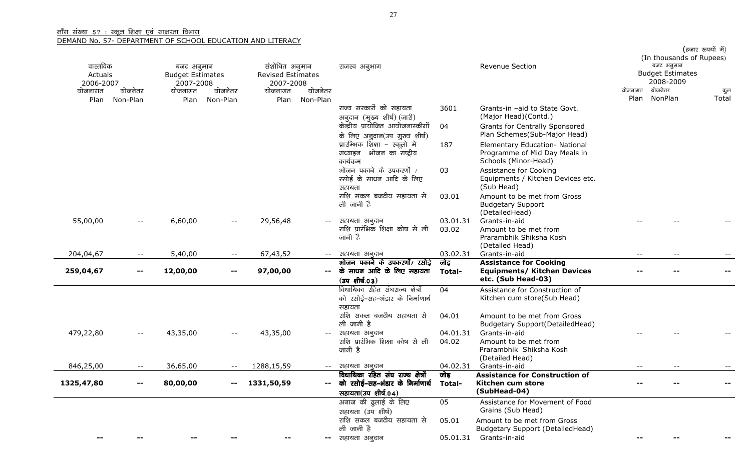माँग संख्या 57 : स्कूल शिक्षा एवं साक्षरता विभाग

DEMAND No. 57- DEPARTMENT OF SCHOOL EDUCATION AND LITERACY

(हजार रूपयों में)
(In thousands of Rupees)

| वास्तविक Actuals 2006-2007 | | बजट अनुमान Budget Estimates 2007-2008 | | संशोधित अनुमान Revised Estimates 2007-2008 | | राजस्व अनुभाग | | Revenue Section | बजट अनुमान Budget Estimates 2008-2009 | | |
|---|---|---|---|---|---|---|---|---|---|---|---|
| योजनागत Plan | योजनेतर Non-Plan | योजनागत Plan | योजनेतर Non-Plan | योजनागत Plan | योजनेतर Non-Plan | | | | योजनागत Plan | योजनेतर NonPlan | कुल Total |
| | | | | | | राज्य सरकारों को सहायता अनुदान (मुख्य शीर्ष) (जारी) | 3601 | Grants-in –aid to State Govt. (Major Head)(Contd.) | | | |
| | | | | | | केन्द्रीय प्रायोजित आयोजनास्कीमों के लिए अनुदान(उप मुख्य शीर्ष) | 04 | Grants for Centrally Sponsored Plan Schemes(Sub-Major Head) | | | |
| | | | | | | प्रारम्भिक शिक्षा – स्कूलो मे मध्याहन भोजन का राष्ट्रीय कार्यक्रम | 187 | Elementary Education- National Programme of Mid Day Meals in Schools (Minor-Head) | | | |
| | | | | | | भोजन पकाने के उपकरणों / रसोई के साधन आदि के लिए सहायता | 03 | Assistance for Cooking Equipments / Kitchen Devices etc. (Sub Head) | | | |
| | | | | | | राशि सकल बजटीय सहायता से ली जानी है | 03.01 | Amount to be met from Gross Budgetary Support (DetailedHead) | | | |
| 55,00,00 | -- | 6,60,00 | -- | 29,56,48 | -- | सहायता अनुदान | 03.01.31 | Grants-in-aid | -- | -- | -- |
| | | | | | | राशि प्रारंभिक शिक्षा कोष से ली जानी है | 03.02 | Amount to be met from Prarambhik Shiksha Kosh (Detailed Head) | | | |
| 204,04,67 | -- | 5,40,00 | -- | 67,43,52 | -- | सहायता अनुदान | 03.02.31 | Grants-in-aid | -- | -- | -- |
| **259,04,67** | **--** | **12,00,00** | **--** | **97,00,00** | **--** | **भोजन पकाने के उपकरणों/ रसोई के साधन आदि के लिए सहायता (उप शीर्ष.03)** | **जोड़ Total-** | **Assistance for Cooking Equipments/ Kitchen Devices etc. (Sub Head-03)** | **--** | **--** | **--** |
| | | | | | | विधायिका रहित संघराज्य क्षेत्रों को रसोई-सह-भंडार के निर्माणार्थ सहायता | 04 | Assistance for Construction of Kitchen cum store(Sub Head) | | | |
| | | | | | | राशि सकल बजटीय सहायता से ली जानी है | 04.01 | Amount to be met from Gross Budgetary Support(DetailedHead) | | | |
| 479,22,80 | -- | 43,35,00 | -- | 43,35,00 | -- | सहायता अनुदान | 04.01.31 | Grants-in-aid | -- | -- | -- |
| | | | | | | राशि प्रारंभिक शिक्षा कोष से ली जानी है | 04.02 | Amount to be met from Prarambhik Shiksha Kosh (Detailed Head) | | | |
| 846,25,00 | -- | 36,65,00 | -- | 1288,15,59 | -- | सहायता अनुदान | 04.02.31 | Grants-in-aid | -- | -- | -- |
| **1325,47,80** | **--** | **80,00,00** | **--** | **1331,50,59** | **--** | **विधायिका रहित संघ राज्य क्षेत्रों को रसोई-सह-भंडार के निर्माणार्थ सहायता(उप शीर्ष.04)** | **जोड़ Total-** | **Assistance for Construction of Kitchen cum store (SubHead-04)** | **--** | **--** | **--** |
| | | | | | | अनाज की ढुलाई के लिए सहायता (उप शीर्ष) | 05 | Assistance for Movement of Food Grains (Sub Head) | | | |
| | | | | | | राशि सकल बजटीय सहायता से ली जानी है | 05.01 | Amount to be met from Gross Budgetary Support (DetailedHead) | | | |
| -- | -- | -- | -- | -- | -- | सहायता अनुदान | 05.01.31 | Grants-in-aid | -- | -- | -- |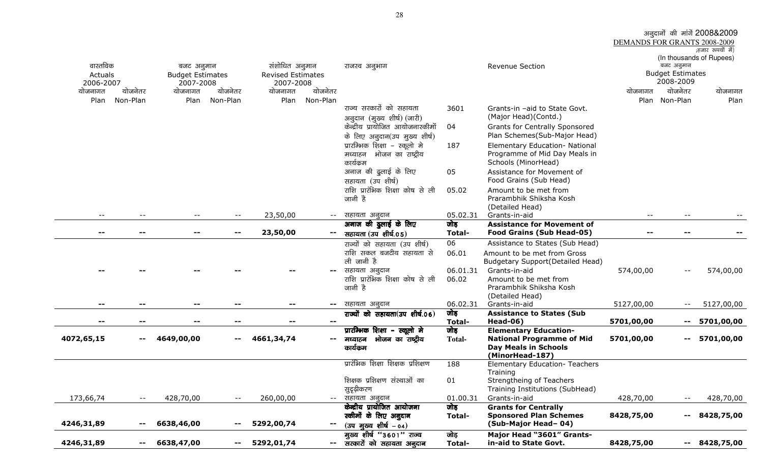अनुदानों की मांगें 2008&2009
DEMANDS FOR GRANTS 2008-2009

;हजार रूपयों में)
(In thousands of Rupees)

| वास्तविक Actuals 2006-2007 | | बजट अनुमान Budget Estimates 2007-2008 | | संशोधित अनुमान Revised Estimates 2007-2008 | | राजस्व अनुभाग | | Revenue Section | बजट अनुमान Budget Estimates 2008-2009 | | |
|---|---|---|---|---|---|---|---|---|---|---|---|
| योजनागत Plan | योजनेतर Non-Plan | योजनागत Plan | योजनेतर Non-Plan | योजनागत Plan | योजनेतर Non-Plan | | | | योजनागत Plan | योजनेतर Non-Plan | योजनागत Plan |
| | | | | | | राज्य सरकारों को सहायता अनुदान (मुख्य शीर्ष) (जारी) | 3601 | Grants-in -aid to State Govt. (Major Head)(Contd.) | | | |
| | | | | | | केन्द्रीय प्रायोजित आयोजनास्कीमों के लिए अनुदान(उप मुख्य शीर्ष) | 04 | Grants for Centrally Sponsored Plan Schemes(Sub-Major Head) | | | |
| | | | | | | प्रारम्भिक शिक्षा – स्कूलो मे मध्याहन भोजन का राष्ट्रीय कार्यक्रम | 187 | Elementary Education- National Programme of Mid Day Meals in Schools (MinorHead) | | | |
| | | | | | | अनाज की ढुलाई के लिए सहायता (उप शीर्ष) | 05 | Assistance for Movement of Food Grains (Sub Head) | | | |
| | | | | | | राशि प्रारंभिक शिक्षा कोष से ली जानी है | 05.02 | Amount to be met from Prarambhik Shiksha Kosh (Detailed Head) | | | |
| -- | -- | -- | -- | 23,50,00 | -- | सहायता अनुदान | 05.02.31 | Grants-in-aid | -- | -- | -- |
| **--** | **--** | **--** | **--** | **23,50,00** | **--** | **अनाज की ढुलाई के लिए सहायता (उप शीर्ष.05)** | **जोड़ Total-** | **Assistance for Movement of Food Grains (Sub Head-05)** | **--** | **--** | **--** |
| | | | | | | राज्यों को सहायता (उप शीर्ष) | 06 | Assistance to States (Sub Head) | | | |
| | | | | | | राशि सकल बजटीय सहायता से ली जानी है | 06.01 | Amount to be met from Gross Budgetary Support(Detailed Head) | | | |
| -- | -- | -- | -- | -- | -- | सहायता अनुदान | 06.01.31 | Grants-in-aid | 574,00,00 | -- | 574,00,00 |
| | | | | | | राशि प्रारंभिक शिक्षा कोष से ली जानी है | 06.02 | Amount to be met from Prarambhik Shiksha Kosh (Detailed Head) | | | |
| -- | -- | -- | -- | -- | -- | सहायता अनुदान | 06.02.31 | Grants-in-aid | 5127,00,00 | -- | 5127,00,00 |
| **--** | **--** | **--** | **--** | **--** | **--** | **राज्यों को सहायता(उप शीर्ष.06)** | **जोड़ Total-** | **Assistance to States (Sub Head-06)** | **5701,00,00** | **--** | **5701,00,00** |
| **4072,65,15** | **--** | **4649,00,00** | **--** | **4661,34,74** | **--** | **प्रारम्भिक शिक्षा – स्कूलो मे मध्याहन भोजन का राष्ट्रीय कार्यक्रम** | **जोड़ Total-** | **Elementary Education- National Programme of Mid Day Meals in Schools (MinorHead-187)** | **5701,00,00** | **--** | **5701,00,00** |
| | | | | | | प्रारंभिक शिक्षा शिक्षक प्रशिक्षण | 188 | Elementary Education- Teachers Training | | | |
| | | | | | | शिक्षक प्रशिक्षण संस्थाओं का सुदृढ़ीकरण | 01 | Strengtheing of Teachers Training Institutions (SubHead) | | | |
| 173,66,74 | -- | 428,70,00 | -- | 260,00,00 | -- | सहायता अनुदान | 01.00.31 | Grants-in-aid | 428,70,00 | -- | 428,70,00 |
| **4246,31,89** | **--** | **6638,46,00** | **--** | **5292,00,74** | **--** | **केन्द्रीय प्रायोजित आयोजना स्कीमों के लिए अनुदान (उप मुख्य शीर्ष – 04)** | **जोड़ Total-** | **Grants for Centrally Sponsored Plan Schemes (Sub-Major Head– 04)** | **8428,75,00** | **--** | **8428,75,00** |
| **4246,31,89** | **--** | **6638,47,00** | **--** | **5292,01,74** | **--** | **मुख्य शीर्ष "3601" राज्य सरकारों को सहायता अनुदान** | **जोड़ Total-** | **Major Head "3601" Grants-in-aid to State Govt.** | **8428,75,00** | **--** | **8428,75,00** |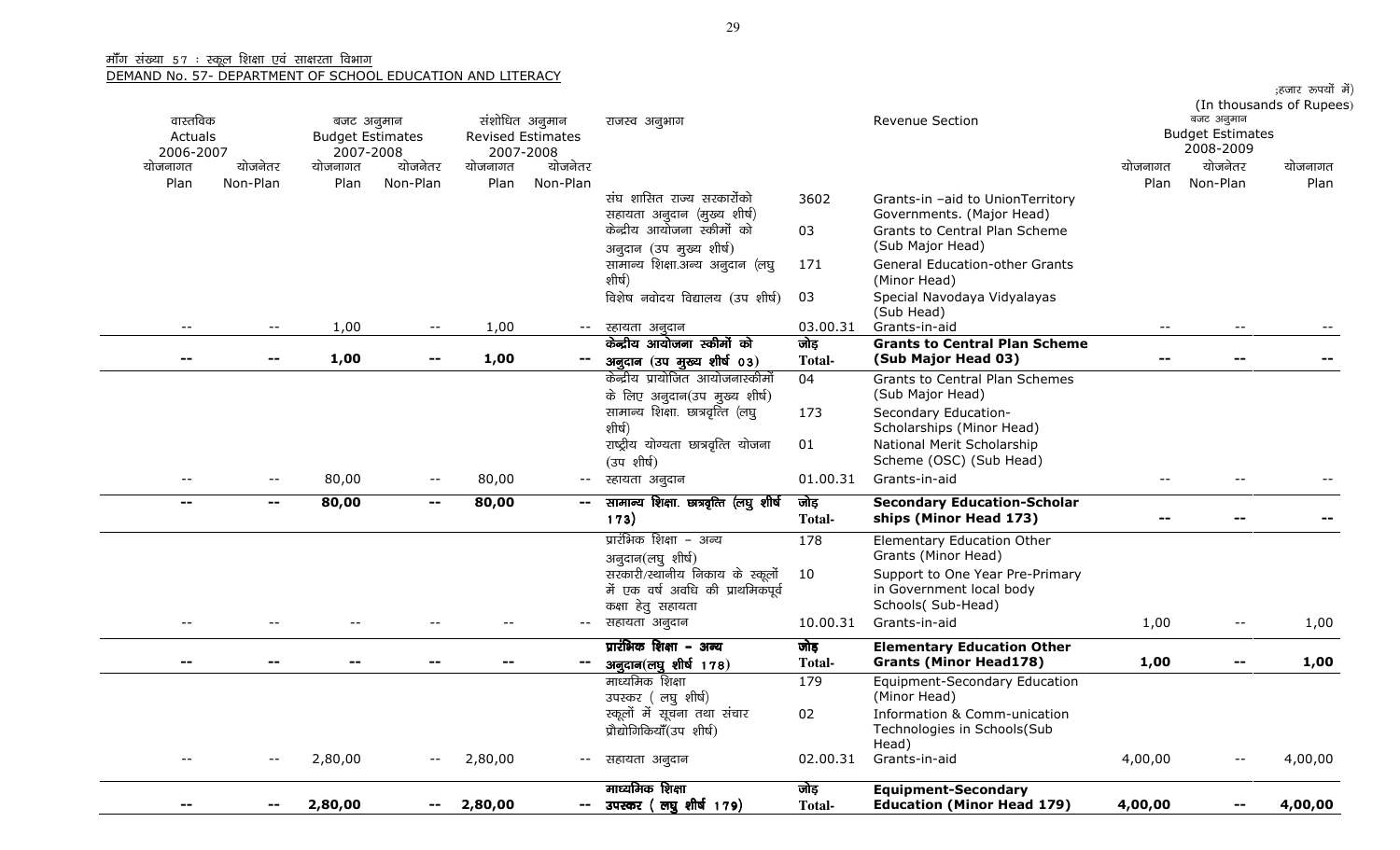माँग संख्या 57 : स्कूल शिक्षा एवं साक्षरता विभाग

DEMAND No. 57- DEPARTMENT OF SCHOOL EDUCATION AND LITERACY

;हजार रूपयों में)
(In thousands of Rupees)

| वास्तविक Actuals 2006-2007 | | बजट अनुमान Budget Estimates 2007-2008 | | संशोधित अनुमान Revised Estimates 2007-2008 | | राजस्व अनुभाग | | Revenue Section | बजट अनुमान Budget Estimates 2008-2009 | | |
|---|---|---|---|---|---|---|---|---|---|---|---|
| योजनागत Plan | योजनेतर Non-Plan | योजनागत Plan | योजनेतर Non-Plan | योजनागत Plan | योजनेतर Non-Plan | | | | योजनागत Plan | योजनेतर Non-Plan | योजनागत Plan |
| | | | | | | संघ शासित राज्य सरकारोंको सहायता अनुदान (मुख्य शीर्ष) | 3602 | Grants-in -aid to UnionTerritory Governments. (Major Head) | | | |
| | | | | | | केन्द्रीय आयोजना स्कीमों को अनुदान (उप मुख्य शीर्ष) | 03 | Grants to Central Plan Scheme (Sub Major Head) | | | |
| | | | | | | सामान्य शिक्षा.अन्य अनुदान (लघु शीर्ष) | 171 | General Education-other Grants (Minor Head) | | | |
| | | | | | | विशेष नवोदय विद्यालय (उप शीर्ष) | 03 | Special Navodaya Vidyalayas (Sub Head) | | | |
| -- | -- | 1,00 | -- | 1,00 | -- | सहायता अनुदान | 03.00.31 | Grants-in-aid | -- | -- | -- |
| **--** | **--** | **1,00** | **--** | **1,00** | **--** | **केन्द्रीय आयोजना स्कीमों को अनुदान (उप मुख्य शीर्ष 03)** | **जोड़ Total-** | **Grants to Central Plan Scheme (Sub Major Head 03)** | **--** | **--** | **--** |
| | | | | | | केन्द्रीय प्रायोजित आयोजनास्कीमों के लिए अनुदान(उप मुख्य शीर्ष) | 04 | Grants to Central Plan Schemes (Sub Major Head) | | | |
| | | | | | | सामान्य शिक्षा. छात्रवृत्ति (लघु शीर्ष) | 173 | Secondary Education-Scholarships (Minor Head) | | | |
| | | | | | | राष्ट्रीय योग्यता छात्रवृत्ति योजना (उप शीर्ष) | 01 | National Merit Scholarship Scheme (OSC) (Sub Head) | | | |
| -- | -- | 80,00 | -- | 80,00 | -- | सहायता अनुदान | 01.00.31 | Grants-in-aid | -- | -- | -- |
| **--** | **--** | **80,00** | **--** | **80,00** | **--** | **सामान्य शिक्षा. छात्रवृत्ति (लघु शीर्ष 173)** | **जोड़ Total-** | **Secondary Education-Scholar ships (Minor Head 173)** | **--** | **--** | **--** |
| | | | | | | प्रारंभिक शिक्षा – अन्य अनुदान(लघु शीर्ष) | 178 | Elementary Education Other Grants (Minor Head) | | | |
| | | | | | | सरकारी/स्थानीय निकाय के स्कूलों में एक वर्ष अवधि की प्राथमिकपूर्व कक्षा हेतु सहायता | 10 | Support to One Year Pre-Primary in Government local body Schools( Sub-Head) | | | |
| -- | -- | -- | -- | -- | -- | सहायता अनुदान | 10.00.31 | Grants-in-aid | 1,00 | -- | 1,00 |
| **--** | **--** | **--** | **--** | **--** | **--** | **प्रारंभिक शिक्षा – अन्य अनुदान(लघु शीर्ष 178)** | **जोड़ Total-** | **Elementary Education Other Grants (Minor Head178)** | **1,00** | **--** | **1,00** |
| | | | | | | माध्यमिक शिक्षा उपस्कर ( लघु शीर्ष) | 179 | Equipment-Secondary Education (Minor Head) | | | |
| | | | | | | स्कूलों में सूचना तथा संचार प्रौद्योगिकियाँ(उप शीर्ष) | 02 | Information & Comm-unication Technologies in Schools(Sub Head) | | | |
| -- | -- | 2,80,00 | -- | 2,80,00 | -- | सहायता अनुदान | 02.00.31 | Grants-in-aid | 4,00,00 | -- | 4,00,00 |
| **--** | **--** | **2,80,00** | **--** | **2,80,00** | **--** | **माध्यमिक शिक्षा उपस्कर ( लघु शीर्ष 179)** | **जोड़ Total-** | **Equipment-Secondary Education (Minor Head 179)** | **4,00,00** | **--** | **4,00,00** |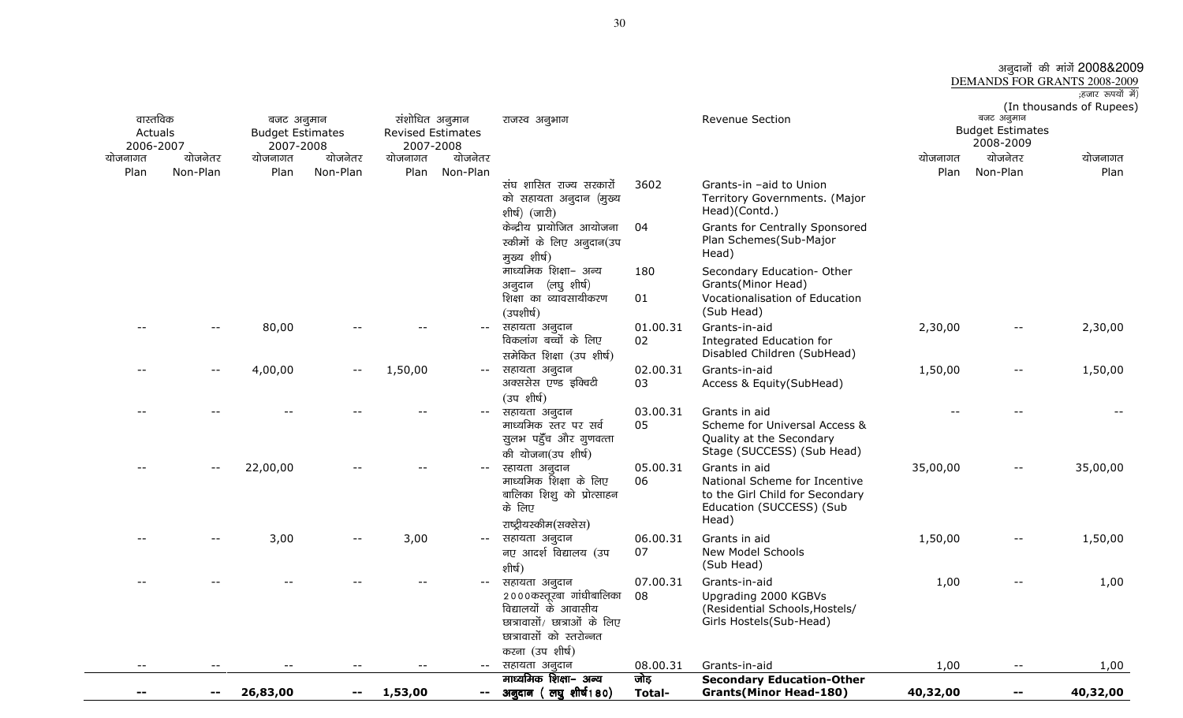अनुदानों की मांगें 2008&2009
DEMANDS FOR GRANTS 2008-2009
;हजार रूपयों में)
(In thousands of Rupees)

| वास्तविक Actuals 2006-2007 | | बजट अनुमान Budget Estimates 2007-2008 | | संशोधित अनुमान Revised Estimates 2007-2008 | | राजस्व अनुभाग | | Revenue Section | बजट अनुमान Budget Estimates 2008-2009 | | |
|---|---|---|---|---|---|---|---|---|---|---|---|
| योजनागत Plan | योजनेतर Non-Plan | योजनागत Plan | योजनेतर Non-Plan | योजनागत Plan | योजनेतर Non-Plan | | | | योजनागत Plan | योजनेतर Non-Plan | योजनागत Plan |
| | | | | | | संघ शासित राज्य सरकारों को सहायता अनुदान (मुख्य शीर्ष) (जारी) | 3602 | Grants-in –aid to Union Territory Governments. (Major Head)(Contd.) | | | |
| | | | | | | केन्द्रीय प्रायोजित आयोजना स्कीमों के लिए अनुदान(उप मुख्य शीर्ष) | 04 | Grants for Centrally Sponsored Plan Schemes(Sub-Major Head) | | | |
| | | | | | | माध्यमिक शिक्षा– अन्य अनुदान (लघु शीर्ष) | 180 | Secondary Education- Other Grants(Minor Head) | | | |
| | | | | | | शिक्षा का व्यावसायीकरण (उपशीर्ष) | 01 | Vocationalisation of Education (Sub Head) | | | |
| -- | -- | 80,00 | -- | -- | -- | सहायता अनुदान | 01.00.31 | Grants-in-aid | 2,30,00 | -- | 2,30,00 |
| | | | | | | विकलांग बच्चों के लिए समेकित शिक्षा (उप शीर्ष) | 02 | Integrated Education for Disabled Children (SubHead) | | | |
| -- | -- | 4,00,00 | -- | 1,50,00 | -- | सहायता अनुदान | 02.00.31 | Grants-in-aid | 1,50,00 | -- | 1,50,00 |
| | | | | | | अक्ससेस एण्ड इक्विटी (उप शीर्ष) | 03 | Access & Equity(SubHead) | | | |
| -- | -- | -- | -- | -- | -- | सहायता अनुदान | 03.00.31 | Grants in aid | -- | -- | -- |
| | | | | | | माध्यमिक स्तर पर सर्व सुलभ पहुँच और गुणवत्ता की योजना(उप शीर्ष) | 05 | Scheme for Universal Access & Quality at the Secondary Stage (SUCCESS) (Sub Head) | | | |
| -- | -- | 22,00,00 | -- | -- | -- | स्हायता अनुदान | 05.00.31 | Grants in aid | 35,00,00 | -- | 35,00,00 |
| | | | | | | माध्यमिक शिक्षा के लिए बालिका शिशु को प्रोत्साहन के लिए राष्ट्रीयस्कीम(सक्सेस) | 06 | National Scheme for Incentive to the Girl Child for Secondary Education (SUCCESS) (Sub Head) | | | |
| -- | -- | 3,00 | -- | 3,00 | -- | सहायता अनुदान | 06.00.31 | Grants in aid | 1,50,00 | -- | 1,50,00 |
| | | | | | | नए आदर्श विद्यालय (उप शीर्ष) | 07 | New Model Schools (Sub Head) | | | |
| -- | -- | -- | -- | -- | -- | सहायता अनुदान | 07.00.31 | Grants-in-aid | 1,00 | -- | 1,00 |
| | | | | | | 2000कस्तूरबा गांधीबालिका विद्यालयों के आवासीय छात्रावासों/ छात्राओं के लिए छात्रावासों को स्तरोन्नत करना (उप शीर्ष) | 08 | Upgrading 2000 KGBVs (Residential Schools,Hostels/ Girls Hostels(Sub-Head) | | | |
| -- | -- | -- | -- | -- | -- | सहायता अनुदान | 08.00.31 | Grants-in-aid | 1,00 | -- | 1,00 |
| **--** | **--** | **26,83,00** | **--** | **1,53,00** | **--** | **माध्यमिक शिक्षा– अन्य अनुदान ( लघु शीर्ष180)** | **जोड़ Total-** | **Secondary Education-Other Grants(Minor Head-180)** | **40,32,00** | **--** | **40,32,00** |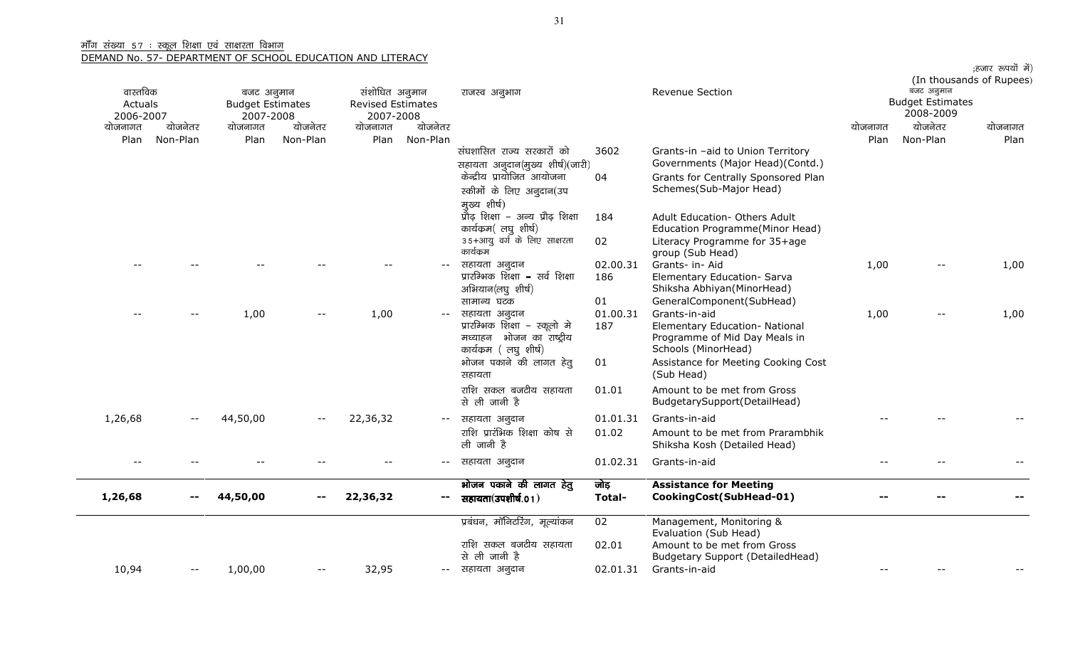<u>माँग संख्या 57 : स्कूल शिक्षा एवं साक्षरता विभाग</u>

<u>DEMAND No. 57- DEPARTMENT OF SCHOOL EDUCATION AND LITERACY</u>

;हजार रुपयों में)
(In thousands of Rupees)

| वास्तविक Actuals 2006-2007 | | बजट अनुमान Budget Estimates 2007-2008 | | संशोधित अनुमान Revised Estimates 2007-2008 | | राजस्व अनुभाग | | Revenue Section | बजट अनुमान Budget Estimates 2008-2009 | | |
|---|---|---|---|---|---|---|---|---|---|---|---|
| योजनागत Plan | योजनेतर Non-Plan | योजनागत Plan | योजनेतर Non-Plan | योजनागत Plan | योजनेतर Non-Plan | | | | योजनागत Plan | योजनेतर Non-Plan | योजनागत Plan |
| | | | | | | संघशासित राज्य सरकारों को सहायता अनुदान(मुख्य शीर्ष)(जारी) | 3602 | Grants-in -aid to Union Territory Governments (Major Head)(Contd.) | | | |
| | | | | | | केन्द्रीय प्रायोजित आयोजना स्कीमों के लिए अनुदान(उप मुख्य शीर्ष) | 04 | Grants for Centrally Sponsored Plan Schemes(Sub-Major Head) | | | |
| | | | | | | प्रौढ़ शिक्षा – अन्य प्रौढ़ शिक्षा कार्यक्रम( लघु शीर्ष) | 184 | Adult Education- Others Adult Education Programme(Minor Head) | | | |
| | | | | | | 35+आयु वर्ग के लिए साक्षरता कार्यक्रम | 02 | Literacy Programme for 35+age group (Sub Head) | | | |
| -- | -- | -- | -- | -- | -- | सहायता अनुदान | 02.00.31 | Grants- in- Aid | 1,00 | -- | 1,00 |
| | | | | | | प्रारम्भिक शिक्षा – सर्व शिक्षा अभियान(लघु शीर्ष) | 186 | Elementary Education- Sarva Shiksha Abhiyan(MinorHead) | | | |
| | | | | | | सामान्य घटक | 01 | GeneralComponent(SubHead) | | | |
| -- | -- | 1,00 | -- | 1,00 | -- | सहायता अनुदान | 01.00.31 | Grants-in-aid | 1,00 | -- | 1,00 |
| | | | | | | प्रारम्भिक शिक्षा – स्कूलो मे मध्याहन भोजन का राष्ट्रीय कार्यक्रम ( लघु शीर्ष) | 187 | Elementary Education- National Programme of Mid Day Meals in Schools (MinorHead) | | | |
| | | | | | | भोजन पकाने की लागत हेतु सहायता | 01 | Assistance for Meeting Cooking Cost (Sub Head) | | | |
| | | | | | | राशि सकल बजटीय सहायता से ली जानी है | 01.01 | Amount to be met from Gross BudgetarySupport(DetailHead) | | | |
| 1,26,68 | -- | 44,50,00 | -- | 22,36,32 | -- | सहायता अनुदान | 01.01.31 | Grants-in-aid | -- | -- | -- |
| | | | | | | राशि प्रारंभिक शिक्षा कोष से ली जानी है | 01.02 | Amount to be met from Prarambhik Shiksha Kosh (Detailed Head) | | | |
| -- | -- | -- | -- | -- | -- | सहायता अनुदान | 01.02.31 | Grants-in-aid | -- | -- | -- |
| **1,26,68** | **--** | **44,50,00** | **--** | **22,36,32** | **--** | **भोजन पकाने की लागत हेतु सहायता(उपशीर्ष.01)** | **जोड़ Total-** | **Assistance for Meeting CookingCost(SubHead-01)** | **--** | **--** | **--** |
| | | | | | | प्रबंधन, मॉनिटरिंग, मूल्यांकन | 02 | Management, Monitoring & Evaluation (Sub Head) | | | |
| | | | | | | राशि सकल बजटीय सहायता से ली जानी है | 02.01 | Amount to be met from Gross Budgetary Support (DetailedHead) | | | |
| 10,94 | -- | 1,00,00 | -- | 32,95 | -- | सहायता अनुदान | 02.01.31 | Grants-in-aid | -- | -- | -- |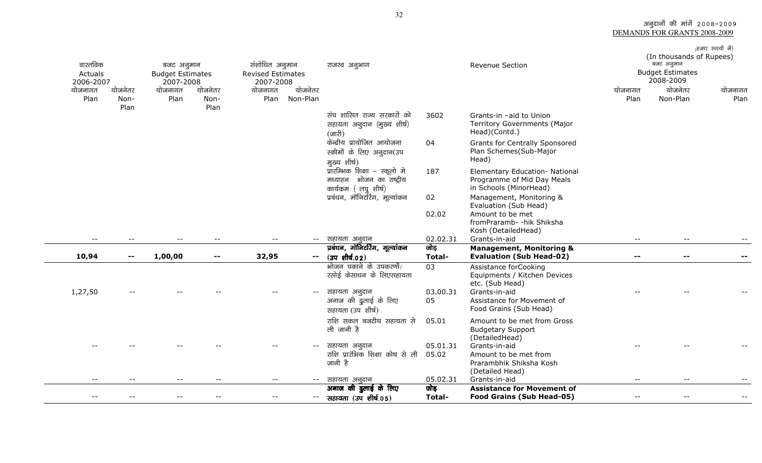अनुदानों की मांगें 2008-2009
DEMANDS FOR GRANTS 2008-2009

;हजार रूपयों में)
(In thousands of Rupees)

| वास्तविक Actuals 2006-2007 | | बजट अनुमान Budget Estimates 2007-2008 | | संशोधित अनुमान Revised Estimates 2007-2008 | | राजस्व अनुभाग | | Revenue Section | बजट अनुमान Budget Estimates 2008-2009 | | |
|---|---|---|---|---|---|---|---|---|---|---|---|
| योजनागत Plan | योजनेतर Non-Plan | योजनागत Plan | योजनेतर Non-Plan | योजनागत Plan | योजनेतर Non-Plan | | | | योजनागत Plan | योजनेतर Non-Plan | योजनागत Plan |
| | | | | | | संघ शासित राज्य सरकारों को सहायता अनुदान (मुख्य शीर्ष) (जारी) | 3602 | Grants-in -aid to Union Territory Governments (Major Head)(Contd.) | | | |
| | | | | | | केन्द्रीय प्रायोजित आयोजना स्कीमों के लिए अनुदान(उप मुख्य शीर्ष) | 04 | Grants for Centrally Sponsored Plan Schemes(Sub-Major Head) | | | |
| | | | | | | प्रारम्भिक शिक्षा – स्कूलो मे मध्याहन भोजन का राष्ट्रीय कार्यक्रम ( लघु शीर्ष) | 187 | Elementary Education- National Programme of Mid Day Meals in Schools (MinorHead) | | | |
| | | | | | | प्रबंधन, मॉनिटरिंग, मूल्यांकन | 02 | Management, Monitoring & Evaluation (Sub Head) | | | |
| | | | | | | | 02.02 | Amount to be met fromPraramb- -hik Shiksha Kosh (DetailedHead) | | | |
| -- | -- | -- | -- | -- | -- | सहायता अनुदान | 02.02.31 | Grants-in-aid | -- | -- | -- |
| **10,94** | **--** | **1,00,00** | **--** | **32,95** | **--** | **प्रबंधन, मॉनिटरिंग, मूल्यांकन (उप शीर्ष.02)** | **जोड़ Total-** | **Management, Monitoring & Evaluation (Sub Head-02)** | **--** | **--** | **--** |
| | | | | | | भोजन पकाने के उपकरणों/ रसोई केसाधन के लिएसहायता | 03 | Assistance forCooking Equipments / Kitchen Devices etc. (Sub Head) | | | |
| 1,27,50 | -- | -- | -- | -- | -- | सहायता अनुदान | 03.00.31 | Grants-in-aid | -- | -- | -- |
| | | | | | | अनाज की ढुलाई के लिए सहायता (उप शीर्ष) | 05 | Assistance for Movement of Food Grains (Sub Head) | | | |
| | | | | | | राशि सकल बजटीय सहायता से ली जानी है | 05.01 | Amount to be met from Gross Budgetary Support (DetailedHead) | | | |
| -- | -- | -- | -- | -- | -- | सहायता अनुदान | 05.01.31 | Grants-in-aid | -- | -- | -- |
| | | | | | | राशि प्रारंभिक शिक्षा कोष से ली जानी है | 05.02 | Amount to be met from Prarambhik Shiksha Kosh (Detailed Head) | | | |
| -- | -- | -- | -- | -- | -- | सहायता अनुदान | 05.02.31 | Grants-in-aid | -- | -- | -- |
| -- | -- | -- | -- | -- | -- | **अनाज की ढुलाई के लिए सहायता (उप शीर्ष.05)** | **जोड़ Total-** | **Assistance for Movement of Food Grains (Sub Head-05)** | -- | -- | -- |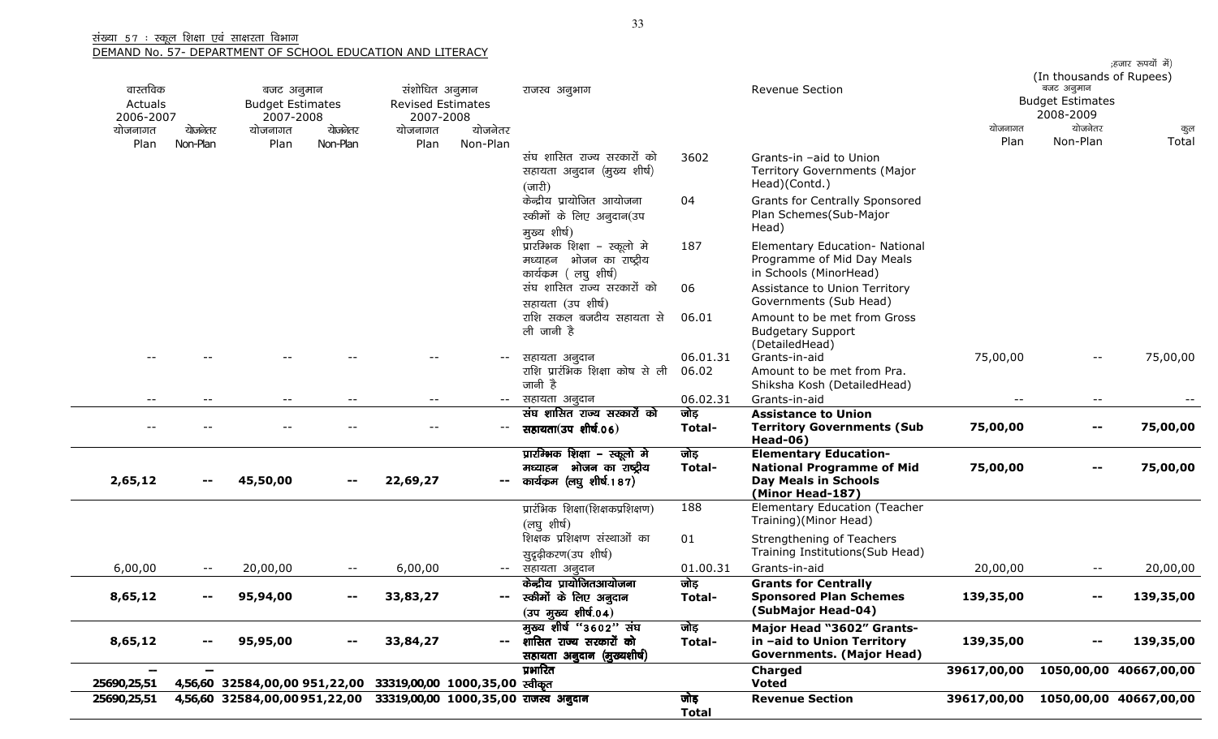संख्या 57 : स्कूल शिक्षा एवं साक्षरता विभाग

DEMAND No. 57- DEPARTMENT OF SCHOOL EDUCATION AND LITERACY

;हजार रुपयों में) (In thousands of Rupees)

| वास्तविक Actuals 2006-2007 | | बजट अनुमान Budget Estimates 2007-2008 | | संशोधित अनुमान Revised Estimates 2007-2008 | | राजस्व अनुभाग | | Revenue Section | बजट अनुमान Budget Estimates 2008-2009 | | |
|---|---|---|---|---|---|---|---|---|---|---|---|
| योजनागत Plan | योजनेतर Non-Plan | योजनागत Plan | योजनेतर Non-Plan | योजनागत Plan | योजनेतर Non-Plan | | | | योजनागत Plan | योजनेतर Non-Plan | कुल Total |
| | | | | | | संघ शासित राज्य सरकारों को सहायता अनुदान (मुख्य शीर्ष) (जारी) | 3602 | Grants-in –aid to Union Territory Governments (Major Head)(Contd.) | | | |
| | | | | | | केन्द्रीय प्रायोजित आयोजना स्कीमों के लिए अनुदान(उप मुख्य शीर्ष) | 04 | Grants for Centrally Sponsored Plan Schemes(Sub-Major Head) | | | |
| | | | | | | प्रारम्भिक शिक्षा – स्कूलो मे मध्याहन भोजन का राष्ट्रीय कार्यक्रम ( लघु शीर्ष) | 187 | Elementary Education- National Programme of Mid Day Meals in Schools (MinorHead) | | | |
| | | | | | | संघ शासित राज्य सरकारों को सहायता (उप शीर्ष) | 06 | Assistance to Union Territory Governments (Sub Head) | | | |
| | | | | | | राशि सकल बजटीय सहायता से ली जानी है | 06.01 | Amount to be met from Gross Budgetary Support (DetailedHead) | | | |
| -- | -- | -- | -- | -- | -- | सहायता अनुदान | 06.01.31 | Grants-in-aid | 75,00,00 | -- | 75,00,00 |
| | | | | | | राशि प्रारंभिक शिक्षा कोष से ली जानी है | 06.02 | Amount to be met from Pra. Shiksha Kosh (DetailedHead) | | | |
| -- | -- | -- | -- | -- | -- | सहायता अनुदान | 06.02.31 | Grants-in-aid | -- | -- | -- |
| -- | -- | -- | -- | -- | -- | **संघ शासित राज्य सरकारों को सहायता(उप शीर्ष.06)** | **जोड़ Total-** | **Assistance to Union Territory Governments (Sub Head-06)** | **75,00,00** | **--** | **75,00,00** |
| **2,65,12** | **--** | **45,50,00** | **--** | **22,69,27** | **--** | **प्रारम्भिक शिक्षा – स्कूलो मे मध्याहन भोजन का राष्ट्रीय कार्यक्रम (लघु शीर्ष.187)** | **जोड़ Total-** | **Elementary Education- National Programme of Mid Day Meals in Schools (Minor Head-187)** | **75,00,00** | **--** | **75,00,00** |
| | | | | | | प्रारंभिक शिक्षा(शिक्षकप्रशिक्षण) (लघु शीर्ष) | 188 | Elementary Education (Teacher Training)(Minor Head) | | | |
| | | | | | | शिक्षक प्रशिक्षण संस्थाओं का सुदृढ़ीकरण(उप शीर्ष) | 01 | Strengthening of Teachers Training Institutions(Sub Head) | | | |
| 6,00,00 | -- | 20,00,00 | -- | 6,00,00 | -- | सहायता अनुदान | 01.00.31 | Grants-in-aid | 20,00,00 | -- | 20,00,00 |
| **8,65,12** | **--** | **95,94,00** | **--** | **33,83,27** | **--** | **केन्द्रीय प्रायोजितआयोजना स्कीमों के लिए अनुदान (उप मुख्य शीर्ष.04)** | **जोड़ Total-** | **Grants for Centrally Sponsored Plan Schemes (SubMajor Head-04)** | **139,35,00** | **--** | **139,35,00** |
| **8,65,12** | **--** | **95,95,00** | **--** | **33,84,27** | **--** | **मुख्य शीर्ष "3602" संघ शासित राज्य सरकारों को सहायता अनुदान (मुख्यशीर्ष)** | **जोड़ Total-** | **Major Head "3602" Grants-in –aid to Union Territory Governments. (Major Head)** | **139,35,00** | **--** | **139,35,00** |
| **–** | **–** | | | | | **प्रभारित** | | **Charged** | | | |
| **25690,25,51** | **4,56,60** | **32584,00,00** | **951,22,00** | **33319,00,00** | **1000,35,00** | **स्वीकृत** | | **Voted** | **39617,00,00** | **1050,00,00** | **40667,00,00** |
| **25690,25,51** | **4,56,60** | **32584,00,00** | **951,22,00** | **33319,00,00** | **1000,35,00** | **राजस्व अनुदान** | **जोड़ Total** | **Revenue Section** | **39617,00,00** | **1050,00,00** | **40667,00,00** |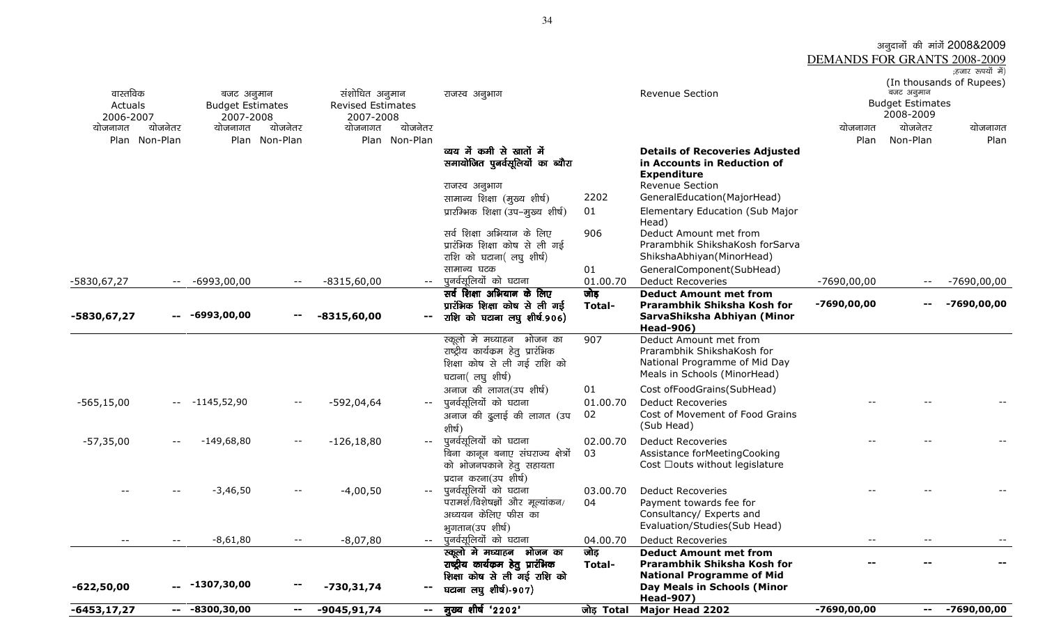अनुदानों की मांगें 2008&2009

DEMANDS FOR GRANTS 2008-2009

;हजार रुपयों में)

(In thousands of Rupees)

| वास्तविक Actuals 2006-2007 | | बजट अनुमान Budget Estimates 2007-2008 | | संशोधित अनुमान Revised Estimates 2007-2008 | | राजस्व अनुभाग | | Revenue Section | बजट अनुमान Budget Estimates 2008-2009 | | |
|---|---|---|---|---|---|---|---|---|---|---|---|
| योजनागत Plan | योजनेतर Non-Plan | योजनागत Plan | योजनेतर Non-Plan | योजनागत Plan | योजनेतर Non-Plan | | | | योजनागत Plan | योजनेतर Non-Plan | योजनागत Plan |
| | | | | | | **व्यय में कमी से खातों में समायोजित पुनर्वसूलियों का ब्यौरा** | | **Details of Recoveries Adjusted in Accounts in Reduction of Expenditure** | | | |
| | | | | | | राजस्व अनुभाग | | Revenue Section | | | |
| | | | | | | सामान्य शिक्षा (मुख्य शीर्ष) | 2202 | GeneralEducation(MajorHead) | | | |
| | | | | | | प्रारम्भिक शिक्षा (उप–मुख्य शीर्ष) | 01 | Elementary Education (Sub Major Head) | | | |
| | | | | | | सर्व शिक्षा अभियान के लिए प्रारंभिक शिक्षा कोष से ली गई राशि को घटाना( लघु शीर्ष) | 906 | Deduct Amount met from Prarambhik ShikshaKosh forSarva ShikshaAbhiyan(MinorHead) | | | |
| | | | | | | सामान्य घटक | 01 | GeneralComponent(SubHead) | | | |
| -5830,67,27 | -- | -6993,00,00 | -- | -8315,60,00 | -- | पुनर्वसूलियों को घटाना | 01.00.70 | Deduct Recoveries | -7690,00,00 | -- | -7690,00,00 |
| **-5830,67,27** | **--** | **-6993,00,00** | **--** | **-8315,60,00** | **--** | **सर्व शिक्षा अभियान के लिए प्रारंभिक शिक्षा कोष से ली गई राशि को घटाना लघु शीर्ष.906)** | **जोड़ Total-** | **Deduct Amount met from Prarambhik Shiksha Kosh for SarvaShiksha Abhiyan (Minor Head-906)** | **-7690,00,00** | **--** | **-7690,00,00** |
| | | | | | | स्कूलो मे मध्याहन भोजन का राष्ट्रीय कार्यक्रम हेतु प्रारंभिक शिक्षा कोष से ली गई राशि को घटाना( लघु शीर्ष) | 907 | Deduct Amount met from Prarambhik ShikshaKosh for National Programme of Mid Day Meals in Schools (MinorHead) | | | |
| | | | | | | अनाज की लागत(उप शीर्ष) | 01 | Cost ofFoodGrains(SubHead) | | | |
| -565,15,00 | -- | -1145,52,90 | -- | -592,04,64 | -- | पुनर्वसूलियों को घटाना | 01.00.70 | Deduct Recoveries | -- | -- | -- |
| | | | | | | अनाज की ढुलाई की लागत (उप शीर्ष) | 02 | Cost of Movement of Food Grains (Sub Head) | | | |
| -57,35,00 | -- | -149,68,80 | -- | -126,18,80 | -- | पुनर्वसूलियों को घटाना | 02.00.70 | Deduct Recoveries | -- | -- | -- |
| | | | | | | बिना कानून बनाए संघराज्य क्षेत्रों को भोजनपकाने हेतु सहायता प्रदान करना(उप शीर्ष) | 03 | Assistance forMeetingCooking Cost ☐outs without legislature | | | |
| -- | -- | -3,46,50 | -- | -4,00,50 | -- | पुनर्वसूलियों को घटाना | 03.00.70 | Deduct Recoveries | -- | -- | -- |
| | | | | | | परामर्श/विशेषज्ञों और मूल्यांकन/अध्ययन केलिए फीस का भुगतान(उप शीर्ष) | 04 | Payment towards fee for Consultancy/ Experts and Evaluation/Studies(Sub Head) | | | |
| -- | -- | -8,61,80 | -- | -8,07,80 | -- | पुनर्वसूलियों को घटाना | 04.00.70 | Deduct Recoveries | -- | -- | -- |
| **-622,50,00** | **--** | **-1307,30,00** | **--** | **-730,31,74** | **--** | **स्कूलो मे मध्याहन भोजन का राष्ट्रीय कार्यक्रम हेतु प्रारंभिक शिक्षा कोष से ली गई राशि को घटाना लघु शीर्ष)-907)** | **जोड़ Total-** | **Deduct Amount met from Prarambhik Shiksha Kosh for National Programme of Mid Day Meals in Schools (Minor Head-907)** | **--** | **--** | **--** |
| **-6453,17,27** | **--** | **-8300,30,00** | **--** | **-9045,91,74** | **--** | **मुख्य शीर्ष '2202'** | **जोड़ Total** | **Major Head 2202** | **-7690,00,00** | **--** | **-7690,00,00** |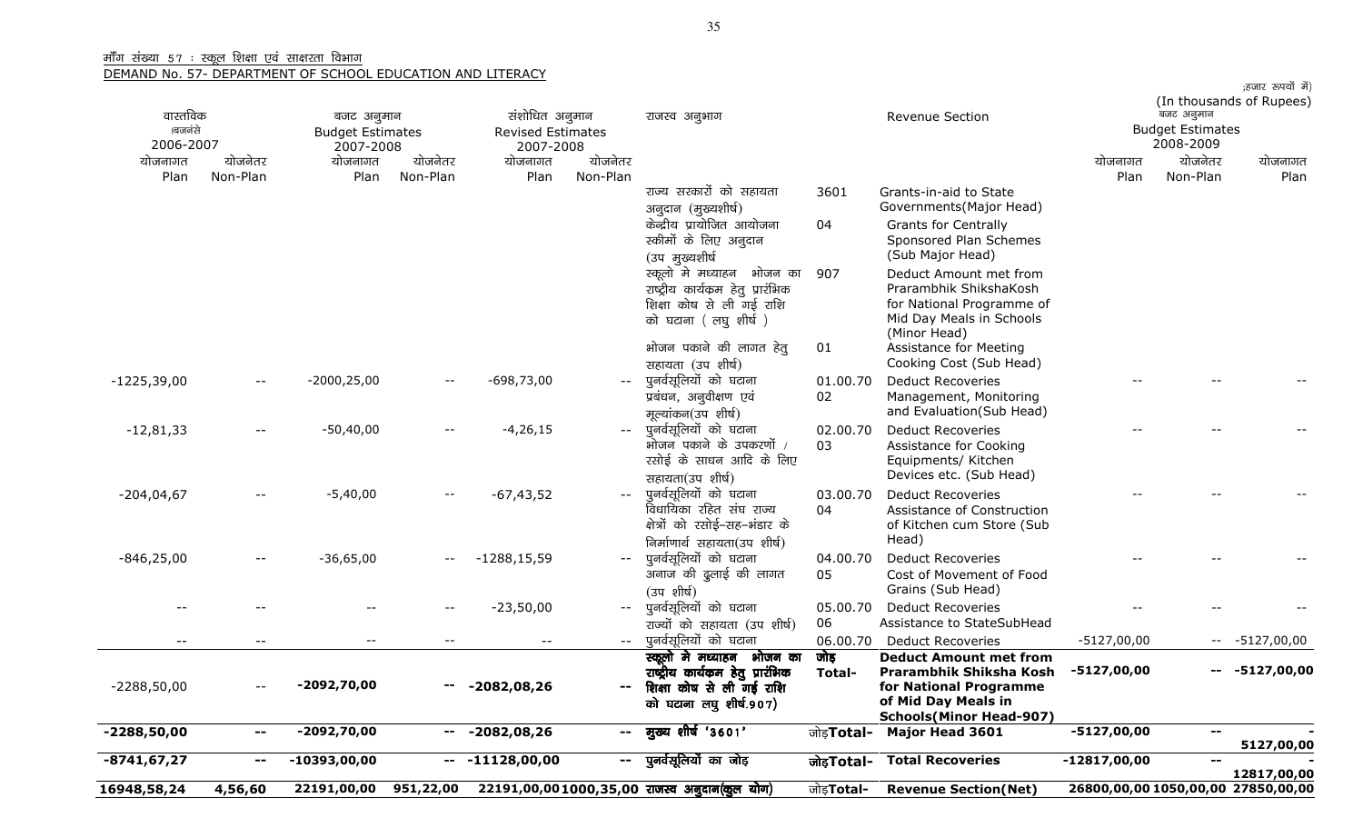माँग संख्या 57 : स्कूल शिक्षा एवं साक्षरता विभाग

DEMAND No. 57- DEPARTMENT OF SCHOOL EDUCATION AND LITERACY

;हजार रूपयों में)
(In thousands of Rupees)

| वास्तविक 2006-2007 | | बजट अनुमान Budget Estimates 2007-2008 | | संशोधित अनुमान Revised Estimates 2007-2008 | | राजस्व अनुभाग | | Revenue Section | बजट अनुमान Budget Estimates 2008-2009 | | |
|---|---|---|---|---|---|---|---|---|---|---|---|
| योजनागत Plan | योजनेतर Non-Plan | योजनागत Plan | योजनेतर Non-Plan | योजनागत Plan | योजनेतर Non-Plan | | | | योजनागत Plan | योजनेतर Non-Plan | योजनागत Plan |
| | | | | | | राज्य सरकारों को सहायता अनुदान (मुख्यशीर्ष) | 3601 | Grants-in-aid to State Governments(Major Head) | | | |
| | | | | | | केन्द्रीय प्रायोजित आयोजना स्कीमों के लिए अनुदान (उप मुख्यशीर्ष | 04 | Grants for Centrally Sponsored Plan Schemes (Sub Major Head) | | | |
| | | | | | | स्कूलो मे मध्याहन भोजन का राष्ट्रीय कार्यक्रम हेतु प्रारंभिक शिक्षा कोष से ली गई राशि को घटाना ( लघु शीर्ष ) | 907 | Deduct Amount met from Prarambhik ShikshaKosh for National Programme of Mid Day Meals in Schools (Minor Head) | | | |
| | | | | | | भोजन पकाने की लागत हेतु सहायता (उप शीर्ष) | 01 | Assistance for Meeting Cooking Cost (Sub Head) | | | |
| -1225,39,00 | -- | -2000,25,00 | -- | -698,73,00 | -- | पुनर्वसूलियों को घटाना | 01.00.70 | Deduct Recoveries | -- | -- | -- |
| | | | | | | प्रबंधन, अनुवीक्षण एवं मूल्यांकन(उप शीर्ष) | 02 | Management, Monitoring and Evaluation(Sub Head) | | | |
| -12,81,33 | -- | -50,40,00 | -- | -4,26,15 | -- | पुनर्वसूलियों को घटाना | 02.00.70 | Deduct Recoveries | -- | -- | -- |
| | | | | | | भोजन पकाने के उपकरणों / रसोई के साधन आदि के लिए सहायता(उप शीर्ष) | 03 | Assistance for Cooking Equipments/ Kitchen Devices etc. (Sub Head) | | | |
| -204,04,67 | -- | -5,40,00 | -- | -67,43,52 | -- | पुनर्वसूलियों को घटाना | 03.00.70 | Deduct Recoveries | -- | -- | -- |
| | | | | | | विधायिका रहित संघ राज्य क्षेत्रों को रसोई-सह-भंडार के निर्माणार्थ सहायता(उप शीर्ष) | 04 | Assistance of Construction of Kitchen cum Store (Sub Head) | | | |
| -846,25,00 | -- | -36,65,00 | -- | -1288,15,59 | -- | पुनर्वसूलियों को घटाना | 04.00.70 | Deduct Recoveries | -- | -- | -- |
| | | | | | | अनाज की ढुलाई की लागत (उप शीर्ष) | 05 | Cost of Movement of Food Grains (Sub Head) | | | |
| -- | -- | -- | -- | -23,50,00 | -- | पुनर्वसूलियों को घटाना | 05.00.70 | Deduct Recoveries | -- | -- | -- |
| | | | | | | राज्यों को सहायता (उप शीर्ष) | 06 | Assistance to StateSubHead | | | |
| -- | -- | -- | -- | -- | -- | पुनर्वसूलियों को घटाना | 06.00.70 | Deduct Recoveries | -5127,00,00 | -- | -5127,00,00 |
| -2288,50,00 | -- | **-2092,70,00** | **--** | **-2082,08,26** | **--** | **स्कूलो मे मध्याहन भोजन का राष्ट्रीय कार्यक्रम हेतु प्रारंभिक शिक्षा कोष से ली गई राशि को घटाना लघु शीर्ष.907)** | **जोड़ Total-** | **Deduct Amount met from Prarambhik Shiksha Kosh for National Programme of Mid Day Meals in Schools(Minor Head-907)** | **-5127,00,00** | **--** | **-5127,00,00** |
| **-2288,50,00** | **--** | **-2092,70,00** | **--** | **-2082,08,26** | **--** | **मुख्य शीर्ष '3601'** | **जोड़Total-** | **Major Head 3601** | **-5127,00,00** | **--** | **-5127,00,00** |
| **-8741,67,27** | **--** | **-10393,00,00** | **--** | **-11128,00,00** | **--** | **पुनर्वसूलियों का जोड़** | **जोड़Total-** | **Total Recoveries** | **-12817,00,00** | **--** | **-12817,00,00** |
| **16948,58,24** | **4,56,60** | **22191,00,00** | **951,22,00** | **22191,00,00** | **1000,35,00** | **राजस्व अनुदान(कुल योग)** | **जोड़Total-** | **Revenue Section(Net)** | **26800,00,00** | **1050,00,00** | **27850,00,00** |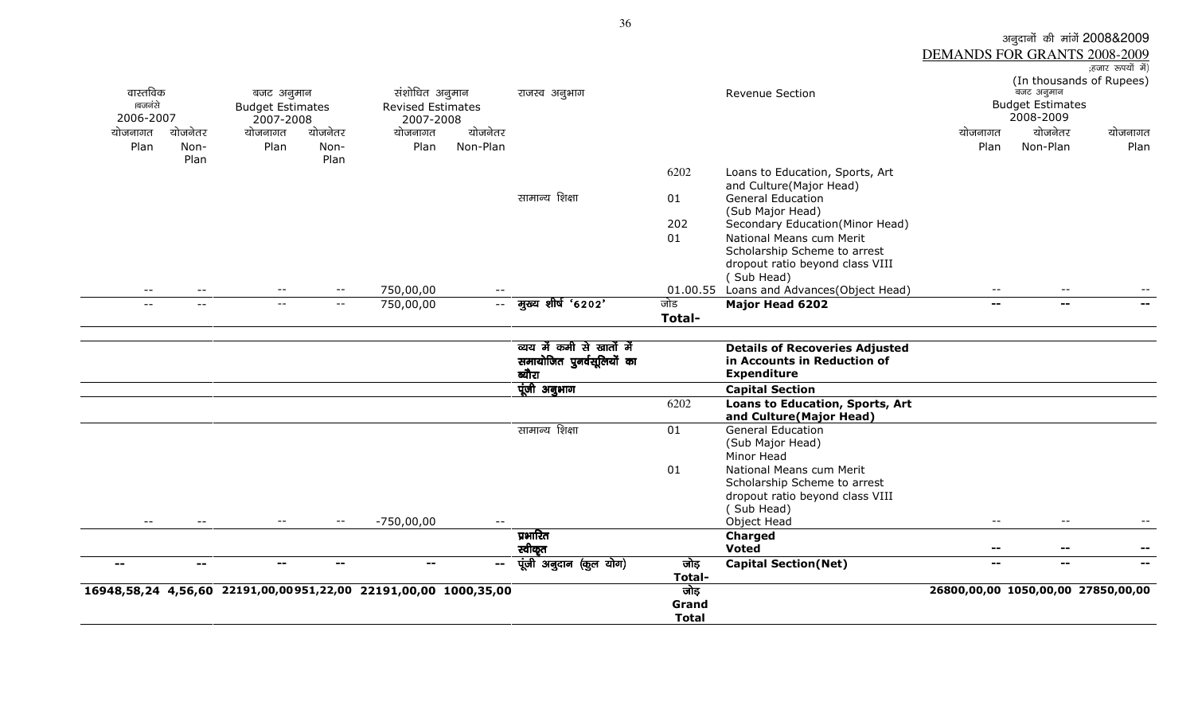अनुदानों की मांगें 2008&2009
DEMANDS FOR GRANTS 2008-2009
;हजार रुपयों में)
(In thousands of Rupees)

| वास्तविक ा्वजनंसे 2006-2007 | | बजट अनुमान Budget Estimates 2007-2008 | | संशोधित अनुमान Revised Estimates 2007-2008 | | राजस्व अनुभाग | | Revenue Section | बजट अनुमान Budget Estimates 2008-2009 | | |
|---|---|---|---|---|---|---|---|---|---|---|---|
| योजनागत Plan | योजनेतर Non-Plan | योजनागत Plan | योजनेतर Non-Plan | योजनागत Plan | योजनेतर Non-Plan | | | | योजनागत Plan | योजनेतर Non-Plan | योजनागत Plan |
| | | | | | | | 6202 | Loans to Education, Sports, Art and Culture(Major Head) | | | |
| | | | | | | सामान्य शिक्षा | 01 | General Education (Sub Major Head) | | | |
| | | | | | | | 202 | Secondary Education(Minor Head) | | | |
| | | | | | | | 01 | National Means cum Merit Scholarship Scheme to arrest dropout ratio beyond class VIII ( Sub Head) | | | |
| -- | -- | -- | -- | 750,00,00 | -- | | 01.00.55 | Loans and Advances(Object Head) | -- | -- | -- |
| -- | -- | -- | -- | 750,00,00 | -- | मुख्य शीर्ष '6202' | जोड Total- | **Major Head 6202** | -- | -- | -- |
| | | | | | | व्यय में कमी से खातों में समायोजित पुनर्वसूलियों का ब्यौरा | | **Details of Recoveries Adjusted in Accounts in Reduction of Expenditure** | | | |
| | | | | | | पूंजी अनुभाग | | **Capital Section** | | | |
| | | | | | | | 6202 | **Loans to Education, Sports, Art and Culture(Major Head)** | | | |
| | | | | | | सामान्य शिक्षा | 01 | General Education (Sub Major Head) Minor Head | | | |
| | | | | | | | 01 | National Means cum Merit Scholarship Scheme to arrest dropout ratio beyond class VIII ( Sub Head) | | | |
| -- | -- | -- | -- | -750,00,00 | -- | | | Object Head | -- | -- | -- |
| | | | | | | प्रभारित | | **Charged** | | | |
| | | | | | | स्वीकृत | | **Voted** | -- | -- | -- |
| -- | -- | -- | -- | -- | -- | पूंजी अनुदान (कुल योग) | जोड़ Total- | **Capital Section(Net)** | -- | -- | -- |
| **16948,58,24** | **4,56,60** | **22191,00,00** | **951,22,00** | **22191,00,00** | **1000,35,00** | | जोड़ Grand Total | | **26800,00,00** | **1050,00,00** | **27850,00,00** |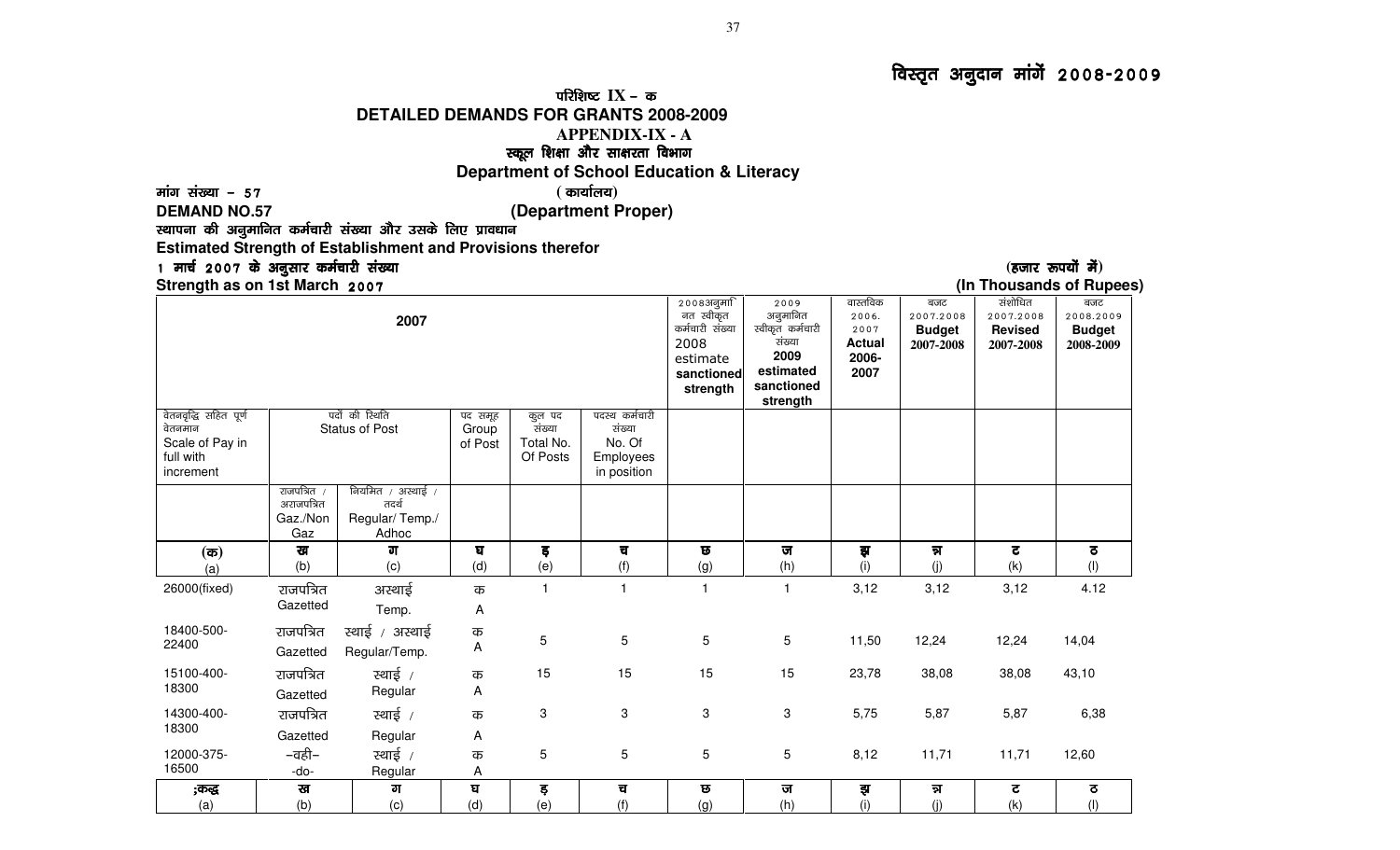# विस्तृत अनुदान मांगें 2008-2009

परिशिष्ट IX – क

**DETAILED DEMANDS FOR GRANTS 2008-2009**

**APPENDIX-IX - A**

स्कूल शिक्षा और साक्षरता विभाग

**Department of School Education & Literacy**

मांग संख्या – 57 ( कार्यालय)

**DEMAND NO.57 (Department Proper)**

स्थापना की अनुमानित कर्मचारी संख्या और उसके लिए प्रावधान

**Estimated Strength of Establishment and Provisions therefor**

1 मार्च 2007 के अनुसार कर्मचारी संख्या (हजार रूपयों में)

**Strength as on 1st March 2007 (In Thousands of Rupees)**

| 2007 | | | | | | 2008अनुमानित स्वीकृत कर्मचारी संख्या 2008 estimate sanctioned strength | 2009 अनुमानित स्वीकृत कर्मचारी संख्या 2009 estimated sanctioned strength | वास्तविक 2006.2007 Actual 2006-2007 | बजट 2007.2008 Budget 2007-2008 | संशोधित 2007.2008 Revised 2007-2008 | बजट 2008.2009 Budget 2008-2009 |
|---|---|---|---|---|---|---|---|---|---|---|---|
| वेतनवृद्धि सहित पूर्ण वेतनमान Scale of Pay in full with increment | पदों की स्थिति Status of Post | | पद समूह Group of Post | कुल पद संख्या Total No. Of Posts | पदस्थ कर्मचारी संख्या No. Of Employees in position | | | | | | |
| | राजपत्रित / अराजपत्रित Gaz./Non Gaz | नियमित / अस्थाई / तदर्थ Regular/ Temp./ Adhoc | | | | | | | | | |
| (क) (a) | ख (b) | ग (c) | घ (d) | ङ (e) | च (f) | छ (g) | ज (h) | झ (i) | ञ (j) | ट (k) | ठ (l) |
| 26000(fixed) | राजपत्रित Gazetted | अस्थाई Temp. | क A | 1 | 1 | 1 | 1 | 3,12 | 3,12 | 3,12 | 4.12 |
| 18400-500-22400 | राजपत्रित Gazetted | स्थाई / अस्थाई Regular/Temp. | क A | 5 | 5 | 5 | 5 | 11,50 | 12,24 | 12,24 | 14,04 |
| 15100-400-18300 | राजपत्रित Gazetted | स्थाई / Regular | क A | 15 | 15 | 15 | 15 | 23,78 | 38,08 | 38,08 | 43,10 |
| 14300-400-18300 | राजपत्रित Gazetted | स्थाई / Regular | क A | 3 | 3 | 3 | 3 | 5,75 | 5,87 | 5,87 | 6,38 |
| 12000-375-16500 | –वही– -do- | स्थाई / Regular | क A | 5 | 5 | 5 | 5 | 8,12 | 11,71 | 11,71 | 12,60 |
| ;कद्ध (a) | ख (b) | ग (c) | घ (d) | ङ (e) | च (f) | छ (g) | ज (h) | झ (i) | ञ (j) | ट (k) | ठ (l) |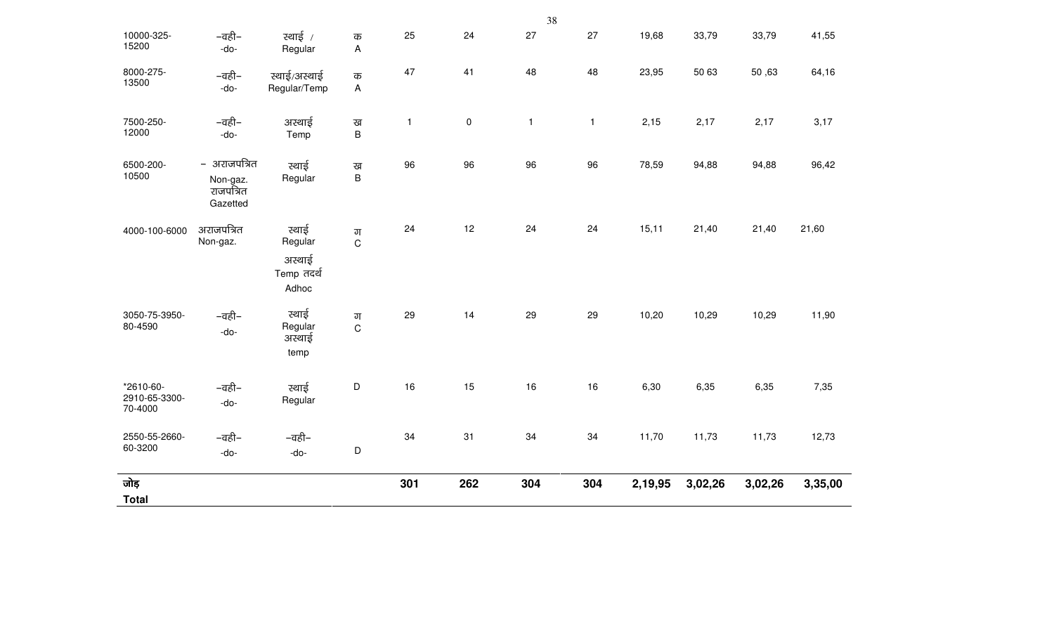| | | | | | | | | | | | |
|---|---|---|---|---|---|---|---|---|---|---|---|
| 10000-325-15200 | –वही– -do- | स्थाई / Regular | क A | 25 | 24 | 27 | 27 | 19,68 | 33,79 | 33,79 | 41,55 |
| 8000-275-13500 | –वही– -do- | स्थाई/अस्थाई Regular/Temp | क A | 47 | 41 | 48 | 48 | 23,95 | 50 63 | 50 ,63 | 64,16 |
| 7500-250-12000 | –वही– -do- | अस्थाई Temp | ख B | 1 | 0 | 1 | 1 | 2,15 | 2,17 | 2,17 | 3,17 |
| 6500-200-10500 | – अराजपत्रित Non-gaz. राजपत्रित Gazetted | स्थाई Regular | ख B | 96 | 96 | 96 | 96 | 78,59 | 94,88 | 94,88 | 96,42 |
| 4000-100-6000 | अराजपत्रित Non-gaz. | स्थाई Regular अस्थाई Temp तदर्थ Adhoc | ग C | 24 | 12 | 24 | 24 | 15,11 | 21,40 | 21,40 | 21,60 |
| 3050-75-3950-80-4590 | –वही– -do- | स्थाई Regular अस्थाई temp | ग C | 29 | 14 | 29 | 29 | 10,20 | 10,29 | 10,29 | 11,90 |
| *2610-60-2910-65-3300-70-4000 | –वही– -do- | स्थाई Regular | D | 16 | 15 | 16 | 16 | 6,30 | 6,35 | 6,35 | 7,35 |
| 2550-55-2660-60-3200 | –वही– -do- | –वही– -do- | D | 34 | 31 | 34 | 34 | 11,70 | 11,73 | 11,73 | 12,73 |
| **जोड़ Total** | | | | **301** | **262** | **304** | **304** | **2,19,95** | **3,02,26** | **3,02,26** | **3,35,00** |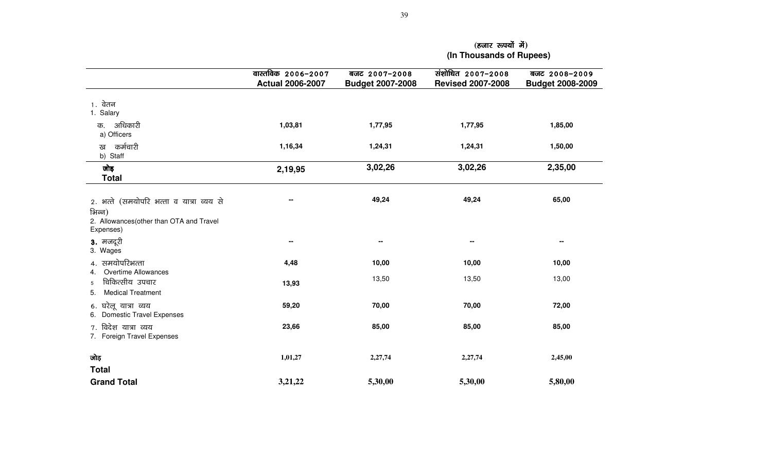(हजार रूपयों में)
(In Thousands of Rupees)

| | वास्तविक 2006-2007 Actual 2006-2007 | बजट 2007-2008 Budget 2007-2008 | संशोधित 2007-2008 Revised 2007-2008 | बजट 2008-2009 Budget 2008-2009 |
|---|---|---|---|---|
| 1. वेतन<br>1. Salary | | | | |
| क. अधिकारी<br>a) Officers | **1,03,81** | **1,77,95** | **1,77,95** | **1,85,00** |
| ख कर्मचारी<br>b) Staff | **1,16,34** | **1,24,31** | **1,24,31** | **1,50,00** |
| **जोड़**<br>**Total** | **2,19,95** | **3,02,26** | **3,02,26** | **2,35,00** |
| 2. भत्ते (समयोपरि भत्ता व यात्रा व्यय से भिन्न)<br>2. Allowances(other than OTA and Travel Expenses) | -- | **49,24** | **49,24** | **65,00** |
| **3.** मजदूरी<br>3. Wages | -- | -- | -- | -- |
| 4. समयोपरिभत्ता<br>4. Overtime Allowances | **4,48** | **10,00** | **10,00** | **10,00** |
| 5 चिकित्सीय उपचार<br>5. Medical Treatment | **13,93** | 13,50 | 13,50 | 13,00 |
| 6. घरेलू यात्रा व्यय<br>6. Domestic Travel Expenses | **59,20** | **70,00** | **70,00** | **72,00** |
| 7. विदेश यात्रा व्यय<br>7. Foreign Travel Expenses | **23,66** | **85,00** | **85,00** | **85,00** |
| **जोड़**<br>**Total** | **1,01,27** | **2,27,74** | **2,27,74** | **2,45,00** |
| **Grand Total** | **3,21,22** | **5,30,00** | **5,30,00** | **5,80,00** |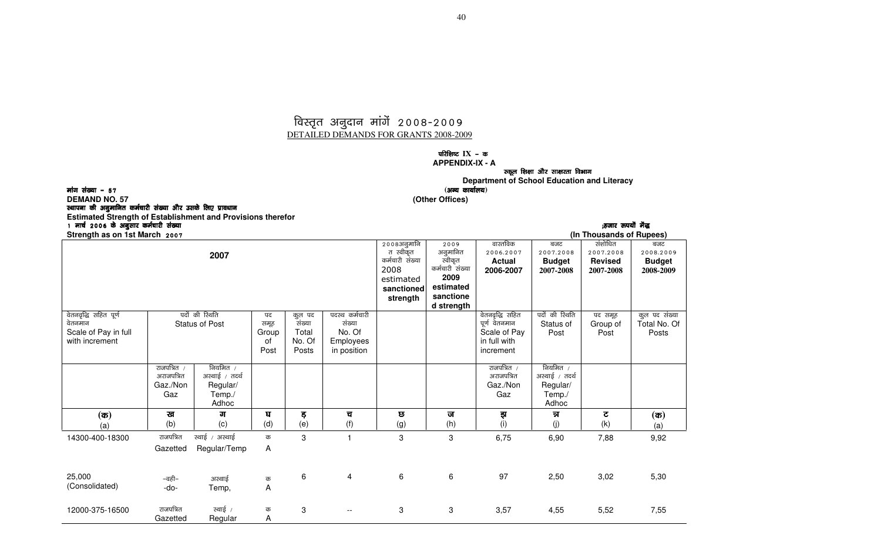# विस्तृत अनुदान मांगें 2008-2009

DETAILED DEMANDS FOR GRANTS 2008-2009

परिशिष्ट IX – क
**APPENDIX-IX - A**

स्कूल शिक्षा और साक्षरता विभाग
**Department of School Education and Literacy**
(अन्य कार्यालय)
**(Other Offices)**

मांग संख्या – 57
**DEMAND NO. 57**
स्थापना की अनुमानित कर्मचारी संख्या और उसके लिए प्रावधान
**Estimated Strength of Establishment and Provisions therefor**
1 मार्च 2006 के अनुसार कर्मचारी संख्या
**Strength as on 1st March 2007**

;हजार रुपयों मेंद्ध
**(In Thousands of Rupees)**

| 2007 | | | | | | 2008अनुमानित स्वीकृत कर्मचारी संख्या 2008 estimated sanctioned strength | 2009 अनुमानित स्वीकृत कर्मचारी संख्या 2009 estimated sanctioned strength | वास्तविक 2006.2007 Actual 2006-2007 | बजट 2007.2008 Budget 2007-2008 | संशोधित 2007.2008 Revised 2007-2008 | बजट 2008.2009 Budget 2008-2009 |
|---|---|---|---|---|---|---|---|---|---|---|---|
| वेतनवृद्धि सहित पूर्ण वेतनमान Scale of Pay in full with increment | पदों की स्थिति Status of Post | | पद समूह Group of Post | कुल पद संख्या Total No. Of Posts | पदस्थ कर्मचारी संख्या No. Of Employees in position | | | वेतनवृद्धि सहित पूर्ण वेतनमान Scale of Pay in full with increment | पदों की स्थिति Status of Post | पद समूह Group of Post | कुल पद संख्या Total No. Of Posts |
| | राजपत्रित / अराजपत्रित Gaz./Non Gaz | नियमित / अस्थाई / तदर्थ Regular/ Temp./ Adhoc | | | | | | राजपत्रित / अराजपत्रित Gaz./Non Gaz | नियमित / अस्थाई / तदर्थ Regular/ Temp./ Adhoc | | |
| (क) (a) | ख (b) | ग (c) | घ (d) | ङ (e) | च (f) | छ (g) | ज (h) | झ (i) | ञ (j) | ट (k) | (क) (a) |
| 14300-400-18300 | राजपत्रित Gazetted | स्थाई / अस्थाई Regular/Temp | क A | 3 | 1 | 3 | 3 | 6,75 | 6,90 | 7,88 | 9,92 |
| 25,000 (Consolidated) | –वही– -do- | अस्थाई Temp, | क A | 6 | 4 | 6 | 6 | 97 | 2,50 | 3,02 | 5,30 |
| 12000-375-16500 | राजपत्रित Gazetted | स्थाई / Regular | क A | 3 | -- | 3 | 3 | 3,57 | 4,55 | 5,52 | 7,55 |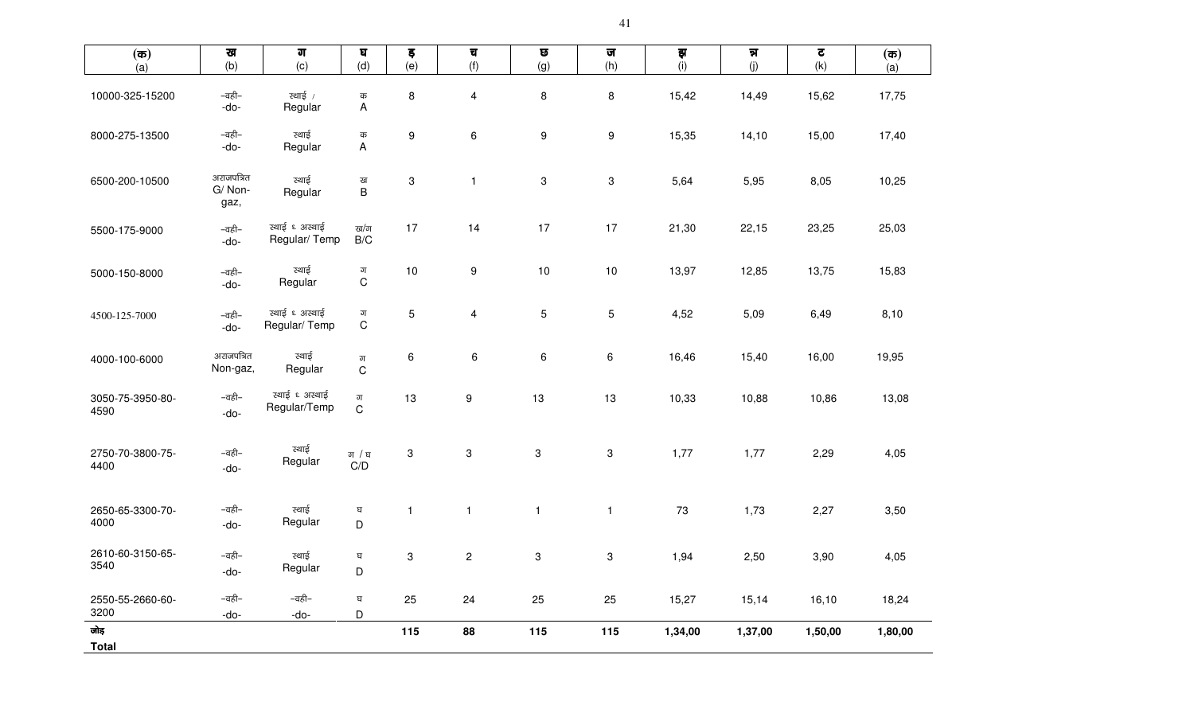| (क) (a) | ख (b) | ग (c) | घ (d) | ङ (e) | च (f) | छ (g) | ज (h) | झ (i) | ञ (j) | ट (k) | (क) (a) |
|---|---|---|---|---|---|---|---|---|---|---|---|
| 10000-325-15200 | –वही– -do- | स्थाई / Regular | क A | 8 | 4 | 8 | 8 | 15,42 | 14,49 | 15,62 | 17,75 |
| 8000-275-13500 | –वही– -do- | स्थाई Regular | क A | 9 | 6 | 9 | 9 | 15,35 | 14,10 | 15,00 | 17,40 |
| 6500-200-10500 | अराजपत्रित G/ Non-gaz, | स्थाई Regular | ख B | 3 | 1 | 3 | 3 | 5,64 | 5,95 | 8,05 | 10,25 |
| 5500-175-9000 | –वही– -do- | स्थाई ध अस्थाई Regular/ Temp | ख/ग B/C | 17 | 14 | 17 | 17 | 21,30 | 22,15 | 23,25 | 25,03 |
| 5000-150-8000 | –वही– -do- | स्थाई Regular | ग C | 10 | 9 | 10 | 10 | 13,97 | 12,85 | 13,75 | 15,83 |
| 4500-125-7000 | –वही– -do- | स्थाई ध अस्थाई Regular/ Temp | ग C | 5 | 4 | 5 | 5 | 4,52 | 5,09 | 6,49 | 8,10 |
| 4000-100-6000 | अराजपत्रित Non-gaz, | स्थाई Regular | ग C | 6 | 6 | 6 | 6 | 16,46 | 15,40 | 16,00 | 19,95 |
| 3050-75-3950-80-4590 | –वही– -do- | स्थाई ध अस्थाई Regular/Temp | ग C | 13 | 9 | 13 | 13 | 10,33 | 10,88 | 10,86 | 13,08 |
| 2750-70-3800-75-4400 | –वही– -do- | स्थाई Regular | ग / घ C/D | 3 | 3 | 3 | 3 | 1,77 | 1,77 | 2,29 | 4,05 |
| 2650-65-3300-70-4000 | –वही– -do- | स्थाई Regular | घ D | 1 | 1 | 1 | 1 | 73 | 1,73 | 2,27 | 3,50 |
| 2610-60-3150-65-3540 | –वही– -do- | स्थाई Regular | घ D | 3 | 2 | 3 | 3 | 1,94 | 2,50 | 3,90 | 4,05 |
| 2550-55-2660-60-3200 | –वही– -do- | –वही– -do- | घ D | 25 | 24 | 25 | 25 | 15,27 | 15,14 | 16,10 | 18,24 |
| **जोड़ Total** | | | | **115** | **88** | **115** | **115** | **1,34,00** | **1,37,00** | **1,50,00** | **1,80,00** |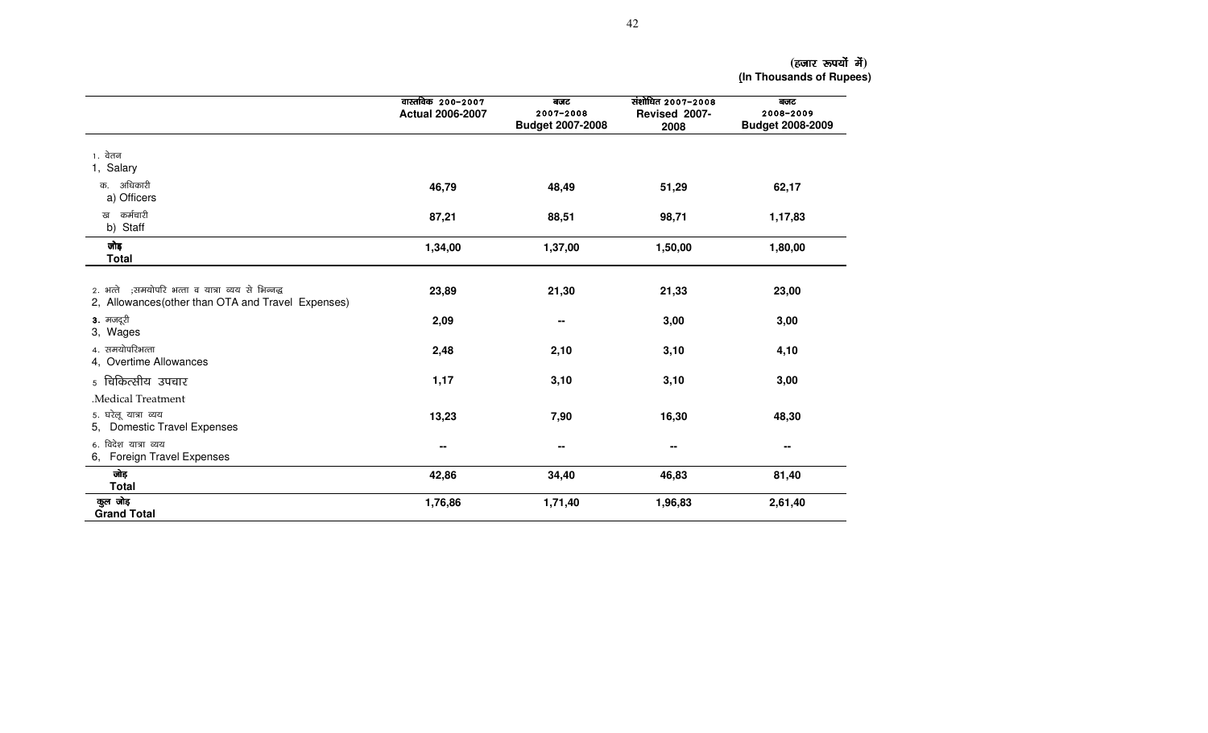(हजार रूपयों में)
(In Thousands of Rupees)

| | वास्तविक 200-2007 Actual 2006-2007 | बजट 2007-2008 Budget 2007-2008 | संशोधित 2007-2008 Revised 2007-2008 | बजट 2008-2009 Budget 2008-2009 |
|---|---|---|---|---|
| 1. वेतन<br>1, Salary | | | | |
| क. अधिकारी<br>a) Officers | 46,79 | 48,49 | 51,29 | 62,17 |
| ख कर्मचारी<br>b) Staff | 87,21 | 88,51 | 98,71 | 1,17,83 |
| **जोड़**<br>**Total** | **1,34,00** | **1,37,00** | **1,50,00** | **1,80,00** |
| 2. भत्ते ;समयोपरि भत्ता व यात्रा व्यय से भिन्नद्ध<br>2, Allowances(other than OTA and Travel Expenses) | 23,89 | 21,30 | 21,33 | 23,00 |
| 3. मजदूरी<br>3, Wages | 2,09 | -- | 3,00 | 3,00 |
| 4. समयोपरिभत्ता<br>4, Overtime Allowances | 2,48 | 2,10 | 3,10 | 4,10 |
| 5 चिकित्सीय उपचार<br>.Medical Treatment | 1,17 | 3,10 | 3,10 | 3,00 |
| 5. घरेलू यात्रा व्यय<br>5, Domestic Travel Expenses | 13,23 | 7,90 | 16,30 | 48,30 |
| 6. विदेश यात्रा व्यय<br>6, Foreign Travel Expenses | -- | -- | -- | -- |
| **जोड़**<br>**Total** | **42,86** | **34,40** | **46,83** | **81,40** |
| **कुल जोड़**<br>**Grand Total** | **1,76,86** | **1,71,40** | **1,96,83** | **2,61,40** |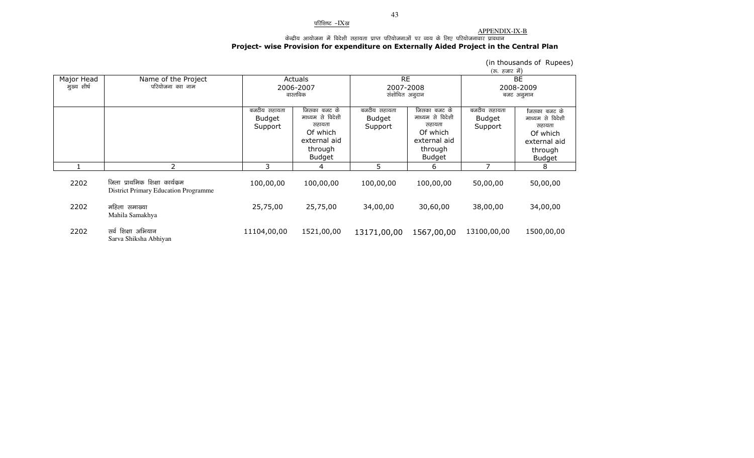परिशिष्ट –IXख

APPENDIX-IX-B

केन्द्रीय आयोजना में विदेशी सहायता प्राप्त परियोजनाओं पर व्यय के लिए परियोजनावार प्रावधान

**Project- wise Provision for expenditure on Externally Aided Project in the Central Plan**

(in thousands of Rupees)
(रू. हजार में)

| Major Head मुख्य शीर्ष | Name of the Project परियोजना का नाम | Actuals 2006-2007 वास्तविक | | RE 2007-2008 संशोधित अनुदान | | BE 2008-2009 बजट अनुमान | |
|---|---|---|---|---|---|---|---|
| | | बजटीय सहायता Budget Support | जिसका बजट के माध्यम से विदेशी सहायता Of which external aid through Budget | बजटीय सहायता Budget Support | जिसका बजट के माध्यम से विदेशी सहायता Of which external aid through Budget | बजटीय सहायता Budget Support | जिसका बजट के माध्यम से विदेशी सहायता Of which external aid through Budget |
| 1 | 2 | 3 | 4 | 5 | 6 | 7 | 8 |
| 2202 | जिला प्राथमिक शिक्षा कार्यक्रम District Primary Education Programme | 100,00,00 | 100,00,00 | 100,00,00 | 100,00,00 | 50,00,00 | 50,00,00 |
| 2202 | महिला समाख्या Mahila Samakhya | 25,75,00 | 25,75,00 | 34,00,00 | 30,60,00 | 38,00,00 | 34,00,00 |
| 2202 | सर्व शिक्षा अभियान Sarva Shiksha Abhiyan | 11104,00,00 | 1521,00,00 | 13171,00,00 | 1567,00,00 | 13100,00,00 | 1500,00,00 |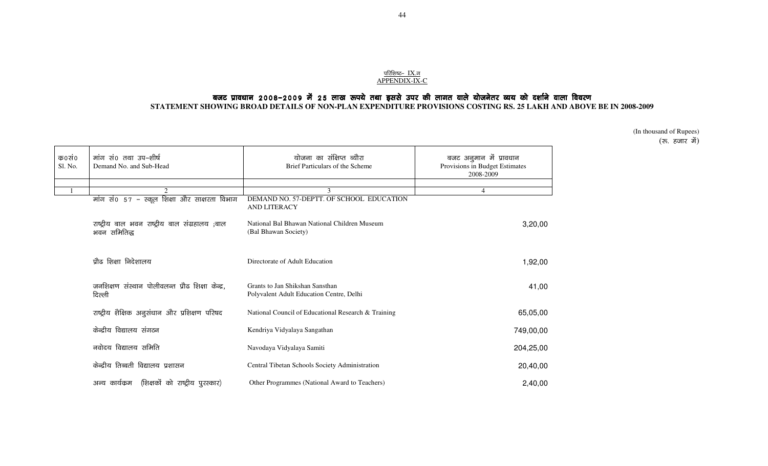परिशिष्ट– IX.ग
APPENDIX-IX-C

## बजट प्रावधान 2008–2009 में 25 लाख रूपये तथा इससे उपर की लागत वाले योजनेतर व्यय को दर्शाने वाला विवरण
## STATEMENT SHOWING BROAD DETAILS OF NON-PLAN EXPENDITURE PROVISIONS COSTING RS. 25 LAKH AND ABOVE BE IN 2008-2009

(In thousand of Rupees)
(रू. हजार में)

| क0सं0 Sl. No. | मांग सं0 तथा उप–शीर्ष Demand No. and Sub-Head | योजना का संक्षिप्त ब्यौरा Brief Particulars of the Scheme | बजट अनुमान में प्रावधान Provisions in Budget Estimates 2008-2009 |
|---|---|---|---|
| 1 | 2 | 3 | 4 |
| | मांग सं0 57 – स्कूल शिक्षा और साक्षरता विभाग | DEMAND NO. 57-DEPTT. OF SCHOOL EDUCATION AND LITERACY | |
| | राष्ट्रीय बाल भवन राष्ट्रीय बाल संग्रहालय ;बाल भवन समितिद्ध | National Bal Bhawan National Children Museum (Bal Bhawan Society) | 3,20,00 |
| | प्रौढ शिक्षा निदेशालय | Directorate of Adult Education | 1,92,00 |
| | जनशिक्षण संस्थान पोलीवलन्त प्रौढ शिक्षा केन्द्र, दिल्ली | Grants to Jan Shikshan Sansthan Polyvalent Adult Education Centre, Delhi | 41,00 |
| | राष्ट्रीय शैक्षिक अनुसंधान और प्रशिक्षण परिषद | National Council of Educational Research & Training | 65,05,00 |
| | केन्द्रीय विद्यालय संगठन | Kendriya Vidyalaya Sangathan | 749,00,00 |
| | नवोदय विद्यालय समिति | Navodaya Vidyalaya Samiti | 204,25,00 |
| | केन्द्रीय तिब्बती विद्यालय प्रशासन | Central Tibetan Schools Society Administration | 20,40,00 |
| | अन्य कार्यक्रम (शिक्षकों को राष्ट्रीय पुरस्कार) | Other Programmes (National Award to Teachers) | 2,40,00 |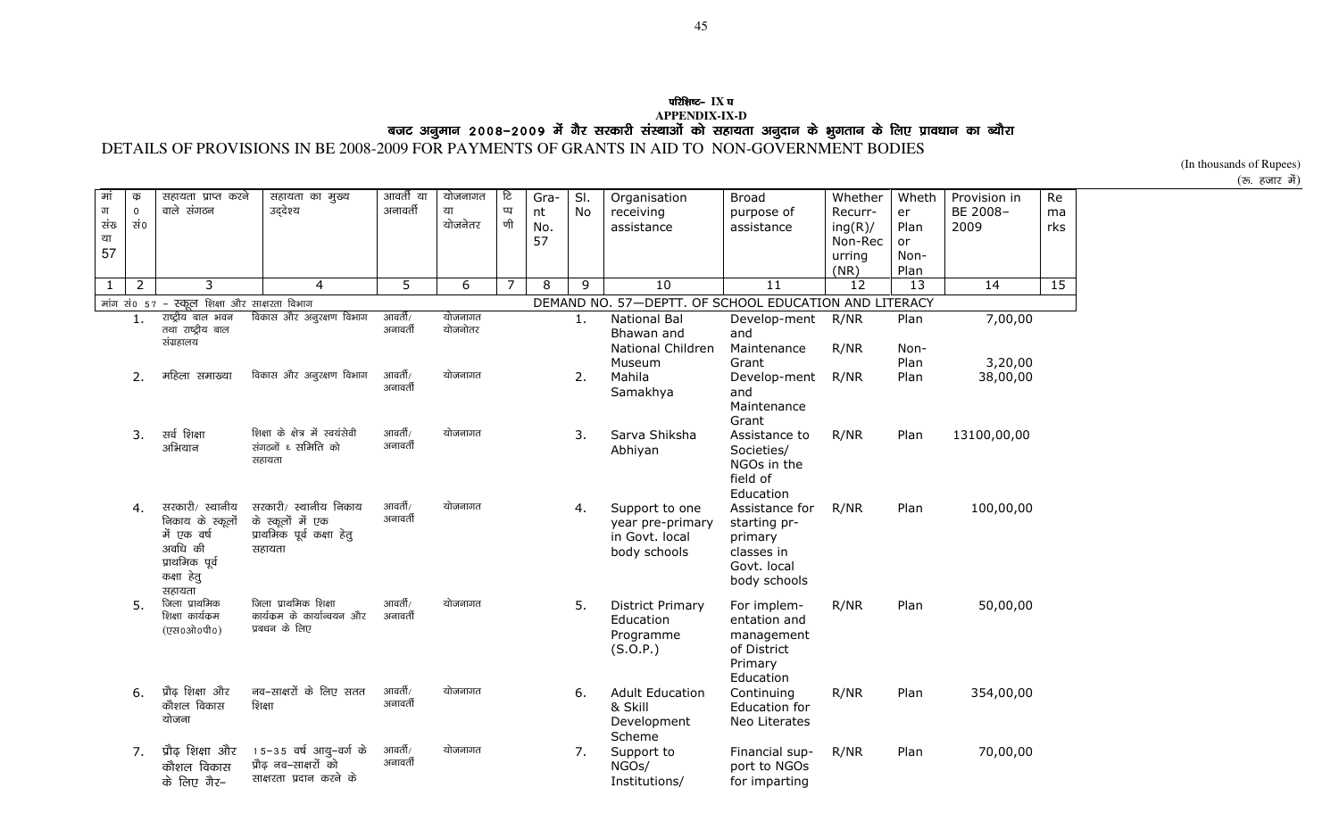**परिशिष्ट– IX घ**

**APPENDIX-IX-D**

**बजट अनुमान 2008–2009 में गैर सरकारी संस्थाओं को सहायता अनुदान के भुगतान के लिए प्रावधान का ब्यौरा**

DETAILS OF PROVISIONS IN BE 2008-2009 FOR PAYMENTS OF GRANTS IN AID TO NON-GOVERNMENT BODIES

(In thousands of Rupees)
(रु. हजार में)

| मांग संख्या 57 | क्र० सं० | सहायता प्राप्त करने वाले संगठन | सहायता का मुख्य उद्देश्य | आवर्ती या अनावर्ती | योजनागत या योजनेतर | टिप्पणी | Grant No. 57 | Sl. No | Organisation receiving assistance | Broad purpose of assistance | Whether Recurring(R)/ Non-Recurring (NR) | Whether Plan or Non-Plan | Provision in BE 2008–2009 | Remarks |
|---|---|---|---|---|---|---|---|---|---|---|---|---|---|---|
| 1 | 2 | 3 | 4 | 5 | 6 | 7 | 8 | 9 | 10 | 11 | 12 | 13 | 14 | 15 |
| मांग सं० 57 – स्कूल शिक्षा और साक्षरता विभाग | | | | | | | DEMAND NO. 57—DEPTT. OF SCHOOL EDUCATION AND LITERACY | | | | | | | |
| | 1. | राष्ट्रीय बाल भवन तथा राष्ट्रीय बाल संग्रहालय | विकास और अनुरक्षण विभाग | आवर्ती/ अनावर्ती | योजनागत योजनेतर | | | 1. | National Bal Bhawan and National Children Museum | Develop-ment and Maintenance Grant | R/NR<br>R/NR | Plan<br>Non-Plan | 7,00,00<br>3,20,00 | |
| | 2. | महिला समाख्या | विकास और अनुरक्षण विभाग | आवर्ती/ अनावर्ती | योजनागत | | | 2. | Mahila Samakhya | Develop-ment and Maintenance Grant | R/NR | Plan | 38,00,00 | |
| | 3. | सर्व शिक्षा अभियान | शिक्षा के क्षेत्र में स्वयंसेवी संगठनों ६ समिति को सहायता | आवर्ती/ अनावर्ती | योजनागत | | | 3. | Sarva Shiksha Abhiyan | Assistance to Societies/ NGOs in the field of Education | R/NR | Plan | 13100,00,00 | |
| | 4. | सरकारी/ स्थानीय निकाय के स्कूलों में एक वर्ष अवधि की प्राथमिक पूर्व कक्षा हेतु सहायता | सरकारी/ स्थानीय निकाय के स्कूलों में एक प्राथमिक पूर्व कक्षा हेतु सहायता | आवर्ती/ अनावर्ती | योजनागत | | | 4. | Support to one year pre-primary in Govt. local body schools | Assistance for starting pr-primary classes in Govt. local body schools | R/NR | Plan | 100,00,00 | |
| | 5. | जिला प्राथमिक शिक्षा कार्यक्रम (एस०ओ०पी०) | जिला प्राथमिक शिक्षा कार्यक्रम के कार्यान्वयन और प्रबधन के लिए | आवर्ती/ अनावर्ती | योजनागत | | | 5. | District Primary Education Programme (S.O.P.) | For implem-entation and management of District Primary Education | R/NR | Plan | 50,00,00 | |
| | 6. | प्रौढ़ शिक्षा और कौशल विकास योजना | नव–साक्षरों के लिए सतत शिक्षा | आवर्ती/ अनावर्ती | योजनागत | | | 6. | Adult Education & Skill Development Scheme | Continuing Education for Neo Literates | R/NR | Plan | 354,00,00 | |
| | 7. | प्रौढ़ शिक्षा और कौशल विकास के लिए गैर– | 15–35 वर्ष आयु–वर्ग के प्रौढ़ नव–साक्षरों को साक्षरता प्रदान करने के | आवर्ती/ अनावर्ती | योजनागत | | | 7. | Support to NGOs/ Institutions/ | Financial sup-port to NGOs for imparting | R/NR | Plan | 70,00,00 | |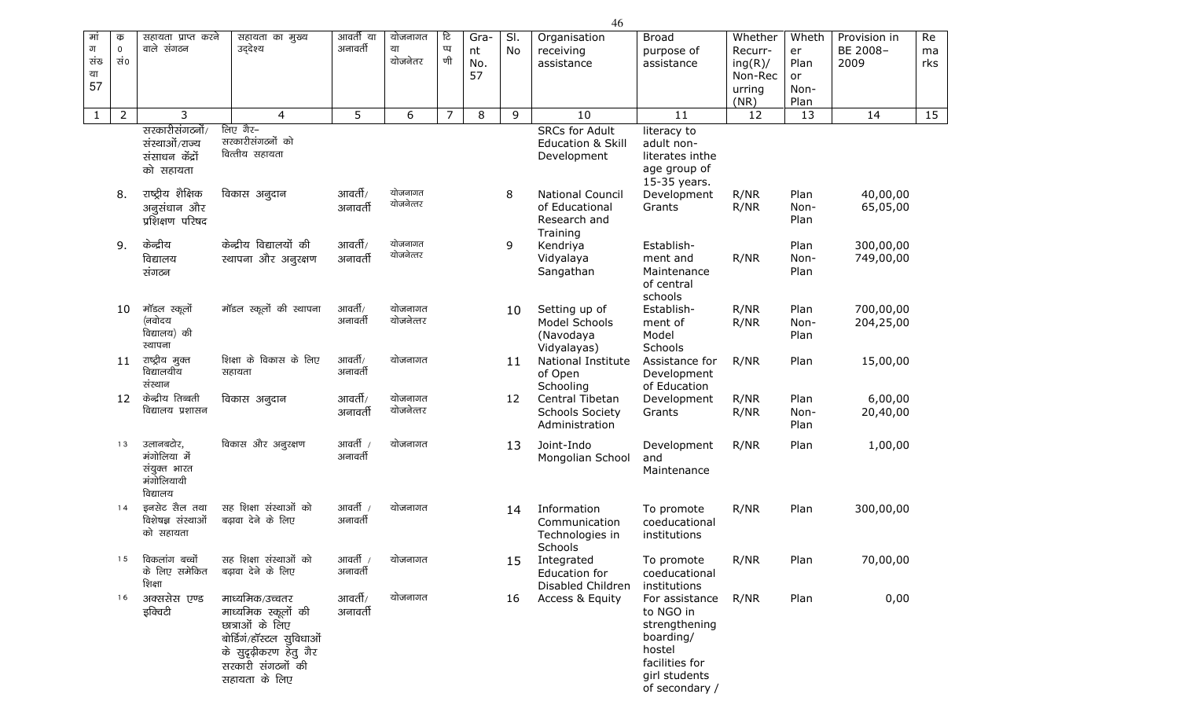| मांग संख्या 57 | क्र० सं० | सहायता प्राप्त करने वाले संगठन | सहायता का मुख्य उद्देश्य | आवर्ती या अनावर्ती | योजनागत या योजनेतर | टिप्पणी | Grant No. 57 | Sl. No | Organisation receiving assistance | Broad purpose of assistance | Whether Recurring(R)/ Non-Recurring (NR) | Whether Plan or Non-Plan | Provision in BE 2008–2009 | Remarks |
|---|---|---|---|---|---|---|---|---|---|---|---|---|---|---|
| 1 | 2 | 3 | 4 | 5 | 6 | 7 | 8 | 9 | 10 | 11 | 12 | 13 | 14 | 15 |
| | | सरकारीसंगठनों/ संस्थाओं/राज्य संसाधन केंद्रों को सहायता | लिए गैर– सरकारीसंगठनों को वित्तीय सहायता | | | | | | SRCs for Adult Education & Skill Development | literacy to adult non-literates inthe age group of 15-35 years. | | | | |
| | 8. | राष्ट्रीय शैक्षिक अनुसंधान और प्रशिक्षण परिषद | विकास अनुदान | आवर्ती/ अनावर्ती | योजनागत योजनेतर | | | 8 | National Council of Educational Research and Training | Development Grants | R/NR R/NR | Plan Non-Plan | 40,00,00 65,05,00 | |
| | 9. | केन्द्रीय विद्यालय संगठन | केन्द्रीय विद्यालयों की स्थापना और अनुरक्षण | आवर्ती/ अनावर्ती | योजनागत योजनेतर | | | 9 | Kendriya Vidyalaya Sangathan | Establish-ment and Maintenance of central schools | R/NR | Plan Non-Plan | 300,00,00 749,00,00 | |
| | 10 | मॉडल स्कूलों (नवोदय विद्यालय) की स्थापना | मॉडल स्कूलों की स्थापना | आवर्ती/ अनावर्ती | योजनागत योजनेत्तर | | | 10 | Setting up of Model Schools (Navodaya Vidyalayas) | Establish-ment of Model Schools | R/NR R/NR | Plan Non-Plan | 700,00,00 204,25,00 | |
| | 11 | राष्ट्रीय मुक्त विद्यालयीय संस्थान | शिक्षा के विकास के लिए सहायता | आवर्ती/ अनावर्ती | योजनागत | | | 11 | National Institute of Open Schooling | Assistance for Development of Education | R/NR | Plan | 15,00,00 | |
| | 12 | केन्द्रीय तिब्बती विद्यालय प्रशासन | विकास अनुदान | आवर्ती/ अनावर्ती | योजनागत योजनेत्तर | | | 12 | Central Tibetan Schools Society Administration | Development Grants | R/NR R/NR | Plan Non-Plan | 6,00,00 20,40,00 | |
| | 13 | उलानबटोर, मंगोलिया में संयुक्त भारत मंगोलियायी विद्यालय | विकास और अनुरक्षण | आवर्ती / अनावर्ती | योजनागत | | | 13 | Joint-Indo Mongolian School | Development and Maintenance | R/NR | Plan | 1,00,00 | |
| | 14 | इनसेट सैल तथा विशेषज्ञ संस्थाओं को सहायता | सह शिक्षा संस्थाओं को बढ़ावा देने के लिए | आवर्ती / अनावर्ती | योजनागत | | | 14 | Information Communication Technologies in Schools | To promote coeducational institutions | R/NR | Plan | 300,00,00 | |
| | 15 | विकलांग बच्चों के लिए समेकित शिक्षा | सह शिक्षा संस्थाओं को बढ़ावा देने के लिए | आवर्ती / अनावर्ती | योजनागत | | | 15 | Integrated Education for Disabled Children | To promote coeducational institutions | R/NR | Plan | 70,00,00 | |
| | 16 | अक्ससेस एण्ड इक्विटी | माध्यमिक/उच्चतर माध्यमिक स्कूलों की छात्राओं के लिए बोर्डिंग/हॉस्टल सुविधाओं के सुदृढ़ीकरण हेतु गैर सरकारी संगठनों की सहायता के लिए | आवर्ती/ अनावर्ती | योजनागत | | | 16 | Access & Equity | For assistance to NGO in strengthening boarding/ hostel facilities for girl students of secondary / | R/NR | Plan | 0,00 | |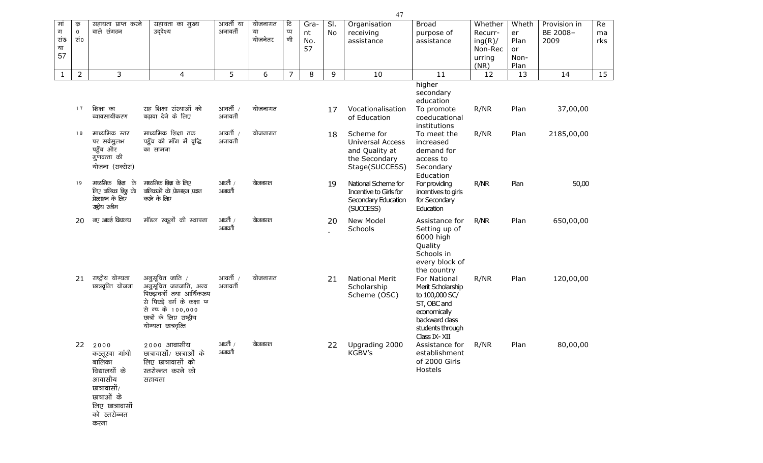| मांग संख्या 57 | क्र सं0 | सहायता प्राप्त करने वाले संगठन | सहायता का मुख्य उद्देश्य | आवर्ती या अनावर्ती | योजनागत या योजनेतर | टिप्पणी | Grant No. 57 | Sl. No | Organisation receiving assistance | Broad purpose of assistance | Whether Recurring(R)/ Non-Recurring (NR) | Whether Plan or Non-Plan | Provision in BE 2008-2009 | Remarks |
|---|---|---|---|---|---|---|---|---|---|---|---|---|---|---|
| 1 | 2 | 3 | 4 | 5 | 6 | 7 | 8 | 9 | 10 | 11 | 12 | 13 | 14 | 15 |
| | | | | | | | | | | higher secondary education | | | | |
| | 17 | शिक्षा का व्यावसायीकरण | सह शिक्षा संस्थाओं को बढ़ावा देने के लिए | आवर्ती / अनावर्ती | योजनागत | | | 17 | Vocationalisation of Education | To promote coeducational institutions | R/NR | Plan | 37,00,00 | |
| | 18 | माध्यमिक स्तर पर सर्वसुलभ पहुँच और गुणवत्ता की योजना (सक्सेस) | माध्यमिक शिक्षा तक पहुँच की माँग में वृद्धि का सामना | आवर्ती / अनावर्ती | योजनागत | | | 18 | Scheme for Universal Access and Quality at the Secondary Stage(SUCCESS) | To meet the increased demand for access to Secondary Education | R/NR | Plan | 2185,00,00 | |
| | 19 | माध्यमिक शिक्षा के लिए बालिका शिशु को प्रोत्साहन के लिए राष्ट्रीय स्कीम | माध्यमिक शिक्षा के लिए बालिकाओं को प्रोत्साहन प्रदान करने के लिए | आवर्ती / अनावर्ती | योजनागत | | | 19 | National Scheme for Incentive to Girls for Secondary Education (SUCCESS) | For providing incentives to girls for Secondary Education | R/NR | Plan | 50,00 | |
| | 20 | नए आदर्श विद्यालय | मॉडल स्कूलों की स्थापना | आवर्ती / अनावर्ती | योजनागत | | | 20. | New Model Schools | Assistance for Setting up of 6000 high Quality Schools in every block of the country | R/NR | Plan | 650,00,00 | |
| | 21 | राष्ट्रीय योग्यता छात्रवृत्ति योजना | अनुसूचित जाति / अनुसूचित जनजाति, अन्य पिछड़ावर्गों तथा आर्थिकरूप से पिछड़े वर्ग के कक्षा IX से XII के 100,000 छात्रों के लिए राष्ट्रीय योग्यता छात्रवृत्ति | आवर्ती / अनावर्ती | योजनागत | | | 21 | National Merit Scholarship Scheme (OSC) | For National Merit Scholarship to 100,000 SC/ ST, OBC and economically backward class students through Class IX- XII | R/NR | Plan | 120,00,00 | |
| | 22 | 2000 कस्तूरबा गांधी बालिका विद्यालयों के आवासीय छात्रावासों/ छात्राओं के लिए छात्रावासों को स्तरोन्नत करना | 2000 आवासीय छात्रावासों/ छात्राओं के लिए छात्रावासों को स्तरोन्नत करने को सहायता | आवर्ती / अनावर्ती | योजनागत | | | 22 | Upgrading 2000 KGBV's | Assistance for establishment of 2000 Girls Hostels | R/NR | Plan | 80,00,00 | |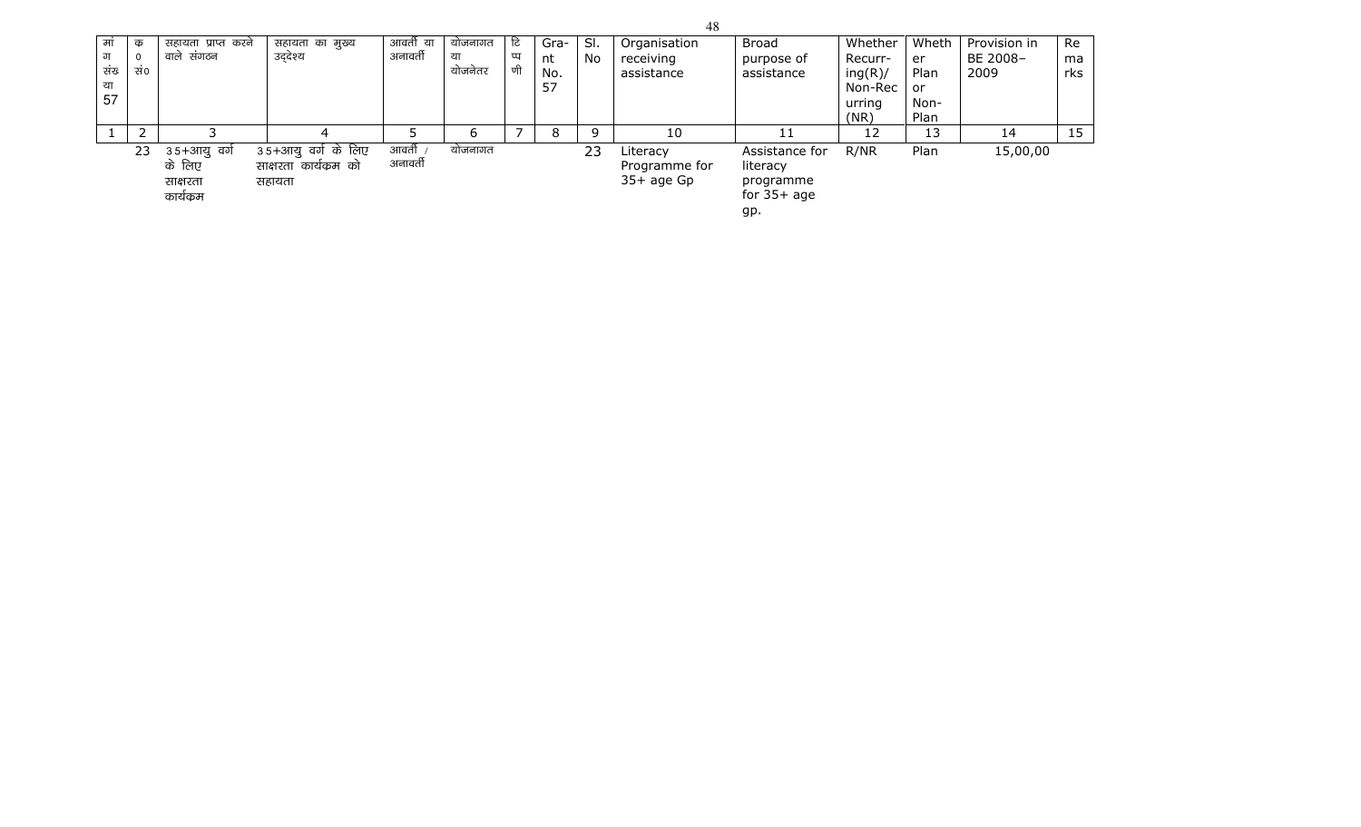| मांग संख्या 57 | क्र० सं० | सहायता प्राप्त करने वाले संगठन | सहायता का मुख्य उद्देश्य | आवर्ती या अनावर्ती | योजनागत या योजनेतर | टिप्पणी | Grant No. 57 | Sl. No | Organisation receiving assistance | Broad purpose of assistance | Whether Recurring(R)/ Non-Recurring (NR) | Whether Plan or Non-Plan | Provision in BE 2008–2009 | Remarks |
|---|---|---|---|---|---|---|---|---|---|---|---|---|---|---|
| 1 | 2 | 3 | 4 | 5 | 6 | 7 | 8 | 9 | 10 | 11 | 12 | 13 | 14 | 15 |
| | 23 | 35+आयु वर्ग के लिए साक्षरता कार्यक्रम | 35+आयु वर्ग के लिए साक्षरता कार्यक्रम को सहायता | आवर्ती / अनावर्ती | योजनागत | | | 23 | Literacy Programme for 35+ age Gp | Assistance for literacy programme for 35+ age gp. | R/NR | Plan | 15,00,00 | |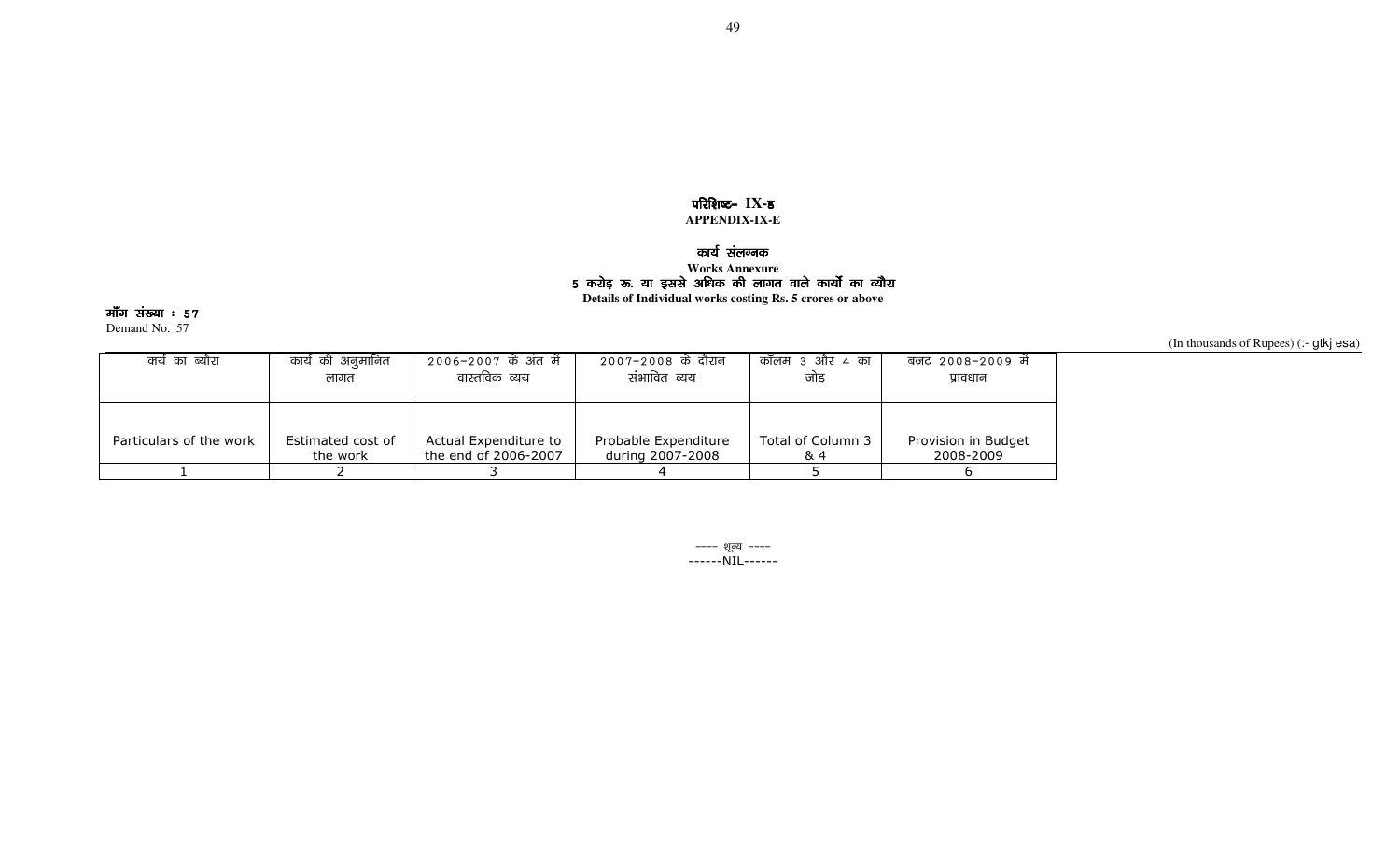**परिशिष्ट- IX-ङ**
**APPENDIX-IX-E**

**कार्य संलग्नक**
**Works Annexure**
**5 करोड़ रू. या इससे अधिक की लागत वाले कार्यों का ब्यौरा**
**Details of Individual works costing Rs. 5 crores or above**

**माँग संख्या : 57**
Demand No. 57

(In thousands of Rupees) (:- gtkj esa)

| कार्य का ब्यौरा Particulars of the work | कार्य की अनुमानित लागत Estimated cost of the work | 2006-2007 के अंत में वास्तविक व्यय Actual Expenditure to the end of 2006-2007 | 2007-2008 के दौरान संभावित व्यय Probable Expenditure during 2007-2008 | कॉलम 3 और 4 का जोड़ Total of Column 3 & 4 | बजट 2008-2009 में प्रावधान Provision in Budget 2008-2009 |
|---|---|---|---|---|---|
| 1 | 2 | 3 | 4 | 5 | 6 |

---- शून्य ----
------NIL------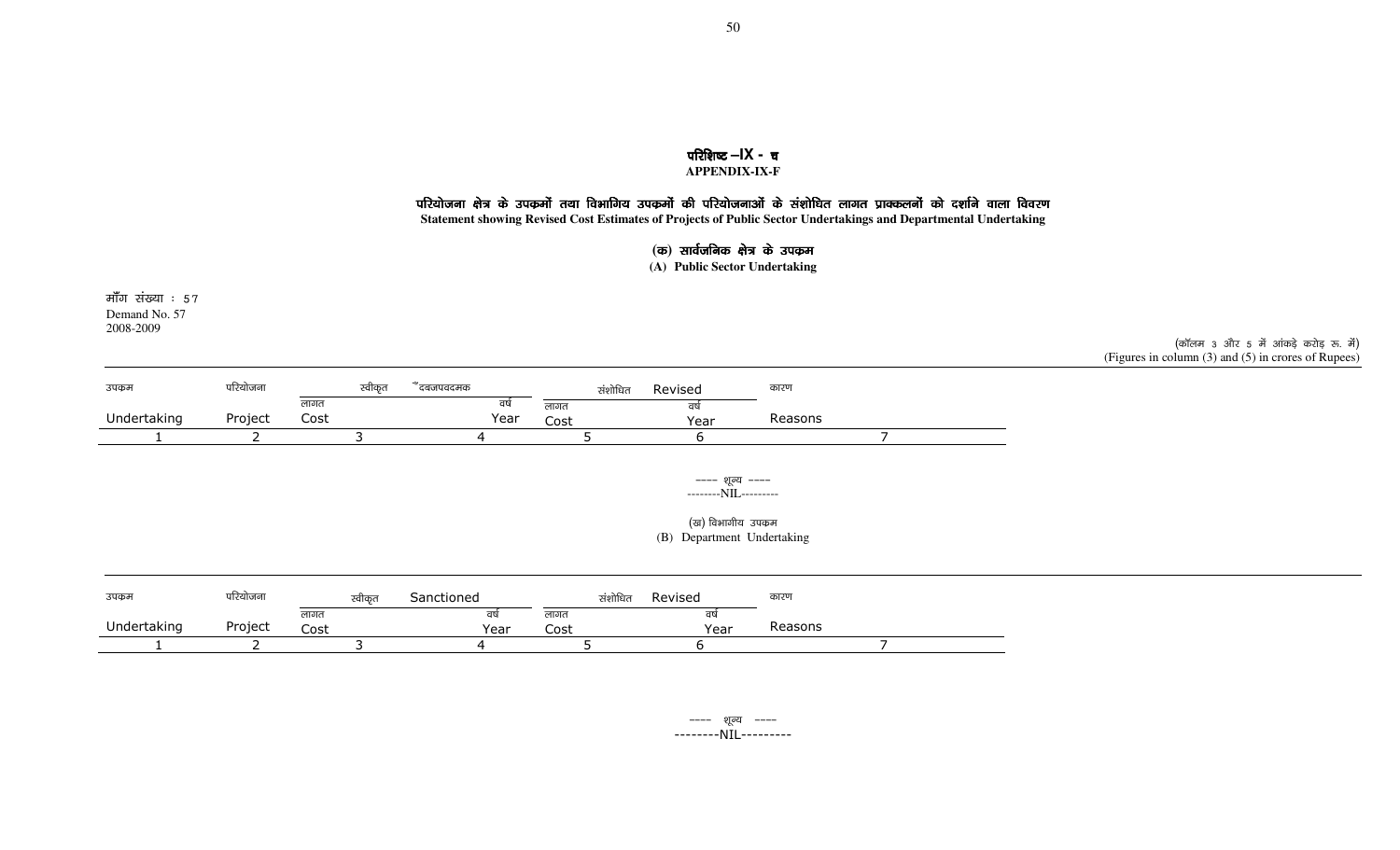# परिशिष्ट –IX - च
# APPENDIX-IX-F

## परियोजना क्षेत्र के उपक्रमों तथा विभागिय उपक्रमों की परियोजनाओं के संशोधित लागत प्राक्कलनों को दर्शाने वाला विवरण
## Statement showing Revised Cost Estimates of Projects of Public Sector Undertakings and Departmental Undertaking

### (क) सार्वजनिक क्षेत्र के उपक्रम
### (A) Public Sector Undertaking

माँग संख्या : 57
Demand No. 57
2008-2009

(कॉलम 3 और 5 में आंकड़े करोड़ रु. में)
(Figures in column (3) and (5) in crores of Rupees)

| उपकम Undertaking | परियोजना Project | स्वीकृत "दबजपवदमक | | संशोधित Revised | | कारण Reasons |
|---|---|---|---|---|---|---|
| | | लागत Cost | वर्ष Year | लागत Cost | वर्ष Year | |
| 1 | 2 | 3 | 4 | 5 | 6 | 7 |

---- शून्य ----
--------NIL---------

### (ख) विभागीय उपकम
### (B) Department Undertaking

| उपकम Undertaking | परियोजना Project | स्वीकृत Sanctioned | | संशोधित Revised | | कारण Reasons |
|---|---|---|---|---|---|---|
| | | लागत Cost | वर्ष Year | लागत Cost | वर्ष Year | |
| 1 | 2 | 3 | 4 | 5 | 6 | 7 |

---- शून्य ----
--------NIL---------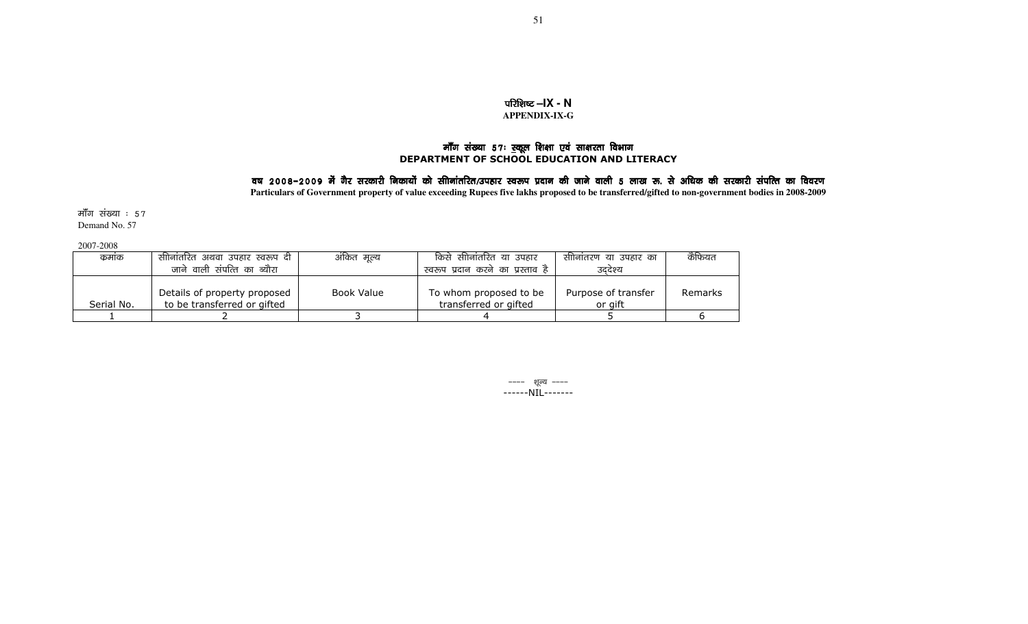परिशिष्ट –IX - N

APPENDIX-IX-G

## माँग संख्या 57: स्कूल शिक्षा एवं साक्षरता विभाग
## DEPARTMENT OF SCHOOL EDUCATION AND LITERACY

### वष 2008-2009 में गैर सरकारी निकायों को सीनांतरित/उपहार स्वरूप प्रदान की जाने वाली 5 लाख रू. से अधिक की सरकारी संपत्ति का विवरण
**Particulars of Government property of value exceeding Rupees five lakhs proposed to be transferred/gifted to non-government bodies in 2008-2009**

माँग संख्या : 57
Demand No. 57

2007-2008

| कमांक | सीनांतरित अथवा उपहार स्वरूप दी जाने वाली संपत्ति का ब्यौरा | अंकित मूल्य | किसे सीनांतरित या उपहार स्वरूप प्रदान करने का प्रस्ताव है | सीनांतरण या उपहार का उद्देश्य | कैफियत |
|---|---|---|---|---|---|
| Serial No. | Details of property proposed to be transferred or gifted | Book Value | To whom proposed to be transferred or gifted | Purpose of transfer or gift | Remarks |
| 1 | 2 | 3 | 4 | 5 | 6 |

---- शून्य ----
------NIL-------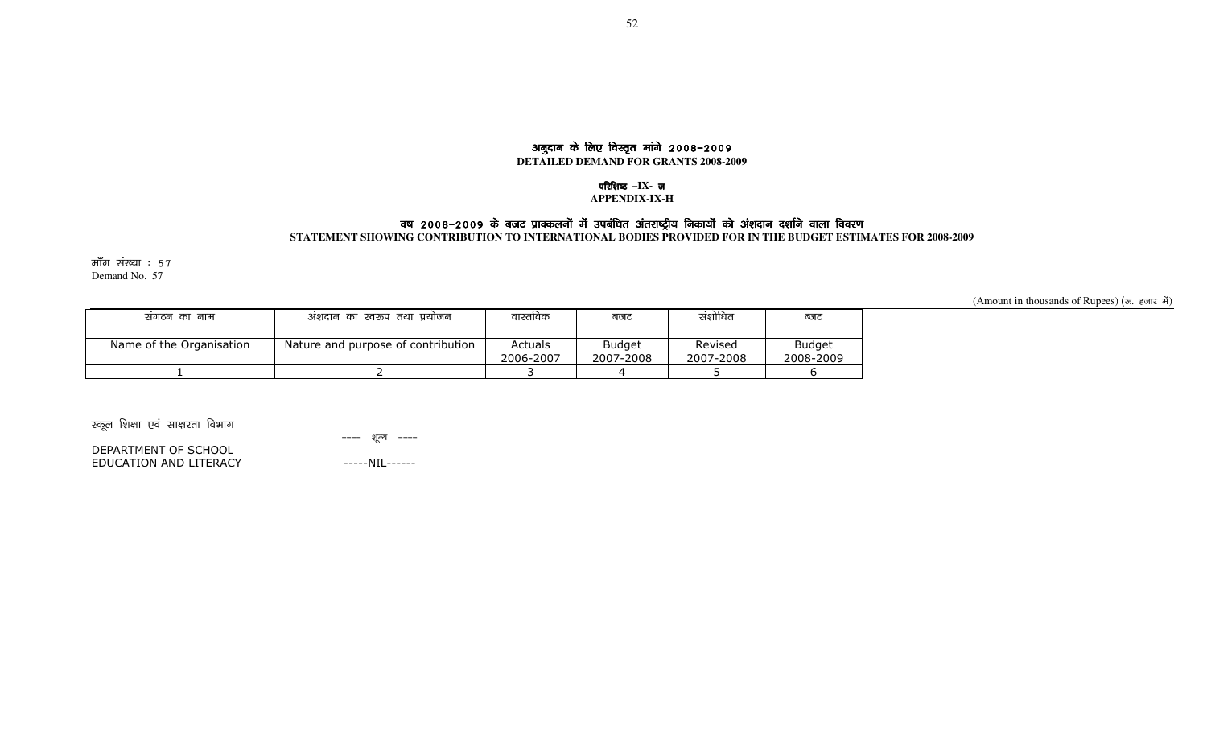# अनुदान के लिए विस्तृत मांगे 2008-2009
# DETAILED DEMAND FOR GRANTS 2008-2009

## परिशिष्ट –IX- ज
## APPENDIX-IX-H

### वष 2008-2009 के बजट प्राक्कलनों में उपबंधित अंतराष्ट्रीय निकायों को अंशदान दर्शाने वाला विवरण
### STATEMENT SHOWING CONTRIBUTION TO INTERNATIONAL BODIES PROVIDED FOR IN THE BUDGET ESTIMATES FOR 2008-2009

माँग संख्या : 57
Demand No. 57

(Amount in thousands of Rupees) (रू. हजार में)

| संगठन का नाम | अंशदान का स्वरूप तथा प्रयोजन | वास्तविक | बजट | संशोधित | बजट |
|---|---|---|---|---|---|
| Name of the Organisation | Nature and purpose of contribution | Actuals 2006-2007 | Budget 2007-2008 | Revised 2007-2008 | Budget 2008-2009 |
| 1 | 2 | 3 | 4 | 5 | 6 |

स्कूल शिक्षा एवं साक्षरता विभाग ---- शून्य ----

DEPARTMENT OF SCHOOL EDUCATION AND LITERACY -----NIL------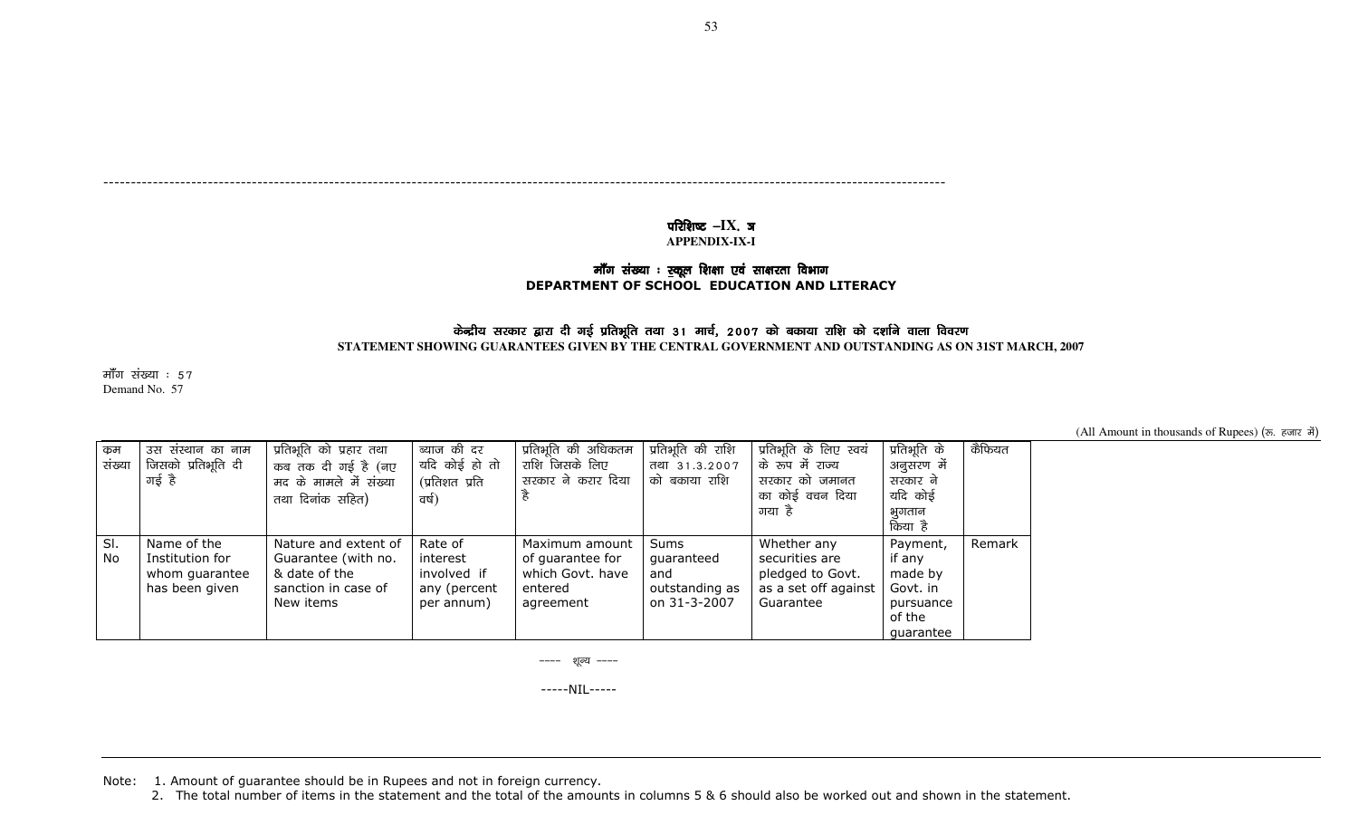## परिशिष्ट –IX. झ
## APPENDIX-IX-I

### माँग संख्या : स्कूल शिक्षा एवं साक्षरता विभाग
### DEPARTMENT OF SCHOOL EDUCATION AND LITERACY

### केन्द्रीय सरकार द्वारा दी गई प्रतिभूति तथा 31 मार्च, 2007 को बकाया राशि को दर्शाने वाला विवरण
### STATEMENT SHOWING GUARANTEES GIVEN BY THE CENTRAL GOVERNMENT AND OUTSTANDING AS ON 31ST MARCH, 2007

माँग संख्या : 57
Demand No. 57

(All Amount in thousands of Rupees) (रू. हजार में)

| क्रम संख्या | उस संस्थान का नाम जिसको प्रतिभूति दी गई है | प्रतिभूति को प्रहार तथा कब तक दी गई है (नए मद के मामले में संख्या तथा दिनांक सहित) | ब्याज की दर यदि कोई हो तो (प्रतिशत प्रति वर्ष) | प्रतिभूति की अधिकतम राशि जिसके लिए सरकार ने करार दिया है | प्रतिभूति की राशि तथा 31.3.2007 को बकाया राशि | प्रतिभूति के लिए स्वयं के रूप में राज्य सरकार को जमानत का कोई वचन दिया गया है | प्रतिभूति के अनुसरण में सरकार ने यदि कोई भुगतान किया है | कैफियत |
|---|---|---|---|---|---|---|---|---|
| Sl. No | Name of the Institution for whom guarantee has been given | Nature and extent of Guarantee (with no. & date of the sanction in case of New items | Rate of interest involved if any (percent per annum) | Maximum amount of guarantee for which Govt. have entered agreement | Sums guaranteed and outstanding as on 31-3-2007 | Whether any securities are pledged to Govt. as a set off against Guarantee | Payment, if any made by Govt. in pursuance of the guarantee | Remark |

---- शून्य ----

-----NIL-----

Note: 1. Amount of guarantee should be in Rupees and not in foreign currency.
2. The total number of items in the statement and the total of the amounts in columns 5 & 6 should also be worked out and shown in the statement.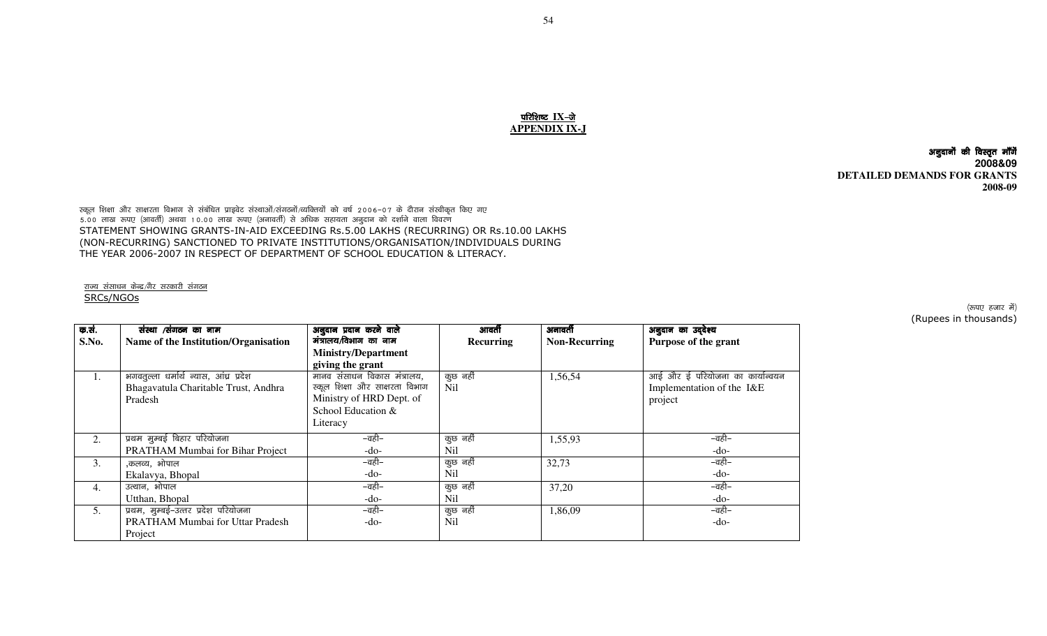## परिशिष्ट IX–जे
## APPENDIX IX-J

**अनुदानों की विस्तृत माँगें**
**2008&09**
**DETAILED DEMANDS FOR GRANTS**
**2008-09**

स्कूल शिक्षा और साक्षरता विभाग से संबंधित प्राइवेट संस्थाओं/संगठनों/व्यक्तियों को वर्ष 2006–07 के दौरान संस्वीकृत किए गए 5.00 लाख रूपए (आवर्ती) अथवा 10.00 लाख रूपए (अनावर्ती) से अधिक सहायता अनुदान को दर्शाने वाला विवरण

STATEMENT SHOWING GRANTS-IN-AID EXCEEDING Rs.5.00 LAKHS (RECURRING) OR Rs.10.00 LAKHS (NON-RECURRING) SANCTIONED TO PRIVATE INSTITUTIONS/ORGANISATION/INDIVIDUALS DURING THE YEAR 2006-2007 IN RESPECT OF DEPARTMENT OF SCHOOL EDUCATION & LITERACY.

राज्य संसाधन केन्द्र/गैर सरकारी संगठन
SRCs/NGOs

(रूपए हजार में)
(Rupees in thousands)

| क्र.सं. S.No. | संस्था /संगठन का नाम Name of the Institution/Organisation | अनुदान प्रदान करने वाले मंत्रालय/विभाग का नाम Ministry/Department giving the grant | आवर्ती Recurring | अनावर्ती Non-Recurring | अनुदान का उद्देश्य Purpose of the grant |
|---|---|---|---|---|---|
| 1. | भगवतुल्ला धर्मार्थ न्यास, आंध्र प्रदेश Bhagavatula Charitable Trust, Andhra Pradesh | मानव संसाधन विकास मंत्रालय, स्कूल शिक्षा और साक्षरता विभाग Ministry of HRD Dept. of School Education & Literacy | कुछ नहीं Nil | 1,56,54 | आई और ई परियोजना का कार्यान्वयन Implementation of the I&E project |
| 2. | प्रथम मुम्बई बिहार परियोजना PRATHAM Mumbai for Bihar Project | –वही– -do- | कुछ नहीं Nil | 1,55,93 | –वही– -do- |
| 3. | ,कलव्य, भोपाल Ekalavya, Bhopal | –वही– -do- | कुछ नहीं Nil | 32,73 | –वही– -do- |
| 4. | उत्थान, भोपाल Utthan, Bhopal | –वही– -do- | कुछ नहीं Nil | 37,20 | –वही– -do- |
| 5. | प्रथम, मुम्बई–उत्तर प्रदेश परियोजना PRATHAM Mumbai for Uttar Pradesh Project | –वही– -do- | कुछ नहीं Nil | 1,86,09 | –वही– -do- |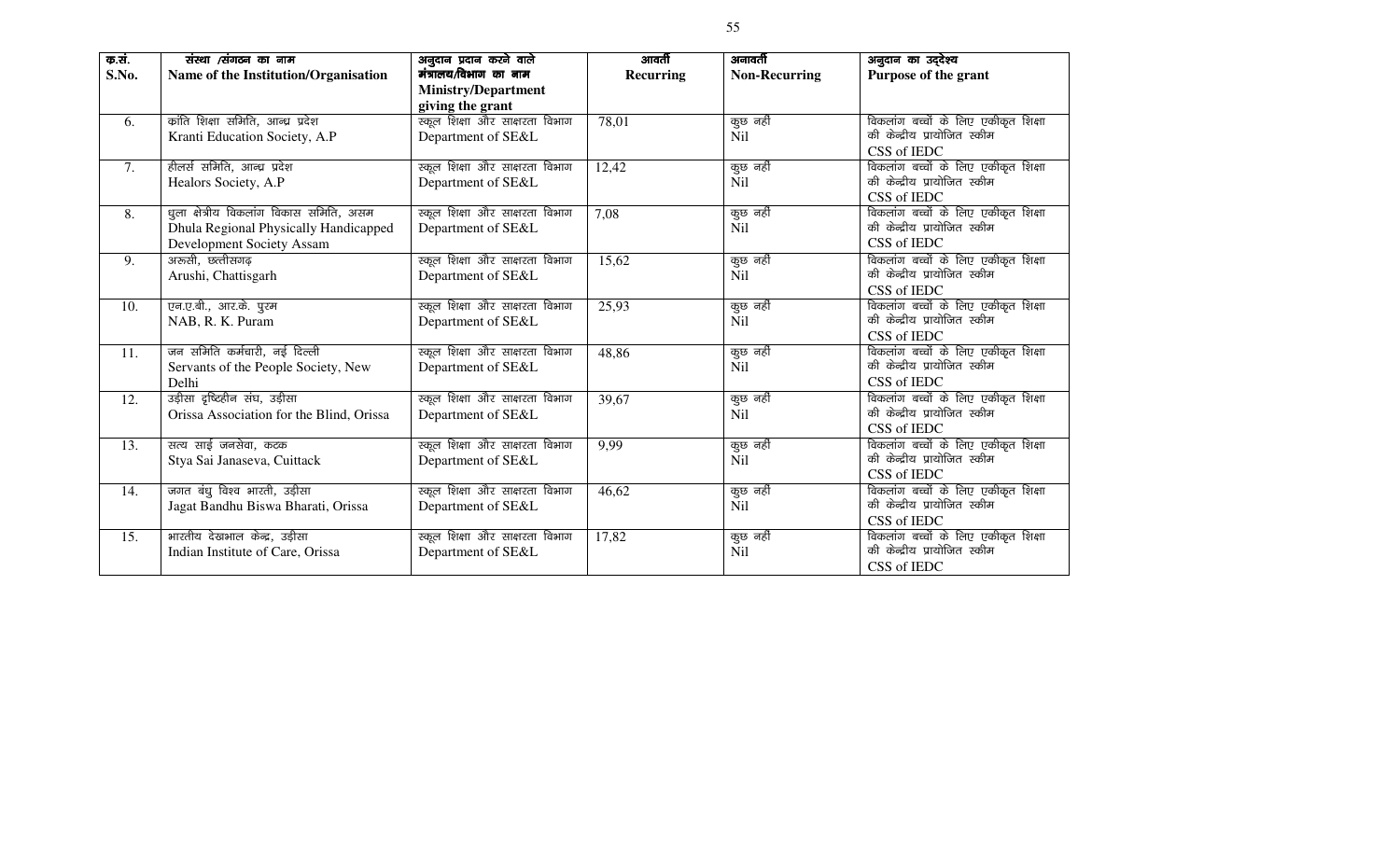| क्र.सं. S.No. | संस्था /संगठन का नाम Name of the Institution/Organisation | अनुदान प्रदान करने वाले मंत्रालय/विभाग का नाम Ministry/Department giving the grant | आवर्ती Recurring | अनावर्ती Non-Recurring | अनुदान का उद्देश्य Purpose of the grant |
|---|---|---|---|---|---|
| 6. | क्रांति शिक्षा समिति, आन्ध्र प्रदेश Kranti Education Society, A.P | स्कूल शिक्षा और साक्षरता विभाग Department of SE&L | 78,01 | कुछ नहीं Nil | विकलांग बच्चों के लिए एकीकृत शिक्षा की केन्द्रीय प्रायोजित स्कीम CSS of IEDC |
| 7. | हीलर्स समिति, आन्ध्र प्रदेश Healors Society, A.P | स्कूल शिक्षा और साक्षरता विभाग Department of SE&L | 12,42 | कुछ नहीं Nil | विकलांग बच्चों के लिए एकीकृत शिक्षा की केन्द्रीय प्रायोजित स्कीम CSS of IEDC |
| 8. | धुला क्षेत्रीय विकलांग विकास समिति, असम Dhula Regional Physically Handicapped Development Society Assam | स्कूल शिक्षा और साक्षरता विभाग Department of SE&L | 7,08 | कुछ नहीं Nil | विकलांग बच्चों के लिए एकीकृत शिक्षा की केन्द्रीय प्रायोजित स्कीम CSS of IEDC |
| 9. | अरूसी, छत्तीसगढ़ Arushi, Chattisgarh | स्कूल शिक्षा और साक्षरता विभाग Department of SE&L | 15,62 | कुछ नहीं Nil | विकलांग बच्चों के लिए एकीकृत शिक्षा की केन्द्रीय प्रायोजित स्कीम CSS of IEDC |
| 10. | एन.ए.बी., आर.के. पुरम NAB, R. K. Puram | स्कूल शिक्षा और साक्षरता विभाग Department of SE&L | 25,93 | कुछ नहीं Nil | विकलांग बच्चों के लिए एकीकृत शिक्षा की केन्द्रीय प्रायोजित स्कीम CSS of IEDC |
| 11. | जन समिति कर्मचारी, नई दिल्ली Servants of the People Society, New Delhi | स्कूल शिक्षा और साक्षरता विभाग Department of SE&L | 48,86 | कुछ नहीं Nil | विकलांग बच्चों के लिए एकीकृत शिक्षा की केन्द्रीय प्रायोजित स्कीम CSS of IEDC |
| 12. | उड़ीसा दृष्टिहीन संघ, उड़ीसा Orissa Association for the Blind, Orissa | स्कूल शिक्षा और साक्षरता विभाग Department of SE&L | 39,67 | कुछ नहीं Nil | विकलांग बच्चों के लिए एकीकृत शिक्षा की केन्द्रीय प्रायोजित स्कीम CSS of IEDC |
| 13. | सत्य साई जनसेवा, कटक Stya Sai Janaseva, Cuittack | स्कूल शिक्षा और साक्षरता विभाग Department of SE&L | 9,99 | कुछ नहीं Nil | विकलांग बच्चों के लिए एकीकृत शिक्षा की केन्द्रीय प्रायोजित स्कीम CSS of IEDC |
| 14. | जगत बंधु विश्व भारती, उड़ीसा Jagat Bandhu Biswa Bharati, Orissa | स्कूल शिक्षा और साक्षरता विभाग Department of SE&L | 46,62 | कुछ नहीं Nil | विकलांग बच्चों के लिए एकीकृत शिक्षा की केन्द्रीय प्रायोजित स्कीम CSS of IEDC |
| 15. | भारतीय देखभाल केन्द्र, उड़ीसा Indian Institute of Care, Orissa | स्कूल शिक्षा और साक्षरता विभाग Department of SE&L | 17,82 | कुछ नहीं Nil | विकलांग बच्चों के लिए एकीकृत शिक्षा की केन्द्रीय प्रायोजित स्कीम CSS of IEDC |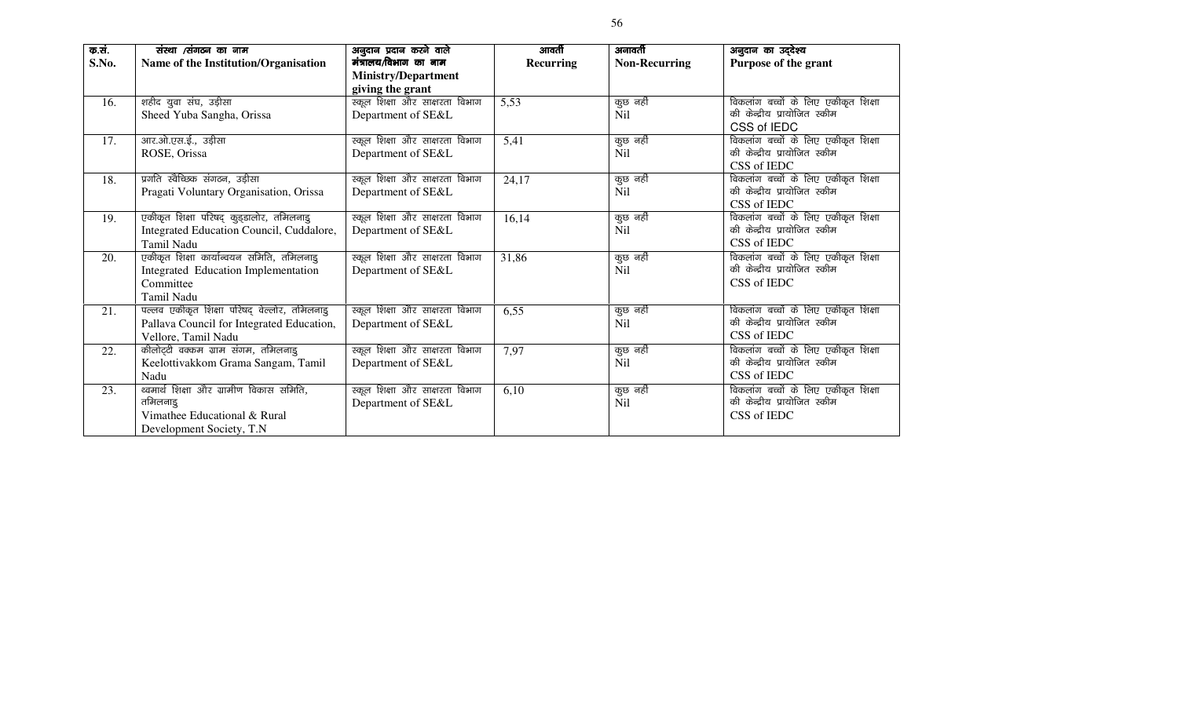| क्र.सं. S.No. | संस्था /संगठन का नाम Name of the Institution/Organisation | अनुदान प्रदान करने वाले मंत्रालय/विभाग का नाम Ministry/Department giving the grant | आवर्ती Recurring | अनावर्ती Non-Recurring | अनुदान का उद्देश्य Purpose of the grant |
|---|---|---|---|---|---|
| 16. | शहीद युवा संघ, उड़ीसा Sheed Yuba Sangha, Orissa | स्कूल शिक्षा और साक्षरता विभाग Department of SE&L | 5,53 | कुछ नहीं Nil | विकलांग बच्चों के लिए एकीकृत शिक्षा की केन्द्रीय प्रायोजित स्कीम CSS of IEDC |
| 17. | आर.ओ.एस.ई., उड़ीसा ROSE, Orissa | स्कूल शिक्षा और साक्षरता विभाग Department of SE&L | 5,41 | कुछ नहीं Nil | विकलांग बच्चों के लिए एकीकृत शिक्षा की केन्द्रीय प्रायोजित स्कीम CSS of IEDC |
| 18. | प्रगति स्वैच्छिक संगठन, उड़ीसा Pragati Voluntary Organisation, Orissa | स्कूल शिक्षा और साक्षरता विभाग Department of SE&L | 24,17 | कुछ नहीं Nil | विकलांग बच्चों के लिए एकीकृत शिक्षा की केन्द्रीय प्रायोजित स्कीम CSS of IEDC |
| 19. | एकीकृत शिक्षा परिषद् कुड्डालोर, तमिलनाडु Integrated Education Council, Cuddalore, Tamil Nadu | स्कूल शिक्षा और साक्षरता विभाग Department of SE&L | 16,14 | कुछ नहीं Nil | विकलांग बच्चों के लिए एकीकृत शिक्षा की केन्द्रीय प्रायोजित स्कीम CSS of IEDC |
| 20. | एकीकृत शिक्षा कार्यान्वयन समिति, तमिलनाडु Integrated Education Implementation Committee Tamil Nadu | स्कूल शिक्षा और साक्षरता विभाग Department of SE&L | 31,86 | कुछ नहीं Nil | विकलांग बच्चों के लिए एकीकृत शिक्षा की केन्द्रीय प्रायोजित स्कीम CSS of IEDC |
| 21. | पल्लव एकीकृत शिक्षा परिषद् वेल्लोर, तमिलनाडु Pallava Council for Integrated Education, Vellore, Tamil Nadu | स्कूल शिक्षा और साक्षरता विभाग Department of SE&L | 6,55 | कुछ नहीं Nil | विकलांग बच्चों के लिए एकीकृत शिक्षा की केन्द्रीय प्रायोजित स्कीम CSS of IEDC |
| 22. | कीलोट्टी वक्कम ग्राम संगम, तमिलनाडु Keelottivakkom Grama Sangam, Tamil Nadu | स्कूल शिक्षा और साक्षरता विभाग Department of SE&L | 7,97 | कुछ नहीं Nil | विकलांग बच्चों के लिए एकीकृत शिक्षा की केन्द्रीय प्रायोजित स्कीम CSS of IEDC |
| 23. | व्यमार्थ शिक्षा और ग्रामीण विकास समिति, तमिलनाडु Vimathee Educational & Rural Development Society, T.N | स्कूल शिक्षा और साक्षरता विभाग Department of SE&L | 6,10 | कुछ नहीं Nil | विकलांग बच्चों के लिए एकीकृत शिक्षा की केन्द्रीय प्रायोजित स्कीम CSS of IEDC |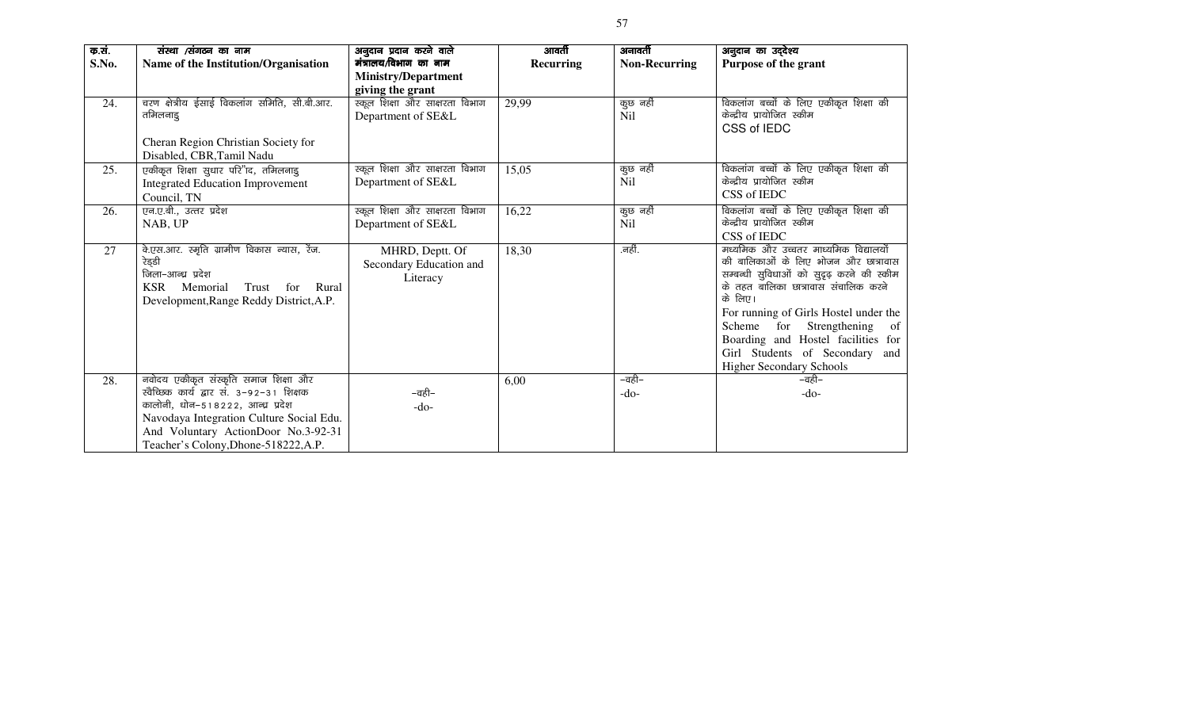| क्र.सं. S.No. | संस्था /संगठन का नाम Name of the Institution/Organisation | अनुदान प्रदान करने वाले मंत्रालय/विभाग का नाम Ministry/Department giving the grant | आवर्ती Recurring | अनावर्ती Non-Recurring | अनुदान का उद्देश्य Purpose of the grant |
|---|---|---|---|---|---|
| 24. | चरण क्षेत्रीय ईसाई विकलांग समिति, सी.बी.आर. तमिलनाडु<br><br>Cheran Region Christian Society for Disabled, CBR,Tamil Nadu | स्कूल शिक्षा और साक्षरता विभाग<br>Department of SE&L | 29,99 | कुछ नहीं<br>Nil | विकलांग बच्चों के लिए एकीकृत शिक्षा की केन्द्रीय प्रायोजित स्कीम<br>CSS of IEDC |
| 25. | एकीकृत शिक्षा सुधार परिषद, तमिलनाडु<br>Integrated Education Improvement Council, TN | स्कूल शिक्षा और साक्षरता विभाग<br>Department of SE&L | 15,05 | कुछ नहीं<br>Nil | विकलांग बच्चों के लिए एकीकृत शिक्षा की केन्द्रीय प्रायोजित स्कीम<br>CSS of IEDC |
| 26. | एन.ए.बी., उत्तर प्रदेश<br>NAB, UP | स्कूल शिक्षा और साक्षरता विभाग<br>Department of SE&L | 16,22 | कुछ नहीं<br>Nil | विकलांग बच्चों के लिए एकीकृत शिक्षा की केन्द्रीय प्रायोजित स्कीम<br>CSS of IEDC |
| 27 | के.एस.आर. स्मृति ग्रामीण विकास न्यास, रेंज. रेड्डी जिला–आन्ध्र प्रदेश<br>KSR Memorial Trust for Rural Development,Range Reddy District,A.P. | MHRD, Deptt. Of Secondary Education and Literacy | 18,30 | .नहीं. | मध्यमिक और उच्चतर माध्यमिक विद्यालयों की बालिकाओं के लिए भोजन और छात्रावास सम्बन्धी सुविधाओं को सुदृढ़ करने की स्कीम के तहत बालिका छात्रावास संचालिक करने के लिए।<br>For running of Girls Hostel under the Scheme for Strengthening of Boarding and Hostel facilities for Girl Students of Secondary and Higher Secondary Schools |
| 28. | नवोदय एकीकृत संस्कृति समाज शिक्षा और स्वैच्छिक कार्य द्वार सं. 3–92–31 शिक्षक कालोनी, धोन–518222, आन्ध्र प्रदेश<br>Navodaya Integration Culture Social Edu. And Voluntary ActionDoor No.3-92-31 Teacher's Colony,Dhone-518222,A.P. | –वही–<br>-do- | 6,00 | –वही–<br>-do- | –वही–<br>-do- |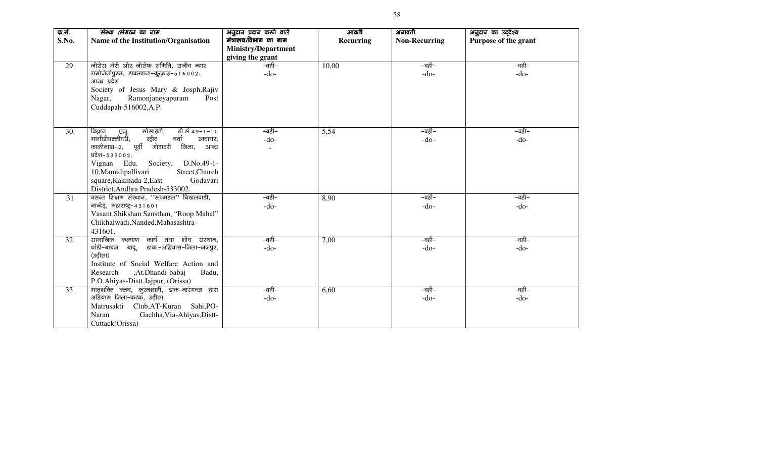| क्र.सं. S.No. | संस्था /संगठन का नाम Name of the Institution/Organisation | अनुदान प्रदान करने वाले मंत्रालय/विभाग का नाम Ministry/Department giving the grant | आवर्ती Recurring | अनावर्ती Non-Recurring | अनुदान का उद्देश्य Purpose of the grant |
|---|---|---|---|---|---|
| 29. | जीसेस मेरी और जोसेफ समिति, राजीव नगर रामोजेनीपुरम, डाकखाना–कुड्डाह–516002, आन्ध्र प्रदेश। Society of Jesus Mary & Josph,Rajiv Nagar, Ramonjaneyapuram Post Cuddapah-516002,A.P. | –वही– -do- | 10,00 | –वही– -do- | –वही– -do- |
| 30. | विज्ञान एजू. सोसाईटी, डी.सं.49–1–10 मामीडीपल्लीवरी, स्ट्रीट चर्चा स्क्वायर, काकीनाडा–2, पूर्वी गोदावरी जिला, आन्ध्र प्रदेश–533002. Vignan Edu. Society, D.No.49-1-10,Mamidipallivari Street,Church square,Kakinada-2,East Godavari District,Andhra Pradesh-533002. | –वही– -do- - | 5,54 | –वही– -do- | –वही– -do- |
| 31 | वसन्त शिक्षण संस्थान, ''रूपमहल'' चिखलवाडी, नान्देड़, महाराष्ट्र–431601 Vasant Shikshan Sansthan, "Roop Mahal" Chikhalwadi,Nanded,Mahasashtra-431601. | –वही– -do- | 8,90 | –वही– -do- | –वही– -do- |
| 32. | सामाजिक कल्याण कार्य तथा शोध संस्थान, धांडी–बाबज बादू, डाक.–अहियास–जिला–जजपुर, (उड़ीसा) Institute of Social Welfare Action and Research ,At.Dhandi-babaj Badu, P.O.Ahiyas-Distt.Jajpur, (Orissa) | –वही– -do- | 7,00 | –वही– -do- | –वही– -do- |
| 33. | मातृशक्ति क्लब, कुरनशाही, डाक–नारंगच्छा द्वारा अहियास जिला–कटक, उड़ीसा Matrusakti Club,AT-Kuran Sahi,PO-Naran Gachha,Via-Ahiyas,Distt-Cuttack(Orissa) | –वही– -do- | 6,60 | –वही– -do- | –वही– -do- |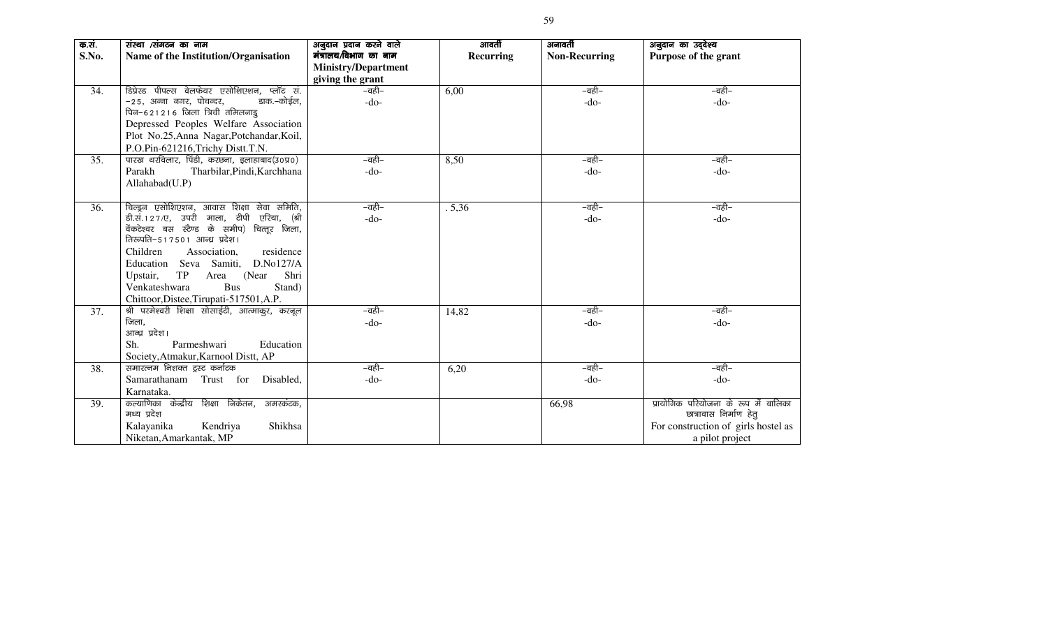| क्र.सं. S.No. | संस्था /संगठन का नाम Name of the Institution/Organisation | अनुदान प्रदान करने वाले मंत्रालय/विभाग का नाम Ministry/Department giving the grant | आवर्ती Recurring | अनावर्ती Non-Recurring | अनुदान का उद्देश्य Purpose of the grant |
|---|---|---|---|---|---|
| 34. | डिप्रेस्ड पीपल्स वेलफेयर एसोशिएशन, प्लॉट सं. -25, अन्ना नगर, पोचन्दर, डाक.-कोईल, पिन-621216 जिला त्रिची तमिलनाडु Depressed Peoples Welfare Association Plot No.25,Anna Nagar,Potchandar,Koil, P.O.Pin-621216,Trichy Distt.T.N. | -वही- -do- | 6,00 | -वही- -do- | -वही- -do- |
| 35. | पारख थरबिलार, पिंडी, करछना, इलाहाबाद(उ0प्र0) Parakh Tharbilar,Pindi,Karchhana Allahabad(U.P) | -वही- -do- | 8,50 | -वही- -do- | -वही- -do- |
| 36. | चिल्ड्रन एसोशिएशन, आवास शिक्षा सेवा समिति, डी.सं.127/ए, उपरी माला, टीपी एरिया, (श्री वेंकटेश्वर बस स्टैण्ड के समीप) चित्तूर जिला, तिरुपति-517501 आन्ध्र प्रदेश। Children Association, residence Education Seva Samiti, D.No127/A Upstair, TP Area (Near Shri Venkateshwara Bus Stand) Chittoor,Distee,Tirupati-517501,A.P. | -वही- -do- | . 5,36 | -वही- -do- | -वही- -do- |
| 37. | श्री परमेश्वरी शिक्षा सोसाईटी, आत्माकुर, करनूल जिला, आन्ध्र प्रदेश। Sh. Parmeshwari Education Society,Atmakur,Karnool Distt, AP | -वही- -do- | 14,82 | -वही- -do- | -वही- -do- |
| 38. | समारत्नम निशक्त ट्रस्ट कर्नाटक Samarathanam Trust for Disabled, Karnataka. | -वही- -do- | 6,20 | -वही- -do- | -वही- -do- |
| 39. | कल्याणिका केन्द्रीय शिक्षा निकेतन, अमरकंटक, मध्य प्रदेश Kalayanika Kendriya Shikhsa Niketan,Amarkantak, MP | | | 66,98 | प्रायोगिक परियोजना के रूप में बालिका छात्रावास निर्माण हेतु For construction of girls hostel as a pilot project |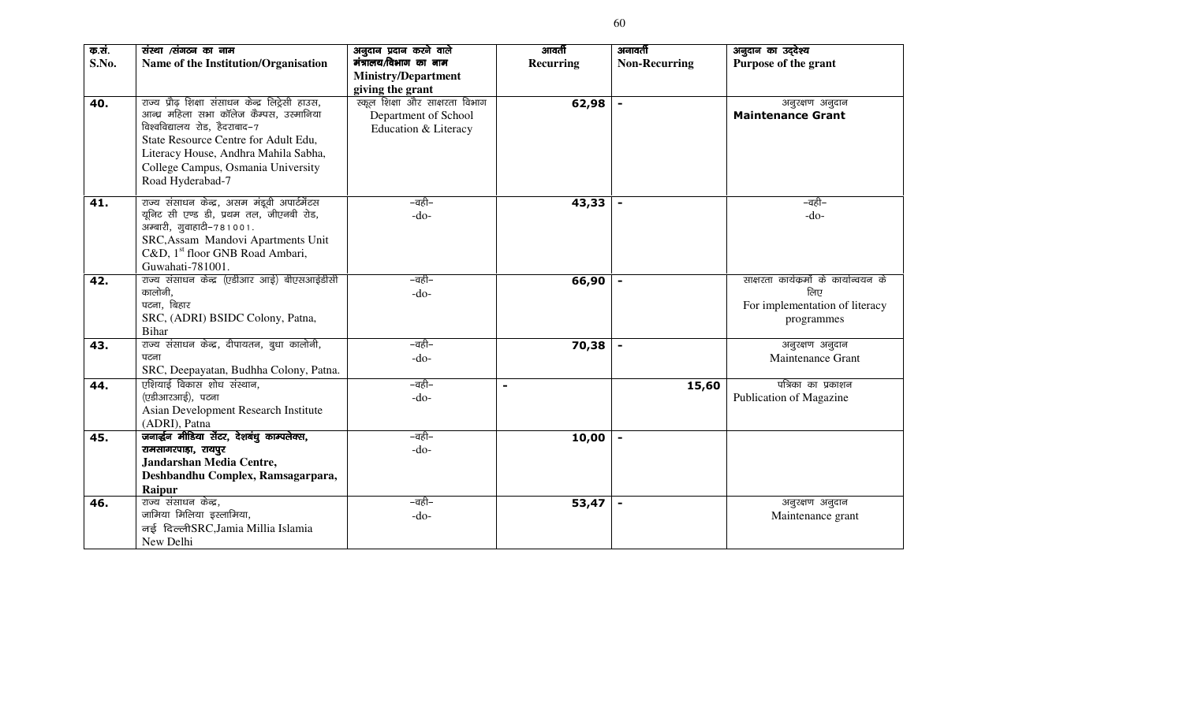| क्र.सं. S.No. | संस्था /संगठन का नाम Name of the Institution/Organisation | अनुदान प्रदान करने वाले मंत्रालय/विभाग का नाम Ministry/Department giving the grant | आवर्ती Recurring | अनावर्ती Non-Recurring | अनुदान का उद्देश्य Purpose of the grant |
|---|---|---|---|---|---|
| **40.** | राज्य प्रौढ़ शिक्षा संसाधन केन्द्र लिट्रेसी हाउस, आन्ध्र महिला सभा कॉलेज कैम्पस, उस्मानिया विश्वविद्यालय रोड, हैदराबाद-7 State Resource Centre for Adult Edu, Literacy House, Andhra Mahila Sabha, College Campus, Osmania University Road Hyderabad-7 | स्कूल शिक्षा और साक्षरता विभाग Department of School Education & Literacy | **62,98** | - | अनुरक्षण अनुदान **Maintenance Grant** |
| **41.** | राज्य संसाधन केन्द्र, असम मंडूवी अपार्टमेंटस यूनिट सी एण्ड डी, प्रथम तल, जीएनबी रोड, अम्बारी, गुवाहाटी-781001. SRC,Assam Mandovi Apartments Unit C&D, 1st floor GNB Road Ambari, Guwahati-781001. | -वही- -do- | **43,33** | - | -वही- -do- |
| **42.** | राज्य संसाधन केन्द्र (एडीआर आई) बीएसआईडीसी कालोनी, पटना, बिहार SRC, (ADRI) BSIDC Colony, Patna, Bihar | -वही- -do- | **66,90** | - | साक्षरता कार्यक्रमों के कार्यान्वयन के लिए For implementation of literacy programmes |
| **43.** | राज्य संसाधन केन्द्र, दीपायतन, बुधा कालोनी, पटना SRC, Deepayatan, Budhha Colony, Patna. | -वही- -do- | **70,38** | - | अनुरक्षण अनुदान Maintenance Grant |
| **44.** | एशियाई विकास शोध संस्थान, (एडीआरआई), पटना Asian Development Research Institute (ADRI), Patna | -वही- -do- | - | **15,60** | पत्रिका का प्रकाशन Publication of Magazine |
| **45.** | **जनार्द्धन मीडिया सेंटर, देशबंधु काम्पलेक्स, रामसागरपाड़ा, रायपुर Jandarshan Media Centre, Deshbandhu Complex, Ramsagarpara, Raipur** | -वही- -do- | **10,00** | - | |
| **46.** | राज्य संसाधन केन्द्र, जामिया मिलिया इस्लामिया, नई दिल्लीSRC,Jamia Millia Islamia New Delhi | -वही- -do- | **53,47** | - | अनुरक्षण अनुदान Maintenance grant |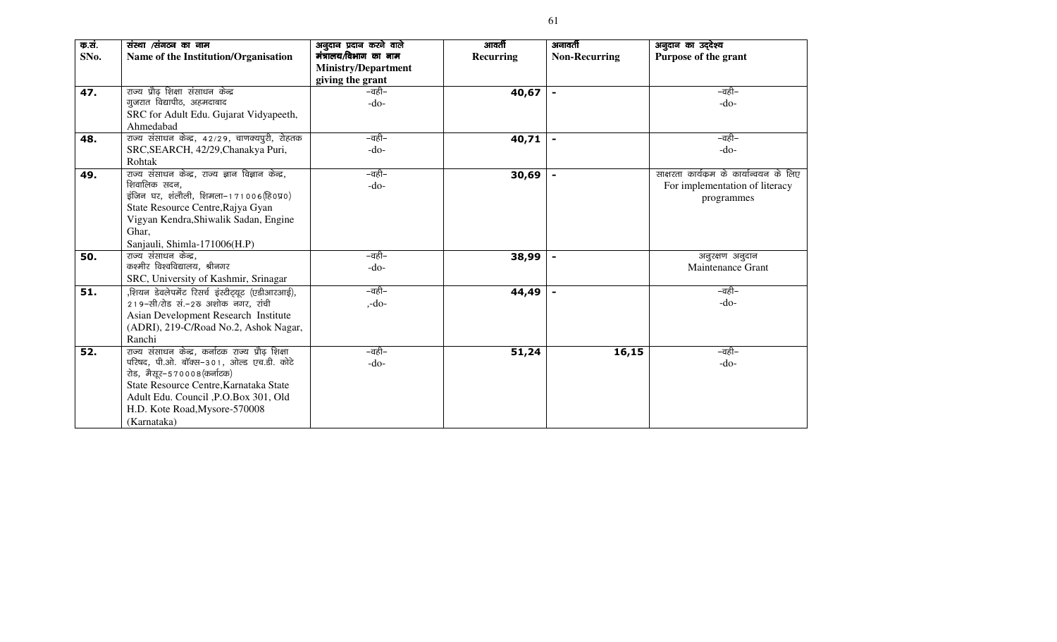| क्र.सं. SNo. | संस्था /संगठन का नाम Name of the Institution/Organisation | अनुदान प्रदान करने वाले मंत्रालय/विभाग का नाम Ministry/Department giving the grant | आवर्ती Recurring | अनावर्ती Non-Recurring | अनुदान का उद्देश्य Purpose of the grant |
|---|---|---|---|---|---|
| 47. | राज्य प्रौढ़ शिक्षा संसाधन केन्द्र गुजरात विद्यापीठ, अहमदाबाद SRC for Adult Edu. Gujarat Vidyapeeth, Ahmedabad | –वही– -do- | 40,67 | - | –वही– -do- |
| 48. | राज्य संसाधन केन्द्र, 42/29, चाणक्यपुरी, रोहतक SRC,SEARCH, 42/29,Chanakya Puri, Rohtak | –वही– -do- | 40,71 | - | –वही– -do- |
| 49. | राज्य संसाधन केन्द्र, राज्य ज्ञान विज्ञान केन्द्र, शिवालिक सदन, इंजिन घर, शंलौली, शिमला–171006(हि०प्र०) State Resource Centre,Rajya Gyan Vigyan Kendra,Shiwalik Sadan, Engine Ghar, Sanjauli, Shimla-171006(H.P) | –वही– -do- | 30,69 | - | साक्षरता कार्यक्रम के कार्यान्वयन के लिए For implementation of literacy programmes |
| 50. | राज्य संसाधन केन्द्र, कश्मीर विश्वविद्यालय, श्रीनगर SRC, University of Kashmir, Srinagar | –वही– -do- | 38,99 | - | अनुरक्षण अनुदान Maintenance Grant |
| 51. | ,शियन डेवलेपमेंट रिसर्च इंस्टीट्यूट (एडीआरआई), 219–सी/रोड सं.–2ख अशोक नगर, रांची Asian Development Research Institute (ADRI), 219-C/Road No.2, Ashok Nagar, Ranchi | –वही– ,-do- | 44,49 | - | –वही– -do- |
| 52. | राज्य संसाधन केन्द्र, कर्नाटक राज्य प्रौढ़ शिक्षा परिषद, पी.ओ. बॉक्स–301, ओल्ड एच.डी. कोटे रोड, मैसूर–570008(कर्नाटक) State Resource Centre,Karnataka State Adult Edu. Council ,P.O.Box 301, Old H.D. Kote Road,Mysore-570008 (Karnataka) | –वही– -do- | 51,24 | 16,15 | –वही– -do- |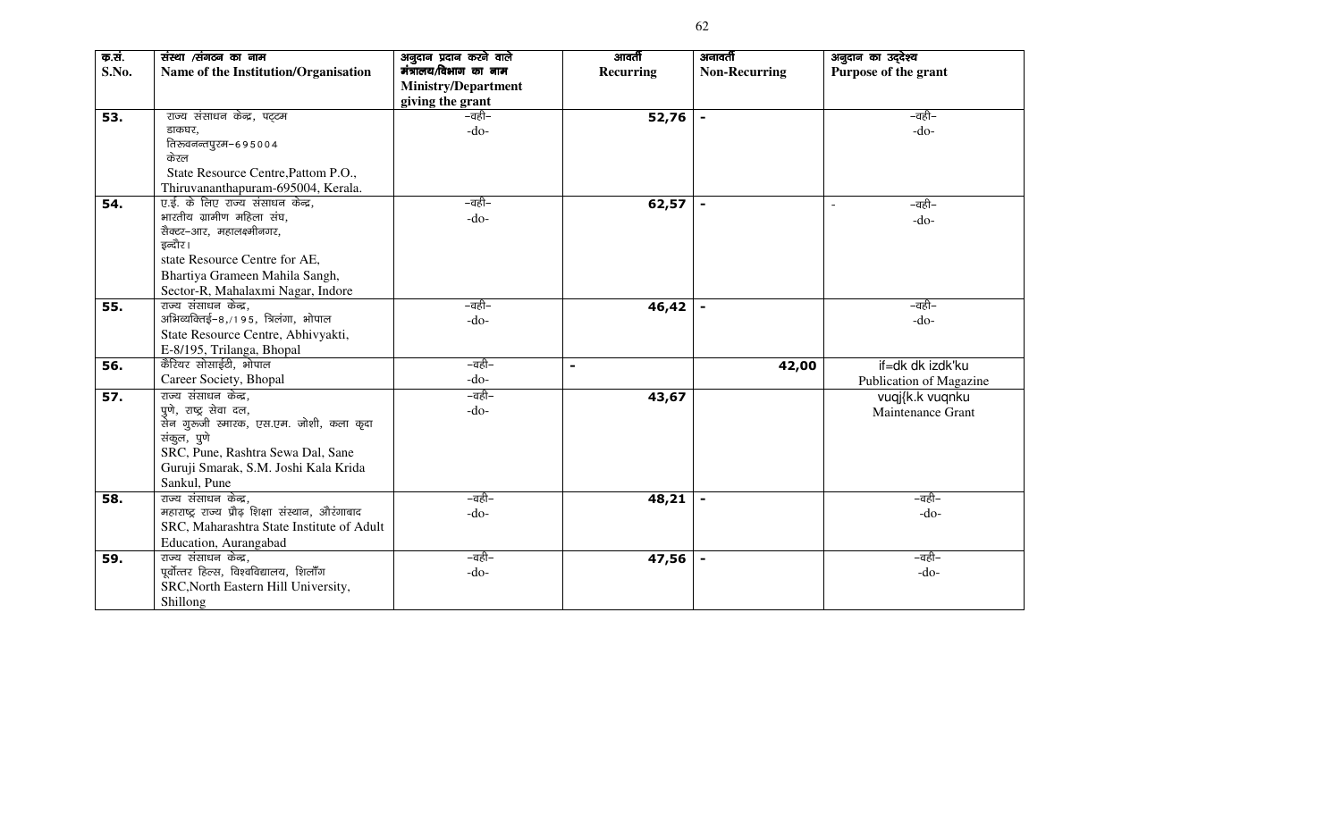| क्र.सं. S.No. | संस्था /संगठन का नाम Name of the Institution/Organisation | अनुदान प्रदान करने वाले मंत्रालय/विभाग का नाम Ministry/Department giving the grant | आवर्ती Recurring | अनावर्ती Non-Recurring | अनुदान का उद्देश्य Purpose of the grant |
|---|---|---|---|---|---|
| 53. | राज्य संसाधन केन्द्र, पट्टम डाकघर, तिरूवनन्तपुरम–695004 केरल State Resource Centre,Pattom P.O., Thiruvananthapuram-695004, Kerala. | –वही– -do- | 52,76 | - | –वही– -do- |
| 54. | ए.ई. के लिए राज्य संसाधन केन्द्र, भारतीय ग्रामीण महिला संघ, सैक्टर–आर, महालक्ष्मीनगर, इन्दौर। state Resource Centre for AE, Bhartiya Grameen Mahila Sangh, Sector-R, Mahalaxmi Nagar, Indore | –वही– -do- | 62,57 | - | - –वही– -do- |
| 55. | राज्य संसाधन केन्द्र, अभिव्यक्तिई–8,/195, त्रिलंगा, भोपाल State Resource Centre, Abhivyakti, E-8/195, Trilanga, Bhopal | –वही– -do- | 46,42 | - | –वही– -do- |
| 56. | कैरियर सोसाईटी, भोपाल Career Society, Bhopal | –वही– -do- | - | 42,00 | if=dk dk izdk'ku Publication of Magazine |
| 57. | राज्य संसाधन केन्द्र, पुणे, राष्ट्र सेवा दल, सेन गुरुजी स्मारक, एस.एम. जोशी, कला कृदा संकुल, पुणे SRC, Pune, Rashtra Sewa Dal, Sane Guruji Smarak, S.M. Joshi Kala Krida Sankul, Pune | –वही– -do- | 43,67 | | vuqj{k.k vuqnku Maintenance Grant |
| 58. | राज्य संसाधन केन्द्र, महाराष्ट्र राज्य प्रौढ़ शिक्षा संस्थान, औरंगाबाद SRC, Maharashtra State Institute of Adult Education, Aurangabad | –वही– -do- | 48,21 | - | –वही– -do- |
| 59. | राज्य संसाधन केन्द्र, पूर्वोत्तर हिल्स, विश्वविद्यालय, शिलाँग SRC,North Eastern Hill University, Shillong | –वही– -do- | 47,56 | - | –वही– -do- |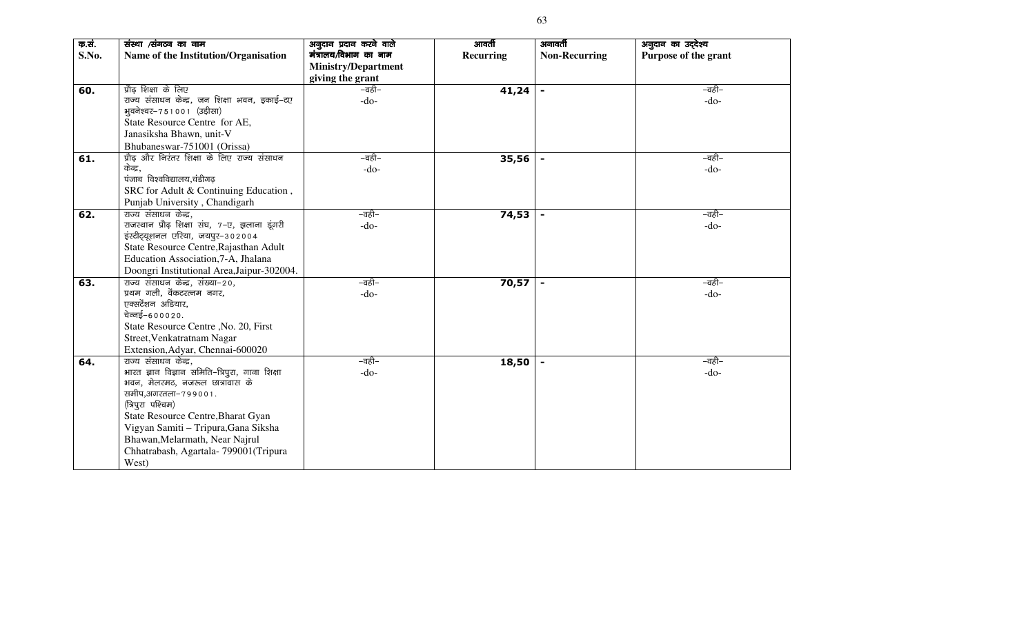| क्र.सं. S.No. | संस्था /संगठन का नाम Name of the Institution/Organisation | अनुदान प्रदान करने वाले मंत्रालय/विभाग का नाम Ministry/Department giving the grant | आवर्ती Recurring | अनावर्ती Non-Recurring | अनुदान का उद्देश्य Purpose of the grant |
|---|---|---|---|---|---|
| 60. | प्रौढ़ शिक्षा के लिए राज्य संसाधन केन्द्र, जन शिक्षा भवन, इकाई–एए भुवनेश्वर–751001 (उड़ीसा) State Resource Centre for AE, Janasiksha Bhawn, unit-V Bhubaneswar-751001 (Orissa) | –वही– -do- | 41,24 | - | –वही– -do- |
| 61. | प्रौढ़ और निरंतर शिक्षा के लिए राज्य संसाधन केन्द्र, पंजाब विश्वविद्यालय,चंडीगढ़ SRC for Adult & Continuing Education , Punjab University , Chandigarh | –वही– -do- | 35,56 | - | –वही– -do- |
| 62. | राज्य संसाधन केन्द्र, राजस्थान प्रौढ़ शिक्षा संघ, 7–ए, झलाना डूंगरी इंस्टीट्यूशनल एरिया, जयपुर–302004 State Resource Centre,Rajasthan Adult Education Association,7-A, Jhalana Doongri Institutional Area,Jaipur-302004. | –वही– -do- | 74,53 | - | –वही– -do- |
| 63. | राज्य संसाधन केन्द्र, संख्या–20, प्रथम गली, वेंकटरत्नम नगर, एक्सटेंशन अडियार, चेन्नई–600020. State Resource Centre ,No. 20, First Street,Venkatratnam Nagar Extension,Adyar, Chennai-600020 | –वही– -do- | 70,57 | - | –वही– -do- |
| 64. | राज्य संसाधन केन्द्र, भारत ज्ञान विज्ञान समिति–त्रिपुरा, गाना शिक्षा भवन, मेलरमठ, नजरुल छात्रावास के समीप,अगरतला–799001. (त्रिपुरा पश्चिम) State Resource Centre,Bharat Gyan Vigyan Samiti – Tripura,Gana Siksha Bhawan,Melarmath, Near Najrul Chhatrabash, Agartala- 799001(Tripura West) | –वही– -do- | 18,50 | - | –वही– -do- |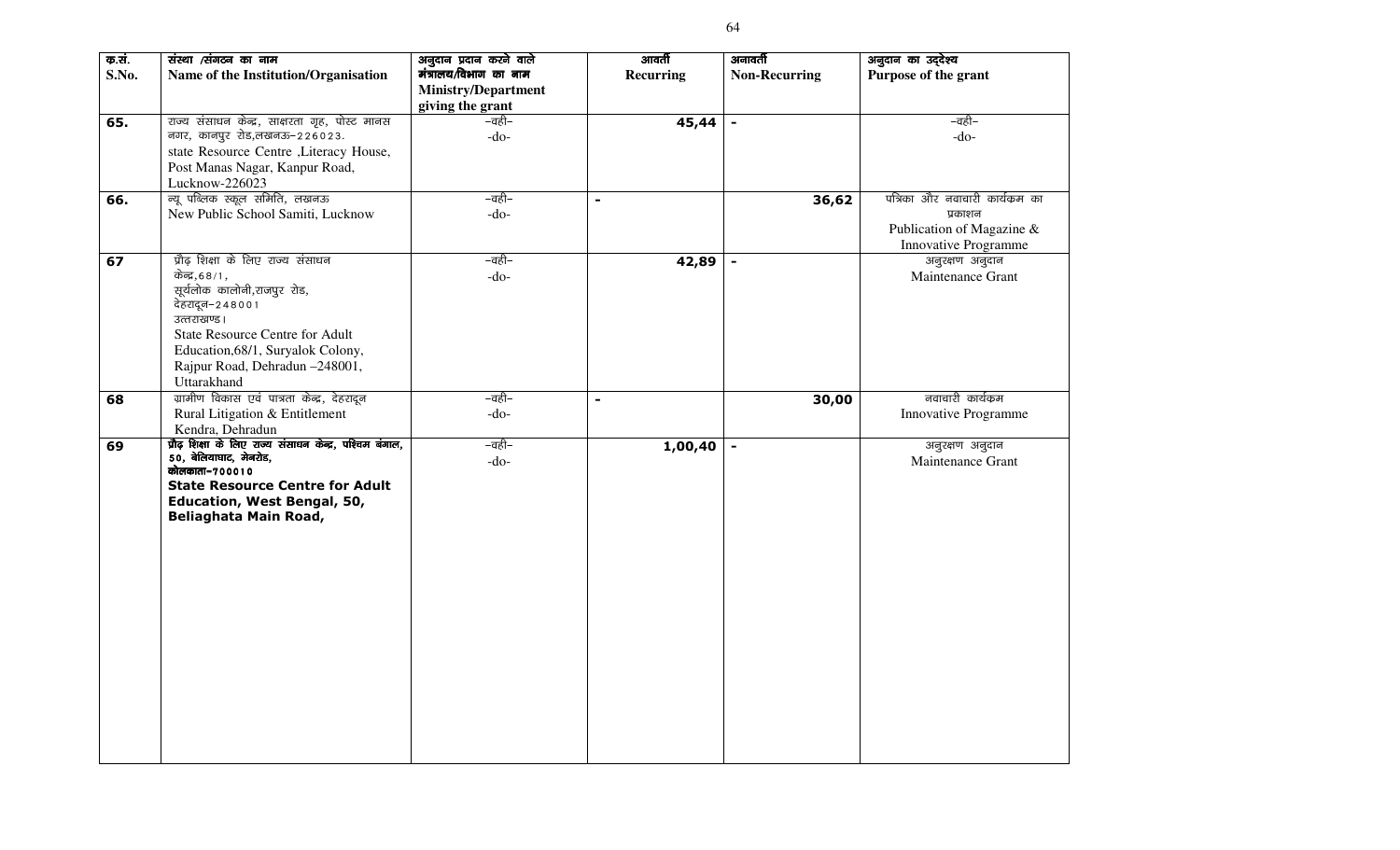| क्र.सं. S.No. | संस्था /संगठन का नाम Name of the Institution/Organisation | अनुदान प्रदान करने वाले मंत्रालय/विभाग का नाम Ministry/Department giving the grant | आवर्ती Recurring | अनावर्ती Non-Recurring | अनुदान का उद्देश्य Purpose of the grant |
|---|---|---|---|---|---|
| 65. | राज्य संसाधन केन्द्र, साक्षरता गृह, पोस्ट मानस नगर, कानपुर रोड,लखनऊ-226023. state Resource Centre ,Literacy House, Post Manas Nagar, Kanpur Road, Lucknow-226023 | -वही- -do- | 45,44 | - | -वही- -do- |
| 66. | न्यू पब्लिक स्कूल समिति, लखनऊ New Public School Samiti, Lucknow | -वही- -do- | - | 36,62 | पत्रिका और नवाचारी कार्यक्रम का प्रकाशन Publication of Magazine & Innovative Programme |
| 67 | प्रौढ़ शिक्षा के लिए राज्य संसाधन केन्द्र,68/1, सूर्यलोक कालोनी,राजपुर रोड, देहरादून-248001 उत्तराखण्ड। State Resource Centre for Adult Education,68/1, Suryalok Colony, Rajpur Road, Dehradun –248001, Uttarakhand | -वही- -do- | 42,89 | - | अनुरक्षण अनुदान Maintenance Grant |
| 68 | ग्रामीण विकास एवं पात्रता केन्द्र, देहरादून Rural Litigation & Entitlement Kendra, Dehradun | -वही- -do- | - | 30,00 | नवाचारी कार्यक्रम Innovative Programme |
| 69 | **प्रौढ़ शिक्षा के लिए राज्य संसाधन केन्द्र, पश्चिम बंगाल, 50, बेलियाघाट, मेनरोड, कोलकाता-700010** **State Resource Centre for Adult Education, West Bengal, 50, Beliaghata Main Road,** | -वही- -do- | 1,00,40 | - | अनुरक्षण अनुदान Maintenance Grant |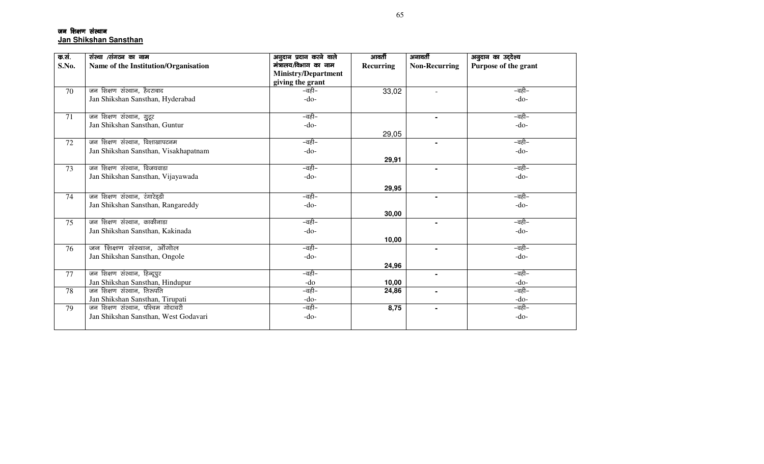**जन शिक्षण संस्थान**
**Jan Shikshan Sansthan**

| क्र.सं. S.No. | संस्था /संगठन का नाम Name of the Institution/Organisation | अनुदान प्रदान करने वाले मंत्रालय/विभाग का नाम Ministry/Department giving the grant | आवर्ती Recurring | अनावर्ती Non-Recurring | अनुदान का उद्देश्य Purpose of the grant |
|---|---|---|---|---|---|
| 70 | जन शिक्षण संस्थान, हैदराबाद Jan Shikshan Sansthan, Hyderabad | –वही– -do- | 33,02 | - | –वही– -do- |
| 71 | जन शिक्षण संस्थान, गुन्टूर Jan Shikshan Sansthan, Guntur | –वही– -do- | 29,05 | - | –वही– -do- |
| 72 | जन शिक्षण संस्थान, विशाखापटनम Jan Shikshan Sansthan, Visakhapatnam | –वही– -do- | **29,91** | - | –वही– -do- |
| 73 | जन शिक्षण संस्थान, विजयवाडा Jan Shikshan Sansthan, Vijayawada | –वही– -do- | **29,95** | - | –वही– -do- |
| 74 | जन शिक्षण संस्थान, रंगारेड्डी Jan Shikshan Sansthan, Rangareddy | –वही– -do- | **30,00** | - | –वही– -do- |
| 75 | जन शिक्षण संस्थान, काकीनाडा Jan Shikshan Sansthan, Kakinada | –वही– -do- | **10,00** | - | –वही– -do- |
| 76 | जन शिक्षण संस्थान, ओंगोल Jan Shikshan Sansthan, Ongole | –वही– -do- | **24,96** | - | –वही– -do- |
| 77 | जन शिक्षण संस्थान, हिन्दूपुर Jan Shikshan Sansthan, Hindupur | –वही– -do | **10,00** | - | –वही– -do- |
| 78 | जन शिक्षण संस्थान, तिरूपति Jan Shikshan Sansthan, Tirupati | –वही– -do- | **24,86** | - | –वही– -do- |
| 79 | जन शिक्षण संस्थान, पश्चिम गोदावरी Jan Shikshan Sansthan, West Godavari | –वही– -do- | **8,75** | - | –वही– -do- |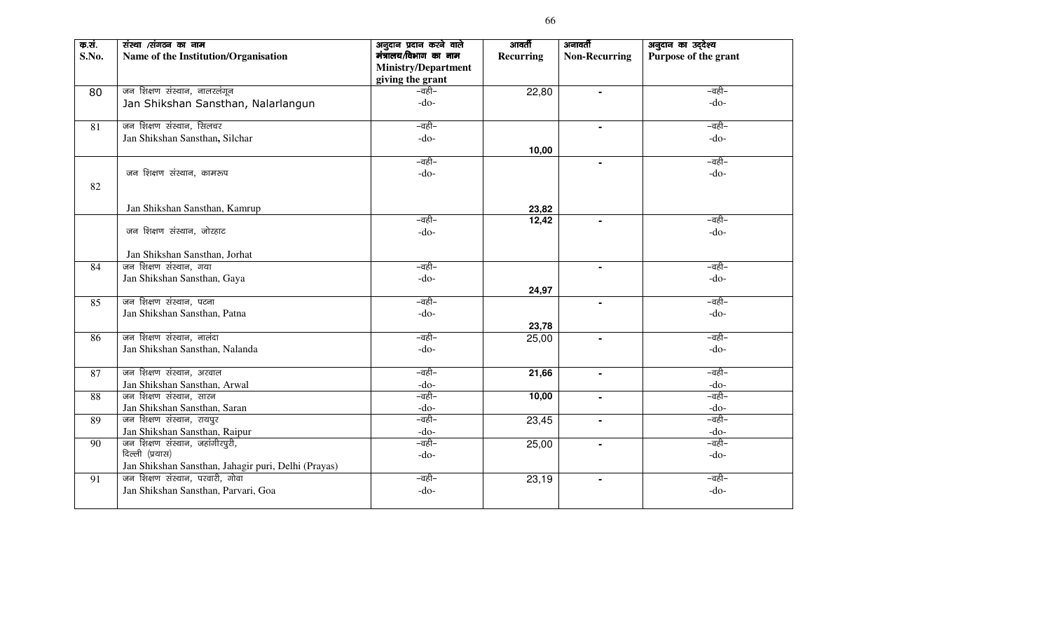| क्र.सं. S.No. | संस्था /संगठन का नाम Name of the Institution/Organisation | अनुदान प्रदान करने वाले मंत्रालय/विभाग का नाम Ministry/Department giving the grant | आवर्ती Recurring | अनावर्ती Non-Recurring | अनुदान का उद्देश्य Purpose of the grant |
|---|---|---|---|---|---|
| 80 | जन शिक्षण संस्थान, नालरलंगून Jan Shikshan Sansthan, Nalarlangun | –वही– -do- | 22,80 | - | –वही– -do- |
| 81 | जन शिक्षण संस्थान, सिलचर Jan Shikshan Sansthan, Silchar | –वही– -do- | 10,00 | - | –वही– -do- |
| 82 | जन शिक्षण संस्थान, कामरूप Jan Shikshan Sansthan, Kamrup | –वही– -do- | 23,82 | - | –वही– -do- |
| | जन शिक्षण संस्थान, जोरहाट Jan Shikshan Sansthan, Jorhat | –वही– -do- | 12,42 | - | –वही– -do- |
| 84 | जन शिक्षण संस्थान, गया Jan Shikshan Sansthan, Gaya | –वही– -do- | 24,97 | - | –वही– -do- |
| 85 | जन शिक्षण संस्थान, पटना Jan Shikshan Sansthan, Patna | –वही– -do- | 23,78 | - | –वही– -do- |
| 86 | जन शिक्षण संस्थान, नालंदा Jan Shikshan Sansthan, Nalanda | –वही– -do- | 25,00 | - | –वही– -do- |
| 87 | जन शिक्षण संस्थान, अरवाल Jan Shikshan Sansthan, Arwal | –वही– -do- | 21,66 | - | –वही– -do- |
| 88 | जन शिक्षण संस्थान, सारन Jan Shikshan Sansthan, Saran | –वही– -do- | 10,00 | - | –वही– -do- |
| 89 | जन शिक्षण संस्थान, रायपुर Jan Shikshan Sansthan, Raipur | –वही– -do- | 23,45 | - | –वही– -do- |
| 90 | जन शिक्षण संस्थान, जहांगीरपुरी, दिल्ली (प्रयास) Jan Shikshan Sansthan, Jahagir puri, Delhi (Prayas) | –वही– -do- | 25,00 | - | –वही– -do- |
| 91 | जन शिक्षण संस्थान, परवारी, गोवा Jan Shikshan Sansthan, Parvari, Goa | –वही– -do- | 23,19 | - | –वही– -do- |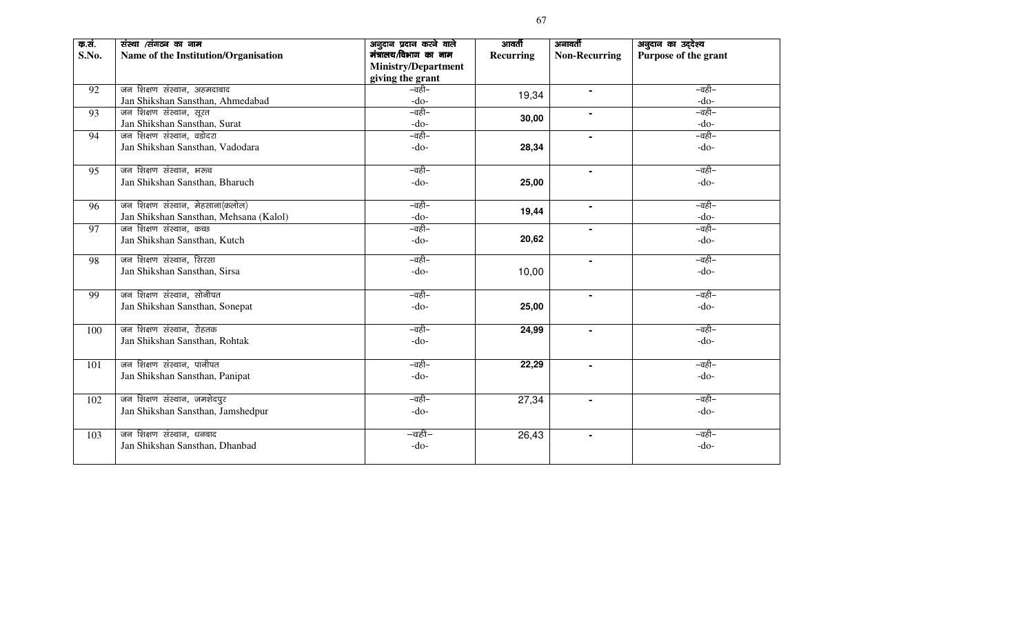| क्र.सं. S.No. | संस्था /संगठन का नाम Name of the Institution/Organisation | अनुदान प्रदान करने वाले मंत्रालय/विभाग का नाम Ministry/Department giving the grant | आवर्ती Recurring | अनावर्ती Non-Recurring | अनुदान का उद्देश्य Purpose of the grant |
|---|---|---|---|---|---|
| 92 | जन शिक्षण संस्थान, अहमदाबाद Jan Shikshan Sansthan, Ahmedabad | –वही– -do- | 19,34 | - | –वही– -do- |
| 93 | जन शिक्षण संस्थान, सूरत Jan Shikshan Sansthan, Surat | –वही– -do- | **30,00** | - | –वही– -do- |
| 94 | जन शिक्षण संस्थान, वडोदरा Jan Shikshan Sansthan, Vadodara | –वही– -do- | **28,34** | - | –वही– -do- |
| 95 | जन शिक्षण संस्थान, भरूच Jan Shikshan Sansthan, Bharuch | –वही– -do- | **25,00** | - | –वही– -do- |
| 96 | जन शिक्षण संस्थान, मेहसाना(कलोल) Jan Shikshan Sansthan, Mehsana (Kalol) | –वही– -do- | **19,44** | - | –वही– -do- |
| 97 | जन शिक्षण संस्थान, कच्छ Jan Shikshan Sansthan, Kutch | –वही– -do- | **20,62** | - | –वही– -do- |
| 98 | जन शिक्षण संस्थान, सिरसा Jan Shikshan Sansthan, Sirsa | –वही– -do- | 10,00 | - | –वही– -do- |
| 99 | जन शिक्षण संस्थान, सोनीपत Jan Shikshan Sansthan, Sonepat | –वही– -do- | **25,00** | - | –वही– -do- |
| 100 | जन शिक्षण संस्थान, रोहतक Jan Shikshan Sansthan, Rohtak | –वही– -do- | **24,99** | - | –वही– -do- |
| 101 | जन शिक्षण संस्थान, पानीपत Jan Shikshan Sansthan, Panipat | –वही– -do- | **22,29** | - | –वही– -do- |
| 102 | जन शिक्षण संस्थान, जमशेदपुर Jan Shikshan Sansthan, Jamshedpur | –वही– -do- | 27,34 | - | –वही– -do- |
| 103 | जन शिक्षण संस्थान, धनबाद Jan Shikshan Sansthan, Dhanbad | –वही– -do- | 26,43 | - | –वही– -do- |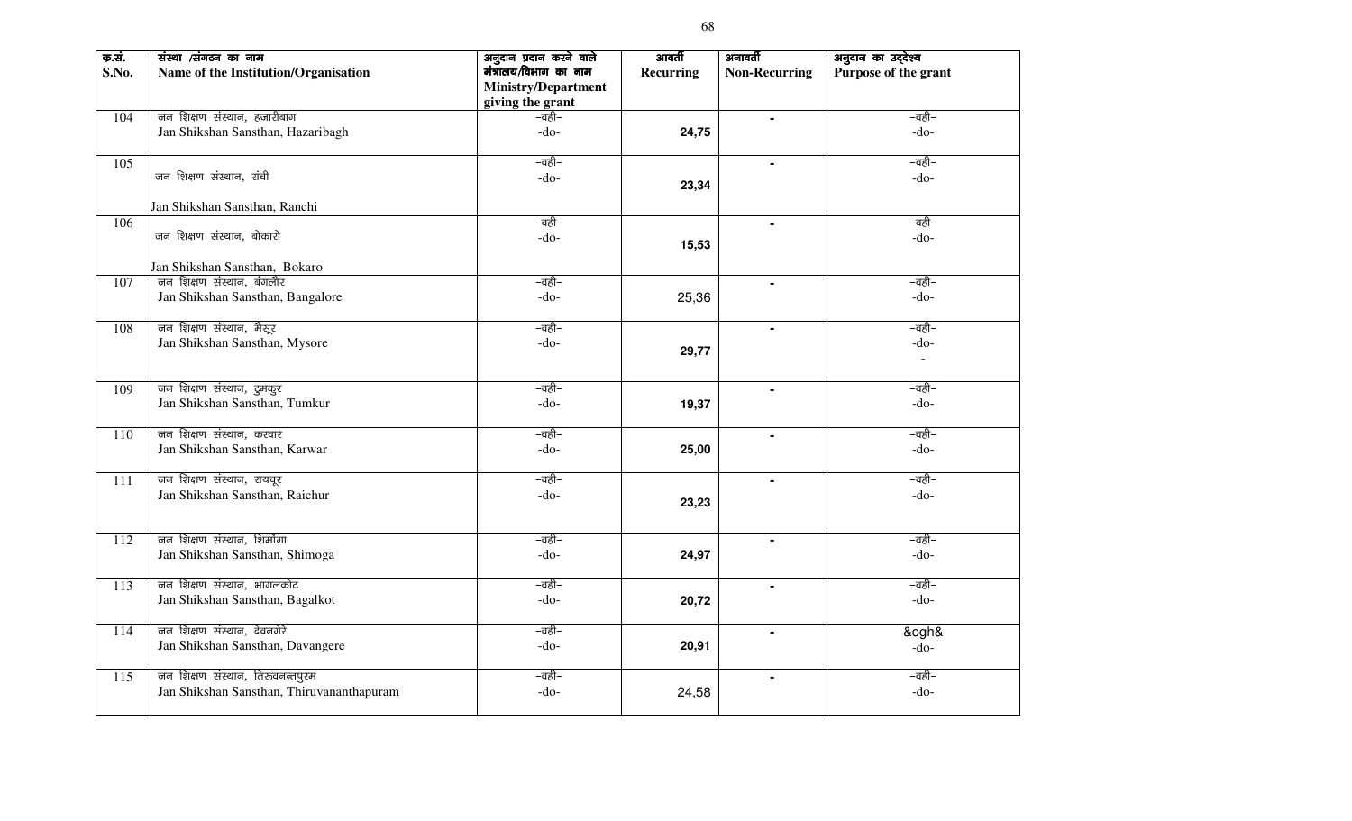| क्र.सं. S.No. | संस्था /संगठन का नाम Name of the Institution/Organisation | अनुदान प्रदान करने वाले मंत्रालय/विभाग का नाम Ministry/Department giving the grant | आवर्ती Recurring | अनावर्ती Non-Recurring | अनुदान का उद्देश्य Purpose of the grant |
|---|---|---|---|---|---|
| 104 | जन शिक्षण संस्थान, हजारीबाग Jan Shikshan Sansthan, Hazaribagh | –वही– -do- | **24,75** | - | –वही– -do- |
| 105 | जन शिक्षण संस्थान, रांची Jan Shikshan Sansthan, Ranchi | –वही– -do- | **23,34** | - | –वही– -do- |
| 106 | जन शिक्षण संस्थान, बोकारो Jan Shikshan Sansthan, Bokaro | –वही– -do- | **15,53** | - | –वही– -do- |
| 107 | जन शिक्षण संस्थान, बंगलौर Jan Shikshan Sansthan, Bangalore | –वही– -do- | 25,36 | - | –वही– -do- |
| 108 | जन शिक्षण संस्थान, मैसूर Jan Shikshan Sansthan, Mysore | –वही– -do- | **29,77** | - | –वही– -do- - |
| 109 | जन शिक्षण संस्थान, टुमकुर Jan Shikshan Sansthan, Tumkur | –वही– -do- | **19,37** | - | –वही– -do- |
| 110 | जन शिक्षण संस्थान, करवार Jan Shikshan Sansthan, Karwar | –वही– -do- | **25,00** | - | –वही– -do- |
| 111 | जन शिक्षण संस्थान, रायचूर Jan Shikshan Sansthan, Raichur | –वही– -do- | **23,23** | - | –वही– -do- |
| 112 | जन शिक्षण संस्थान, शिमोगा Jan Shikshan Sansthan, Shimoga | –वही– -do- | **24,97** | - | –वही– -do- |
| 113 | जन शिक्षण संस्थान, भागलकोट Jan Shikshan Sansthan, Bagalkot | –वही– -do- | **20,72** | - | –वही– -do- |
| 114 | जन शिक्षण संस्थान, देवनगेरे Jan Shikshan Sansthan, Davangere | –वही– -do- | **20,91** | - | &ogh& -do- |
| 115 | जन शिक्षण संस्थान, तिरुवनन्तपुरम Jan Shikshan Sansthan, Thiruvananthapuram | –वही– -do- | 24,58 | - | –वही– -do- |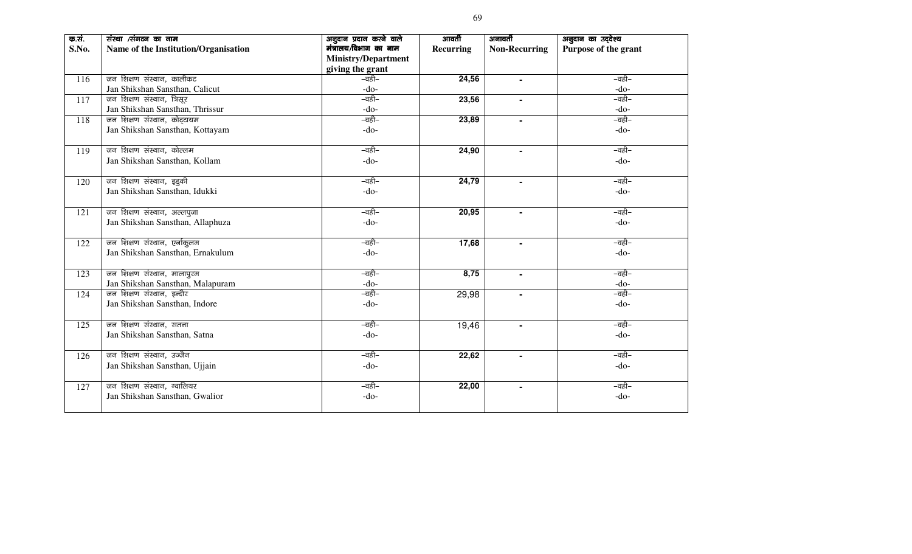| क्र.सं. S.No. | संस्था /संगठन का नाम Name of the Institution/Organisation | अनुदान प्रदान करने वाले मंत्रालय/विभाग का नाम Ministry/Department giving the grant | आवर्ती Recurring | अनावर्ती Non-Recurring | अनुदान का उद्देश्य Purpose of the grant |
|---|---|---|---|---|---|
| 116 | जन शिक्षण संस्थान, कालीकट Jan Shikshan Sansthan, Calicut | –वही– -do- | 24,56 | - | –वही– -do- |
| 117 | जन शिक्षण संस्थान, त्रिसूर Jan Shikshan Sansthan, Thrissur | –वही– -do- | 23,56 | - | –वही– -do- |
| 118 | जन शिक्षण संस्थान, कोट्टायम Jan Shikshan Sansthan, Kottayam | –वही– -do- | 23,89 | - | –वही– -do- |
| 119 | जन शिक्षण संस्थान, कोल्लम Jan Shikshan Sansthan, Kollam | –वही– -do- | 24,90 | - | –वही– -do- |
| 120 | जन शिक्षण संस्थान, इडुकी Jan Shikshan Sansthan, Idukki | –वही– -do- | 24,79 | - | –वही– -do- |
| 121 | जन शिक्षण संस्थान, अल्लपुजा Jan Shikshan Sansthan, Allaphuza | –वही– -do- | 20,95 | - | –वही– -do- |
| 122 | जन शिक्षण संस्थान, एर्नाकुलम Jan Shikshan Sansthan, Ernakulum | –वही– -do- | 17,68 | - | –वही– -do- |
| 123 | जन शिक्षण संस्थान, मालापुरम Jan Shikshan Sansthan, Malapuram | –वही– -do- | 8,75 | - | –वही– -do- |
| 124 | जन शिक्षण संस्थान, इन्दौर Jan Shikshan Sansthan, Indore | –वही– -do- | 29,98 | - | –वही– -do- |
| 125 | जन शिक्षण संस्थान, सतना Jan Shikshan Sansthan, Satna | –वही– -do- | 19,46 | - | –वही– -do- |
| 126 | जन शिक्षण संस्थान, उज्जैन Jan Shikshan Sansthan, Ujjain | –वही– -do- | 22,62 | - | –वही– -do- |
| 127 | जन शिक्षण संस्थान, ग्वालियर Jan Shikshan Sansthan, Gwalior | –वही– -do- | 22,00 | - | –वही– -do- |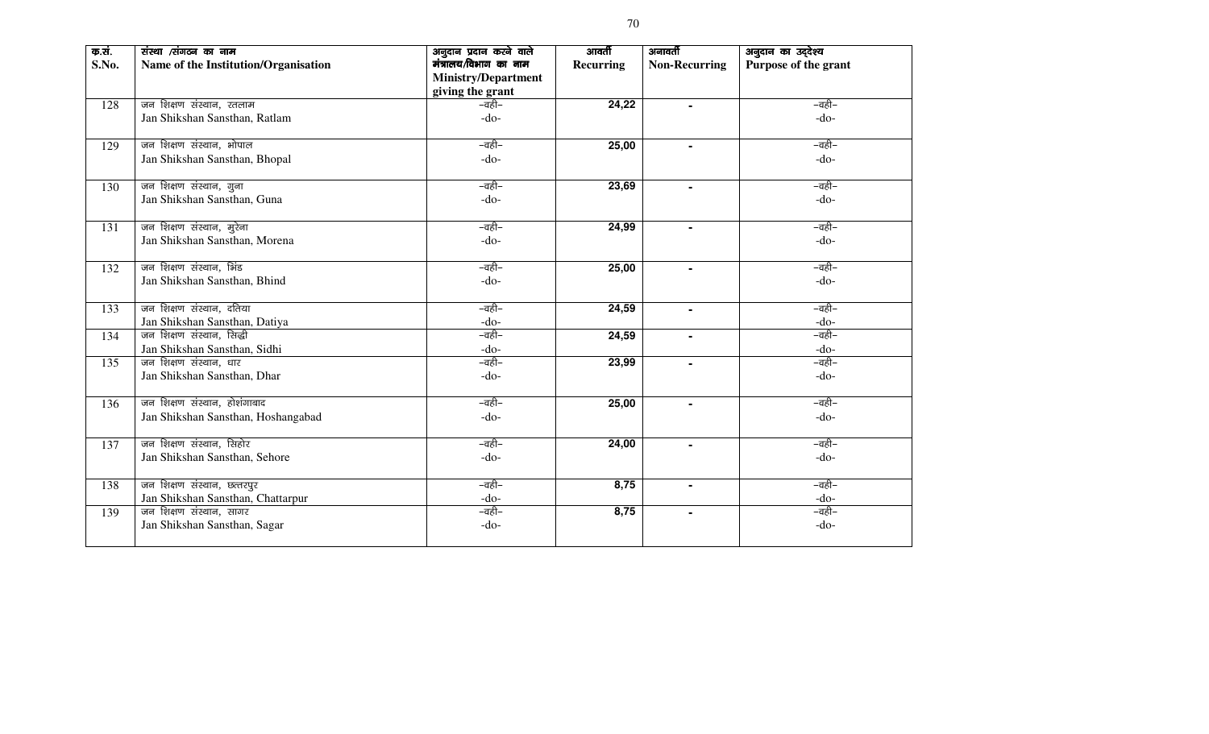| क्र.सं. S.No. | संस्था /संगठन का नाम Name of the Institution/Organisation | अनुदान प्रदान करने वाले मंत्रालय/विभाग का नाम Ministry/Department giving the grant | आवर्ती Recurring | अनावर्ती Non-Recurring | अनुदान का उद्देश्य Purpose of the grant |
|---|---|---|---|---|---|
| 128 | जन शिक्षण संस्थान, रतलाम Jan Shikshan Sansthan, Ratlam | –वही– -do- | 24,22 | - | –वही– -do- |
| 129 | जन शिक्षण संस्थान, भोपाल Jan Shikshan Sansthan, Bhopal | –वही– -do- | 25,00 | - | –वही– -do- |
| 130 | जन शिक्षण संस्थान, गुना Jan Shikshan Sansthan, Guna | –वही– -do- | 23,69 | - | –वही– -do- |
| 131 | जन शिक्षण संस्थान, मुरेना Jan Shikshan Sansthan, Morena | –वही– -do- | 24,99 | - | –वही– -do- |
| 132 | जन शिक्षण संस्थान, भिंड Jan Shikshan Sansthan, Bhind | –वही– -do- | 25,00 | - | –वही– -do- |
| 133 | जन शिक्षण संस्थान, दतिया Jan Shikshan Sansthan, Datiya | –वही– -do- | 24,59 | - | –वही– -do- |
| 134 | जन शिक्षण संस्थान, सिद्धी Jan Shikshan Sansthan, Sidhi | –वही– -do- | 24,59 | - | –वही– -do- |
| 135 | जन शिक्षण संस्थान, धार Jan Shikshan Sansthan, Dhar | –वही– -do- | 23,99 | - | –वही– -do- |
| 136 | जन शिक्षण संस्थान, होशंगाबाद Jan Shikshan Sansthan, Hoshangabad | –वही– -do- | 25,00 | - | –वही– -do- |
| 137 | जन शिक्षण संस्थान, सिहोर Jan Shikshan Sansthan, Sehore | –वही– -do- | 24,00 | - | –वही– -do- |
| 138 | जन शिक्षण संस्थान, छत्तरपुर Jan Shikshan Sansthan, Chattarpur | –वही– -do- | 8,75 | - | –वही– -do- |
| 139 | जन शिक्षण संस्थान, सागर Jan Shikshan Sansthan, Sagar | –वही– -do- | 8,75 | - | –वही– -do- |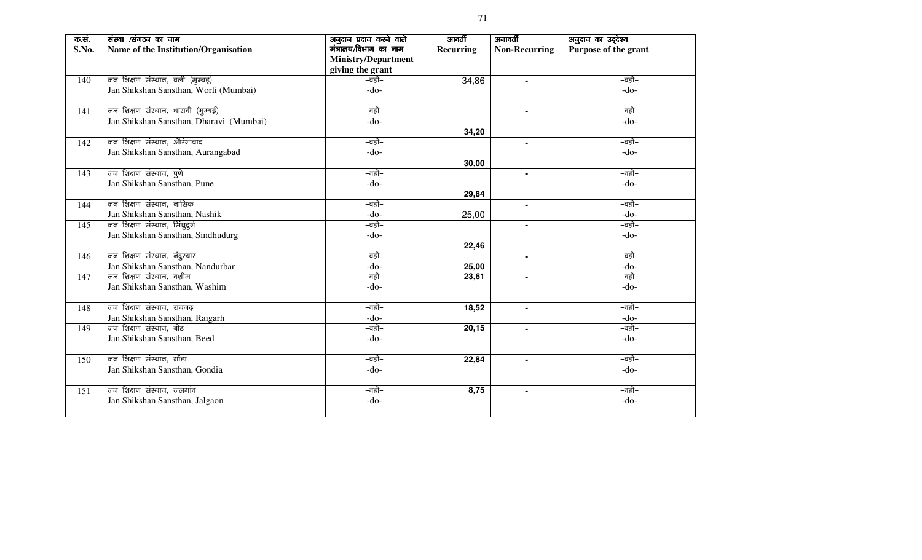| क्र.सं. S.No. | संस्था /संगठन का नाम Name of the Institution/Organisation | अनुदान प्रदान करने वाले मंत्रालय/विभाग का नाम Ministry/Department giving the grant | आवर्ती Recurring | अनावर्ती Non-Recurring | अनुदान का उद्देश्य Purpose of the grant |
|---|---|---|---|---|---|
| 140 | जन शिक्षण संस्थान, वर्ली (मुम्बई) Jan Shikshan Sansthan, Worli (Mumbai) | –वही– -do- | 34,86 | - | –वही– -do- |
| 141 | जन शिक्षण संस्थान, धारावी (मुम्बई) Jan Shikshan Sansthan, Dharavi (Mumbai) | –वही– -do- | 34,20 | - | –वही– -do- |
| 142 | जन शिक्षण संस्थान, औरंगाबाद Jan Shikshan Sansthan, Aurangabad | –वही– -do- | 30,00 | - | –वही– -do- |
| 143 | जन शिक्षण संस्थान, पुणे Jan Shikshan Sansthan, Pune | –वही– -do- | 29,84 | - | –वही– -do- |
| 144 | जन शिक्षण संस्थान, नासिक Jan Shikshan Sansthan, Nashik | –वही– -do- | 25,00 | - | –वही– -do- |
| 145 | जन शिक्षण संस्थान, सिंधुदुर्ग Jan Shikshan Sansthan, Sindhudurg | –वही– -do- | 22,46 | - | –वही– -do- |
| 146 | जन शिक्षण संस्थान, नंदुरबार Jan Shikshan Sansthan, Nandurbar | –वही– -do- | 25,00 | - | –वही– -do- |
| 147 | जन शिक्षण संस्थान, वशीम Jan Shikshan Sansthan, Washim | –वही– -do- | 23,61 | - | –वही– -do- |
| 148 | जन शिक्षण संस्थान, रायगढ़ Jan Shikshan Sansthan, Raigarh | –वही– -do- | 18,52 | - | –वही– -do- |
| 149 | जन शिक्षण संस्थान, बीड Jan Shikshan Sansthan, Beed | –वही– -do- | 20,15 | - | –वही– -do- |
| 150 | जन शिक्षण संस्थान, गोंडा Jan Shikshan Sansthan, Gondia | –वही– -do- | 22,84 | - | –वही– -do- |
| 151 | जन शिक्षण संस्थान, जलगांव Jan Shikshan Sansthan, Jalgaon | –वही– -do- | 8,75 | - | –वही– -do- |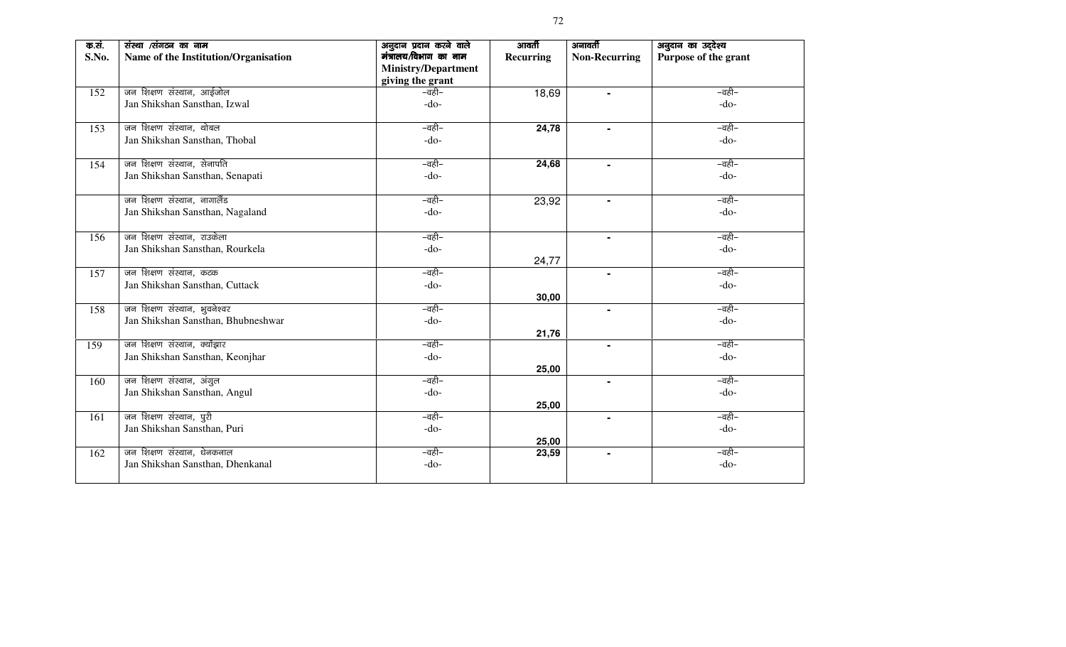| क्र.सं. S.No. | संस्था /संगठन का नाम Name of the Institution/Organisation | अनुदान प्रदान करने वाले मंत्रालय/विभाग का नाम Ministry/Department giving the grant | आवर्ती Recurring | अनावर्ती Non-Recurring | अनुदान का उद्देश्य Purpose of the grant |
|---|---|---|---|---|---|
| 152 | जन शिक्षण संस्थान, आईजोल Jan Shikshan Sansthan, Izwal | –वही– -do- | 18,69 | - | –वही– -do- |
| 153 | जन शिक्षण संस्थान, थोबल Jan Shikshan Sansthan, Thobal | –वही– -do- | **24,78** | - | –वही– -do- |
| 154 | जन शिक्षण संस्थान, सेनापति Jan Shikshan Sansthan, Senapati | –वही– -do- | **24,68** | - | –वही– -do- |
| | जन शिक्षण संस्थान, नागालैंड Jan Shikshan Sansthan, Nagaland | –वही– -do- | 23,92 | - | –वही– -do- |
| 156 | जन शिक्षण संस्थान, राउकेला Jan Shikshan Sansthan, Rourkela | –वही– -do- | 24,77 | - | –वही– -do- |
| 157 | जन शिक्षण संस्थान, कटक Jan Shikshan Sansthan, Cuttack | –वही– -do- | **30,00** | - | –वही– -do- |
| 158 | जन शिक्षण संस्थान, भुवनेश्वर Jan Shikshan Sansthan, Bhubneshwar | –वही– -do- | **21,76** | - | –वही– -do- |
| 159 | जन शिक्षण संस्थान, क्योंझार Jan Shikshan Sansthan, Keonjhar | –वही– -do- | **25,00** | - | –वही– -do- |
| 160 | जन शिक्षण संस्थान, अंगुल Jan Shikshan Sansthan, Angul | –वही– -do- | **25,00** | - | –वही– -do- |
| 161 | जन शिक्षण संस्थान, पुरी Jan Shikshan Sansthan, Puri | –वही– -do- | **25,00** | - | –वही– -do- |
| 162 | जन शिक्षण संस्थान, धेनकनाल Jan Shikshan Sansthan, Dhenkanal | –वही– -do- | **23,59** | - | –वही– -do- |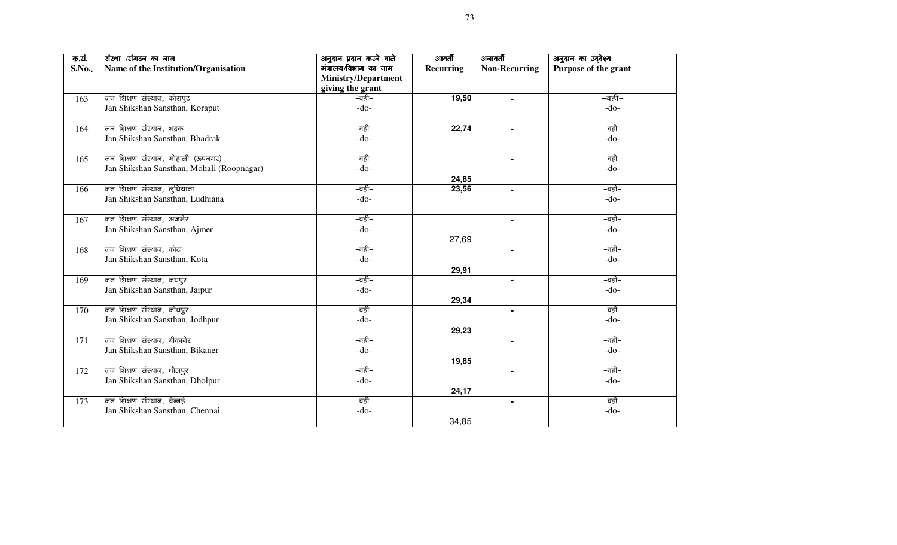| क्र.सं. S.No.. | संस्था /संगठन का नाम Name of the Institution/Organisation | अनुदान प्रदान करने वाले मंत्रालय/विभाग का नाम Ministry/Department giving the grant | आवर्ती Recurring | अनावर्ती Non-Recurring | अनुदान का उद्देश्य Purpose of the grant |
|---|---|---|---|---|---|
| 163 | जन शिक्षण संस्थान, कोरापुट Jan Shikshan Sansthan, Koraput | –वही– -do- | 19,50 | - | –वही– -do- |
| 164 | जन शिक्षण संस्थान, भद्रक Jan Shikshan Sansthan, Bhadrak | –वही– -do- | 22,74 | - | –वही– -do- |
| 165 | जन शिक्षण संस्थान, मोहाली (रूपनगर) Jan Shikshan Sansthan, Mohali (Roopnagar) | –वही– -do- | 24,85 | - | –वही– -do- |
| 166 | जन शिक्षण संस्थान, लुधियाना Jan Shikshan Sansthan, Ludhiana | –वही– -do- | 23,56 | - | –वही– -do- |
| 167 | जन शिक्षण संस्थान, अजमेर Jan Shikshan Sansthan, Ajmer | –वही– -do- | 27,69 | - | –वही– -do- |
| 168 | जन शिक्षण संस्थान, कोटा Jan Shikshan Sansthan, Kota | –वही– -do- | 29,91 | - | –वही– -do- |
| 169 | जन शिक्षण संस्थान, जयपुर Jan Shikshan Sansthan, Jaipur | –वही– -do- | 29,34 | - | –वही– -do- |
| 170 | जन शिक्षण संस्थान, जोधपुर Jan Shikshan Sansthan, Jodhpur | –वही– -do- | 29,23 | - | –वही– -do- |
| 171 | जन शिक्षण संस्थान, बीकानेर Jan Shikshan Sansthan, Bikaner | –वही– -do- | 19,85 | - | –वही– -do- |
| 172 | जन शिक्षण संस्थान, धौलपुर Jan Shikshan Sansthan, Dholpur | –वही– -do- | 24,17 | - | –वही– -do- |
| 173 | जन शिक्षण संस्थान, चेन्नई Jan Shikshan Sansthan, Chennai | –वही– -do- | 34,85 | - | –वही– -do- |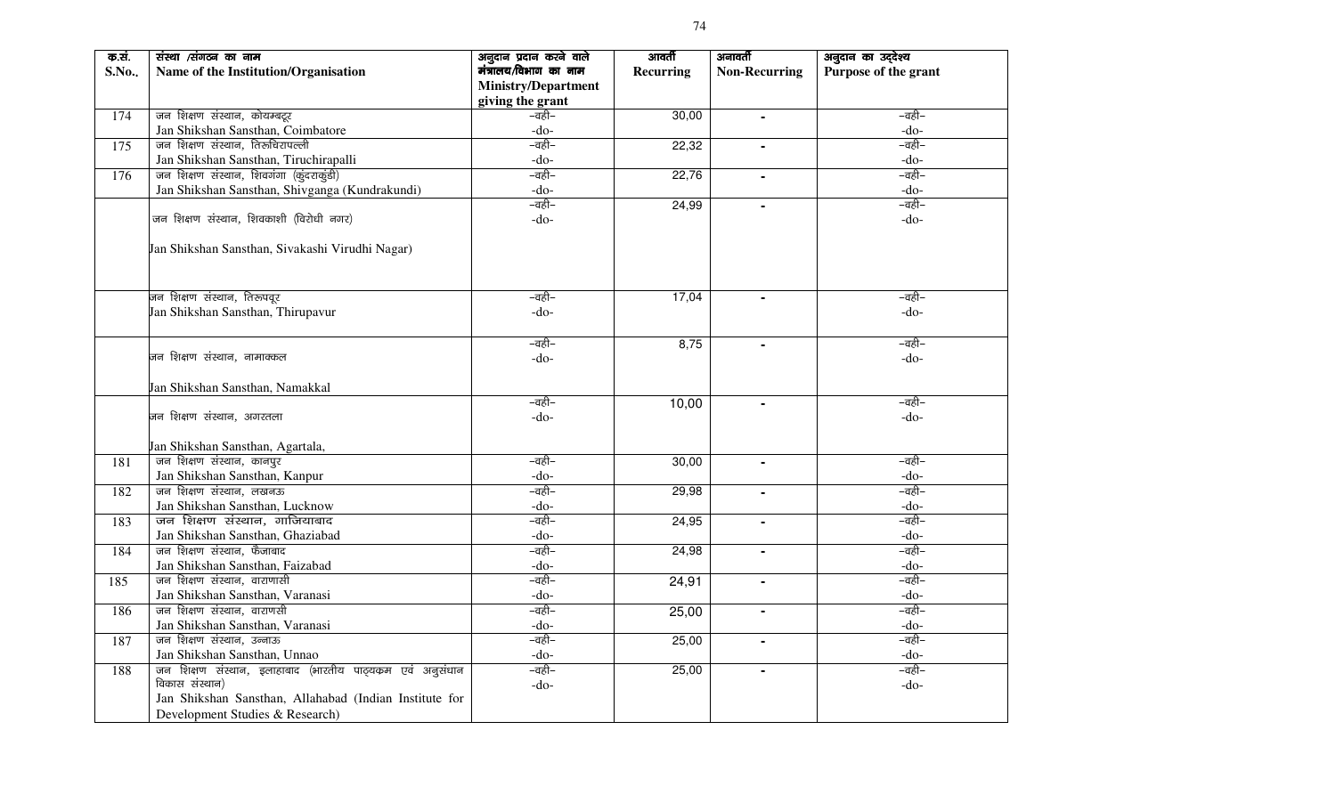| क्र.सं. S.No., | संस्था /संगठन का नाम Name of the Institution/Organisation | अनुदान प्रदान करने वाले मंत्रालय/विभाग का नाम Ministry/Department giving the grant | आवर्ती Recurring | अनावर्ती Non-Recurring | अनुदान का उद्देश्य Purpose of the grant |
|---|---|---|---|---|---|
| 174 | जन शिक्षण संस्थान, कोयम्बटूर Jan Shikshan Sansthan, Coimbatore | –वही– -do- | 30,00 | - | –वही– -do- |
| 175 | जन शिक्षण संस्थान, तिरूचिरापल्ली Jan Shikshan Sansthan, Tiruchirapalli | –वही– -do- | 22,32 | - | –वही– -do- |
| 176 | जन शिक्षण संस्थान, शिवगंगा (कुंदराकुंडी) Jan Shikshan Sansthan, Shivganga (Kundrakundi) | –वही– -do- | 22,76 | - | –वही– -do- |
| | जन शिक्षण संस्थान, शिवकाशी (विरोधी नगर) Jan Shikshan Sansthan, Sivakashi Virudhi Nagar) | –वही– -do- | 24,99 | - | –वही– -do- |
| | जन शिक्षण संस्थान, तिरुपवूर Jan Shikshan Sansthan, Thirupavur | –वही– -do- | 17,04 | - | –वही– -do- |
| | जन शिक्षण संस्थान, नामाक्कल Jan Shikshan Sansthan, Namakkal | –वही– -do- | 8,75 | - | –वही– -do- |
| | जन शिक्षण संस्थान, अगरतला Jan Shikshan Sansthan, Agartala, | –वही– -do- | 10,00 | - | –वही– -do- |
| 181 | जन शिक्षण संस्थान, कानपुर Jan Shikshan Sansthan, Kanpur | –वही– -do- | 30,00 | - | –वही– -do- |
| 182 | जन शिक्षण संस्थान, लखनऊ Jan Shikshan Sansthan, Lucknow | –वही– -do- | 29,98 | - | –वही– -do- |
| 183 | जन शिक्षण संस्थान, गाजियाबाद Jan Shikshan Sansthan, Ghaziabad | –वही– -do- | 24,95 | - | –वही– -do- |
| 184 | जन शिक्षण संस्थान, फैजाबाद Jan Shikshan Sansthan, Faizabad | –वही– -do- | 24,98 | - | –वही– -do- |
| 185 | जन शिक्षण संस्थान, वाराणासी Jan Shikshan Sansthan, Varanasi | –वही– -do- | 24,91 | - | –वही– -do- |
| 186 | जन शिक्षण संस्थान, वाराणसी Jan Shikshan Sansthan, Varanasi | –वही– -do- | 25,00 | - | –वही– -do- |
| 187 | जन शिक्षण संस्थान, उन्नाऊ Jan Shikshan Sansthan, Unnao | –वही– -do- | 25,00 | - | –वही– -do- |
| 188 | जन शिक्षण संस्थान, इलाहाबाद (भारतीय पाठ्यक्रम एवं अनुसंधान विकास संस्थान) Jan Shikshan Sansthan, Allahabad (Indian Institute for Development Studies & Research) | –वही– -do- | 25,00 | - | –वही– -do- |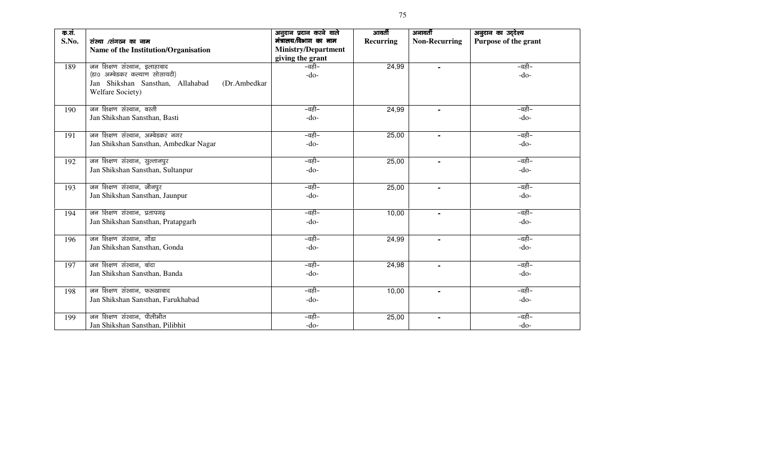| क्र.सं. S.No. | संस्था /संगठन का नाम Name of the Institution/Organisation | अनुदान प्रदान करने वाले मंत्रालय/विभाग का नाम Ministry/Department giving the grant | आवर्ती Recurring | अनावर्ती Non-Recurring | अनुदान का उद्देश्य Purpose of the grant |
|---|---|---|---|---|---|
| 189 | जन शिक्षण संस्थान, इलाहाबाद (डा० अम्बेडकर कल्याण सोसायटी) Jan Shikshan Sansthan, Allahabad (Dr.Ambedkar Welfare Society) | –वही– -do- | 24,99 | - | –वही– -do- |
| 190 | जन शिक्षण संस्थान, बस्ती Jan Shikshan Sansthan, Basti | –वही– -do- | 24,99 | - | –वही– -do- |
| 191 | जन शिक्षण संस्थान, अम्बेडकर नगर Jan Shikshan Sansthan, Ambedkar Nagar | –वही– -do- | 25,00 | - | –वही– -do- |
| 192 | जन शिक्षण संस्थान, सुल्तानपुर Jan Shikshan Sansthan, Sultanpur | –वही– -do- | 25,00 | - | –वही– -do- |
| 193 | जन शिक्षण संस्थान, जौनपुर Jan Shikshan Sansthan, Jaunpur | –वही– -do- | 25,00 | - | –वही– -do- |
| 194 | जन शिक्षण संस्थान, प्रतापगढ़ Jan Shikshan Sansthan, Pratapgarh | –वही– -do- | 10,00 | - | –वही– -do- |
| 196 | जन शिक्षण संस्थान, गोंडा Jan Shikshan Sansthan, Gonda | –वही– -do- | 24,99 | - | –वही– -do- |
| 197 | जन शिक्षण संस्थान, बांदा Jan Shikshan Sansthan, Banda | –वही– -do- | 24,98 | - | –वही– -do- |
| 198 | जन शिक्षण संस्थान, फरूखाबाद Jan Shikshan Sansthan, Farukhabad | –वही– -do- | 10,00 | - | –वही– -do- |
| 199 | जन शिक्षण संस्थान, पीलीभीत Jan Shikshan Sansthan, Pilibhit | –वही– -do- | 25,00 | - | –वही– -do- |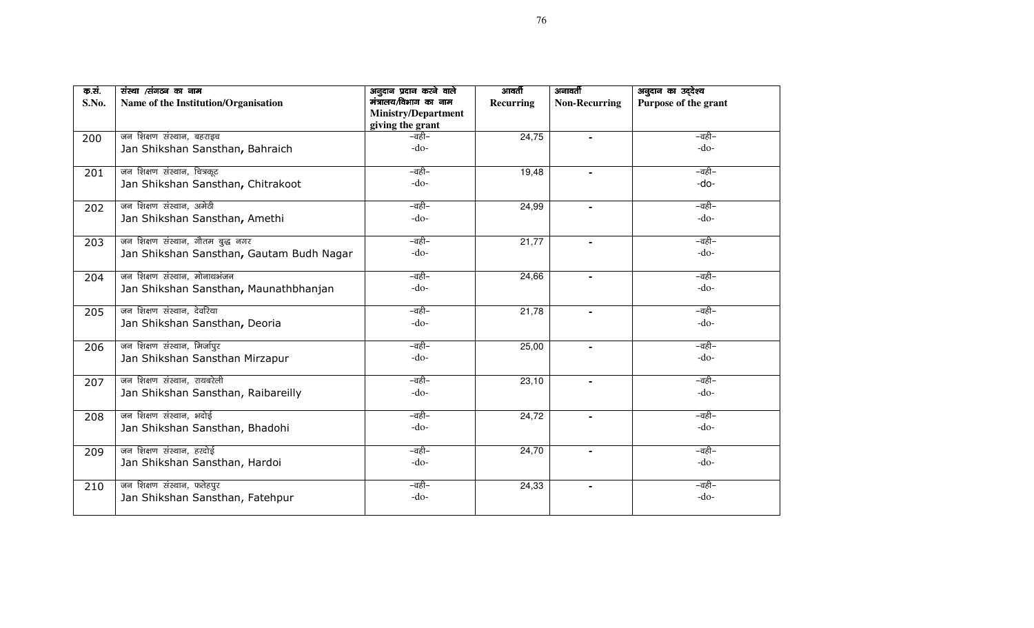| क्र.सं. S.No. | संस्था /संगठन का नाम Name of the Institution/Organisation | अनुदान प्रदान करने वाले मंत्रालय/विभाग का नाम Ministry/Department giving the grant | आवर्ती Recurring | अनावर्ती Non-Recurring | अनुदान का उद्देश्य Purpose of the grant |
|---|---|---|---|---|---|
| 200 | जन शिक्षण संस्थान, बहराइच Jan Shikshan Sansthan, Bahraich | –वही– -do- | 24,75 | - | –वही– -do- |
| 201 | जन शिक्षण संस्थान, चित्रकूट Jan Shikshan Sansthan, Chitrakoot | –वही– -do- | 19,48 | - | –वही– -do- |
| 202 | जन शिक्षण संस्थान, अमेठी Jan Shikshan Sansthan, Amethi | –वही– -do- | 24,99 | - | –वही– -do- |
| 203 | जन शिक्षण संस्थान, गौतम बुद्ध नगर Jan Shikshan Sansthan, Gautam Budh Nagar | –वही– -do- | 21,77 | - | –वही– -do- |
| 204 | जन शिक्षण संस्थान, मोनाथभंजन Jan Shikshan Sansthan, Maunathbhanjan | –वही– -do- | 24,66 | - | –वही– -do- |
| 205 | जन शिक्षण संस्थान, देवरिया Jan Shikshan Sansthan, Deoria | –वही– -do- | 21,78 | - | –वही– -do- |
| 206 | जन शिक्षण संस्थान, मिर्जापुर Jan Shikshan Sansthan Mirzapur | –वही– -do- | 25,00 | - | –वही– -do- |
| 207 | जन शिक्षण संस्थान, रायबरेली Jan Shikshan Sansthan, Raibareilly | –वही– -do- | 23,10 | - | –वही– -do- |
| 208 | जन शिक्षण संस्थान, भदोई Jan Shikshan Sansthan, Bhadohi | –वही– -do- | 24,72 | - | –वही– -do- |
| 209 | जन शिक्षण संस्थान, हरदोई Jan Shikshan Sansthan, Hardoi | –वही– -do- | 24,70 | - | –वही– -do- |
| 210 | जन शिक्षण संस्थान, फतेहपुर Jan Shikshan Sansthan, Fatehpur | –वही– -do- | 24,33 | - | –वही– -do- |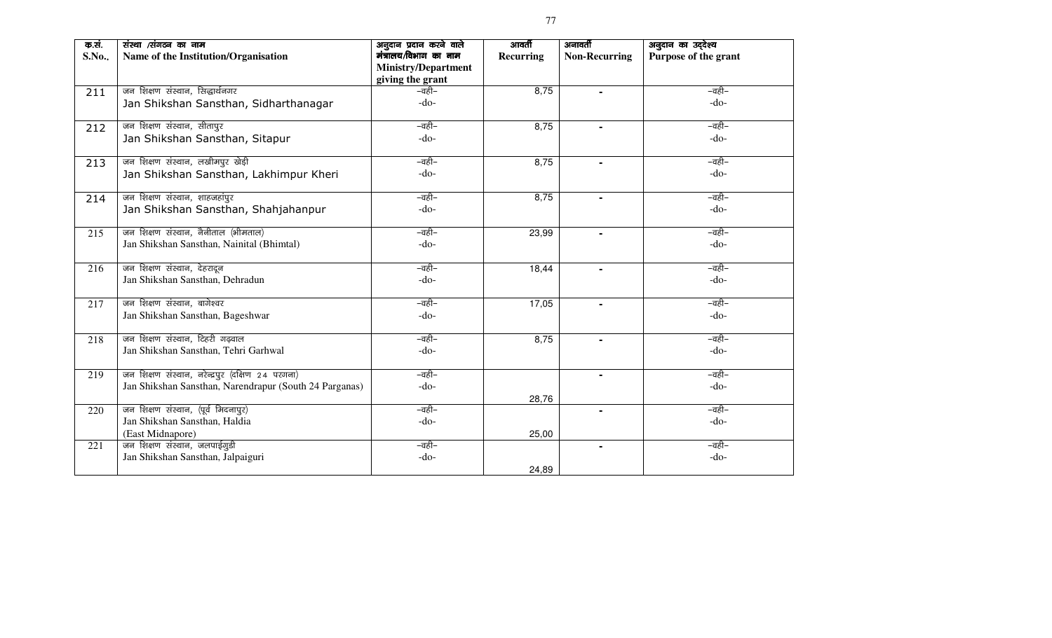| क्र.सं. S.No.. | संस्था /संगठन का नाम Name of the Institution/Organisation | अनुदान प्रदान करने वाले मंत्रालय/विभाग का नाम Ministry/Department giving the grant | आवर्ती Recurring | अनावर्ती Non-Recurring | अनुदान का उद्देश्य Purpose of the grant |
|---|---|---|---|---|---|
| 211 | जन शिक्षण संस्थान, सिद्धार्थनगर<br>Jan Shikshan Sansthan, Sidharthanagar | –वही–<br>-do- | 8,75 | - | –वही–<br>-do- |
| 212 | जन शिक्षण संस्थान, सीतापुर<br>Jan Shikshan Sansthan, Sitapur | –वही–<br>-do- | 8,75 | - | –वही–<br>-do- |
| 213 | जन शिक्षण संस्थान, लखीमपुर खेड़ी<br>Jan Shikshan Sansthan, Lakhimpur Kheri | –वही–<br>-do- | 8,75 | - | –वही–<br>-do- |
| 214 | जन शिक्षण संस्थान, शाहजहांपुर<br>Jan Shikshan Sansthan, Shahjahanpur | –वही–<br>-do- | 8,75 | - | –वही–<br>-do- |
| 215 | जन शिक्षण संस्थान, नैनीताल (भीमताल)<br>Jan Shikshan Sansthan, Nainital (Bhimtal) | –वही–<br>-do- | 23,99 | - | –वही–<br>-do- |
| 216 | जन शिक्षण संस्थान, देहरादून<br>Jan Shikshan Sansthan, Dehradun | –वही–<br>-do- | 18,44 | - | –वही–<br>-do- |
| 217 | जन शिक्षण संस्थान, बागेश्वर<br>Jan Shikshan Sansthan, Bageshwar | –वही–<br>-do- | 17,05 | - | –वही–<br>-do- |
| 218 | जन शिक्षण संस्थान, टिहरी गढ़वाल<br>Jan Shikshan Sansthan, Tehri Garhwal | –वही–<br>-do- | 8,75 | - | –वही–<br>-do- |
| 219 | जन शिक्षण संस्थान, नरेन्द्रपुर (दक्षिण 24 परगना)<br>Jan Shikshan Sansthan, Narendrapur (South 24 Parganas) | –वही–<br>-do- | 28,76 | - | –वही–<br>-do- |
| 220 | जन शिक्षण संस्थान, (पूर्व मिदनापुर)<br>Jan Shikshan Sansthan, Haldia<br>(East Midnapore) | –वही–<br>-do- | 25,00 | - | –वही–<br>-do- |
| 221 | जन शिक्षण संस्थान, जलपाईगुडी<br>Jan Shikshan Sansthan, Jalpaiguri | –वही–<br>-do- | 24,89 | - | –वही–<br>-do- |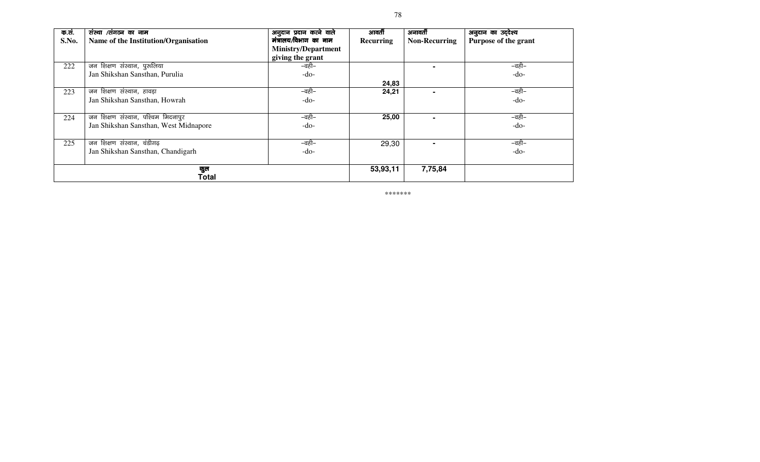| क.सं. S.No. | संस्था /संगठन का नाम Name of the Institution/Organisation | अनुदान प्रदान करने वाले मंत्रालय/विभाग का नाम Ministry/Department giving the grant | आवर्ती Recurring | अनावर्ती Non-Recurring | अनुदान का उद्देश्य Purpose of the grant |
|---|---|---|---|---|---|
| 222 | जन शिक्षण संस्थान, पुरूलिया Jan Shikshan Sansthan, Purulia | –वही– -do- | 24,83 | - | –वही– -do- |
| 223 | जन शिक्षण संस्थान, हावड़ा Jan Shikshan Sansthan, Howrah | –वही– -do- | 24,21 | - | –वही– -do- |
| 224 | जन शिक्षण संस्थान, पश्चिम मिदनापुर Jan Shikshan Sansthan, West Midnapore | –वही– -do- | 25,00 | - | –वही– -do- |
| 225 | जन शिक्षण संस्थान, चंडीगढ़ Jan Shikshan Sansthan, Chandigarh | –वही– -do- | 29,30 | - | –वही– -do- |
| | **कुल Total** | | **53,93,11** | **7,75,84** | |

*******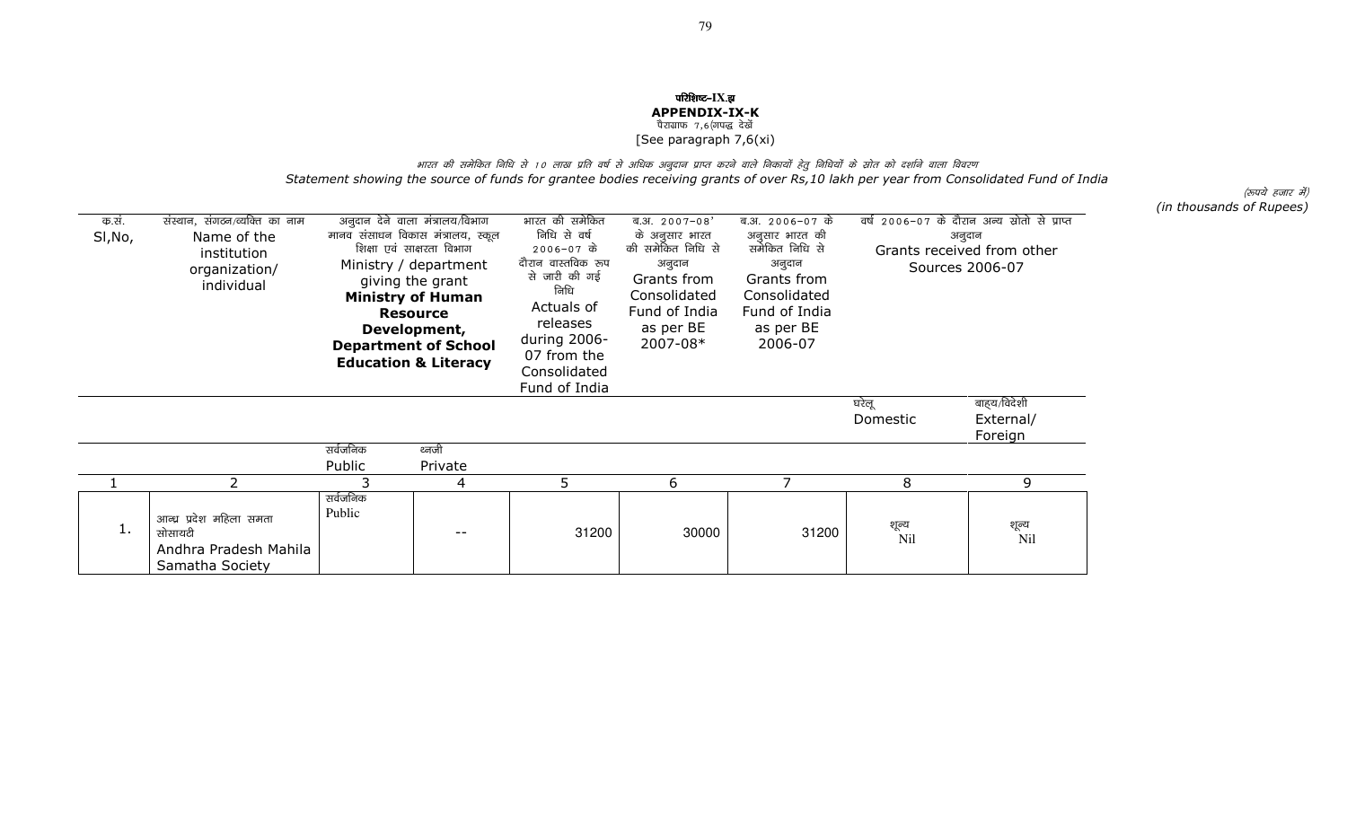**परिशिष्ट–IX.झ**

**APPENDIX-IX-K**

पैराग्राफ 7,6(ग्यारह) देखें

[See paragraph 7,6(xi)]

*भारत की समेकित निधि से 10 लाख प्रति वर्ष से अधिक अनुदान प्राप्त करने वाले निकायों हेतु निधियों के स्रोत को दर्शाने वाला विवरण*

*Statement showing the source of funds for grantee bodies receiving grants of over Rs,10 lakh per year from Consolidated Fund of India*

*(रूपये हजार में)*
*(in thousands of Rupees)*

| क.सं. Sl,No, | संस्थान, संगठन/व्यक्ति का नाम Name of the institution organization/ individual | अनुदान देने वाला मंत्रालय/विभाग मानव संसाधन विकास मंत्रालय, स्कूल शिक्षा एवं साक्षरता विभाग Ministry / department giving the grant **Ministry of Human Resource Development, Department of School Education & Literacy** | | भारत की समेकित निधि से वर्ष 2006–07 के दौरान वास्तविक रूप से जारी की गई निधि Actuals of releases during 2006-07 from the Consolidated Fund of India | ब.अ. 2007–08 के अनुसार भारत की समेकित निधि से अनुदान Grants from Consolidated Fund of India as per BE 2007-08* | ब.अ. 2006–07 के अनुसार भारत की समेकित निधि से अनुदान Grants from Consolidated Fund of India as per BE 2006-07 | वर्ष 2006–07 के दौरान अन्य स्रोतों से प्राप्त अनुदान Grants received from other Sources 2006-07 | |
|---|---|---|---|---|---|---|---|---|
| | | | | | | | घरेलू Domestic | बाह्य/विदेशी External/ Foreign |
| | | सर्वजनिक Public | निजी Private | | | | | |
| 1 | 2 | 3 | 4 | 5 | 6 | 7 | 8 | 9 |
| 1. | आन्ध्र प्रदेश महिला समता सोसायटी Andhra Pradesh Mahila Samatha Society | सर्वजनिक Public | -- | 31200 | 30000 | 31200 | शून्य Nil | शून्य Nil |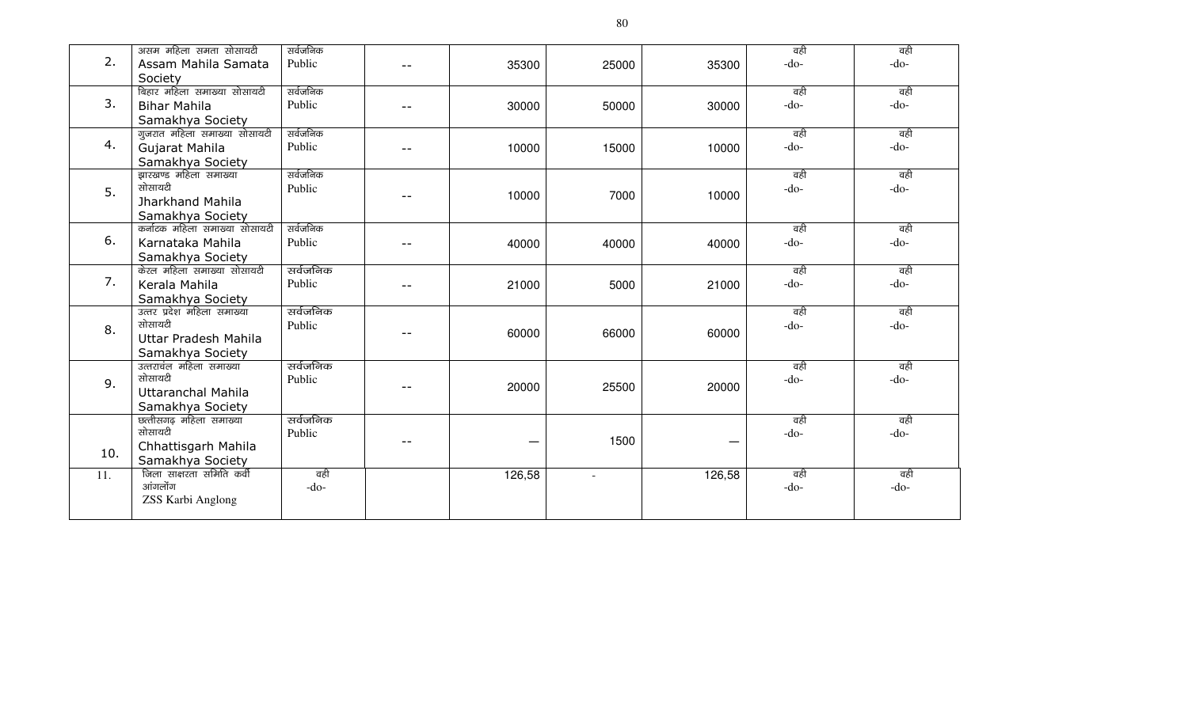| | | | | | | | | |
|---|---|---|---|---|---|---|---|---|
| 2. | असम महिला समता सोसायटी Assam Mahila Samata Society | सर्वजनिक Public | -- | 35300 | 25000 | 35300 | वही -do- | वही -do- |
| 3. | बिहार महिला समाख्या सोसायटी Bihar Mahila Samakhya Society | सर्वजनिक Public | -- | 30000 | 50000 | 30000 | वही -do- | वही -do- |
| 4. | गुजरात महिला समाख्या सोसायटी Gujarat Mahila Samakhya Society | सर्वजनिक Public | -- | 10000 | 15000 | 10000 | वही -do- | वही -do- |
| 5. | झारखण्ड महिला समाख्या सोसायटी Jharkhand Mahila Samakhya Society | सर्वजनिक Public | -- | 10000 | 7000 | 10000 | वही -do- | वही -do- |
| 6. | कर्नाटक महिला समाख्या सोसायटी Karnataka Mahila Samakhya Society | सर्वजनिक Public | -- | 40000 | 40000 | 40000 | वही -do- | वही -do- |
| 7. | केरल महिला समाख्या सोसायटी Kerala Mahila Samakhya Society | सर्वजनिक Public | -- | 21000 | 5000 | 21000 | वही -do- | वही -do- |
| 8. | उत्तर प्रदेश महिला समाख्या सोसायटी Uttar Pradesh Mahila Samakhya Society | सर्वजनिक Public | -- | 60000 | 66000 | 60000 | वही -do- | वही -do- |
| 9. | उत्तरांचल महिला समाख्या सोसायटी Uttaranchal Mahila Samakhya Society | सर्वजनिक Public | -- | 20000 | 25500 | 20000 | वही -do- | वही -do- |
| 10. | छत्तीसगढ़ महिला समाख्या सोसायटी Chhattisgarh Mahila Samakhya Society | सर्वजनिक Public | -- | — | 1500 | — | वही -do- | वही -do- |
| 11. | जिला साक्षरता समिति कर्बी आंगलोंग ZSS Karbi Anglong | वही -do- | | 126,58 | - | 126,58 | वही -do- | वही -do- |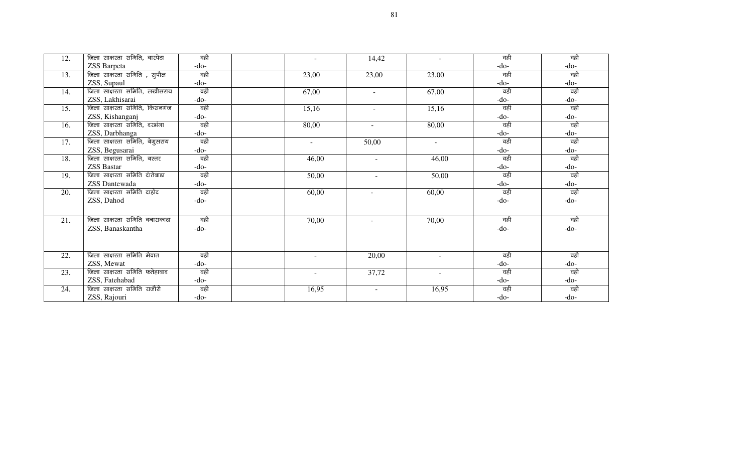| | | | | | | | | |
|---|---|---|---|---|---|---|---|---|
| 12. | जिला साक्षरता समिति, बारपेटा<br>ZSS Barpeta | वही<br>-do- | | - | 14,42 | - | वही<br>-do- | वही<br>-do- |
| 13. | जिला साक्षरता समिति , सुपौल<br>ZSS, Supaul | वही<br>-do- | | 23,00 | 23,00 | 23,00 | वही<br>-do- | वही<br>-do- |
| 14. | जिला साक्षरता समिति, लखीसराय<br>ZSS, Lakhisarai | वही<br>-do- | | 67,00 | - | 67,00 | वही<br>-do- | वही<br>-do- |
| 15. | जिला साक्षरता समिति, किसनगंज<br>ZSS, Kishanganj | वही<br>-do- | | 15,16 | - | 15,16 | वही<br>-do- | वही<br>-do- |
| 16. | जिला साक्षरता समिति, दरभंगा<br>ZSS, Darbhanga | वही<br>-do- | | 80,00 | - | 80,00 | वही<br>-do- | वही<br>-do- |
| 17. | जिला साक्षरता समिति, बेगुसराय<br>ZSS, Begusarai | वही<br>-do- | | - | 50,00 | - | वही<br>-do- | वही<br>-do- |
| 18. | जिला साक्षरता समिति, बस्तर<br>ZSS Bastar | वही<br>-do- | | 46,00 | - | 46,00 | वही<br>-do- | वही<br>-do- |
| 19. | जिला साक्षरता समिति दंतेबाडा<br>ZSS Dantewada | वही<br>-do- | | 50,00 | - | 50,00 | वही<br>-do- | वही<br>-do- |
| 20. | जिला साक्षरता समिति दाहोद<br>ZSS, Dahod | वही<br>-do- | | 60,00 | - | 60,00 | वही<br>-do- | वही<br>-do- |
| 21. | जिला साक्षरता समिति बनासकाठा<br>ZSS, Banaskantha | वही<br>-do- | | 70,00 | - | 70,00 | वही<br>-do- | वही<br>-do- |
| 22. | जिला साक्षरता समिति मेवात<br>ZSS, Mewat | वही<br>-do- | | - | 20,00 | - | वही<br>-do- | वही<br>-do- |
| 23. | जिला साक्षरता समिति फतेहाबाद<br>ZSS, Fatehabad | वही<br>-do- | | - | 37,72 | - | वही<br>-do- | वही<br>-do- |
| 24. | जिला साक्षरता समिति राजौरी<br>ZSS, Rajouri | वही<br>-do- | | 16,95 | - | 16,95 | वही<br>-do- | वही<br>-do- |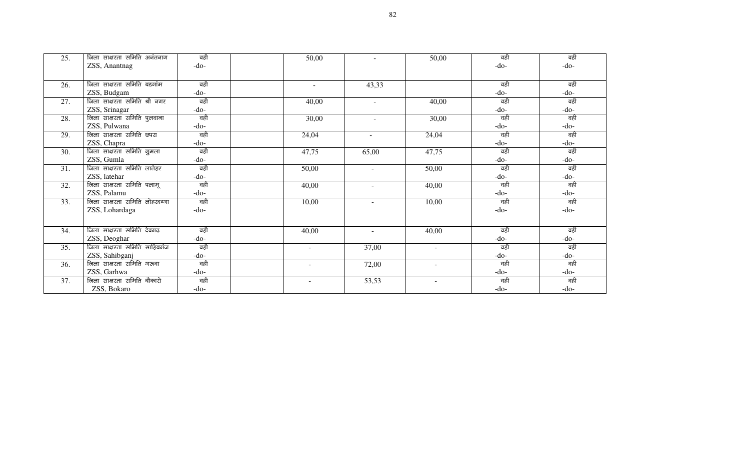| 25. | जिला साक्षरता समिति अनंतनाग ZSS, Anantnag | वही -do- | | 50,00 | - | 50,00 | वही -do- | वही -do- |
|---|---|---|---|---|---|---|---|---|
| 26. | जिला साक्षरता समिति बडगांम ZSS, Budgam | वही -do- | | - | 43,33 | | वही -do- | वही -do- |
| 27. | जिला साक्षरता समिति श्री नगर ZSS, Srinagar | वही -do- | | 40,00 | - | 40,00 | वही -do- | वही -do- |
| 28. | जिला साक्षरता समिति पुलवाना ZSS, Pulwana | वही -do- | | 30,00 | - | 30,00 | वही -do- | वही -do- |
| 29. | जिला साक्षरता समिति छपरा ZSS, Chapra | वही -do- | | 24,04 | - | 24,04 | वही -do- | वही -do- |
| 30. | जिला साक्षरता समिति गुमला ZSS, Gumla | वही -do- | | 47,75 | 65,00 | 47,75 | वही -do- | वही -do- |
| 31. | जिला साक्षरता समिति लातेहर ZSS, latehar | वही -do- | | 50,00 | - | 50,00 | वही -do- | वही -do- |
| 32. | जिला साक्षरता समिति पलामू ZSS, Palamu | वही -do- | | 40,00 | - | 40,00 | वही -do- | वही -do- |
| 33. | जिला साक्षरता समिति लोहरदग्गा ZSS, Lohardaga | वही -do- | | 10,00 | - | 10,00 | वही -do- | वही -do- |
| 34. | जिला साक्षरता समिति देवगढ़ ZSS, Deoghar | वही -do- | | 40,00 | - | 40,00 | वही -do- | वही -do- |
| 35. | जिला साक्षरता समिति साहिबगंज ZSS, Sahibganj | वही -do- | | - | 37,00 | - | वही -do- | वही -do- |
| 36. | जिला साक्षरता समिति गरूवा ZSS, Garhwa | वही -do- | | - | 72,00 | - | वही -do- | वही -do- |
| 37. | जिला साक्षरता समिति बौकारो ZSS, Bokaro | वही -do- | | - | 53,53 | - | वही -do- | वही -do- |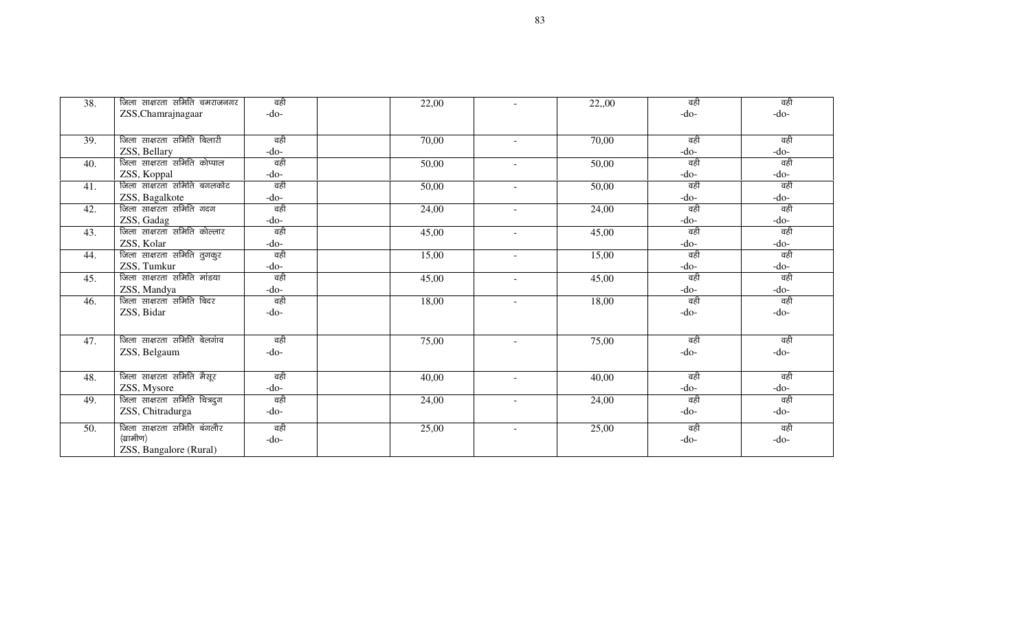| | | | | | | | | |
|---|---|---|---|---|---|---|---|---|
| 38. | जिला साक्षरता समिति चमराजनगर ZSS,Chamrajnagaar | वही -do- | | 22,00 | - | 22,,00 | वही -do- | वही -do- |
| 39. | जिला साक्षरता समिति बिलारी ZSS, Bellary | वही -do- | | 70,00 | - | 70,00 | वही -do- | वही -do- |
| 40. | जिला साक्षरता समिति कोप्पाल ZSS, Koppal | वही -do- | | 50,00 | - | 50,00 | वही -do- | वही -do- |
| 41. | जिला साक्षरता समिति बगलकोट ZSS, Bagalkote | वही -do- | | 50,00 | - | 50,00 | वही -do- | वही -do- |
| 42. | जिला साक्षरता समिति गदग ZSS, Gadag | वही -do- | | 24,00 | - | 24,00 | वही -do- | वही -do- |
| 43. | जिला साक्षरता समिति कोल्लार ZSS, Kolar | वही -do- | | 45,00 | - | 45,00 | वही -do- | वही -do- |
| 44. | जिला साक्षरता समिति तुगकुर ZSS, Tumkur | वही -do- | | 15,00 | - | 15,00 | वही -do- | वही -do- |
| 45. | जिला साक्षरता समिति मांडया ZSS, Mandya | वही -do- | | 45,00 | - | 45,00 | वही -do- | वही -do- |
| 46. | जिला साक्षरता समिति बिदर ZSS, Bidar | वही -do- | | 18,00 | - | 18,00 | वही -do- | वही -do- |
| 47. | जिला साक्षरता समिति बेलगांव ZSS, Belgaum | वही -do- | | 75,00 | - | 75,00 | वही -do- | वही -do- |
| 48. | जिला साक्षरता समिति मैसूर ZSS, Mysore | वही -do- | | 40,00 | - | 40,00 | वही -do- | वही -do- |
| 49. | जिला साक्षरता समिति चित्रदुग ZSS, Chitradurga | वही -do- | | 24,00 | - | 24,00 | वही -do- | वही -do- |
| 50. | जिला साक्षरता समिति बंगलौर (ग्रामीण) ZSS, Bangalore (Rural) | वही -do- | | 25,00 | - | 25,00 | वही -do- | वही -do- |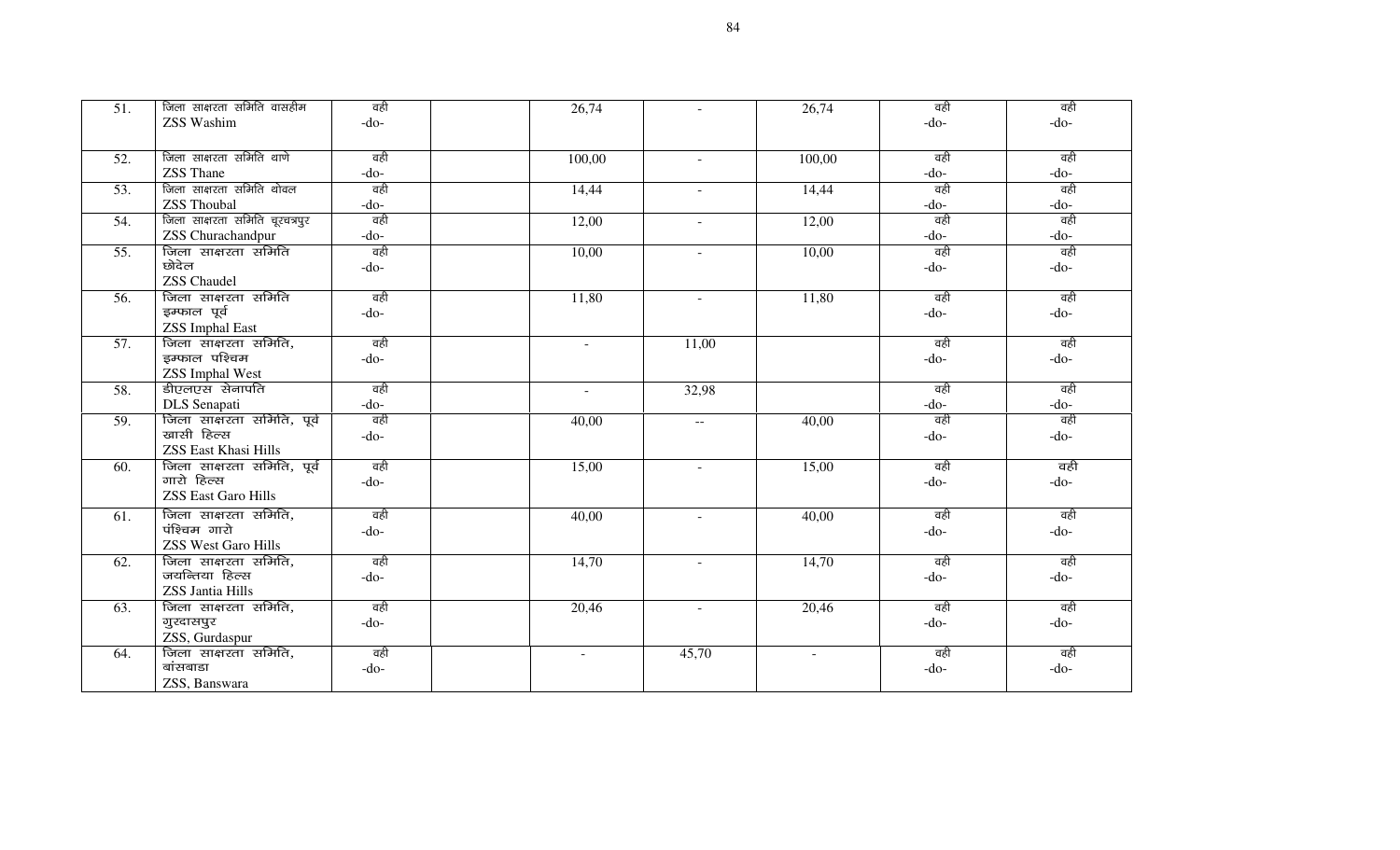| | | | | | | | | |
|---|---|---|---|---|---|---|---|---|
| 51. | जिला साक्षरता समिति वासहीम ZSS Washim | वही -do- | | 26,74 | - | 26,74 | वही -do- | वही -do- |
| 52. | जिला साक्षरता समिति थाणे ZSS Thane | वही -do- | | 100,00 | - | 100,00 | वही -do- | वही -do- |
| 53. | जिला साक्षरता समिति थोवल ZSS Thoubal | वही -do- | | 14,44 | - | 14,44 | वही -do- | वही -do- |
| 54. | जिला साक्षरता समिति चूरचन्द्रपुर ZSS Churachandpur | वही -do- | | 12,00 | - | 12,00 | वही -do- | वही -do- |
| 55. | जिला साक्षरता समिति छोदेल ZSS Chaudel | वही -do- | | 10,00 | - | 10,00 | वही -do- | वही -do- |
| 56. | जिला साक्षरता समिति इम्फाल पूर्व ZSS Imphal East | वही -do- | | 11,80 | - | 11,80 | वही -do- | वही -do- |
| 57. | जिला साक्षरता समिति, इम्फाल पश्चिम ZSS Imphal West | वही -do- | | - | 11,00 | | वही -do- | वही -do- |
| 58. | डीएलएस सेनापति DLS Senapati | वही -do- | | - | 32,98 | | वही -do- | वही -do- |
| 59. | जिला साक्षरता समिति, पूर्व खासी हिल्स ZSS East Khasi Hills | वही -do- | | 40,00 | -- | 40,00 | वही -do- | वही -do- |
| 60. | जिला साक्षरता समिति, पूर्व गारो हिल्स ZSS East Garo Hills | वही -do- | | 15,00 | - | 15,00 | वही -do- | वही -do- |
| 61. | जिला साक्षरता समिति, पंश्चिम गारो ZSS West Garo Hills | वही -do- | | 40,00 | - | 40,00 | वही -do- | वही -do- |
| 62. | जिला साक्षरता समिति, जयन्तिया हिल्स ZSS Jantia Hills | वही -do- | | 14,70 | - | 14,70 | वही -do- | वही -do- |
| 63. | जिला साक्षरता समिति, गुरदासपुर ZSS, Gurdaspur | वही -do- | | 20,46 | - | 20,46 | वही -do- | वही -do- |
| 64. | जिला साक्षरता समिति, बांसबाडा ZSS, Banswara | वही -do- | | - | 45,70 | - | वही -do- | वही -do- |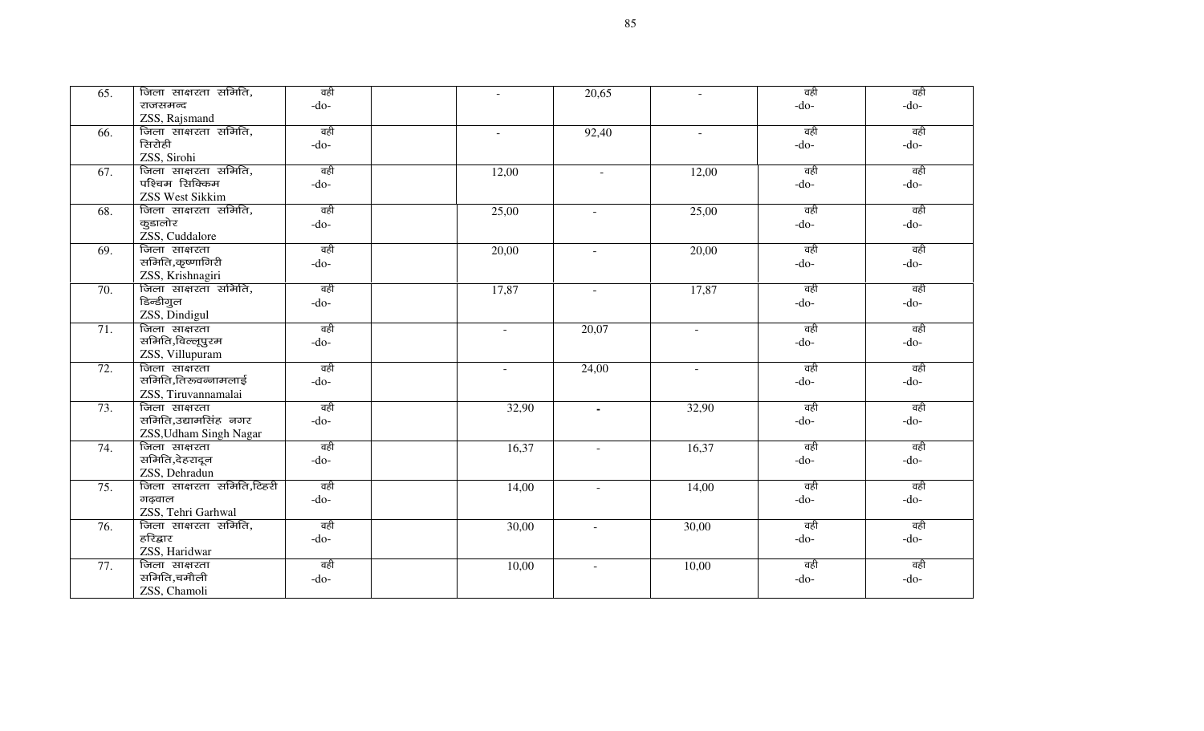| 65. | जिला साक्षरता समिति, राजसमन्द ZSS, Rajsmand | वही -do- | | - | 20,65 | - | वही -do- | वही -do- |
|---|---|---|---|---|---|---|---|---|
| 66. | जिला साक्षरता समिति, सिरोही ZSS, Sirohi | वही -do- | | - | 92,40 | - | वही -do- | वही -do- |
| 67. | जिला साक्षरता समिति, पश्चिम सिक्किम ZSS West Sikkim | वही -do- | | 12,00 | - | 12,00 | वही -do- | वही -do- |
| 68. | जिला साक्षरता समिति, कुडालोर ZSS, Cuddalore | वही -do- | | 25,00 | - | 25,00 | वही -do- | वही -do- |
| 69. | जिला साक्षरता समिति,कृष्णागिरी ZSS, Krishnagiri | वही -do- | | 20,00 | - | 20,00 | वही -do- | वही -do- |
| 70. | जिला साक्षरता समिति, डिन्डीगुल ZSS, Dindigul | वही -do- | | 17,87 | - | 17,87 | वही -do- | वही -do- |
| 71. | जिला साक्षरता समिति,विल्लूपुरम ZSS, Villupuram | वही -do- | | - | 20,07 | - | वही -do- | वही -do- |
| 72. | जिला साक्षरता समिति,तिरुवन्नामलाई ZSS, Tiruvannamalai | वही -do- | | - | 24,00 | - | वही -do- | वही -do- |
| 73. | जिला साक्षरता समिति,उद्यामसिंह नगर ZSS,Udham Singh Nagar | वही -do- | | 32,90 | - | 32,90 | वही -do- | वही -do- |
| 74. | जिला साक्षरता समिति,देहरादून ZSS, Dehradun | वही -do- | | 16,37 | - | 16,37 | वही -do- | वही -do- |
| 75. | जिला साक्षरता समिति,टिहरी गढ़वाल ZSS, Tehri Garhwal | वही -do- | | 14,00 | - | 14,00 | वही -do- | वही -do- |
| 76. | जिला साक्षरता समिति, हरिद्वार ZSS, Haridwar | वही -do- | | 30,00 | - | 30,00 | वही -do- | वही -do- |
| 77. | जिला साक्षरता समिति,चमौली ZSS, Chamoli | वही -do- | | 10,00 | - | 10,00 | वही -do- | वही -do- |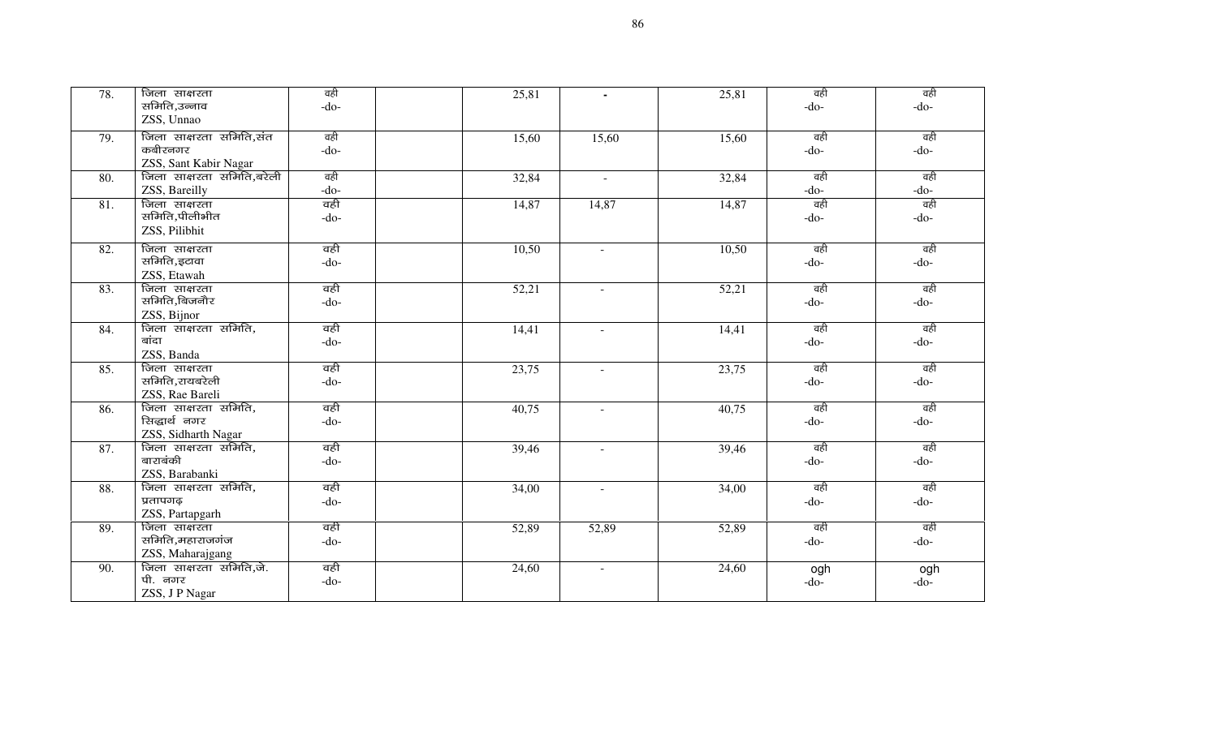| 78. | जिला साक्षरता समिति,उन्नाव ZSS, Unnao | वही -do- | | 25,81 | - | 25,81 | वही -do- | वही -do- |
|---|---|---|---|---|---|---|---|---|
| 79. | जिला साक्षरता समिति,संत कबीरनगर ZSS, Sant Kabir Nagar | वही -do- | | 15,60 | 15,60 | 15,60 | वही -do- | वही -do- |
| 80. | जिला साक्षरता समिति,बरेली ZSS, Bareilly | वही -do- | | 32,84 | - | 32,84 | वही -do- | वही -do- |
| 81. | जिला साक्षरता समिति,पीलीभीत ZSS, Pilibhit | वही -do- | | 14,87 | 14,87 | 14,87 | वही -do- | वही -do- |
| 82. | जिला साक्षरता समिति,इटावा ZSS, Etawah | वही -do- | | 10,50 | - | 10,50 | वही -do- | वही -do- |
| 83. | जिला साक्षरता समिति,बिजनौर ZSS, Bijnor | वही -do- | | 52,21 | - | 52,21 | वही -do- | वही -do- |
| 84. | जिला साक्षरता समिति, बांदा ZSS, Banda | वही -do- | | 14,41 | - | 14,41 | वही -do- | वही -do- |
| 85. | जिला साक्षरता समिति,रायबरेली ZSS, Rae Bareli | वही -do- | | 23,75 | - | 23,75 | वही -do- | वही -do- |
| 86. | जिला साक्षरता समिति, सिद्धार्थ नगर ZSS, Sidharth Nagar | वही -do- | | 40,75 | - | 40,75 | वही -do- | वही -do- |
| 87. | जिला साक्षरता समिति, बाराबंकी ZSS, Barabanki | वही -do- | | 39,46 | - | 39,46 | वही -do- | वही -do- |
| 88. | जिला साक्षरता समिति, प्रतापगढ़ ZSS, Partapgarh | वही -do- | | 34,00 | - | 34,00 | वही -do- | वही -do- |
| 89. | जिला साक्षरता समिति,महाराजगंज ZSS, Maharajgang | वही -do- | | 52,89 | 52,89 | 52,89 | वही -do- | वही -do- |
| 90. | जिला साक्षरता समिति,जे. पी. नगर ZSS, J P Nagar | वही -do- | | 24,60 | - | 24,60 | ogh -do- | ogh -do- |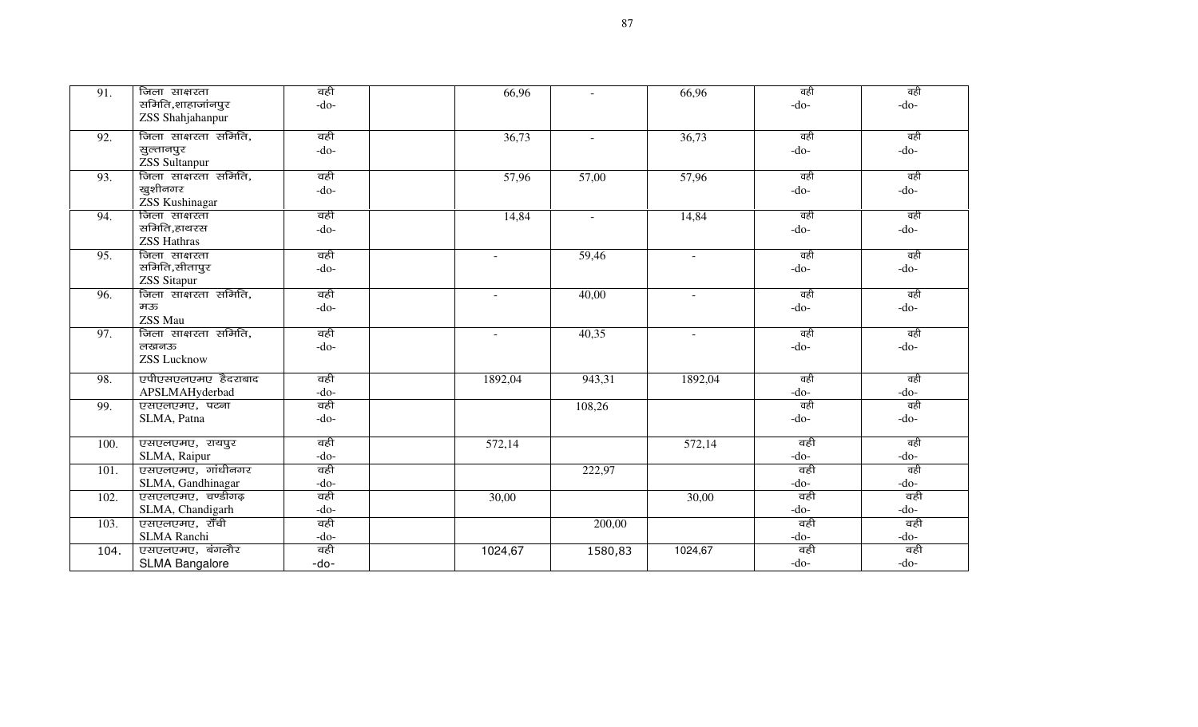| | | | | | | | | |
|---|---|---|---|---|---|---|---|---|
| 91. | जिला साक्षरता समिति,शाहाजांनपुर ZSS Shahjahanpur | वही -do- | | 66,96 | - | 66,96 | वही -do- | वही -do- |
| 92. | जिला साक्षरता समिति, सुल्तानपुर ZSS Sultanpur | वही -do- | | 36,73 | - | 36,73 | वही -do- | वही -do- |
| 93. | जिला साक्षरता समिति, खुशीनगर ZSS Kushinagar | वही -do- | | 57,96 | 57,00 | 57,96 | वही -do- | वही -do- |
| 94. | जिला साक्षरता समिति,हाथरस ZSS Hathras | वही -do- | | 14,84 | - | 14,84 | वही -do- | वही -do- |
| 95. | जिला साक्षरता समिति,सीतापुर ZSS Sitapur | वही -do- | | - | 59,46 | - | वही -do- | वही -do- |
| 96. | जिला साक्षरता समिति, मऊ ZSS Mau | वही -do- | | - | 40,00 | - | वही -do- | वही -do- |
| 97. | जिला साक्षरता समिति, लखनऊ ZSS Lucknow | वही -do- | | - | 40,35 | - | वही -do- | वही -do- |
| 98. | एपीएसएलएमए हैदराबाद APSLMAHyderbad | वही -do- | | 1892,04 | 943,31 | 1892,04 | वही -do- | वही -do- |
| 99. | एसएलएमए, पटना SLMA, Patna | वही -do- | | | 108,26 | | वही -do- | वही -do- |
| 100. | एसएलएमए, रायपुर SLMA, Raipur | वही -do- | | 572,14 | | 572,14 | वही -do- | वही -do- |
| 101. | एसएलएमए, गांधीनगर SLMA, Gandhinagar | वही -do- | | | 222,97 | | वही -do- | वही -do- |
| 102. | एसएलएमए, चण्डीगढ़ SLMA, Chandigarh | वही -do- | | 30,00 | | 30,00 | वही -do- | वही -do- |
| 103. | एसएलएमए, राँची SLMA Ranchi | वही -do- | | | 200,00 | | वही -do- | वही -do- |
| 104. | एसएलएमए, बंगलौर SLMA Bangalore | वही -do- | | 1024,67 | 1580,83 | 1024,67 | वही -do- | वही -do- |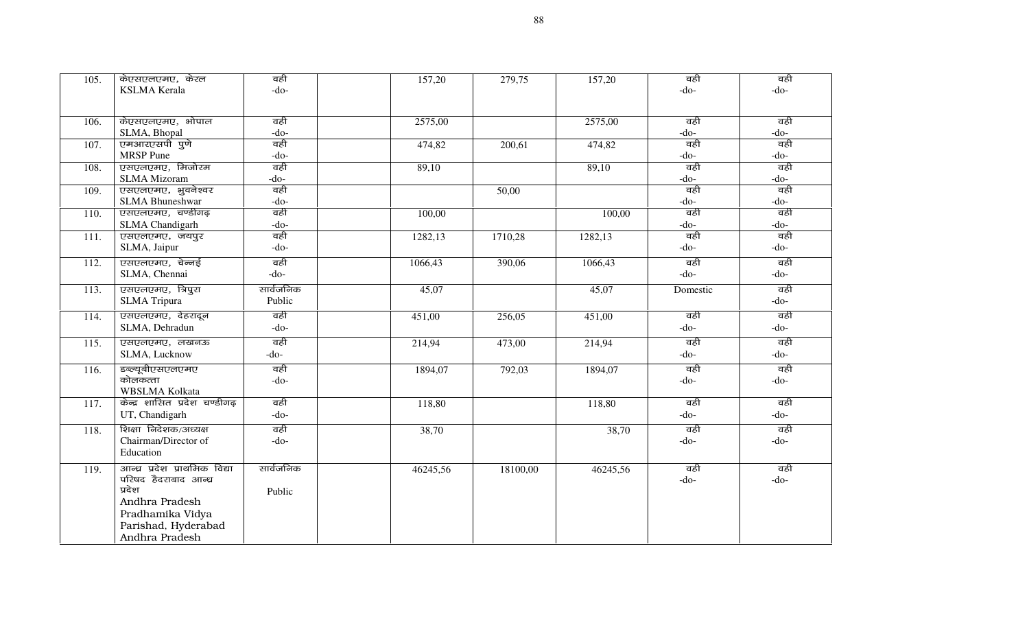| 105. | केएसएलएमए, केरल KSLMA Kerala | वही -do- | | 157,20 | 279,75 | 157,20 | वही -do- | वही -do- |
|---|---|---|---|---|---|---|---|---|
| 106. | केएसएलएमए, भोपाल SLMA, Bhopal | वही -do- | | 2575,00 | | 2575,00 | वही -do- | वही -do- |
| 107. | एमआरएसपी पुणे MRSP Pune | वही -do- | | 474,82 | 200,61 | 474,82 | वही -do- | वही -do- |
| 108. | एसएलएमए, मिजोरम SLMA Mizoram | वही -do- | | 89,10 | | 89,10 | वही -do- | वही -do- |
| 109. | एसएलएमए, भुवनेश्वर SLMA Bhuneshwar | वही -do- | | | 50,00 | | वही -do- | वही -do- |
| 110. | एसएलएमए, चण्डीगढ़ SLMA Chandigarh | वही -do- | | 100,00 | | 100,00 | वही -do- | वही -do- |
| 111. | एसएलएमए, जयपुर SLMA, Jaipur | वही -do- | | 1282,13 | 1710,28 | 1282,13 | वही -do- | वही -do- |
| 112. | एसएलएमए, चेन्नई SLMA, Chennai | वही -do- | | 1066,43 | 390,06 | 1066,43 | वही -do- | वही -do- |
| 113. | एसएलएमए, त्रिपुरा SLMA Tripura | सार्वजनिक Public | | 45,07 | | 45,07 | Domestic | वही -do- |
| 114. | एसएलएमए, देहरादून SLMA, Dehradun | वही -do- | | 451,00 | 256,05 | 451,00 | वही -do- | वही -do- |
| 115. | एसएलएमए, लखनऊ SLMA, Lucknow | वही -do- | | 214,94 | 473,00 | 214,94 | वही -do- | वही -do- |
| 116. | डब्ल्यूबीएसएलएमए कोलकत्ता WBSLMA Kolkata | वही -do- | | 1894,07 | 792,03 | 1894,07 | वही -do- | वही -do- |
| 117. | केन्द्र शासित प्रदेश चण्डीगढ़ UT, Chandigarh | वही -do- | | 118,80 | | 118,80 | वही -do- | वही -do- |
| 118. | शिक्षा निदेशक/अध्यक्ष Chairman/Director of Education | वही -do- | | 38,70 | | 38,70 | वही -do- | वही -do- |
| 119. | आन्ध्र प्रदेश प्राथमिक विद्या परिषद हैदराबाद आन्ध्र प्रदेश Andhra Pradesh Pradhamika Vidya Parishad, Hyderabad Andhra Pradesh | सार्वजनिक Public | | 46245,56 | 18100,00 | 46245,56 | वही -do- | वही -do- |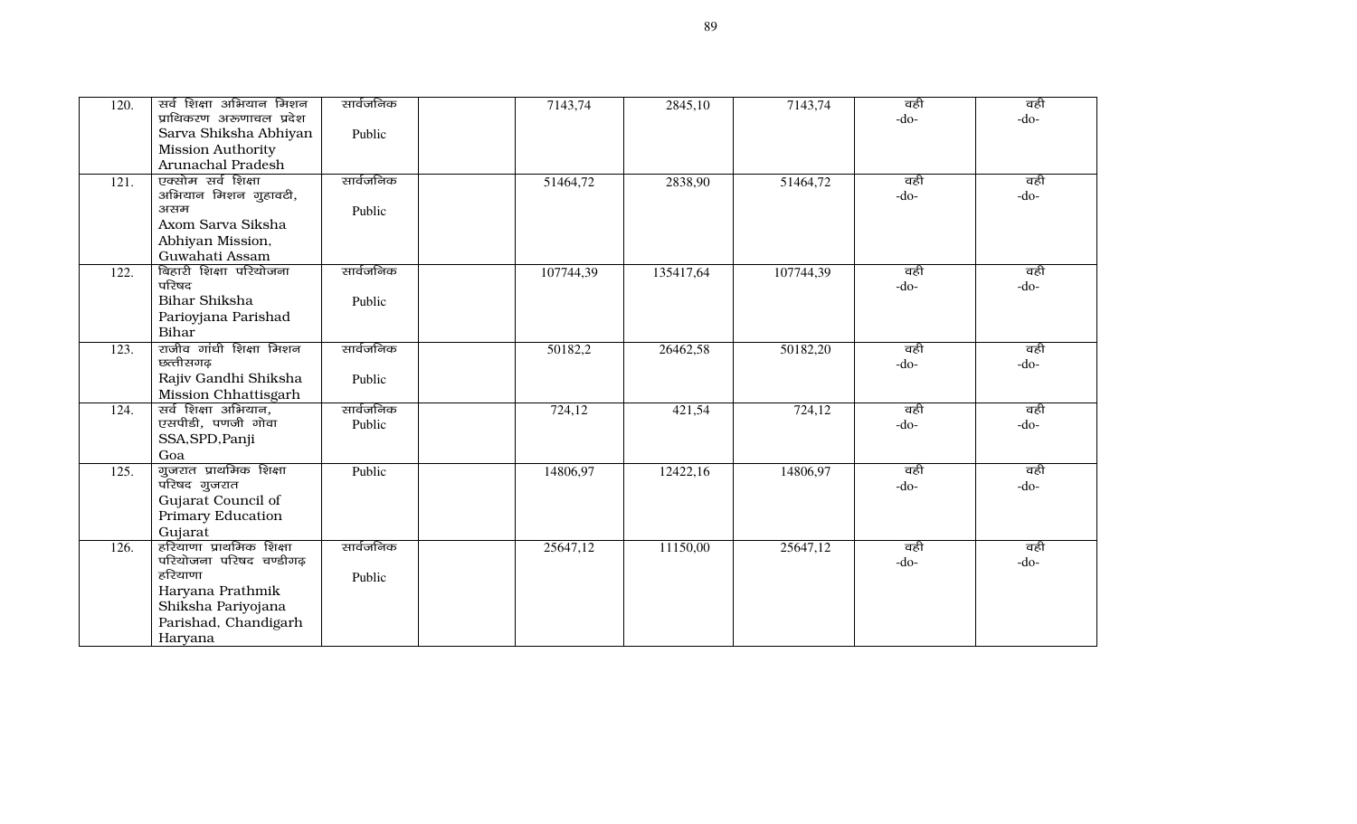| 120. | सर्व शिक्षा अभियान मिशन प्राधिकरण अरूणाचल प्रदेश Sarva Shiksha Abhiyan Mission Authority Arunachal Pradesh | सार्वजनिक Public | | 7143,74 | 2845,10 | 7143,74 | वही -do- | वही -do- |
|---|---|---|---|---|---|---|---|---|
| 121. | एक्सोम सर्व शिक्षा अभियान मिशन गुहावटी, असम Axom Sarva Siksha Abhiyan Mission, Guwahati Assam | सार्वजनिक Public | | 51464,72 | 2838,90 | 51464,72 | वही -do- | वही -do- |
| 122. | बिहारी शिक्षा परियोजना परिषद Bihar Shiksha Parioyjana Parishad Bihar | सार्वजनिक Public | | 107744,39 | 135417,64 | 107744,39 | वही -do- | वही -do- |
| 123. | राजीव गांधी शिक्षा मिशन छत्तीसगढ़ Rajiv Gandhi Shiksha Mission Chhattisgarh | सार्वजनिक Public | | 50182,2 | 26462,58 | 50182,20 | वही -do- | वही -do- |
| 124. | सर्व शिक्षा अभियान, एसपीडी, पणजी गोवा SSA,SPD,Panji Goa | सार्वजनिक Public | | 724,12 | 421,54 | 724,12 | वही -do- | वही -do- |
| 125. | गुजरात प्राथमिक शिक्षा परिषद गुजरात Gujarat Council of Primary Education Gujarat | Public | | 14806,97 | 12422,16 | 14806,97 | वही -do- | वही -do- |
| 126. | हरियाणा प्राथमिक शिक्षा परियोजना परिषद चण्डीगढ़ हरियाणा Haryana Prathmik Shiksha Pariyojana Parishad, Chandigarh Haryana | सार्वजनिक Public | | 25647,12 | 11150,00 | 25647,12 | वही -do- | वही -do- |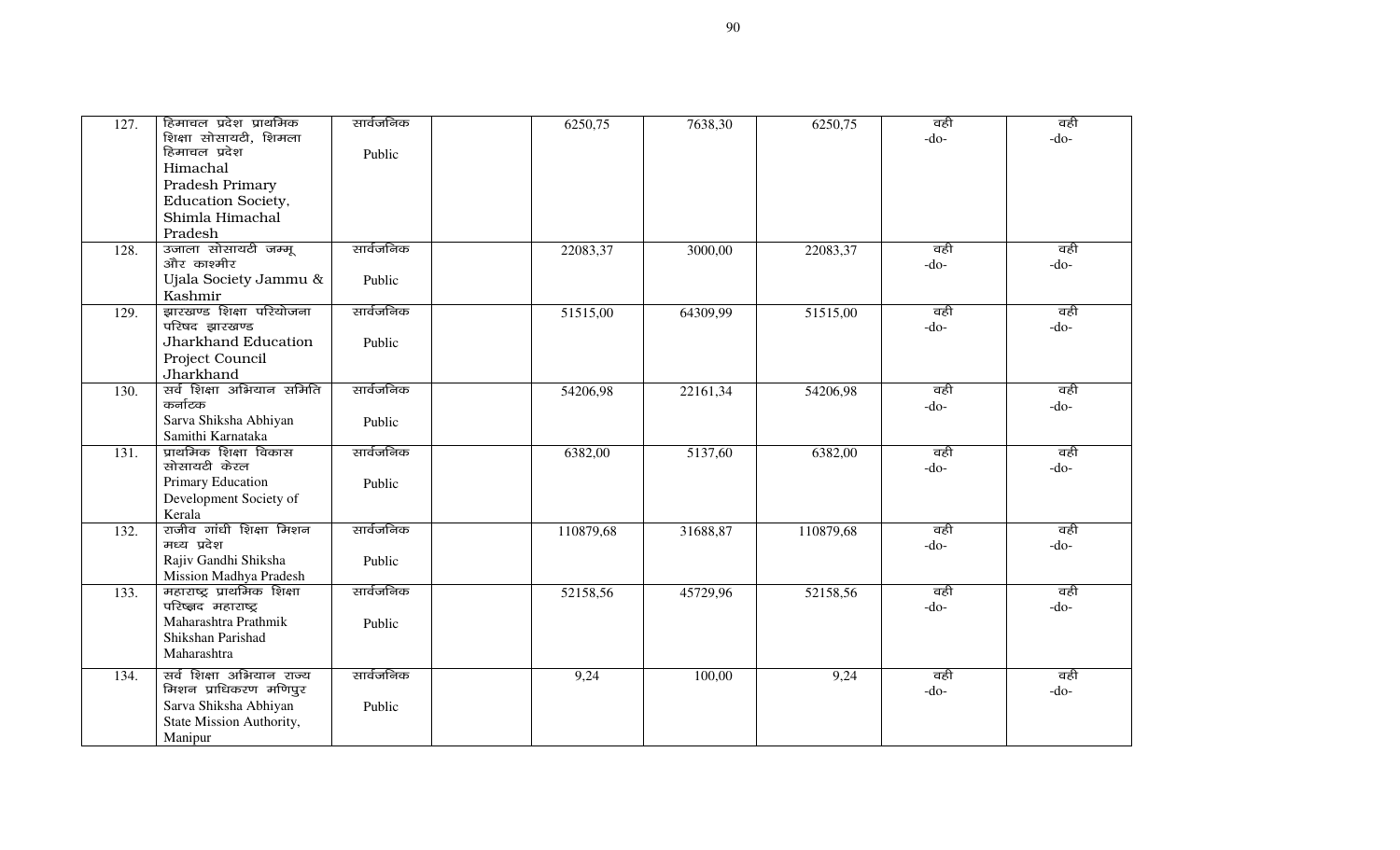| | | | | | | | | |
|---|---|---|---|---|---|---|---|---|
| 127. | हिमाचल प्रदेश प्राथमिक शिक्षा सोसायटी, शिमला हिमाचल प्रदेश<br>Himachal Pradesh Primary Education Society, Shimla Himachal Pradesh | सार्वजनिक<br>Public | | 6250,75 | 7638,30 | 6250,75 | वही<br>-do- | वही<br>-do- |
| 128. | उजाला सोसायटी जम्मू और काश्मीर<br>Ujala Society Jammu & Kashmir | सार्वजनिक<br>Public | | 22083,37 | 3000,00 | 22083,37 | वही<br>-do- | वही<br>-do- |
| 129. | झारखण्ड शिक्षा परियोजना परिषद झारखण्ड<br>Jharkhand Education Project Council Jharkhand | सार्वजनिक<br>Public | | 51515,00 | 64309,99 | 51515,00 | वही<br>-do- | वही<br>-do- |
| 130. | सर्व शिक्षा अभियान समिति कर्नाटक<br>Sarva Shiksha Abhiyan Samithi Karnataka | सार्वजनिक<br>Public | | 54206,98 | 22161,34 | 54206,98 | वही<br>-do- | वही<br>-do- |
| 131. | प्राथमिक शिक्षा विकास सोसायटी केरल<br>Primary Education Development Society of Kerala | सार्वजनिक<br>Public | | 6382,00 | 5137,60 | 6382,00 | वही<br>-do- | वही<br>-do- |
| 132. | राजीव गांधी शिक्षा मिशन मध्य प्रदेश<br>Rajiv Gandhi Shiksha Mission Madhya Pradesh | सार्वजनिक<br>Public | | 110879,68 | 31688,87 | 110879,68 | वही<br>-do- | वही<br>-do- |
| 133. | महाराष्ट्र प्राथमिक शिक्षा परिष्नद महाराष्ट्र<br>Maharashtra Prathmik Shikshan Parishad Maharashtra | सार्वजनिक<br>Public | | 52158,56 | 45729,96 | 52158,56 | वही<br>-do- | वही<br>-do- |
| 134. | सर्व शिक्षा अभियान राज्य मिशन प्राधिकरण मणिपुर<br>Sarva Shiksha Abhiyan State Mission Authority, Manipur | सार्वजनिक<br>Public | | 9,24 | 100,00 | 9,24 | वही<br>-do- | वही<br>-do- |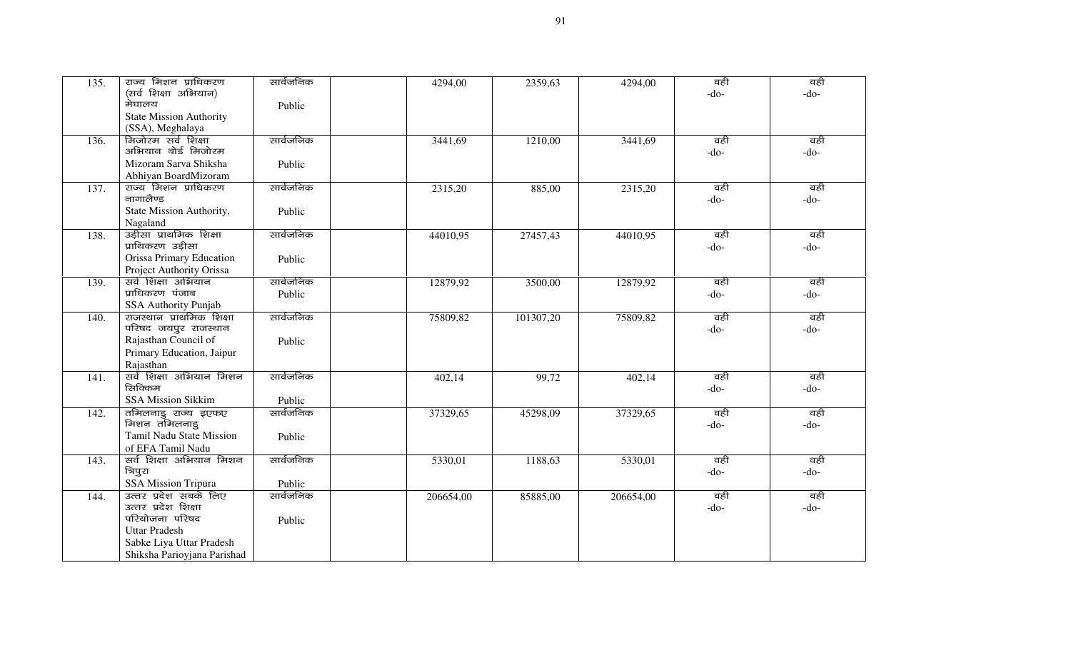| 135. | राज्य मिशन प्राधिकरण (सर्व शिक्षा अभियान) मेघालय State Mission Authority (SSA), Meghalaya | सार्वजनिक Public | | 4294,00 | 2359,63 | 4294,00 | वही -do- | वही -do- |
|---|---|---|---|---|---|---|---|---|
| 136. | मिजोरम सर्व शिक्षा अभियान बोर्ड मिजोरम Mizoram Sarva Shiksha Abhiyan BoardMizoram | सार्वजनिक Public | | 3441,69 | 1210,00 | 3441,69 | वही -do- | वही -do- |
| 137. | राज्य मिशन प्राधिकरण नागालैण्ड State Mission Authority, Nagaland | सार्वजनिक Public | | 2315,20 | 885,00 | 2315,20 | वही -do- | वही -do- |
| 138. | उड़ीसा प्राथमिक शिक्षा प्राधिकरण उड़ीसा Orissa Primary Education Project Authority Orissa | सार्वजनिक Public | | 44010,95 | 27457,43 | 44010,95 | वही -do- | वही -do- |
| 139. | सर्व शिक्षा अभियान प्राधिकरण पंजाब SSA Authority Punjab | सार्वजनिक Public | | 12879,92 | 3500,00 | 12879,92 | वही -do- | वही -do- |
| 140. | राजस्थान प्राथमिक शिक्षा परिषद जयपुर राजस्थान Rajasthan Council of Primary Education, Jaipur Rajasthan | सार्वजनिक Public | | 75809,82 | 101307,20 | 75809,82 | वही -do- | वही -do- |
| 141. | सर्व शिक्षा अभियान मिशन सिक्किम SSA Mission Sikkim | सार्वजनिक Public | | 402,14 | 99,72 | 402,14 | वही -do- | वही -do- |
| 142. | तमिलनाडु राज्य इएफए मिशन तमिलनाडु Tamil Nadu State Mission of EFA Tamil Nadu | सार्वजनिक Public | | 37329,65 | 45298,09 | 37329,65 | वही -do- | वही -do- |
| 143. | सर्व शिक्षा अभियान मिशन त्रिपुरा SSA Mission Tripura | सार्वजनिक Public | | 5330,01 | 1188,63 | 5330,01 | वही -do- | वही -do- |
| 144. | उत्तर प्रदेश सबके लिए उत्तर प्रदेश शिक्षा परियोजना परिषद Uttar Pradesh Sabke Liya Uttar Pradesh Shiksha Parioyjana Parishad | सार्वजनिक Public | | 206654,00 | 85885,00 | 206654,00 | वही -do- | वही -do- |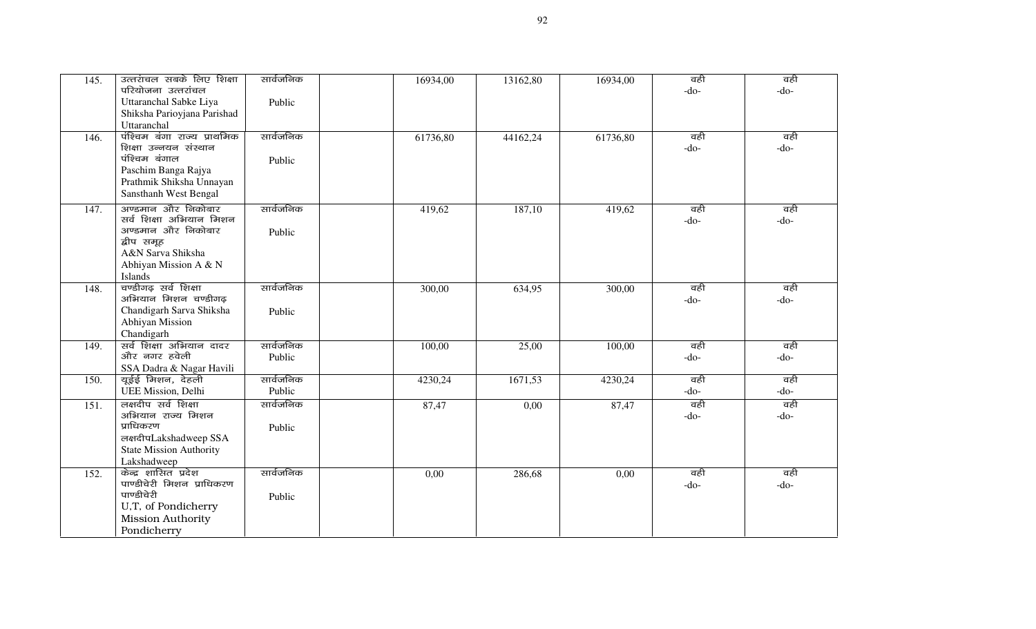| | | | | | | | | |
|---|---|---|---|---|---|---|---|---|
| 145. | उत्तरांचल सबके लिए शिक्षा परियोजना उत्तरांचल<br>Uttaranchal Sabke Liya Shiksha Parioyjana Parishad Uttaranchal | सार्वजनिक<br>Public | | 16934,00 | 13162,80 | 16934,00 | वही<br>-do- | वही<br>-do- |
| 146. | पश्चिम बंगा राज्य प्राथमिक शिक्षा उन्नयन संस्थान पश्चिम बंगाल<br>Paschim Banga Rajya Prathmik Shiksha Unnayan Sansthanh West Bengal | सार्वजनिक<br>Public | | 61736,80 | 44162,24 | 61736,80 | वही<br>-do- | वही<br>-do- |
| 147. | अण्डमान और निकोबार सर्व शिक्षा अभियान मिशन अण्डमान और निकोबार द्वीप समूह<br>A&N Sarva Shiksha Abhiyan Mission A & N Islands | सार्वजनिक<br>Public | | 419,62 | 187,10 | 419,62 | वही<br>-do- | वही<br>-do- |
| 148. | चण्डीगढ़ सर्व शिक्षा अभियान मिशन चण्डीगढ़<br>Chandigarh Sarva Shiksha Abhiyan Mission Chandigarh | सार्वजनिक<br>Public | | 300,00 | 634,95 | 300,00 | वही<br>-do- | वही<br>-do- |
| 149. | सर्व शिक्षा अभियान दादर और नगर हवेली<br>SSA Dadra & Nagar Havili | सार्वजनिक<br>Public | | 100,00 | 25,00 | 100,00 | वही<br>-do- | वही<br>-do- |
| 150. | यूईई मिशन, देहली<br>UEE Mission, Delhi | सार्वजनिक<br>Public | | 4230,24 | 1671,53 | 4230,24 | वही<br>-do- | वही<br>-do- |
| 151. | लक्षदीप सर्व शिक्षा अभियान राज्य मिशन प्राधिकरण लक्षदीपLakshadweep SSA State Mission Authority Lakshadweep | सार्वजनिक<br>Public | | 87,47 | 0,00 | 87,47 | वही<br>-do- | वही<br>-do- |
| 152. | केन्द्र शासित प्रदेश पाण्डीचेरी मिशन प्राधिकरण पाण्डीचेरी<br>U,T, of Pondicherry Mission Authority Pondicherry | सार्वजनिक<br>Public | | 0,00 | 286,68 | 0,00 | वही<br>-do- | वही<br>-do- |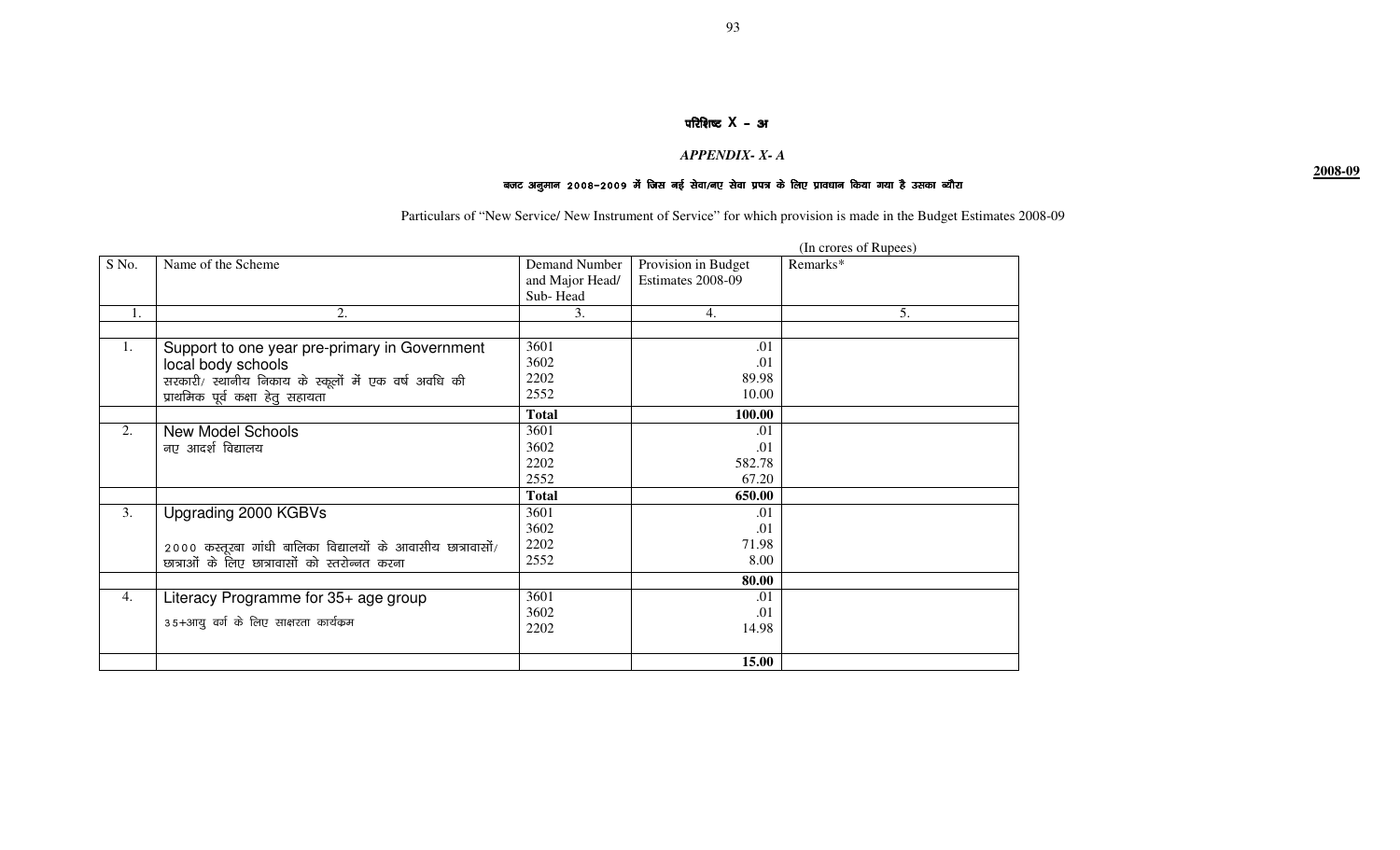# परिशिष्ट X - अ

## *APPENDIX- X- A*

**2008-09**

### बजट अनुमान 2008-2009 में जिस नई सेवा/नए सेवा प्रपत्र के लिए प्रावधान किया गया है उसका ब्यौरा

Particulars of "New Service/ New Instrument of Service" for which provision is made in the Budget Estimates 2008-09

(In crores of Rupees)

| S No. | Name of the Scheme | Demand Number and Major Head/ Sub- Head | Provision in Budget Estimates 2008-09 | Remarks* |
|---|---|---|---|---|
| 1. | 2. | 3. | 4. | 5. |
| | | | | |
| 1. | Support to one year pre-primary in Government local body schools<br>सरकारी/ स्थानीय निकाय के स्कूलों में एक वर्ष अवधि की प्राथमिक पूर्व कक्षा हेतु सहायता | 3601<br>3602<br>2202<br>2552 | .01<br>.01<br>89.98<br>10.00 | |
| | | **Total** | **100.00** | |
| 2. | New Model Schools<br>नए आदर्श विद्यालय | 3601<br>3602<br>2202<br>2552 | .01<br>.01<br>582.78<br>67.20 | |
| | | **Total** | **650.00** | |
| 3. | Upgrading 2000 KGBVs<br>2000 कस्तूरबा गांधी बालिका विद्यालयों के आवासीय छात्रावासों/ छात्राओं के लिए छात्रावासों को स्तरोन्नत करना | 3601<br>3602<br>2202<br>2552 | .01<br>.01<br>71.98<br>8.00 | |
| | | | **80.00** | |
| 4. | Literacy Programme for 35+ age group<br>35+आयु वर्ग के लिए साक्षरता कार्यक्रम | 3601<br>3602<br>2202 | .01<br>.01<br>14.98 | |
| | | | **15.00** | |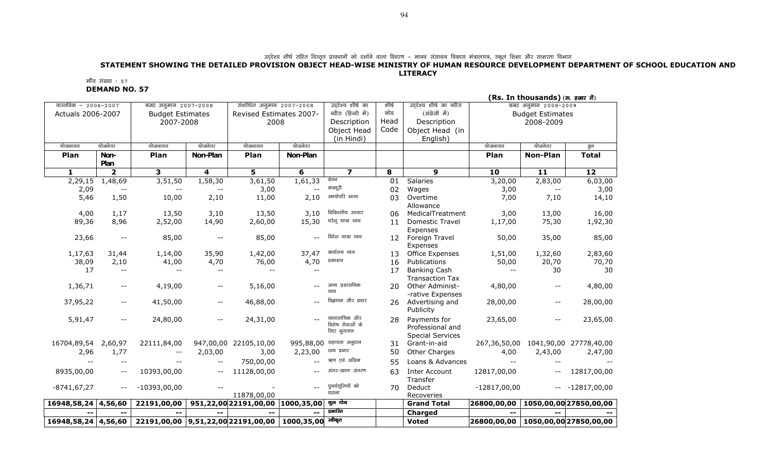उद्देश्य शीर्ष सहित विस्तृत प्रावधानों को दर्शाने वाला विवरण – मानव संसाधन विकास मंत्रालयत्र, स्कूल शिक्षा और साक्षरता विभाग

**STATEMENT SHOWING THE DETAILED PROVISION OBJECT HEAD-WISE MINISTRY OF HUMAN RESOURCE DEVELOPMENT DEPARTMENT OF SCHOOL EDUCATION AND LITERACY**

माँग संख्या : 57

**DEMAND NO. 57**

**(Rs. In thousands) (रू. हजार में)**

| वास्तविक – 2006-2007 Actuals 2006-2007 | | बजट अनुमान 2007-2008 Budget Estimates 2007-2008 | | संशोधित अनुमान 2007-2008 Revised Estimates 2007-2008 | | उद्देश्य शीर्ष का ब्यौरा (हिन्दी में) Description Object Head (in Hindi) | शीर्ष कोड Head Code | उद्देश्य शीर्ष का ब्यौरा (अंग्रेजी में) Description Object Head (in English) | बजट अनुमान 2008-2009 Budget Estimates 2008-2009 | | |
|---|---|---|---|---|---|---|---|---|---|---|---|
| योजनागत **Plan** | योजनेतर **Non-Plan** | योजनागत **Plan** | योजनेतर **Non-Plan** | योजनागत **Plan** | योजनेतर **Non-Plan** | | | | योजनागत **Plan** | योजनेतर **Non-Plan** | कुल **Total** |
| **1** | **2** | **3** | **4** | **5** | **6** | **7** | **8** | **9** | **10** | **11** | **12** |
| 2,29,15 | 1,48,69 | 3,51,50 | 1,58,30 | 3,61,50 | 1,61,33 | वेतन | 01 | Salaries | 3,20,00 | 2,83,00 | 6,03,00 |
| 2,09 | -- | -- | -- | 3,00 | -- | मजदूरी | 02 | Wages | 3,00 | -- | 3,00 |
| 5,46 | 1,50 | 10,00 | 2,10 | 11,00 | 2,10 | समयोपरि भत्ता | 03 | Overtime Allowance | 7,00 | 7,10 | 14,10 |
| 4,00 | 1,17 | 13,50 | 3,10 | 13,50 | 3,10 | चिकित्सीय उपचार | 06 | MedicalTreatment | 3,00 | 13,00 | 16,00 |
| 89,36 | 8,96 | 2,52,00 | 14,90 | 2,60,00 | 15,30 | घरेलू यात्रा व्यय | 11 | Domestic Travel Expenses | 1,17,00 | 75,30 | 1,92,30 |
| 23,66 | -- | 85,00 | -- | 85,00 | -- | विदेश यात्रा व्यय | 12 | Foreign Travel Expenses | 50,00 | 35,00 | 85,00 |
| 1,17,63 | 31,44 | 1,14,00 | 35,90 | 1,42,00 | 37,47 | कार्यालय व्यय | 13 | Office Expenses | 1,51,00 | 1,32,60 | 2,83,60 |
| 38,09 | 2,10 | 41,00 | 4,70 | 76,00 | 4,70 | प्रकाशन | 16 | Publications | 50,00 | 20,70 | 70,70 |
| 17 | -- | -- | -- | -- | -- | | 17 | Banking Cash Transaction Tax | -- | 30 | 30 |
| 1,36,71 | -- | 4,19,00 | -- | 5,16,00 | -- | अन्य प्रशासनिक व्यय | 20 | Other Administ- -rative Expenses | 4,80,00 | -- | 4,80,00 |
| 37,95,22 | -- | 41,50,00 | -- | 46,88,00 | -- | विज्ञापन और प्रचार | 26 | Advertising and Publicity | 28,00,00 | -- | 28,00,00 |
| 5,91,47 | -- | 24,80,00 | -- | 24,31,00 | -- | व्यावसायिक और विशेष सेवाओं के लिए भुगतान | 28 | Payments for Professional and Special Services | 23,65,00 | -- | 23,65,00 |
| 16704,89,54 | 2,60,97 | 22111,84,00 | 947,00,00 | 22105,10,00 | 995,88,00 | सहायता अनुदान | 31 | Grant-in-aid | 267,36,50,00 | 1041,90,00 | 27778,40,00 |
| 2,96 | 1,77 | -- | 2,03,00 | 3,00 | 2,23,00 | अन्य प्रभार | 50 | Other Charges | 4,00 | 2,43,00 | 2,47,00 |
| -- | -- | -- | -- | 750,00,00 | -- | ऋण एवं अग्रिम | 55 | Loans & Advances | -- | -- | -- |
| 8935,00,00 | -- | 10393,00,00 | -- | 11128,00,00 | -- | अंतर-खाता अंतरण | 63 | Inter Account Transfer | 12817,00,00 | -- | 12817,00,00 |
| -8741,67,27 | -- | -10393,00,00 | -- | - 11878,00,00 | -- | पुनर्वसूलियों को घटाना | 70 | Deduct Recoveries | -12817,00,00 | -- | -12817,00,00 |
| **16948,58,24** | **4,56,60** | **22191,00,00** | **951,22,00** | **22191,00,00** | **1000,35,00** | **कुल योग** | | **Grand Total** | **26800,00,00** | **1050,00,00** | **27850,00,00** |
| **--** | **--** | **--** | **--** | **--** | **--** | **प्रभारित** | | **Charged** | **--** | **--** | **--** |
| **16948,58,24** | **4,56,60** | **22191,00,00** | **9,51,22,00** | **22191,00,00** | **1000,35,00** | **स्वीकृत** | | **Voted** | **26800,00,00** | **1050,00,00** | **27850,00,00** |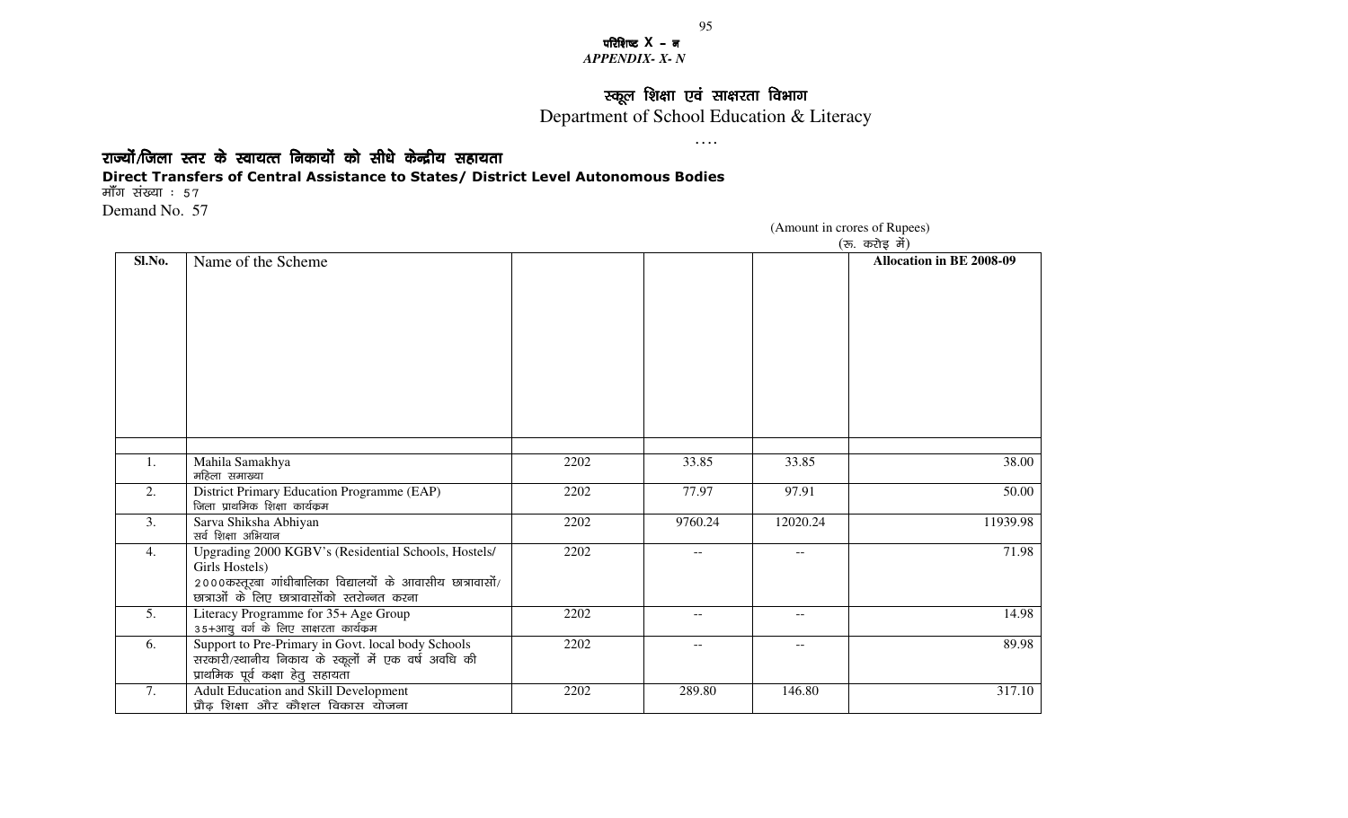परिशिष्ट X – न
*APPENDIX- X- N*

# स्कूल शिक्षा एवं साक्षरता विभाग
# Department of School Education & Literacy

….

## राज्यों/जिला स्तर के स्वायत्त निकायों को सीधे केन्द्रीय सहायता
## Direct Transfers of Central Assistance to States/ District Level Autonomous Bodies

माँग संख्या : 57
Demand No. 57

(Amount in crores of Rupees)
(रू. करोड़ में)

| Sl.No. | Name of the Scheme | | | | Allocation in BE 2008-09 |
|---|---|---|---|---|---|
| 1. | Mahila Samakhya<br>महिला समाख्या | 2202 | 33.85 | 33.85 | 38.00 |
| 2. | District Primary Education Programme (EAP)<br>जिला प्राथमिक शिक्षा कार्यक्रम | 2202 | 77.97 | 97.91 | 50.00 |
| 3. | Sarva Shiksha Abhiyan<br>सर्व शिक्षा अभियान | 2202 | 9760.24 | 12020.24 | 11939.98 |
| 4. | Upgrading 2000 KGBV's (Residential Schools, Hostels/ Girls Hostels)<br>2000कस्तूरबा गांधीबालिका विद्यालयों के आवासीय छात्रावासों/ छात्राओं के लिए छात्रावासोंको स्तरोन्नत करना | 2202 | -- | -- | 71.98 |
| 5. | Literacy Programme for 35+ Age Group<br>35+आयु वर्ग के लिए साक्षरता कार्यक्रम | 2202 | -- | -- | 14.98 |
| 6. | Support to Pre-Primary in Govt. local body Schools<br>सरकारी/स्थानीय निकाय के स्कूलों में एक वर्ष अवधि की प्राथमिक पूर्व कक्षा हेतु सहायता | 2202 | -- | -- | 89.98 |
| 7. | Adult Education and Skill Development<br>प्रौढ़ शिक्षा और कौशल विकास योजना | 2202 | 289.80 | 146.80 | 317.10 |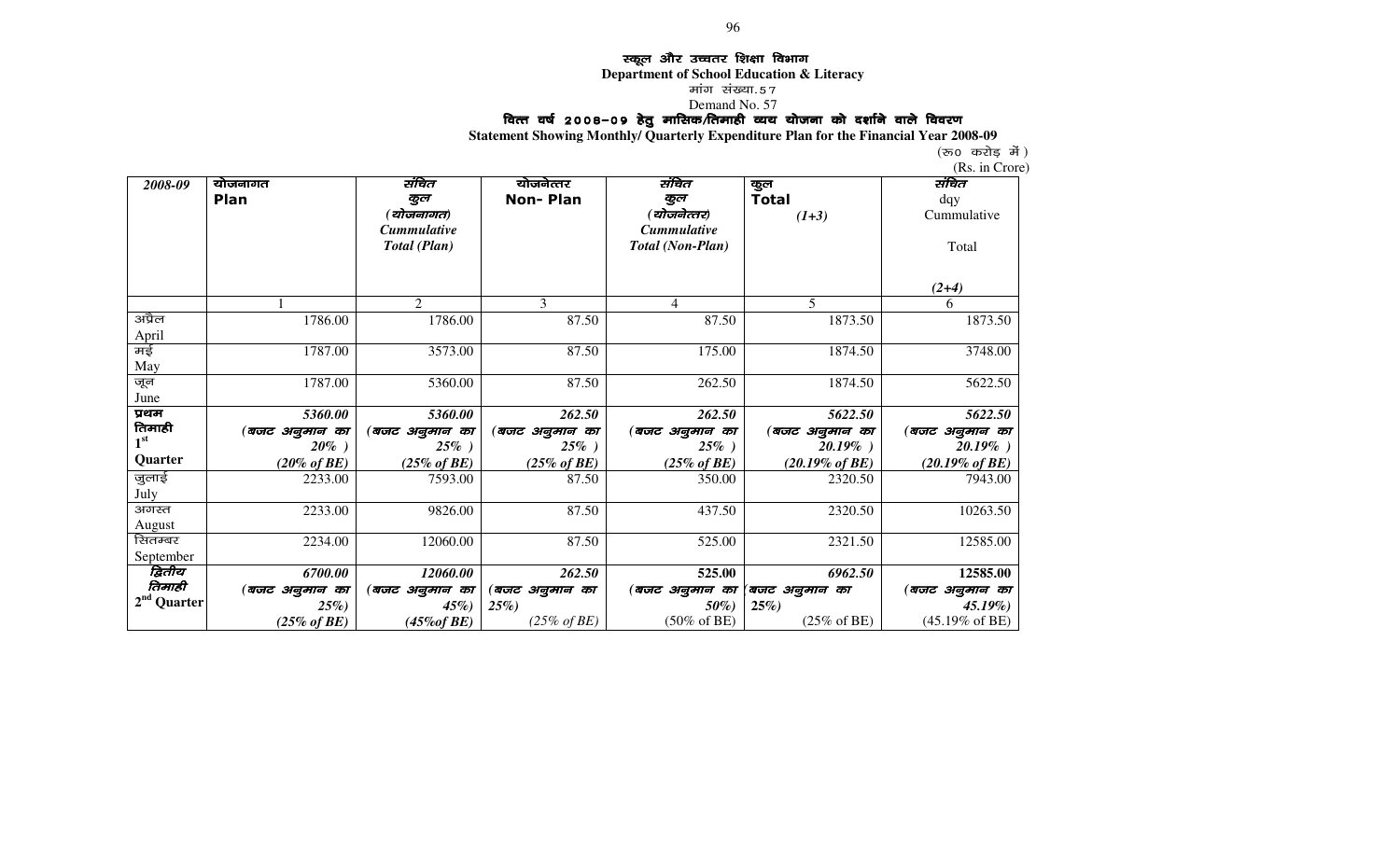**स्कूल और उच्चतर शिक्षा विभाग**

**Department of School Education & Literacy**

मांग संख्या.57

Demand No. 57

**वित्त वर्ष 2008-09 हेतु मासिक/तिमाही व्यय योजना को दर्शाने वाले विवरण**

**Statement Showing Monthly/ Quarterly Expenditure Plan for the Financial Year 2008-09**

(रु0 करोड़ में)

(Rs. in Crore)

| *2008-09* | योजनागत **Plan** | *संचित कुल (योजनागत) Cummulative Total (Plan)* | योजनेत्तर **Non- Plan** | *संचित कुल (योजनेत्तर) Cummulative Total (Non-Plan)* | कुल **Total** *(1+3)* | *संचित* dqy Cummulative Total *(2+4)* |
|---|---|---|---|---|---|---|
| | 1 | 2 | 3 | 4 | 5 | 6 |
| अप्रैल April | 1786.00 | 1786.00 | 87.50 | 87.50 | 1873.50 | 1873.50 |
| मई May | 1787.00 | 3573.00 | 87.50 | 175.00 | 1874.50 | 3748.00 |
| जून June | 1787.00 | 5360.00 | 87.50 | 262.50 | 1874.50 | 5622.50 |
| **प्रथम तिमाही 1st Quarter** | ***5360.00*** *(बजट अनुमान का 20% )* ***(20% of BE)*** | ***5360.00*** *(बजट अनुमान का 25% )* ***(25% of BE)*** | ***262.50*** *(बजट अनुमान का 25% )* ***(25% of BE)*** | ***262.50*** *(बजट अनुमान का 25% )* ***(25% of BE)*** | ***5622.50*** *(बजट अनुमान का 20.19% )* ***(20.19% of BE)*** | ***5622.50*** *(बजट अनुमान का 20.19% )* ***(20.19% of BE)*** |
| जुलाई July | 2233.00 | 7593.00 | 87.50 | 350.00 | 2320.50 | 7943.00 |
| अगस्त August | 2233.00 | 9826.00 | 87.50 | 437.50 | 2320.50 | 10263.50 |
| सितम्बर September | 2234.00 | 12060.00 | 87.50 | 525.00 | 2321.50 | 12585.00 |
| ***द्वितीय तिमाही 2nd Quarter*** | ***6700.00*** *(बजट अनुमान का 25%)* ***(25% of BE)*** | ***12060.00*** *(बजट अनुमान का 45%)* ***(45%of BE)*** | ***262.50*** *(बजट अनुमान का 25%)* *(25% of BE)* | **525.00** *(बजट अनुमान का 50%)* (50% of BE) | ***6962.50*** *(बजट अनुमान का 25%)* (25% of BE) | **12585.00** *(बजट अनुमान का 45.19%)* (45.19% of BE) |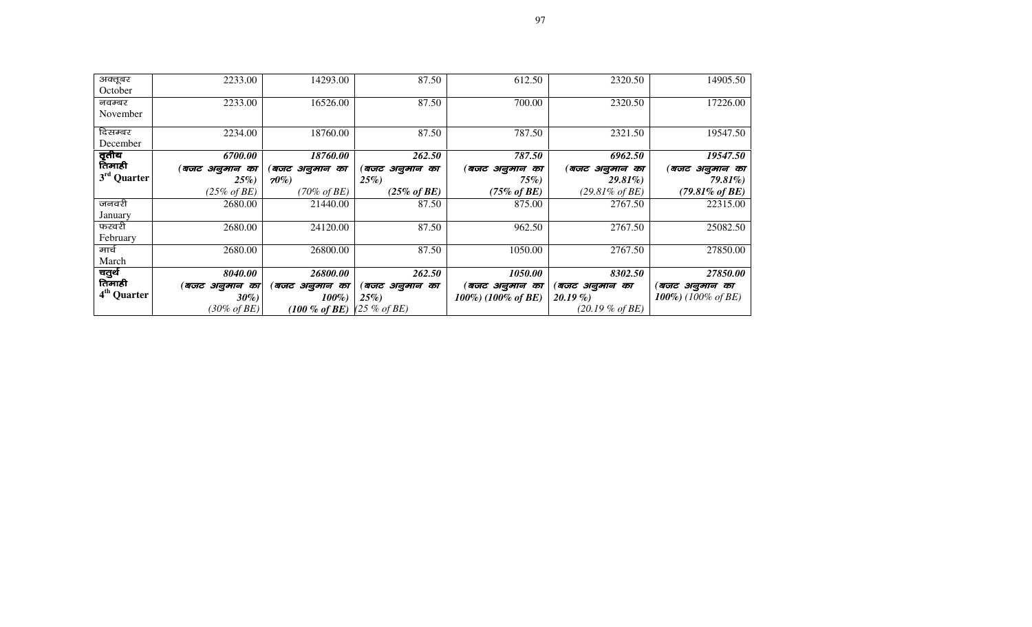| | | | | | | |
|---|---|---|---|---|---|---|
| अक्तूबर October | 2233.00 | 14293.00 | 87.50 | 612.50 | 2320.50 | 14905.50 |
| नवम्बर November | 2233.00 | 16526.00 | 87.50 | 700.00 | 2320.50 | 17226.00 |
| दिसम्बर December | 2234.00 | 18760.00 | 87.50 | 787.50 | 2321.50 | 19547.50 |
| **तृतीय तिमाही 3rd Quarter** | ***6700.00*** *(बजट अनुमान का 25%)* *(25% of BE)* | ***18760.00*** *(बजट अनुमान का 70%)* *(70% of BE)* | ***262.50*** *(बजट अनुमान का 25%)* ***(25% of BE)*** | ***787.50*** *(बजट अनुमान का 75%)* ***(75% of BE)*** | ***6962.50*** *(बजट अनुमान का 29.81%)* *(29.81% of BE)* | ***19547.50*** *(बजट अनुमान का 79.81%)* ***(79.81% of BE)*** |
| जनवरी January | 2680.00 | 21440.00 | 87.50 | 875.00 | 2767.50 | 22315.00 |
| फरवरी February | 2680.00 | 24120.00 | 87.50 | 962.50 | 2767.50 | 25082.50 |
| मार्च March | 2680.00 | 26800.00 | 87.50 | 1050.00 | 2767.50 | 27850.00 |
| **चतुर्थ तिमाही 4th Quarter** | ***8040.00*** *(बजट अनुमान का 30%)* *(30% of BE)* | ***26800.00*** *(बजट अनुमान का 100%)* ***(100 % of BE)*** | ***262.50*** *(बजट अनुमान का 25%)* *(25 % of BE)* | ***1050.00*** *(बजट अनुमान का 100%) (100% of BE)* | ***8302.50*** *(बजट अनुमान का 20.19 %)* *(20.19 % of BE)* | ***27850.00*** *(बजट अनुमान का 100%) (100% of BE)* |